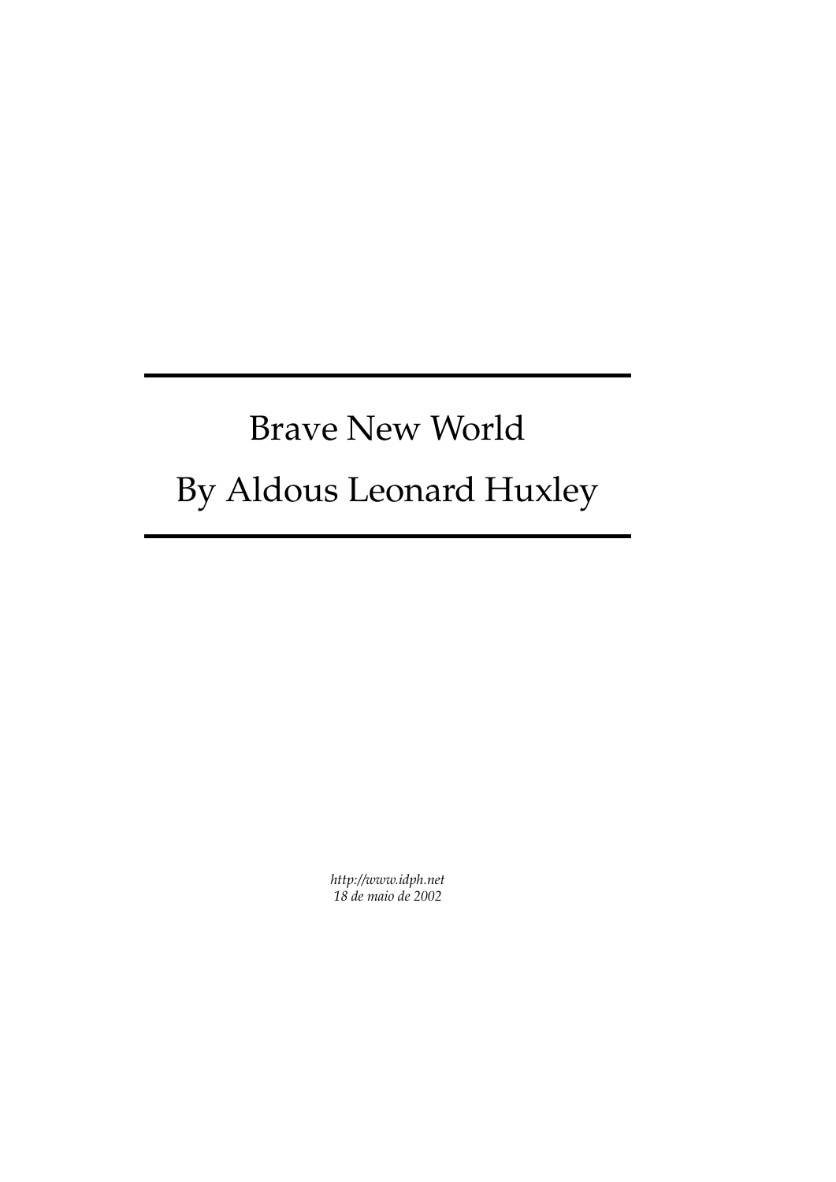# Brave New World

## By Aldous Leonard Huxley

*http://www.idph.net*
*18 de maio de 2002*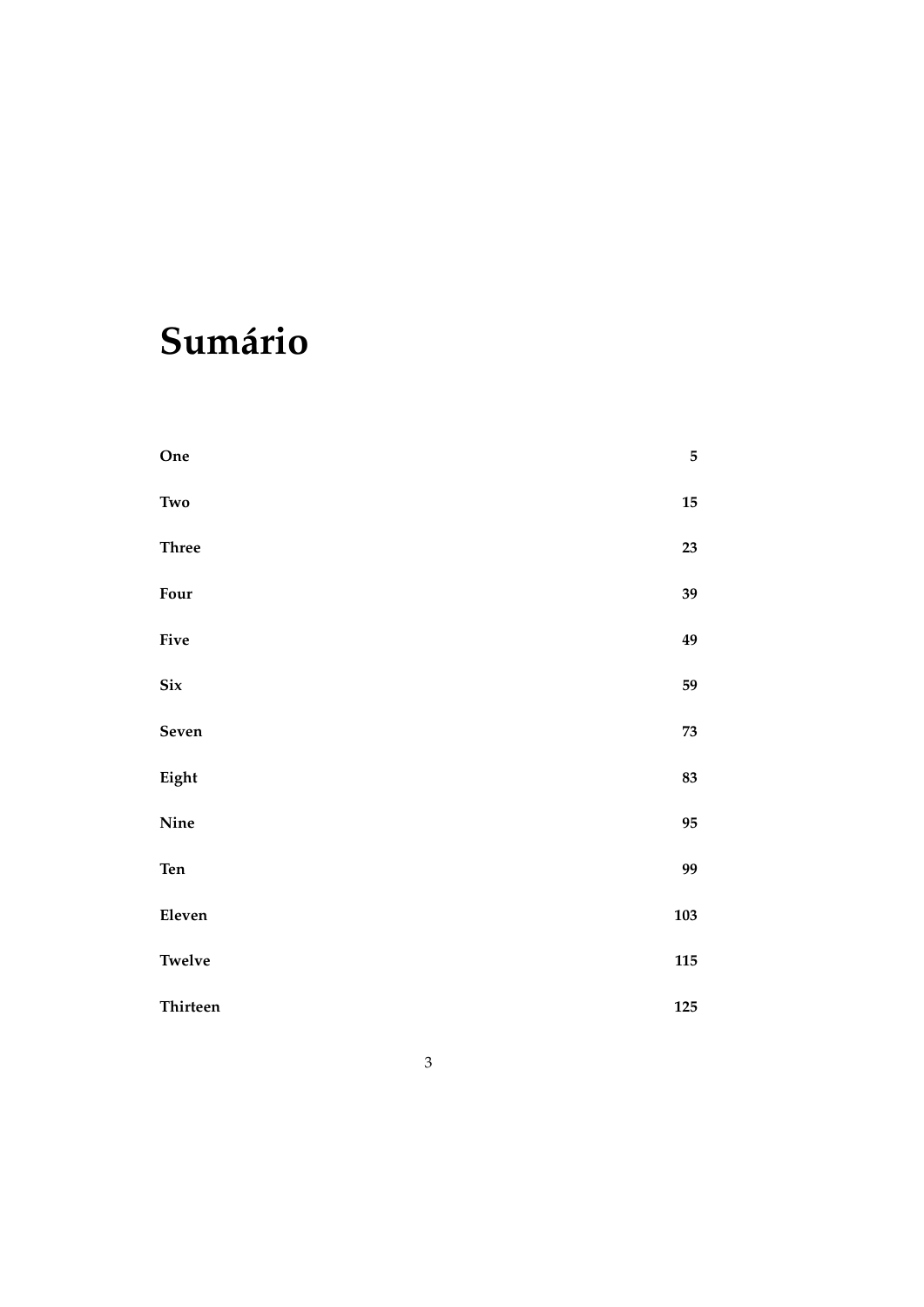# Sumário

| | |
|---|---|
| **One** | **5** |
| **Two** | **15** |
| **Three** | **23** |
| **Four** | **39** |
| **Five** | **49** |
| **Six** | **59** |
| **Seven** | **73** |
| **Eight** | **83** |
| **Nine** | **95** |
| **Ten** | **99** |
| **Eleven** | **103** |
| **Twelve** | **115** |
| **Thirteen** | **125** |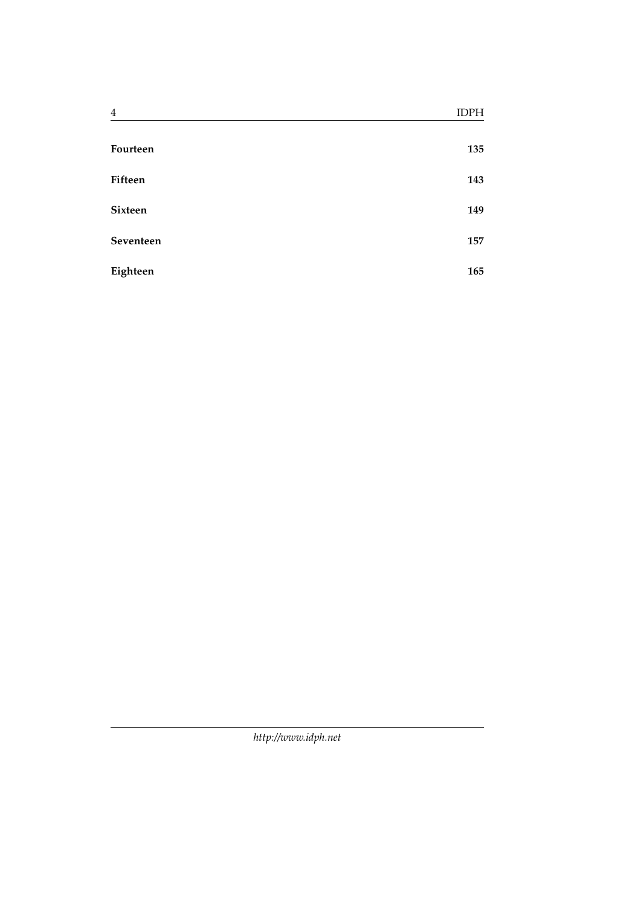**Fourteen** **135**

**Fifteen** **143**

**Sixteen** **149**

**Seventeen** **157**

**Eighteen** **165**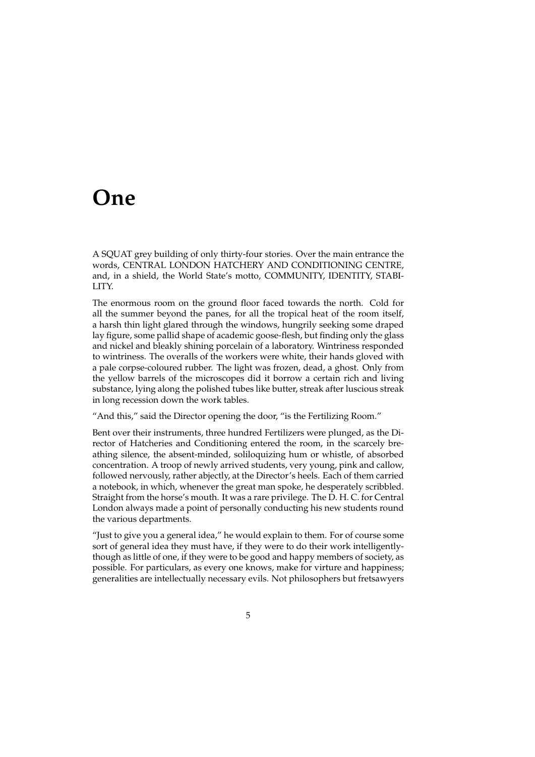# One

A SQUAT grey building of only thirty-four stories. Over the main entrance the words, CENTRAL LONDON HATCHERY AND CONDITIONING CENTRE, and, in a shield, the World State's motto, COMMUNITY, IDENTITY, STABILITY.

The enormous room on the ground floor faced towards the north. Cold for all the summer beyond the panes, for all the tropical heat of the room itself, a harsh thin light glared through the windows, hungrily seeking some draped lay figure, some pallid shape of academic goose-flesh, but finding only the glass and nickel and bleakly shining porcelain of a laboratory. Wintriness responded to wintriness. The overalls of the workers were white, their hands gloved with a pale corpse-coloured rubber. The light was frozen, dead, a ghost. Only from the yellow barrels of the microscopes did it borrow a certain rich and living substance, lying along the polished tubes like butter, streak after luscious streak in long recession down the work tables.

"And this," said the Director opening the door, "is the Fertilizing Room."

Bent over their instruments, three hundred Fertilizers were plunged, as the Director of Hatcheries and Conditioning entered the room, in the scarcely breathing silence, the absent-minded, soliloquizing hum or whistle, of absorbed concentration. A troop of newly arrived students, very young, pink and callow, followed nervously, rather abjectly, at the Director's heels. Each of them carried a notebook, in which, whenever the great man spoke, he desperately scribbled. Straight from the horse's mouth. It was a rare privilege. The D. H. C. for Central London always made a point of personally conducting his new students round the various departments.

"Just to give you a general idea," he would explain to them. For of course some sort of general idea they must have, if they were to do their work intelligently-though as little of one, if they were to be good and happy members of society, as possible. For particulars, as every one knows, make for virtue and happiness; generalities are intellectually necessary evils. Not philosophers but fretsawyers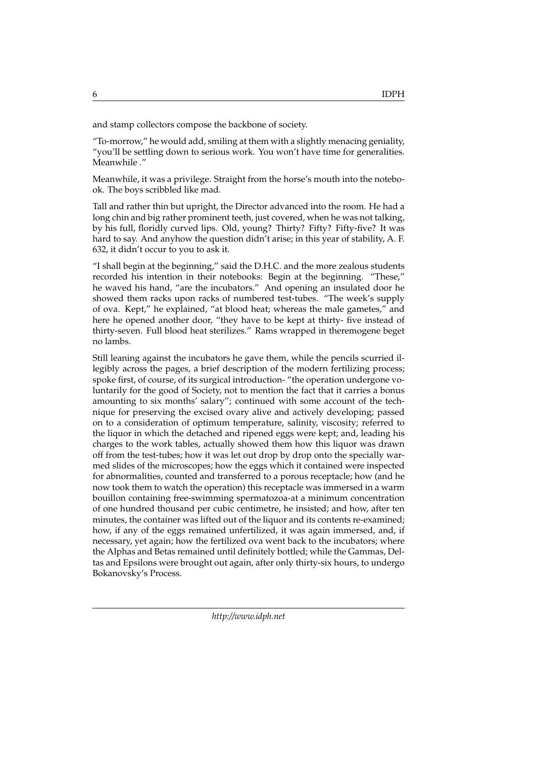and stamp collectors compose the backbone of society.

"To-morrow," he would add, smiling at them with a slightly menacing geniality, "you'll be settling down to serious work. You won't have time for generalities. Meanwhile ."

Meanwhile, it was a privilege. Straight from the horse's mouth into the notebook. The boys scribbled like mad.

Tall and rather thin but upright, the Director advanced into the room. He had a long chin and big rather prominent teeth, just covered, when he was not talking, by his full, floridly curved lips. Old, young? Thirty? Fifty? Fifty-five? It was hard to say. And anyhow the question didn't arise; in this year of stability, A. F. 632, it didn't occur to you to ask it.

"I shall begin at the beginning," said the D.H.C. and the more zealous students recorded his intention in their notebooks: Begin at the beginning. "These," he waved his hand, "are the incubators." And opening an insulated door he showed them racks upon racks of numbered test-tubes. "The week's supply of ova. Kept," he explained, "at blood heat; whereas the male gametes," and here he opened another door, "they have to be kept at thirty- five instead of thirty-seven. Full blood heat sterilizes." Rams wrapped in theremogene beget no lambs.

Still leaning against the incubators he gave them, while the pencils scurried illegibly across the pages, a brief description of the modern fertilizing process; spoke first, of course, of its surgical introduction- "the operation undergone voluntarily for the good of Society, not to mention the fact that it carries a bonus amounting to six months' salary"; continued with some account of the technique for preserving the excised ovary alive and actively developing; passed on to a consideration of optimum temperature, salinity, viscosity; referred to the liquor in which the detached and ripened eggs were kept; and, leading his charges to the work tables, actually showed them how this liquor was drawn off from the test-tubes; how it was let out drop by drop onto the specially warmed slides of the microscopes; how the eggs which it contained were inspected for abnormalities, counted and transferred to a porous receptacle; how (and he now took them to watch the operation) this receptacle was immersed in a warm bouillon containing free-swimming spermatozoa-at a minimum concentration of one hundred thousand per cubic centimetre, he insisted; and how, after ten minutes, the container was lifted out of the liquor and its contents re-examined; how, if any of the eggs remained unfertilized, it was again immersed, and, if necessary, yet again; how the fertilized ova went back to the incubators; where the Alphas and Betas remained until definitely bottled; while the Gammas, Deltas and Epsilons were brought out again, after only thirty-six hours, to undergo Bokanovsky's Process.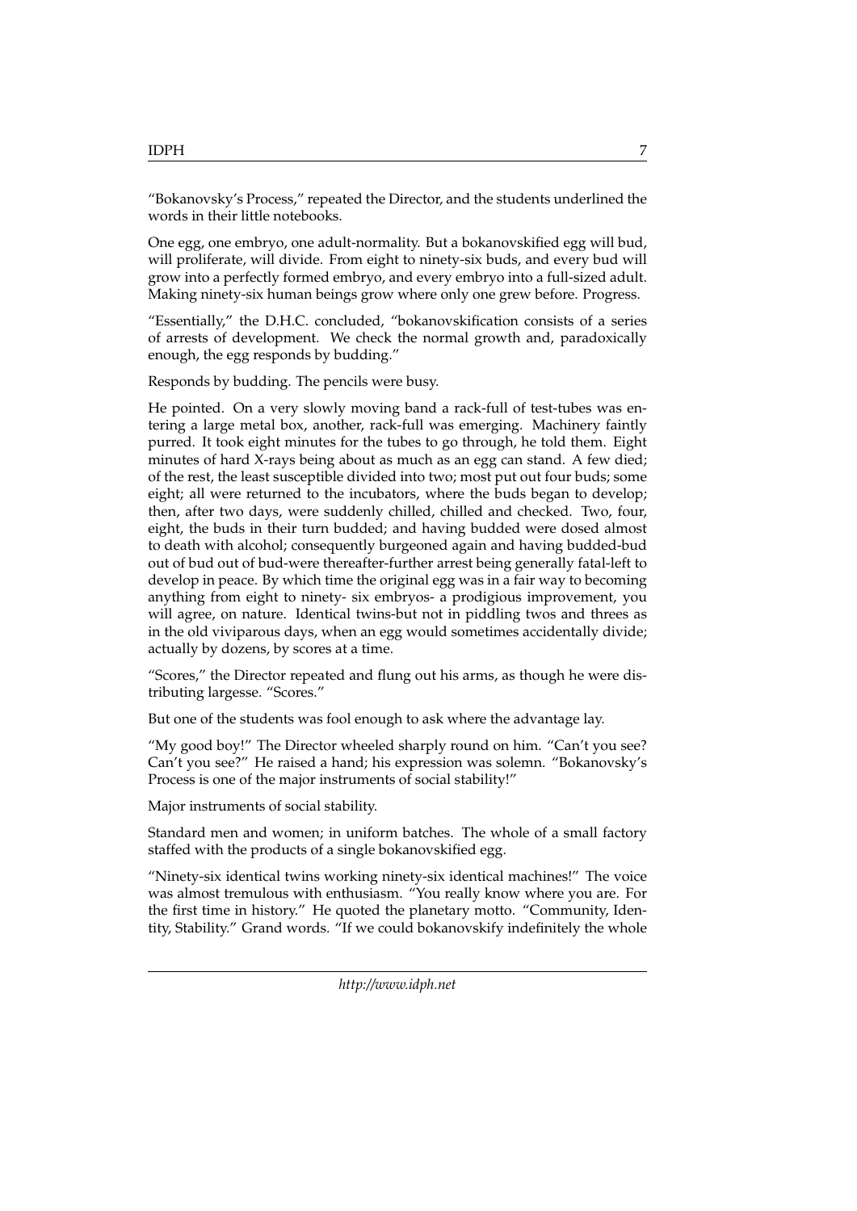"Bokanovsky's Process," repeated the Director, and the students underlined the words in their little notebooks.

One egg, one embryo, one adult-normality. But a bokanovskified egg will bud, will proliferate, will divide. From eight to ninety-six buds, and every bud will grow into a perfectly formed embryo, and every embryo into a full-sized adult. Making ninety-six human beings grow where only one grew before. Progress.

"Essentially," the D.H.C. concluded, "bokanovskification consists of a series of arrests of development. We check the normal growth and, paradoxically enough, the egg responds by budding."

Responds by budding. The pencils were busy.

He pointed. On a very slowly moving band a rack-full of test-tubes was entering a large metal box, another, rack-full was emerging. Machinery faintly purred. It took eight minutes for the tubes to go through, he told them. Eight minutes of hard X-rays being about as much as an egg can stand. A few died; of the rest, the least susceptible divided into two; most put out four buds; some eight; all were returned to the incubators, where the buds began to develop; then, after two days, were suddenly chilled, chilled and checked. Two, four, eight, the buds in their turn budded; and having budded were dosed almost to death with alcohol; consequently burgeoned again and having budded-bud out of bud out of bud-were thereafter-further arrest being generally fatal-left to develop in peace. By which time the original egg was in a fair way to becoming anything from eight to ninety- six embryos- a prodigious improvement, you will agree, on nature. Identical twins-but not in piddling twos and threes as in the old viviparous days, when an egg would sometimes accidentally divide; actually by dozens, by scores at a time.

"Scores," the Director repeated and flung out his arms, as though he were distributing largesse. "Scores."

But one of the students was fool enough to ask where the advantage lay.

"My good boy!" The Director wheeled sharply round on him. "Can't you see? Can't you see?" He raised a hand; his expression was solemn. "Bokanovsky's Process is one of the major instruments of social stability!"

Major instruments of social stability.

Standard men and women; in uniform batches. The whole of a small factory staffed with the products of a single bokanovskified egg.

"Ninety-six identical twins working ninety-six identical machines!" The voice was almost tremulous with enthusiasm. "You really know where you are. For the first time in history." He quoted the planetary motto. "Community, Identity, Stability." Grand words. "If we could bokanovskify indefinitely the whole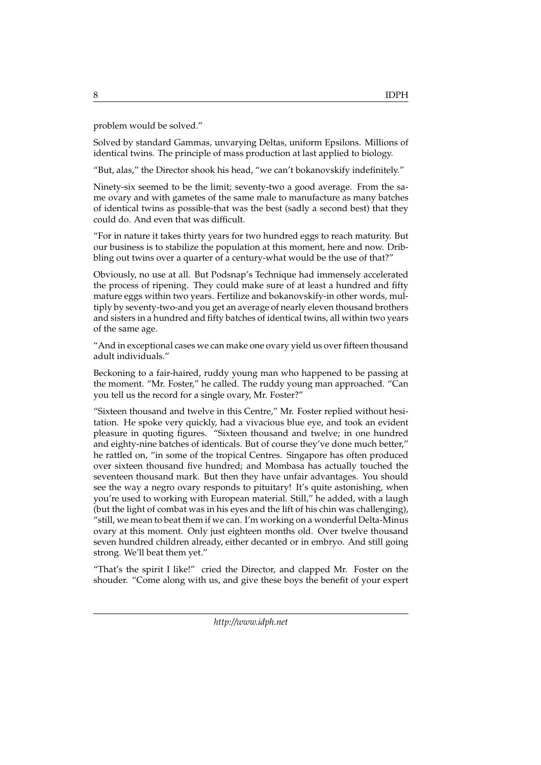problem would be solved."

Solved by standard Gammas, unvarying Deltas, uniform Epsilons. Millions of identical twins. The principle of mass production at last applied to biology.

"But, alas," the Director shook his head, "we can't bokanovskify indefinitely."

Ninety-six seemed to be the limit; seventy-two a good average. From the same ovary and with gametes of the same male to manufacture as many batches of identical twins as possible-that was the best (sadly a second best) that they could do. And even that was difficult.

"For in nature it takes thirty years for two hundred eggs to reach maturity. But our business is to stabilize the population at this moment, here and now. Dribbling out twins over a quarter of a century-what would be the use of that?"

Obviously, no use at all. But Podsnap's Technique had immensely accelerated the process of ripening. They could make sure of at least a hundred and fifty mature eggs within two years. Fertilize and bokanovskify-in other words, multiply by seventy-two-and you get an average of nearly eleven thousand brothers and sisters in a hundred and fifty batches of identical twins, all within two years of the same age.

"And in exceptional cases we can make one ovary yield us over fifteen thousand adult individuals."

Beckoning to a fair-haired, ruddy young man who happened to be passing at the moment. "Mr. Foster," he called. The ruddy young man approached. "Can you tell us the record for a single ovary, Mr. Foster?"

"Sixteen thousand and twelve in this Centre," Mr. Foster replied without hesitation. He spoke very quickly, had a vivacious blue eye, and took an evident pleasure in quoting figures. "Sixteen thousand and twelve; in one hundred and eighty-nine batches of identicals. But of course they've done much better," he rattled on, "in some of the tropical Centres. Singapore has often produced over sixteen thousand five hundred; and Mombasa has actually touched the seventeen thousand mark. But then they have unfair advantages. You should see the way a negro ovary responds to pituitary! It's quite astonishing, when you're used to working with European material. Still," he added, with a laugh (but the light of combat was in his eyes and the lift of his chin was challenging), "still, we mean to beat them if we can. I'm working on a wonderful Delta-Minus ovary at this moment. Only just eighteen months old. Over twelve thousand seven hundred children already, either decanted or in embryo. And still going strong. We'll beat them yet."

"That's the spirit I like!" cried the Director, and clapped Mr. Foster on the shouder. "Come along with us, and give these boys the benefit of your expert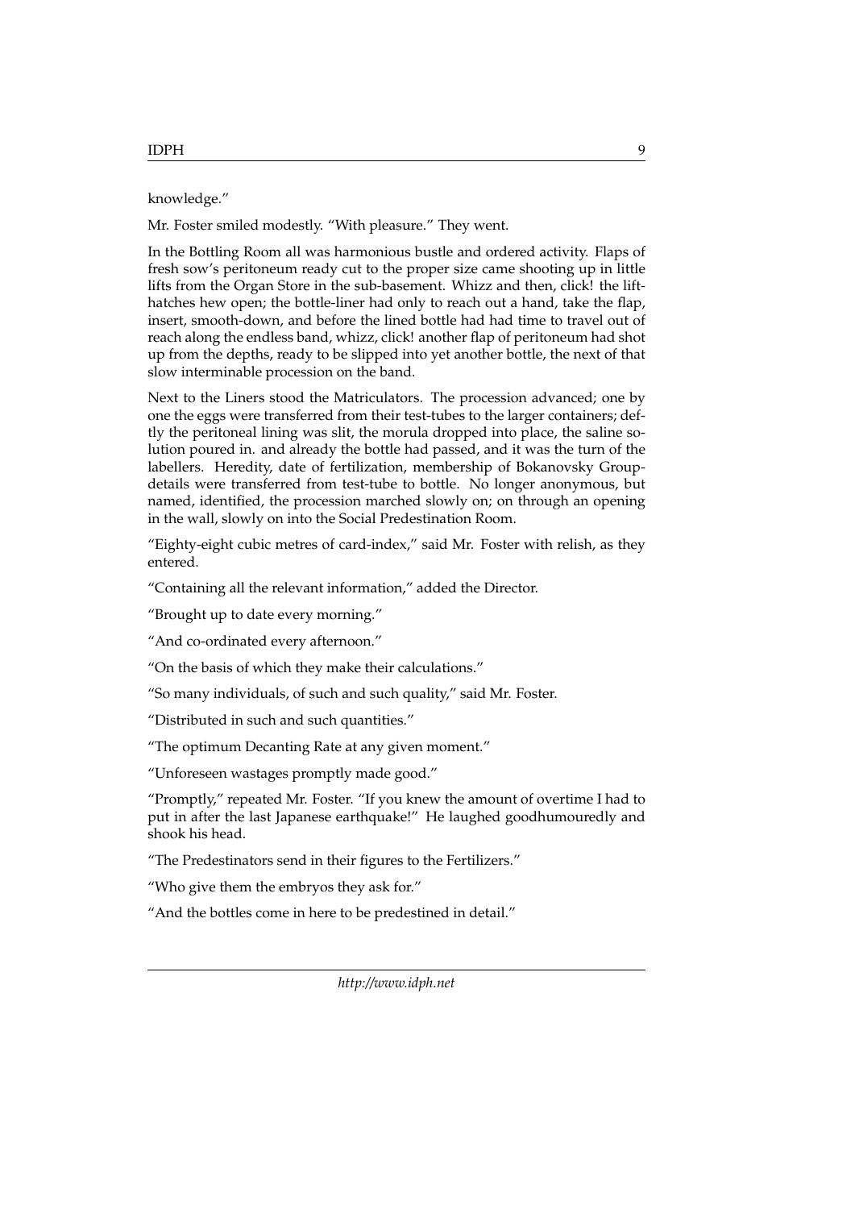knowledge."

Mr. Foster smiled modestly. "With pleasure." They went.

In the Bottling Room all was harmonious bustle and ordered activity. Flaps of fresh sow's peritoneum ready cut to the proper size came shooting up in little lifts from the Organ Store in the sub-basement. Whizz and then, click! the lift-hatches hew open; the bottle-liner had only to reach out a hand, take the flap, insert, smooth-down, and before the lined bottle had had time to travel out of reach along the endless band, whizz, click! another flap of peritoneum had shot up from the depths, ready to be slipped into yet another bottle, the next of that slow interminable procession on the band.

Next to the Liners stood the Matriculators. The procession advanced; one by one the eggs were transferred from their test-tubes to the larger containers; deftly the peritoneal lining was slit, the morula dropped into place, the saline solution poured in. and already the bottle had passed, and it was the turn of the labellers. Heredity, date of fertilization, membership of Bokanovsky Group-details were transferred from test-tube to bottle. No longer anonymous, but named, identified, the procession marched slowly on; on through an opening in the wall, slowly on into the Social Predestination Room.

"Eighty-eight cubic metres of card-index," said Mr. Foster with relish, as they entered.

"Containing all the relevant information," added the Director.

"Brought up to date every morning."

"And co-ordinated every afternoon."

"On the basis of which they make their calculations."

"So many individuals, of such and such quality," said Mr. Foster.

"Distributed in such and such quantities."

"The optimum Decanting Rate at any given moment."

"Unforeseen wastages promptly made good."

"Promptly," repeated Mr. Foster. "If you knew the amount of overtime I had to put in after the last Japanese earthquake!" He laughed goodhumouredly and shook his head.

"The Predestinators send in their figures to the Fertilizers."

"Who give them the embryos they ask for."

"And the bottles come in here to be predestined in detail."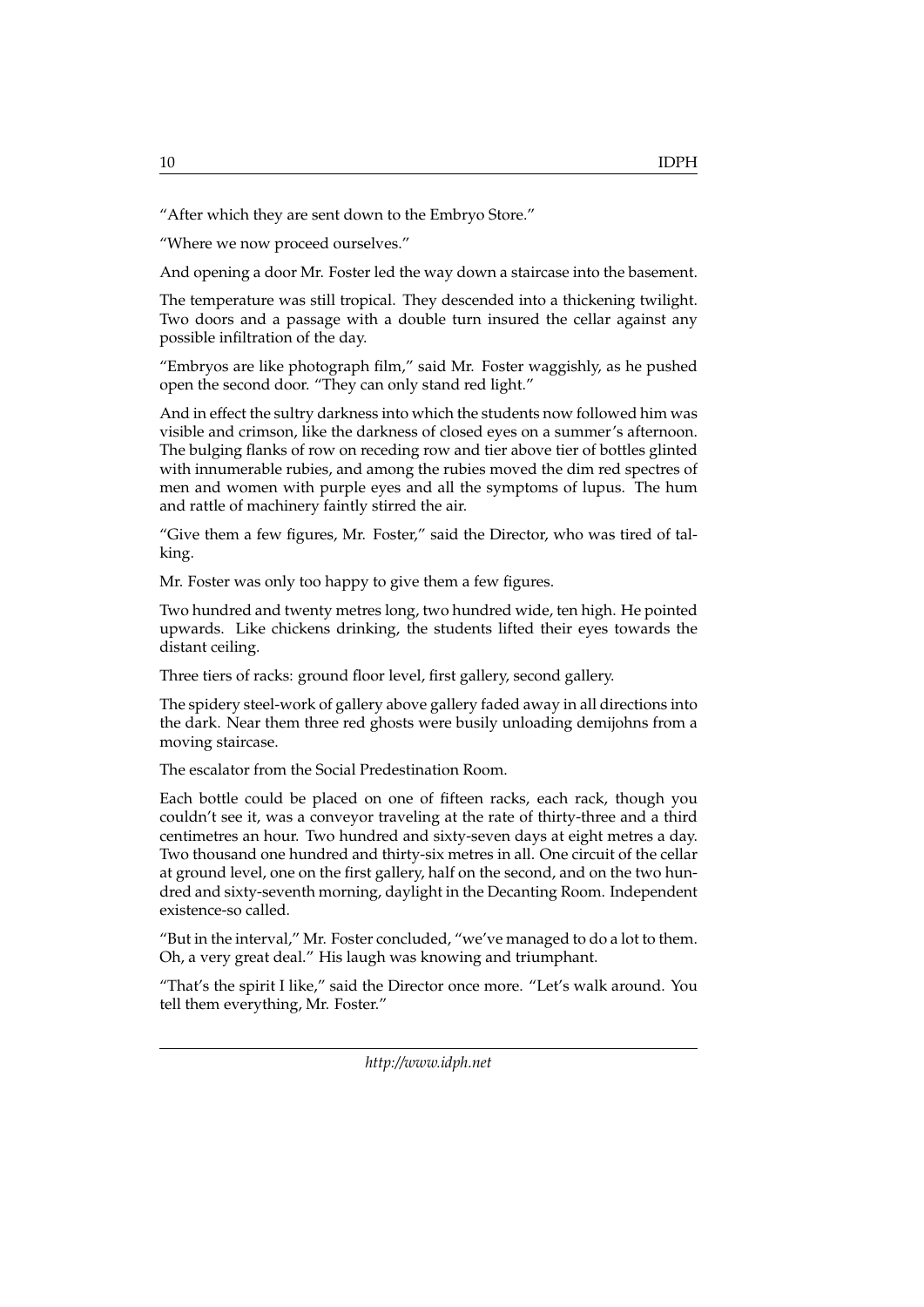"After which they are sent down to the Embryo Store."

"Where we now proceed ourselves."

And opening a door Mr. Foster led the way down a staircase into the basement.

The temperature was still tropical. They descended into a thickening twilight. Two doors and a passage with a double turn insured the cellar against any possible infiltration of the day.

"Embryos are like photograph film," said Mr. Foster waggishly, as he pushed open the second door. "They can only stand red light."

And in effect the sultry darkness into which the students now followed him was visible and crimson, like the darkness of closed eyes on a summer's afternoon. The bulging flanks of row on receding row and tier above tier of bottles glinted with innumerable rubies, and among the rubies moved the dim red spectres of men and women with purple eyes and all the symptoms of lupus. The hum and rattle of machinery faintly stirred the air.

"Give them a few figures, Mr. Foster," said the Director, who was tired of talking.

Mr. Foster was only too happy to give them a few figures.

Two hundred and twenty metres long, two hundred wide, ten high. He pointed upwards. Like chickens drinking, the students lifted their eyes towards the distant ceiling.

Three tiers of racks: ground floor level, first gallery, second gallery.

The spidery steel-work of gallery above gallery faded away in all directions into the dark. Near them three red ghosts were busily unloading demijohns from a moving staircase.

The escalator from the Social Predestination Room.

Each bottle could be placed on one of fifteen racks, each rack, though you couldn't see it, was a conveyor traveling at the rate of thirty-three and a third centimetres an hour. Two hundred and sixty-seven days at eight metres a day. Two thousand one hundred and thirty-six metres in all. One circuit of the cellar at ground level, one on the first gallery, half on the second, and on the two hundred and sixty-seventh morning, daylight in the Decanting Room. Independent existence-so called.

"But in the interval," Mr. Foster concluded, "we've managed to do a lot to them. Oh, a very great deal." His laugh was knowing and triumphant.

"That's the spirit I like," said the Director once more. "Let's walk around. You tell them everything, Mr. Foster."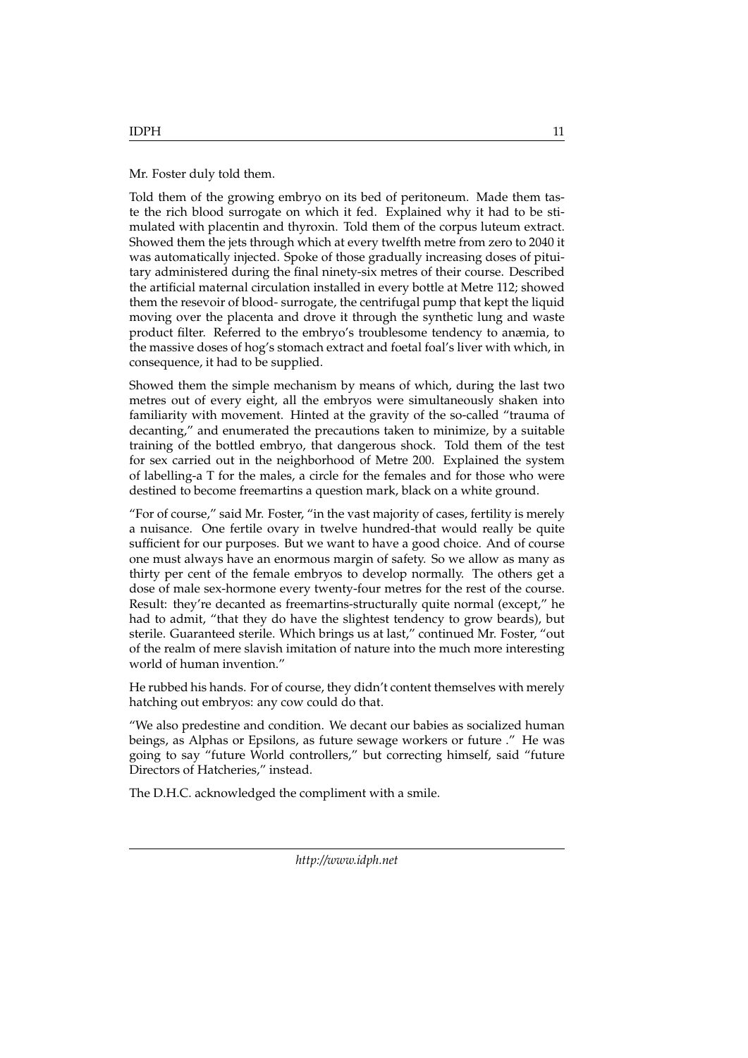Mr. Foster duly told them.

Told them of the growing embryo on its bed of peritoneum. Made them taste the rich blood surrogate on which it fed. Explained why it had to be stimulated with placentin and thyroxin. Told them of the corpus luteum extract. Showed them the jets through which at every twelfth metre from zero to 2040 it was automatically injected. Spoke of those gradually increasing doses of pituitary administered during the final ninety-six metres of their course. Described the artificial maternal circulation installed in every bottle at Metre 112; showed them the resevoir of blood- surrogate, the centrifugal pump that kept the liquid moving over the placenta and drove it through the synthetic lung and waste product filter. Referred to the embryo's troublesome tendency to anæmia, to the massive doses of hog's stomach extract and foetal foal's liver with which, in consequence, it had to be supplied.

Showed them the simple mechanism by means of which, during the last two metres out of every eight, all the embryos were simultaneously shaken into familiarity with movement. Hinted at the gravity of the so-called "trauma of decanting," and enumerated the precautions taken to minimize, by a suitable training of the bottled embryo, that dangerous shock. Told them of the test for sex carried out in the neighborhood of Metre 200. Explained the system of labelling-a T for the males, a circle for the females and for those who were destined to become freemartins a question mark, black on a white ground.

"For of course," said Mr. Foster, "in the vast majority of cases, fertility is merely a nuisance. One fertile ovary in twelve hundred-that would really be quite sufficient for our purposes. But we want to have a good choice. And of course one must always have an enormous margin of safety. So we allow as many as thirty per cent of the female embryos to develop normally. The others get a dose of male sex-hormone every twenty-four metres for the rest of the course. Result: they're decanted as freemartins-structurally quite normal (except," he had to admit, "that they do have the slightest tendency to grow beards), but sterile. Guaranteed sterile. Which brings us at last," continued Mr. Foster, "out of the realm of mere slavish imitation of nature into the much more interesting world of human invention."

He rubbed his hands. For of course, they didn't content themselves with merely hatching out embryos: any cow could do that.

"We also predestine and condition. We decant our babies as socialized human beings, as Alphas or Epsilons, as future sewage workers or future ." He was going to say "future World controllers," but correcting himself, said "future Directors of Hatcheries," instead.

The D.H.C. acknowledged the compliment with a smile.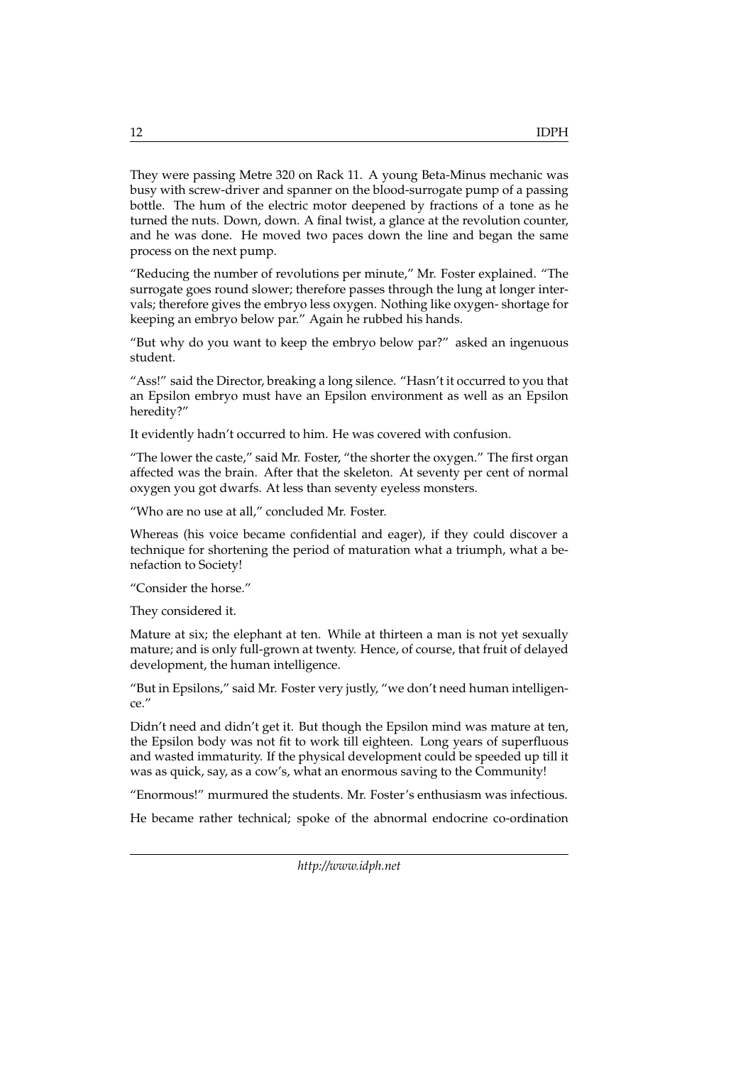They were passing Metre 320 on Rack 11. A young Beta-Minus mechanic was busy with screw-driver and spanner on the blood-surrogate pump of a passing bottle. The hum of the electric motor deepened by fractions of a tone as he turned the nuts. Down, down. A final twist, a glance at the revolution counter, and he was done. He moved two paces down the line and began the same process on the next pump.

"Reducing the number of revolutions per minute," Mr. Foster explained. "The surrogate goes round slower; therefore passes through the lung at longer intervals; therefore gives the embryo less oxygen. Nothing like oxygen- shortage for keeping an embryo below par." Again he rubbed his hands.

"But why do you want to keep the embryo below par?" asked an ingenuous student.

"Ass!" said the Director, breaking a long silence. "Hasn't it occurred to you that an Epsilon embryo must have an Epsilon environment as well as an Epsilon heredity?"

It evidently hadn't occurred to him. He was covered with confusion.

"The lower the caste," said Mr. Foster, "the shorter the oxygen." The first organ affected was the brain. After that the skeleton. At seventy per cent of normal oxygen you got dwarfs. At less than seventy eyeless monsters.

"Who are no use at all," concluded Mr. Foster.

Whereas (his voice became confidential and eager), if they could discover a technique for shortening the period of maturation what a triumph, what a benefaction to Society!

"Consider the horse."

They considered it.

Mature at six; the elephant at ten. While at thirteen a man is not yet sexually mature; and is only full-grown at twenty. Hence, of course, that fruit of delayed development, the human intelligence.

"But in Epsilons," said Mr. Foster very justly, "we don't need human intelligence."

Didn't need and didn't get it. But though the Epsilon mind was mature at ten, the Epsilon body was not fit to work till eighteen. Long years of superfluous and wasted immaturity. If the physical development could be speeded up till it was as quick, say, as a cow's, what an enormous saving to the Community!

"Enormous!" murmured the students. Mr. Foster's enthusiasm was infectious.

He became rather technical; spoke of the abnormal endocrine co-ordination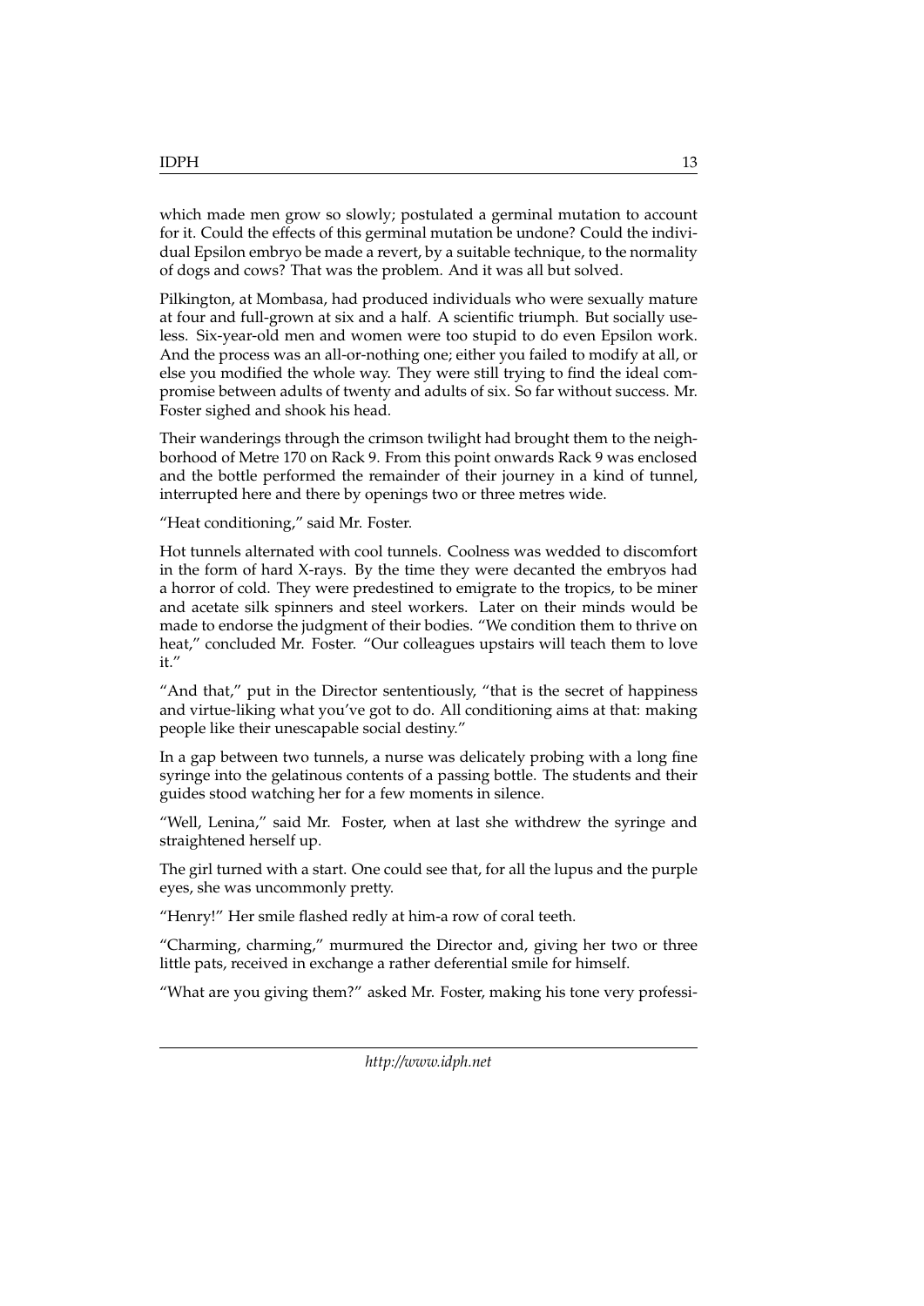which made men grow so slowly; postulated a germinal mutation to account for it. Could the effects of this germinal mutation be undone? Could the individual Epsilon embryo be made a revert, by a suitable technique, to the normality of dogs and cows? That was the problem. And it was all but solved.

Pilkington, at Mombasa, had produced individuals who were sexually mature at four and full-grown at six and a half. A scientific triumph. But socially useless. Six-year-old men and women were too stupid to do even Epsilon work. And the process was an all-or-nothing one; either you failed to modify at all, or else you modified the whole way. They were still trying to find the ideal compromise between adults of twenty and adults of six. So far without success. Mr. Foster sighed and shook his head.

Their wanderings through the crimson twilight had brought them to the neighborhood of Metre 170 on Rack 9. From this point onwards Rack 9 was enclosed and the bottle performed the remainder of their journey in a kind of tunnel, interrupted here and there by openings two or three metres wide.

"Heat conditioning," said Mr. Foster.

Hot tunnels alternated with cool tunnels. Coolness was wedded to discomfort in the form of hard X-rays. By the time they were decanted the embryos had a horror of cold. They were predestined to emigrate to the tropics, to be miner and acetate silk spinners and steel workers. Later on their minds would be made to endorse the judgment of their bodies. "We condition them to thrive on heat," concluded Mr. Foster. "Our colleagues upstairs will teach them to love it."

"And that," put in the Director sententiously, "that is the secret of happiness and virtue-liking what you've got to do. All conditioning aims at that: making people like their unescapable social destiny."

In a gap between two tunnels, a nurse was delicately probing with a long fine syringe into the gelatinous contents of a passing bottle. The students and their guides stood watching her for a few moments in silence.

"Well, Lenina," said Mr. Foster, when at last she withdrew the syringe and straightened herself up.

The girl turned with a start. One could see that, for all the lupus and the purple eyes, she was uncommonly pretty.

"Henry!" Her smile flashed redly at him-a row of coral teeth.

"Charming, charming," murmured the Director and, giving her two or three little pats, received in exchange a rather deferential smile for himself.

"What are you giving them?" asked Mr. Foster, making his tone very professi-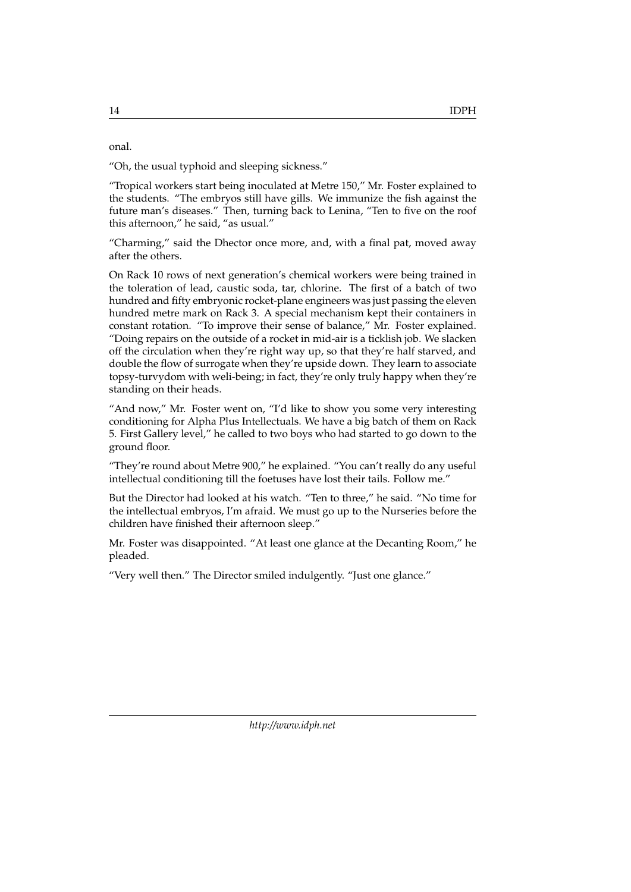onal.

"Oh, the usual typhoid and sleeping sickness."

"Tropical workers start being inoculated at Metre 150," Mr. Foster explained to the students. "The embryos still have gills. We immunize the fish against the future man's diseases." Then, turning back to Lenina, "Ten to five on the roof this afternoon," he said, "as usual."

"Charming," said the Dhector once more, and, with a final pat, moved away after the others.

On Rack 10 rows of next generation's chemical workers were being trained in the toleration of lead, caustic soda, tar, chlorine. The first of a batch of two hundred and fifty embryonic rocket-plane engineers was just passing the eleven hundred metre mark on Rack 3. A special mechanism kept their containers in constant rotation. "To improve their sense of balance," Mr. Foster explained. "Doing repairs on the outside of a rocket in mid-air is a ticklish job. We slacken off the circulation when they're right way up, so that they're half starved, and double the flow of surrogate when they're upside down. They learn to associate topsy-turvydom with weli-being; in fact, they're only truly happy when they're standing on their heads.

"And now," Mr. Foster went on, "I'd like to show you some very interesting conditioning for Alpha Plus Intellectuals. We have a big batch of them on Rack 5. First Gallery level," he called to two boys who had started to go down to the ground floor.

"They're round about Metre 900," he explained. "You can't really do any useful intellectual conditioning till the foetuses have lost their tails. Follow me."

But the Director had looked at his watch. "Ten to three," he said. "No time for the intellectual embryos, I'm afraid. We must go up to the Nurseries before the children have finished their afternoon sleep."

Mr. Foster was disappointed. "At least one glance at the Decanting Room," he pleaded.

"Very well then." The Director smiled indulgently. "Just one glance."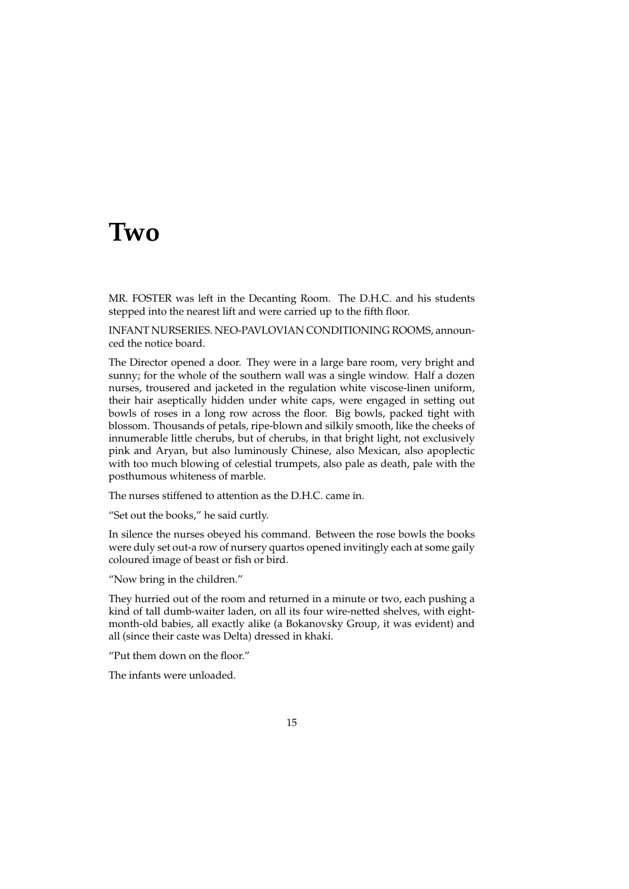# Two

MR. FOSTER was left in the Decanting Room. The D.H.C. and his students stepped into the nearest lift and were carried up to the fifth floor.

INFANT NURSERIES. NEO-PAVLOVIAN CONDITIONING ROOMS, announced the notice board.

The Director opened a door. They were in a large bare room, very bright and sunny; for the whole of the southern wall was a single window. Half a dozen nurses, trousered and jacketed in the regulation white viscose-linen uniform, their hair aseptically hidden under white caps, were engaged in setting out bowls of roses in a long row across the floor. Big bowls, packed tight with blossom. Thousands of petals, ripe-blown and silkily smooth, like the cheeks of innumerable little cherubs, but of cherubs, in that bright light, not exclusively pink and Aryan, but also luminously Chinese, also Mexican, also apoplectic with too much blowing of celestial trumpets, also pale as death, pale with the posthumous whiteness of marble.

The nurses stiffened to attention as the D.H.C. came in.

"Set out the books," he said curtly.

In silence the nurses obeyed his command. Between the rose bowls the books were duly set out-a row of nursery quartos opened invitingly each at some gaily coloured image of beast or fish or bird.

"Now bring in the children."

They hurried out of the room and returned in a minute or two, each pushing a kind of tall dumb-waiter laden, on all its four wire-netted shelves, with eight-month-old babies, all exactly alike (a Bokanovsky Group, it was evident) and all (since their caste was Delta) dressed in khaki.

"Put them down on the floor."

The infants were unloaded.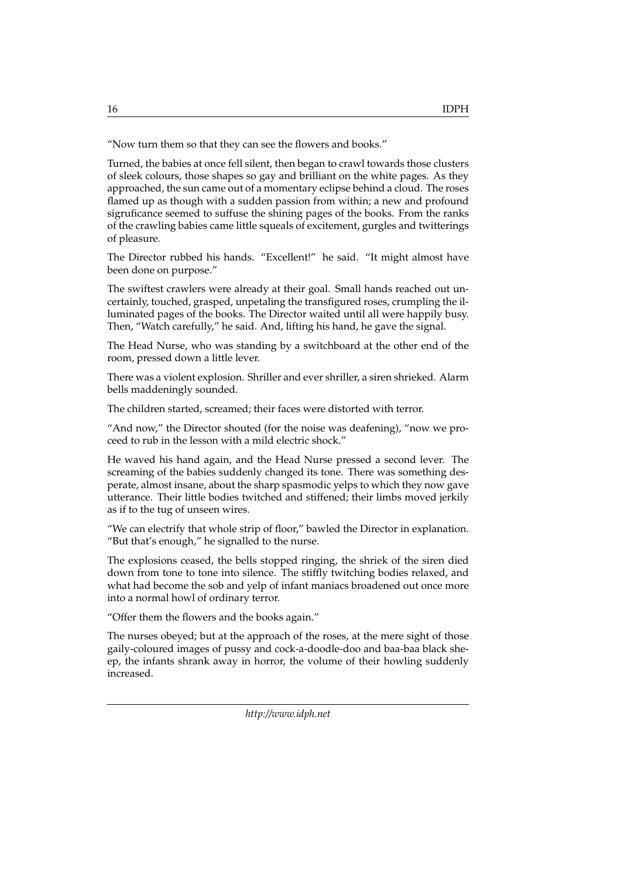"Now turn them so that they can see the flowers and books."

Turned, the babies at once fell silent, then began to crawl towards those clusters of sleek colours, those shapes so gay and brilliant on the white pages. As they approached, the sun came out of a momentary eclipse behind a cloud. The roses flamed up as though with a sudden passion from within; a new and profound sigruficance seemed to suffuse the shining pages of the books. From the ranks of the crawling babies came little squeals of excitement, gurgles and twitterings of pleasure.

The Director rubbed his hands. "Excellent!" he said. "It might almost have been done on purpose."

The swiftest crawlers were already at their goal. Small hands reached out uncertainly, touched, grasped, unpetaling the transfigured roses, crumpling the illuminated pages of the books. The Director waited until all were happily busy. Then, "Watch carefully," he said. And, lifting his hand, he gave the signal.

The Head Nurse, who was standing by a switchboard at the other end of the room, pressed down a little lever.

There was a violent explosion. Shriller and ever shriller, a siren shrieked. Alarm bells maddeningly sounded.

The children started, screamed; their faces were distorted with terror.

"And now," the Director shouted (for the noise was deafening), "now we proceed to rub in the lesson with a mild electric shock."

He waved his hand again, and the Head Nurse pressed a second lever. The screaming of the babies suddenly changed its tone. There was something desperate, almost insane, about the sharp spasmodic yelps to which they now gave utterance. Their little bodies twitched and stiffened; their limbs moved jerkily as if to the tug of unseen wires.

"We can electrify that whole strip of floor," bawled the Director in explanation. "But that's enough," he signalled to the nurse.

The explosions ceased, the bells stopped ringing, the shriek of the siren died down from tone to tone into silence. The stiffly twitching bodies relaxed, and what had become the sob and yelp of infant maniacs broadened out once more into a normal howl of ordinary terror.

"Offer them the flowers and the books again."

The nurses obeyed; but at the approach of the roses, at the mere sight of those gaily-coloured images of pussy and cock-a-doodle-doo and baa-baa black sheep, the infants shrank away in horror, the volume of their howling suddenly increased.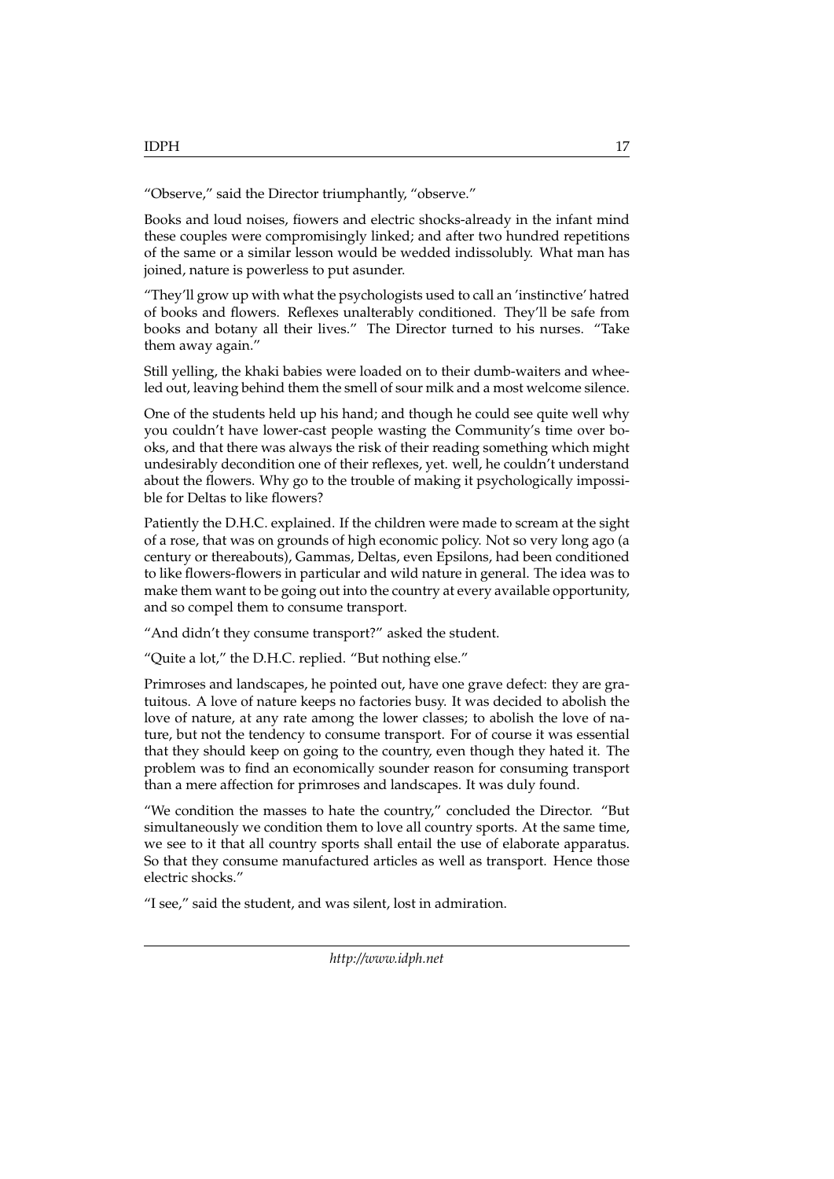"Observe," said the Director triumphantly, "observe."

Books and loud noises, fiowers and electric shocks-already in the infant mind these couples were compromisingly linked; and after two hundred repetitions of the same or a similar lesson would be wedded indissolubly. What man has joined, nature is powerless to put asunder.

"They'll grow up with what the psychologists used to call an 'instinctive' hatred of books and flowers. Reflexes unalterably conditioned. They'll be safe from books and botany all their lives." The Director turned to his nurses. "Take them away again."

Still yelling, the khaki babies were loaded on to their dumb-waiters and wheeled out, leaving behind them the smell of sour milk and a most welcome silence.

One of the students held up his hand; and though he could see quite well why you couldn't have lower-cast people wasting the Community's time over books, and that there was always the risk of their reading something which might undesirably decondition one of their reflexes, yet. well, he couldn't understand about the flowers. Why go to the trouble of making it psychologically impossible for Deltas to like flowers?

Patiently the D.H.C. explained. If the children were made to scream at the sight of a rose, that was on grounds of high economic policy. Not so very long ago (a century or thereabouts), Gammas, Deltas, even Epsilons, had been conditioned to like flowers-flowers in particular and wild nature in general. The idea was to make them want to be going out into the country at every available opportunity, and so compel them to consume transport.

"And didn't they consume transport?" asked the student.

"Quite a lot," the D.H.C. replied. "But nothing else."

Primroses and landscapes, he pointed out, have one grave defect: they are gratuitous. A love of nature keeps no factories busy. It was decided to abolish the love of nature, at any rate among the lower classes; to abolish the love of nature, but not the tendency to consume transport. For of course it was essential that they should keep on going to the country, even though they hated it. The problem was to find an economically sounder reason for consuming transport than a mere affection for primroses and landscapes. It was duly found.

"We condition the masses to hate the country," concluded the Director. "But simultaneously we condition them to love all country sports. At the same time, we see to it that all country sports shall entail the use of elaborate apparatus. So that they consume manufactured articles as well as transport. Hence those electric shocks."

"I see," said the student, and was silent, lost in admiration.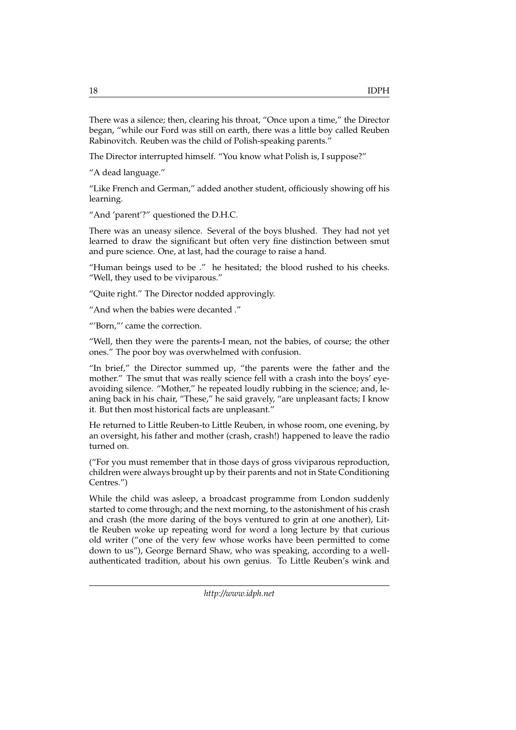There was a silence; then, clearing his throat, "Once upon a time," the Director began, "while our Ford was still on earth, there was a little boy called Reuben Rabinovitch. Reuben was the child of Polish-speaking parents."

The Director interrupted himself. "You know what Polish is, I suppose?"

"A dead language."

"Like French and German," added another student, officiously showing off his learning.

"And 'parent'?" questioned the D.H.C.

There was an uneasy silence. Several of the boys blushed. They had not yet learned to draw the significant but often very fine distinction between smut and pure science. One, at last, had the courage to raise a hand.

"Human beings used to be ." he hesitated; the blood rushed to his cheeks. "Well, they used to be viviparous."

"Quite right." The Director nodded approvingly.

"And when the babies were decanted ."

"'Born,"' came the correction.

"Well, then they were the parents-I mean, not the babies, of course; the other ones." The poor boy was overwhelmed with confusion.

"In brief," the Director summed up, "the parents were the father and the mother." The smut that was really science fell with a crash into the boys' eye-avoiding silence. "Mother," he repeated loudly rubbing in the science; and, leaning back in his chair, "These," he said gravely, "are unpleasant facts; I know it. But then most historical facts are unpleasant."

He returned to Little Reuben-to Little Reuben, in whose room, one evening, by an oversight, his father and mother (crash, crash!) happened to leave the radio turned on.

("For you must remember that in those days of gross viviparous reproduction, children were always brought up by their parents and not in State Conditioning Centres.")

While the child was asleep, a broadcast programme from London suddenly started to come through; and the next morning, to the astonishment of his crash and crash (the more daring of the boys ventured to grin at one another), Little Reuben woke up repeating word for word a long lecture by that curious old writer ("one of the very few whose works have been permitted to come down to us"), George Bernard Shaw, who was speaking, according to a well-authenticated tradition, about his own genius. To Little Reuben's wink and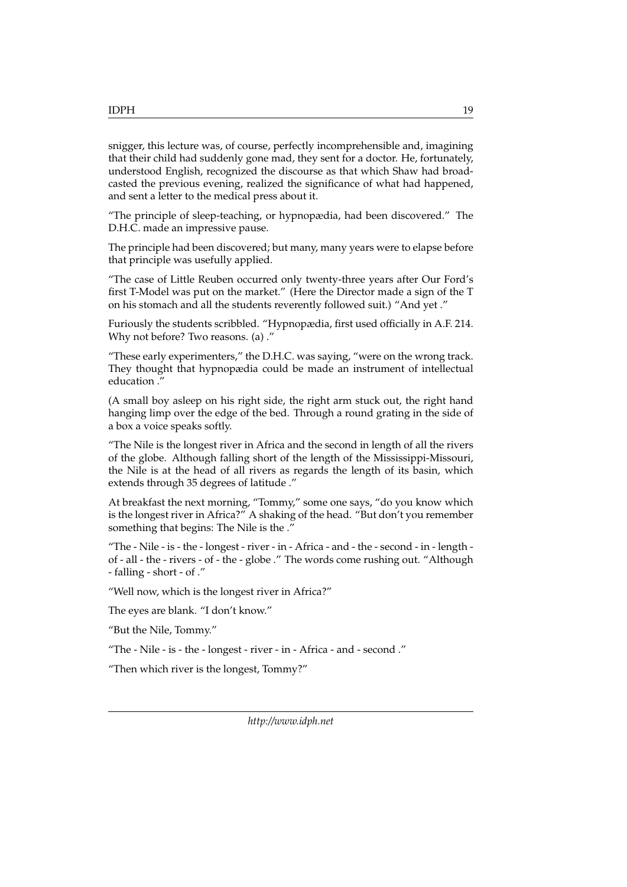snigger, this lecture was, of course, perfectly incomprehensible and, imagining that their child had suddenly gone mad, they sent for a doctor. He, fortunately, understood English, recognized the discourse as that which Shaw had broadcasted the previous evening, realized the significance of what had happened, and sent a letter to the medical press about it.

"The principle of sleep-teaching, or hypnopædia, had been discovered." The D.H.C. made an impressive pause.

The principle had been discovered; but many, many years were to elapse before that principle was usefully applied.

"The case of Little Reuben occurred only twenty-three years after Our Ford's first T-Model was put on the market." (Here the Director made a sign of the T on his stomach and all the students reverently followed suit.) "And yet ."

Furiously the students scribbled. "Hypnopædia, first used officially in A.F. 214. Why not before? Two reasons. (a) ."

"These early experimenters," the D.H.C. was saying, "were on the wrong track. They thought that hypnopædia could be made an instrument of intellectual education ."

(A small boy asleep on his right side, the right arm stuck out, the right hand hanging limp over the edge of the bed. Through a round grating in the side of a box a voice speaks softly.

"The Nile is the longest river in Africa and the second in length of all the rivers of the globe. Although falling short of the length of the Mississippi-Missouri, the Nile is at the head of all rivers as regards the length of its basin, which extends through 35 degrees of latitude ."

At breakfast the next morning, "Tommy," some one says, "do you know which is the longest river in Africa?" A shaking of the head. "But don't you remember something that begins: The Nile is the ."

"The - Nile - is - the - longest - river - in - Africa - and - the - second - in - length - of - all - the - rivers - of - the - globe ." The words come rushing out. "Although - falling - short - of ."

"Well now, which is the longest river in Africa?"

The eyes are blank. "I don't know."

"But the Nile, Tommy."

"The - Nile - is - the - longest - river - in - Africa - and - second ."

"Then which river is the longest, Tommy?"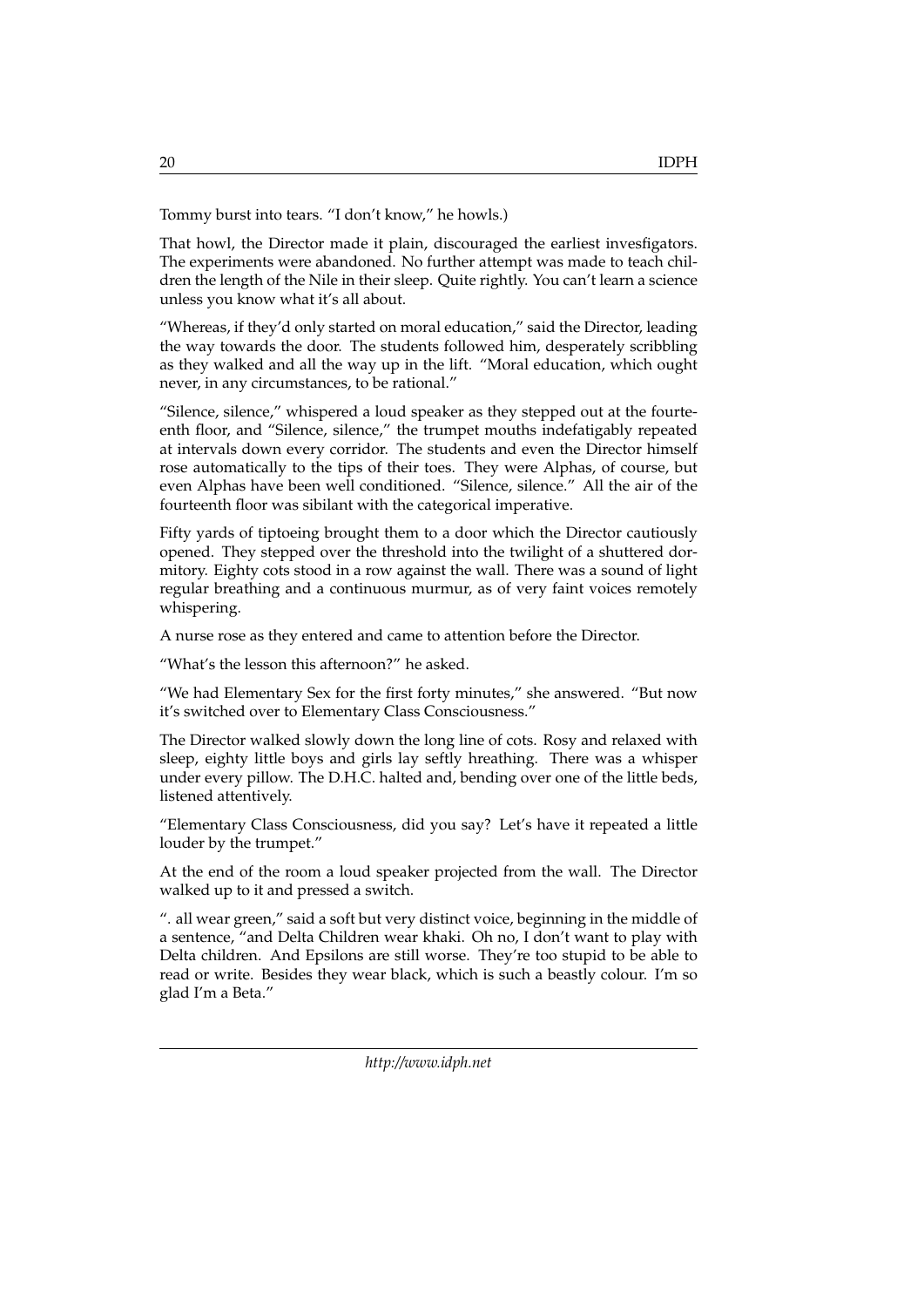Tommy burst into tears. "I don't know," he howls.)

That howl, the Director made it plain, discouraged the earliest invesfigators. The experiments were abandoned. No further attempt was made to teach children the length of the Nile in their sleep. Quite rightly. You can't learn a science unless you know what it's all about.

"Whereas, if they'd only started on moral education," said the Director, leading the way towards the door. The students followed him, desperately scribbling as they walked and all the way up in the lift. "Moral education, which ought never, in any circumstances, to be rational."

"Silence, silence," whispered a loud speaker as they stepped out at the fourteenth floor, and "Silence, silence," the trumpet mouths indefatigably repeated at intervals down every corridor. The students and even the Director himself rose automatically to the tips of their toes. They were Alphas, of course, but even Alphas have been well conditioned. "Silence, silence." All the air of the fourteenth floor was sibilant with the categorical imperative.

Fifty yards of tiptoeing brought them to a door which the Director cautiously opened. They stepped over the threshold into the twilight of a shuttered dormitory. Eighty cots stood in a row against the wall. There was a sound of light regular breathing and a continuous murmur, as of very faint voices remotely whispering.

A nurse rose as they entered and came to attention before the Director.

"What's the lesson this afternoon?" he asked.

"We had Elementary Sex for the first forty minutes," she answered. "But now it's switched over to Elementary Class Consciousness."

The Director walked slowly down the long line of cots. Rosy and relaxed with sleep, eighty little boys and girls lay seftly hreathing. There was a whisper under every pillow. The D.H.C. halted and, bending over one of the little beds, listened attentively.

"Elementary Class Consciousness, did you say? Let's have it repeated a little louder by the trumpet."

At the end of the room a loud speaker projected from the wall. The Director walked up to it and pressed a switch.

". all wear green," said a soft but very distinct voice, beginning in the middle of a sentence, "and Delta Children wear khaki. Oh no, I don't want to play with Delta children. And Epsilons are still worse. They're too stupid to be able to read or write. Besides they wear black, which is such a beastly colour. I'm so glad I'm a Beta."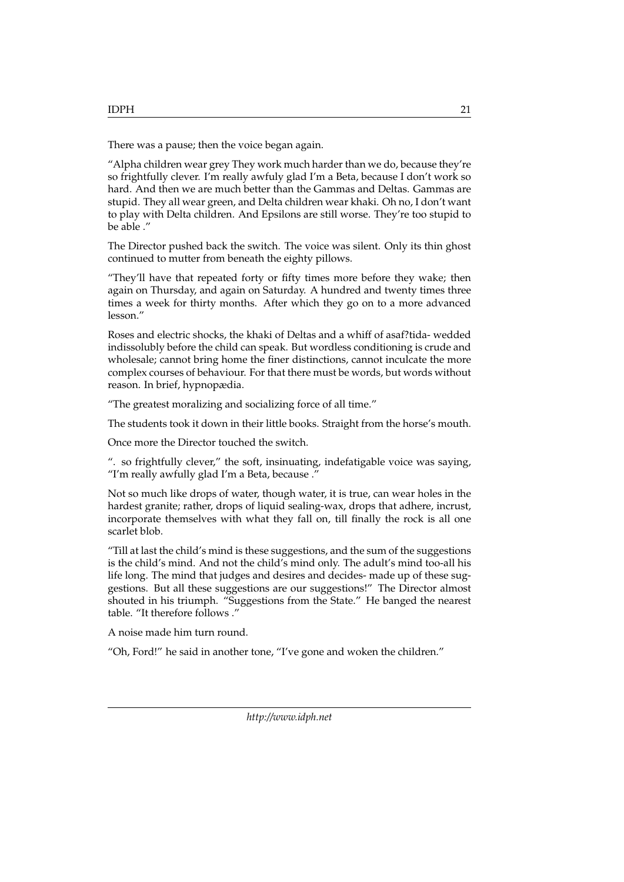There was a pause; then the voice began again.

"Alpha children wear grey They work much harder than we do, because they're so frightfully clever. I'm really awfuly glad I'm a Beta, because I don't work so hard. And then we are much better than the Gammas and Deltas. Gammas are stupid. They all wear green, and Delta children wear khaki. Oh no, I don't want to play with Delta children. And Epsilons are still worse. They're too stupid to be able ."

The Director pushed back the switch. The voice was silent. Only its thin ghost continued to mutter from beneath the eighty pillows.

"They'll have that repeated forty or fifty times more before they wake; then again on Thursday, and again on Saturday. A hundred and twenty times three times a week for thirty months. After which they go on to a more advanced lesson."

Roses and electric shocks, the khaki of Deltas and a whiff of asaf?tida- wedded indissolubly before the child can speak. But wordless conditioning is crude and wholesale; cannot bring home the finer distinctions, cannot inculcate the more complex courses of behaviour. For that there must be words, but words without reason. In brief, hypnopædia.

"The greatest moralizing and socializing force of all time."

The students took it down in their little books. Straight from the horse's mouth.

Once more the Director touched the switch.

". so frightfully clever," the soft, insinuating, indefatigable voice was saying, "I'm really awfully glad I'm a Beta, because ."

Not so much like drops of water, though water, it is true, can wear holes in the hardest granite; rather, drops of liquid sealing-wax, drops that adhere, incrust, incorporate themselves with what they fall on, till finally the rock is all one scarlet blob.

"Till at last the child's mind is these suggestions, and the sum of the suggestions is the child's mind. And not the child's mind only. The adult's mind too-all his life long. The mind that judges and desires and decides- made up of these suggestions. But all these suggestions are our suggestions!" The Director almost shouted in his triumph. "Suggestions from the State." He banged the nearest table. "It therefore follows ."

A noise made him turn round.

"Oh, Ford!" he said in another tone, "I've gone and woken the children."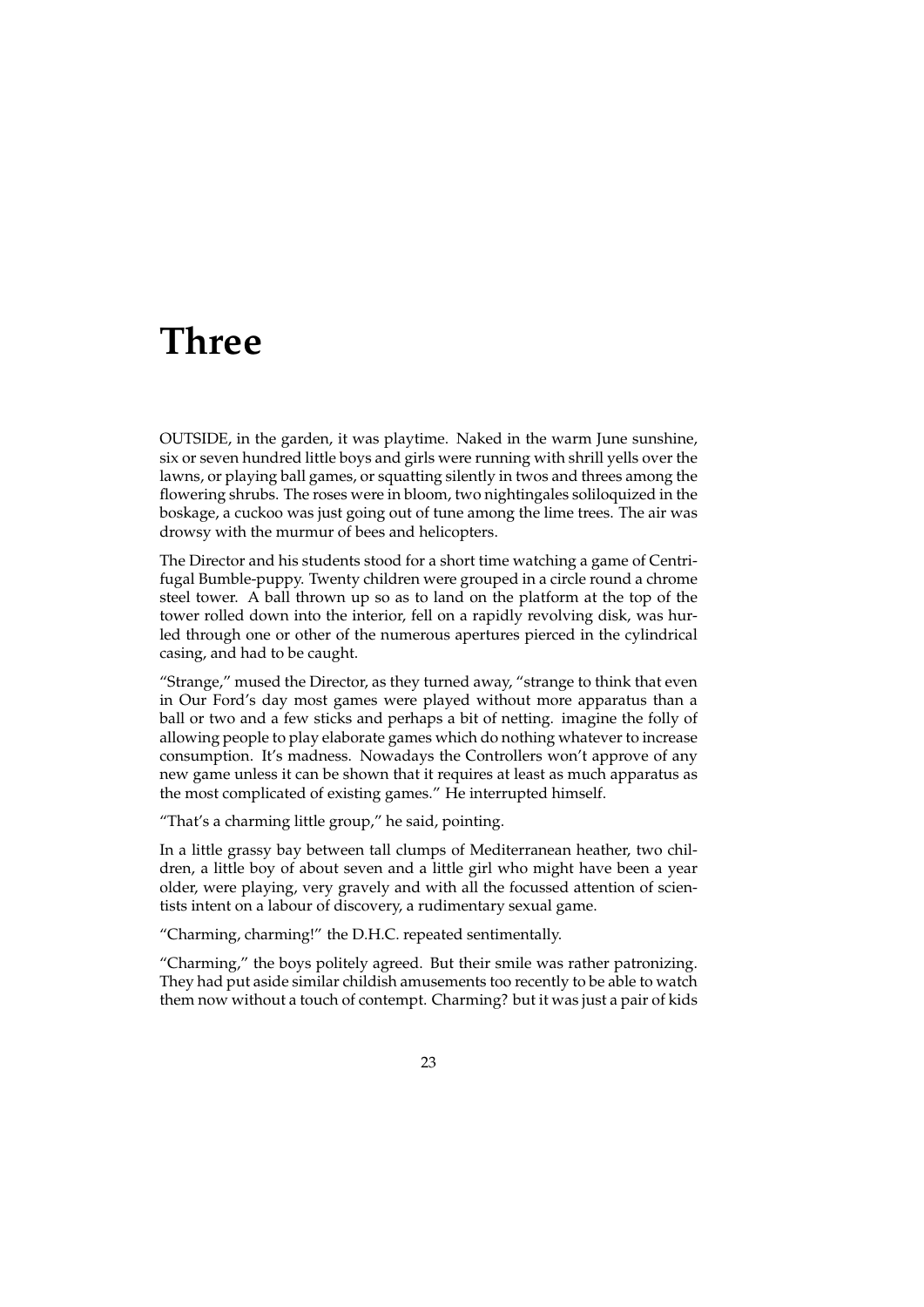# Three

OUTSIDE, in the garden, it was playtime. Naked in the warm June sunshine, six or seven hundred little boys and girls were running with shrill yells over the lawns, or playing ball games, or squatting silently in twos and threes among the flowering shrubs. The roses were in bloom, two nightingales soliloquized in the boskage, a cuckoo was just going out of tune among the lime trees. The air was drowsy with the murmur of bees and helicopters.

The Director and his students stood for a short time watching a game of Centrifugal Bumble-puppy. Twenty children were grouped in a circle round a chrome steel tower. A ball thrown up so as to land on the platform at the top of the tower rolled down into the interior, fell on a rapidly revolving disk, was hurled through one or other of the numerous apertures pierced in the cylindrical casing, and had to be caught.

"Strange," mused the Director, as they turned away, "strange to think that even in Our Ford's day most games were played without more apparatus than a ball or two and a few sticks and perhaps a bit of netting. imagine the folly of allowing people to play elaborate games which do nothing whatever to increase consumption. It's madness. Nowadays the Controllers won't approve of any new game unless it can be shown that it requires at least as much apparatus as the most complicated of existing games." He interrupted himself.

"That's a charming little group," he said, pointing.

In a little grassy bay between tall clumps of Mediterranean heather, two children, a little boy of about seven and a little girl who might have been a year older, were playing, very gravely and with all the focussed attention of scientists intent on a labour of discovery, a rudimentary sexual game.

"Charming, charming!" the D.H.C. repeated sentimentally.

"Charming," the boys politely agreed. But their smile was rather patronizing. They had put aside similar childish amusements too recently to be able to watch them now without a touch of contempt. Charming? but it was just a pair of kids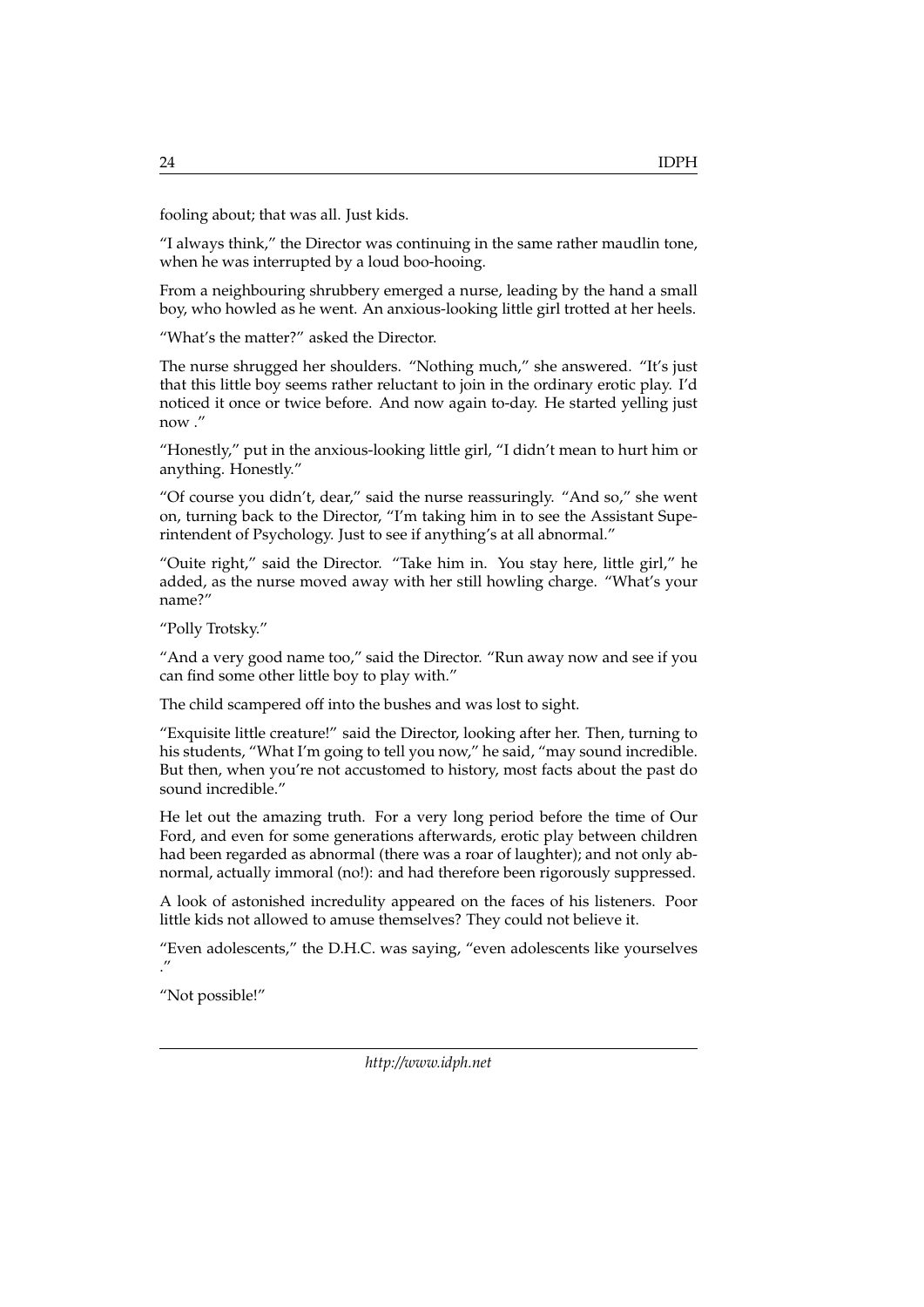fooling about; that was all. Just kids.

"I always think," the Director was continuing in the same rather maudlin tone, when he was interrupted by a loud boo-hooing.

From a neighbouring shrubbery emerged a nurse, leading by the hand a small boy, who howled as he went. An anxious-looking little girl trotted at her heels.

"What's the matter?" asked the Director.

The nurse shrugged her shoulders. "Nothing much," she answered. "It's just that this little boy seems rather reluctant to join in the ordinary erotic play. I'd noticed it once or twice before. And now again to-day. He started yelling just now ."

"Honestly," put in the anxious-looking little girl, "I didn't mean to hurt him or anything. Honestly."

"Of course you didn't, dear," said the nurse reassuringly. "And so," she went on, turning back to the Director, "I'm taking him in to see the Assistant Superintendent of Psychology. Just to see if anything's at all abnormal."

"Ouite right," said the Director. "Take him in. You stay here, little girl," he added, as the nurse moved away with her still howling charge. "What's your name?"

"Polly Trotsky."

"And a very good name too," said the Director. "Run away now and see if you can find some other little boy to play with."

The child scampered off into the bushes and was lost to sight.

"Exquisite little creature!" said the Director, looking after her. Then, turning to his students, "What I'm going to tell you now," he said, "may sound incredible. But then, when you're not accustomed to history, most facts about the past do sound incredible."

He let out the amazing truth. For a very long period before the time of Our Ford, and even for some generations afterwards, erotic play between children had been regarded as abnormal (there was a roar of laughter); and not only abnormal, actually immoral (no!): and had therefore been rigorously suppressed.

A look of astonished incredulity appeared on the faces of his listeners. Poor little kids not allowed to amuse themselves? They could not believe it.

"Even adolescents," the D.H.C. was saying, "even adolescents like yourselves ."

"Not possible!"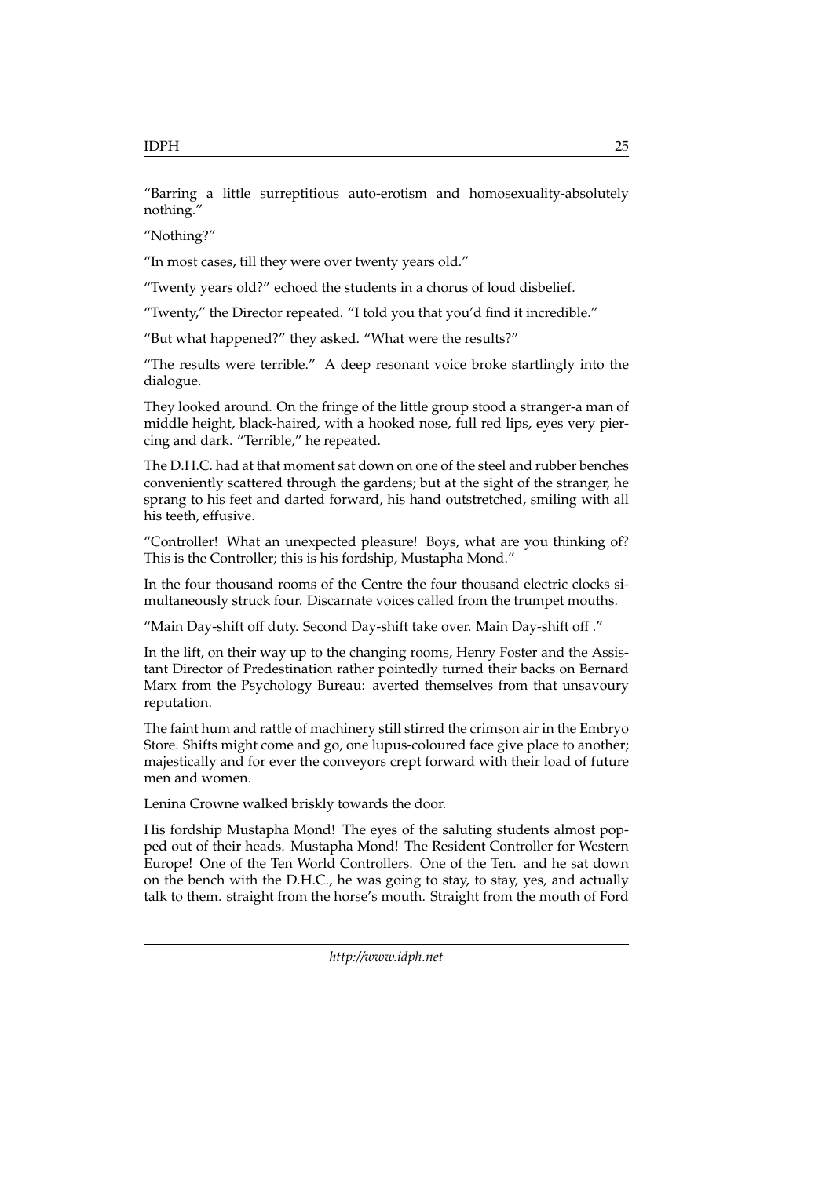"Barring a little surreptitious auto-erotism and homosexuality-absolutely nothing."

"Nothing?"

"In most cases, till they were over twenty years old."

"Twenty years old?" echoed the students in a chorus of loud disbelief.

"Twenty," the Director repeated. "I told you that you'd find it incredible."

"But what happened?" they asked. "What were the results?"

"The results were terrible." A deep resonant voice broke startlingly into the dialogue.

They looked around. On the fringe of the little group stood a stranger-a man of middle height, black-haired, with a hooked nose, full red lips, eyes very piercing and dark. "Terrible," he repeated.

The D.H.C. had at that moment sat down on one of the steel and rubber benches conveniently scattered through the gardens; but at the sight of the stranger, he sprang to his feet and darted forward, his hand outstretched, smiling with all his teeth, effusive.

"Controller! What an unexpected pleasure! Boys, what are you thinking of? This is the Controller; this is his fordship, Mustapha Mond."

In the four thousand rooms of the Centre the four thousand electric clocks simultaneously struck four. Discarnate voices called from the trumpet mouths.

"Main Day-shift off duty. Second Day-shift take over. Main Day-shift off ."

In the lift, on their way up to the changing rooms, Henry Foster and the Assistant Director of Predestination rather pointedly turned their backs on Bernard Marx from the Psychology Bureau: averted themselves from that unsavoury reputation.

The faint hum and rattle of machinery still stirred the crimson air in the Embryo Store. Shifts might come and go, one lupus-coloured face give place to another; majestically and for ever the conveyors crept forward with their load of future men and women.

Lenina Crowne walked briskly towards the door.

His fordship Mustapha Mond! The eyes of the saluting students almost popped out of their heads. Mustapha Mond! The Resident Controller for Western Europe! One of the Ten World Controllers. One of the Ten. and he sat down on the bench with the D.H.C., he was going to stay, to stay, yes, and actually talk to them. straight from the horse's mouth. Straight from the mouth of Ford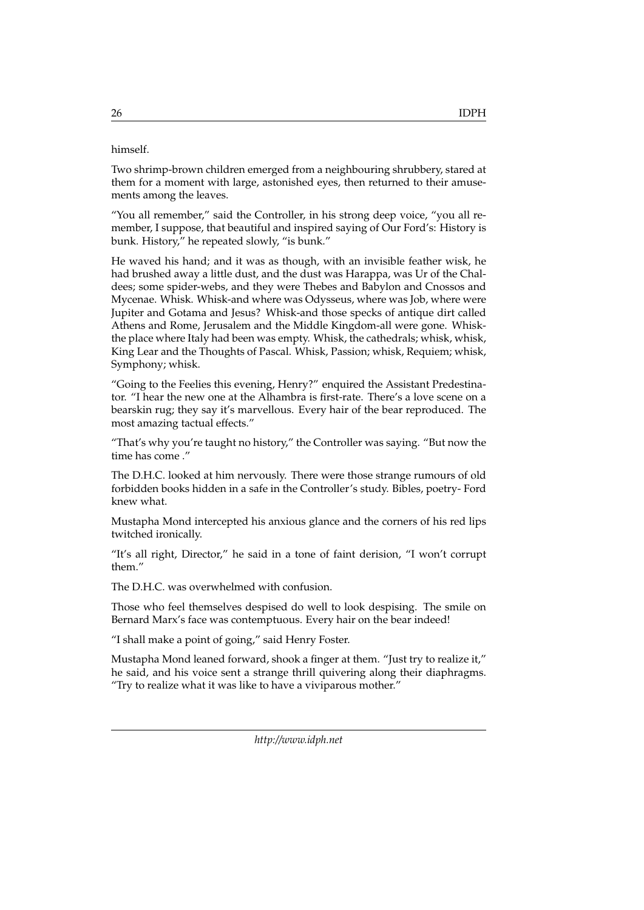himself.

Two shrimp-brown children emerged from a neighbouring shrubbery, stared at them for a moment with large, astonished eyes, then returned to their amusements among the leaves.

“You all remember,” said the Controller, in his strong deep voice, “you all remember, I suppose, that beautiful and inspired saying of Our Ford’s: History is bunk. History,” he repeated slowly, “is bunk.”

He waved his hand; and it was as though, with an invisible feather wisk, he had brushed away a little dust, and the dust was Harappa, was Ur of the Chaldees; some spider-webs, and they were Thebes and Babylon and Cnossos and Mycenae. Whisk. Whisk-and where was Odysseus, where was Job, where were Jupiter and Gotama and Jesus? Whisk-and those specks of antique dirt called Athens and Rome, Jerusalem and the Middle Kingdom-all were gone. Whisk-the place where Italy had been was empty. Whisk, the cathedrals; whisk, whisk, King Lear and the Thoughts of Pascal. Whisk, Passion; whisk, Requiem; whisk, Symphony; whisk.

“Going to the Feelies this evening, Henry?” enquired the Assistant Predestinator. “I hear the new one at the Alhambra is first-rate. There’s a love scene on a bearskin rug; they say it’s marvellous. Every hair of the bear reproduced. The most amazing tactual effects.”

“That’s why you’re taught no history,” the Controller was saying. “But now the time has come .”

The D.H.C. looked at him nervously. There were those strange rumours of old forbidden books hidden in a safe in the Controller’s study. Bibles, poetry- Ford knew what.

Mustapha Mond intercepted his anxious glance and the corners of his red lips twitched ironically.

“It’s all right, Director,” he said in a tone of faint derision, “I won’t corrupt them.”

The D.H.C. was overwhelmed with confusion.

Those who feel themselves despised do well to look despising. The smile on Bernard Marx’s face was contemptuous. Every hair on the bear indeed!

“I shall make a point of going,” said Henry Foster.

Mustapha Mond leaned forward, shook a finger at them. “Just try to realize it,” he said, and his voice sent a strange thrill quivering along their diaphragms. “Try to realize what it was like to have a viviparous mother.”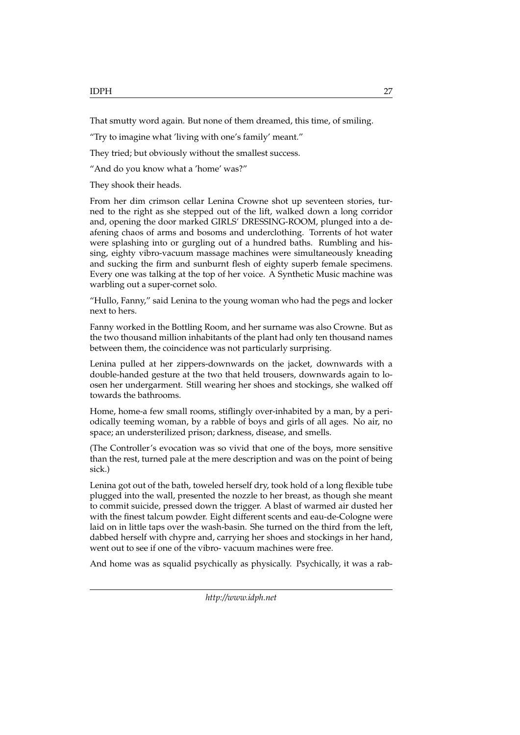That smutty word again. But none of them dreamed, this time, of smiling.

“Try to imagine what ’living with one’s family’ meant.”

They tried; but obviously without the smallest success.

“And do you know what a ’home’ was?”

They shook their heads.

From her dim crimson cellar Lenina Crowne shot up seventeen stories, turned to the right as she stepped out of the lift, walked down a long corridor and, opening the door marked GIRLS’ DRESSING-ROOM, plunged into a deafening chaos of arms and bosoms and underclothing. Torrents of hot water were splashing into or gurgling out of a hundred baths. Rumbling and hissing, eighty vibro-vacuum massage machines were simultaneously kneading and sucking the firm and sunburnt flesh of eighty superb female specimens. Every one was talking at the top of her voice. A Synthetic Music machine was warbling out a super-cornet solo.

“Hullo, Fanny,” said Lenina to the young woman who had the pegs and locker next to hers.

Fanny worked in the Bottling Room, and her surname was also Crowne. But as the two thousand million inhabitants of the plant had only ten thousand names between them, the coincidence was not particularly surprising.

Lenina pulled at her zippers-downwards on the jacket, downwards with a double-handed gesture at the two that held trousers, downwards again to loosen her undergarment. Still wearing her shoes and stockings, she walked off towards the bathrooms.

Home, home-a few small rooms, stiflingly over-inhabited by a man, by a periodically teeming woman, by a rabble of boys and girls of all ages. No air, no space; an understerilized prison; darkness, disease, and smells.

(The Controller’s evocation was so vivid that one of the boys, more sensitive than the rest, turned pale at the mere description and was on the point of being sick.)

Lenina got out of the bath, toweled herself dry, took hold of a long flexible tube plugged into the wall, presented the nozzle to her breast, as though she meant to commit suicide, pressed down the trigger. A blast of warmed air dusted her with the finest talcum powder. Eight different scents and eau-de-Cologne were laid on in little taps over the wash-basin. She turned on the third from the left, dabbed herself with chypre and, carrying her shoes and stockings in her hand, went out to see if one of the vibro- vacuum machines were free.

And home was as squalid psychically as physically. Psychically, it was a rab-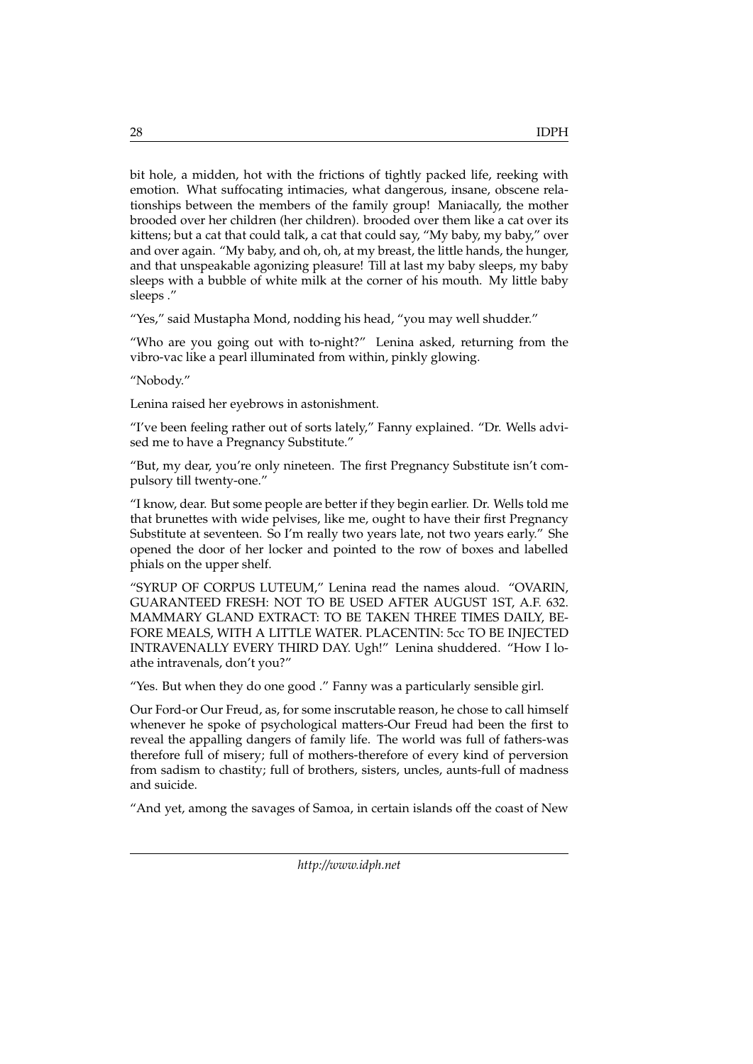bit hole, a midden, hot with the frictions of tightly packed life, reeking with emotion. What suffocating intimacies, what dangerous, insane, obscene relationships between the members of the family group! Maniacally, the mother brooded over her children (her children). brooded over them like a cat over its kittens; but a cat that could talk, a cat that could say, "My baby, my baby," over and over again. "My baby, and oh, oh, at my breast, the little hands, the hunger, and that unspeakable agonizing pleasure! Till at last my baby sleeps, my baby sleeps with a bubble of white milk at the corner of his mouth. My little baby sleeps ."

"Yes," said Mustapha Mond, nodding his head, "you may well shudder."

"Who are you going out with to-night?" Lenina asked, returning from the vibro-vac like a pearl illuminated from within, pinkly glowing.

"Nobody."

Lenina raised her eyebrows in astonishment.

"I've been feeling rather out of sorts lately," Fanny explained. "Dr. Wells advised me to have a Pregnancy Substitute."

"But, my dear, you're only nineteen. The first Pregnancy Substitute isn't compulsory till twenty-one."

"I know, dear. But some people are better if they begin earlier. Dr. Wells told me that brunettes with wide pelvises, like me, ought to have their first Pregnancy Substitute at seventeen. So I'm really two years late, not two years early." She opened the door of her locker and pointed to the row of boxes and labelled phials on the upper shelf.

"SYRUP OF CORPUS LUTEUM," Lenina read the names aloud. "OVARIN, GUARANTEED FRESH: NOT TO BE USED AFTER AUGUST 1ST, A.F. 632. MAMMARY GLAND EXTRACT: TO BE TAKEN THREE TIMES DAILY, BEFORE MEALS, WITH A LITTLE WATER. PLACENTIN: 5cc TO BE INJECTED INTRAVENALLY EVERY THIRD DAY. Ugh!" Lenina shuddered. "How I loathe intravenals, don't you?"

"Yes. But when they do one good ." Fanny was a particularly sensible girl.

Our Ford-or Our Freud, as, for some inscrutable reason, he chose to call himself whenever he spoke of psychological matters-Our Freud had been the first to reveal the appalling dangers of family life. The world was full of fathers-was therefore full of misery; full of mothers-therefore of every kind of perversion from sadism to chastity; full of brothers, sisters, uncles, aunts-full of madness and suicide.

"And yet, among the savages of Samoa, in certain islands off the coast of New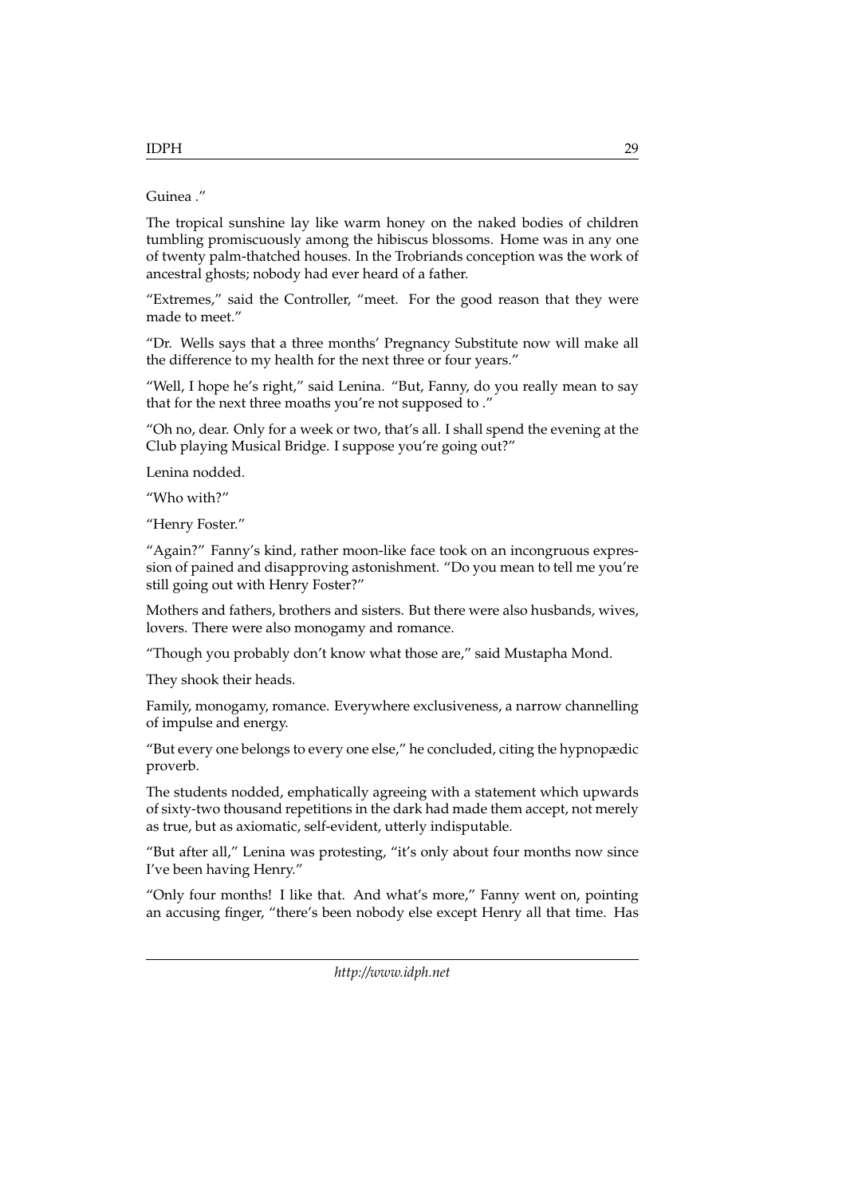Guinea ."

The tropical sunshine lay like warm honey on the naked bodies of children tumbling promiscuously among the hibiscus blossoms. Home was in any one of twenty palm-thatched houses. In the Trobriands conception was the work of ancestral ghosts; nobody had ever heard of a father.

"Extremes," said the Controller, "meet. For the good reason that they were made to meet."

"Dr. Wells says that a three months' Pregnancy Substitute now will make all the difference to my health for the next three or four years."

"Well, I hope he's right," said Lenina. "But, Fanny, do you really mean to say that for the next three moaths you're not supposed to ."

"Oh no, dear. Only for a week or two, that's all. I shall spend the evening at the Club playing Musical Bridge. I suppose you're going out?"

Lenina nodded.

"Who with?"

"Henry Foster."

"Again?" Fanny's kind, rather moon-like face took on an incongruous expression of pained and disapproving astonishment. "Do you mean to tell me you're still going out with Henry Foster?"

Mothers and fathers, brothers and sisters. But there were also husbands, wives, lovers. There were also monogamy and romance.

"Though you probably don't know what those are," said Mustapha Mond.

They shook their heads.

Family, monogamy, romance. Everywhere exclusiveness, a narrow channelling of impulse and energy.

"But every one belongs to every one else," he concluded, citing the hypnopædic proverb.

The students nodded, emphatically agreeing with a statement which upwards of sixty-two thousand repetitions in the dark had made them accept, not merely as true, but as axiomatic, self-evident, utterly indisputable.

"But after all," Lenina was protesting, "it's only about four months now since I've been having Henry."

"Only four months! I like that. And what's more," Fanny went on, pointing an accusing finger, "there's been nobody else except Henry all that time. Has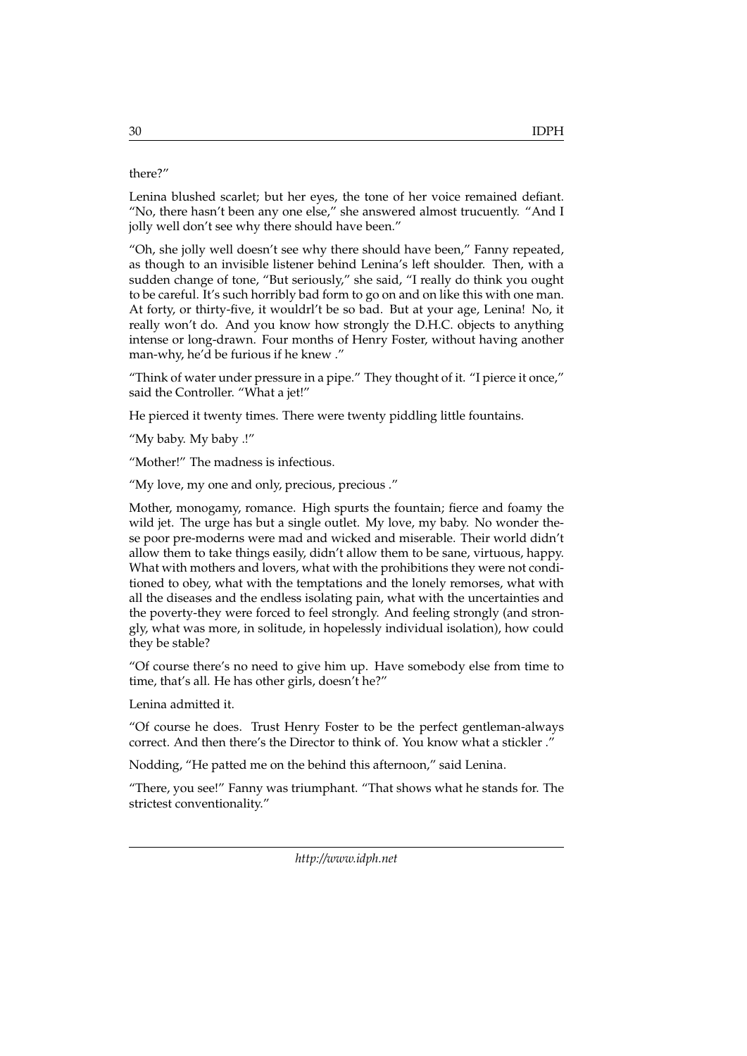there?"

Lenina blushed scarlet; but her eyes, the tone of her voice remained defiant. "No, there hasn't been any one else," she answered almost trucuently. "And I jolly well don't see why there should have been."

"Oh, she jolly well doesn't see why there should have been," Fanny repeated, as though to an invisible listener behind Lenina's left shoulder. Then, with a sudden change of tone, "But seriously," she said, "I really do think you ought to be careful. It's such horribly bad form to go on and on like this with one man. At forty, or thirty-five, it wouldrl't be so bad. But at your age, Lenina! No, it really won't do. And you know how strongly the D.H.C. objects to anything intense or long-drawn. Four months of Henry Foster, without having another man-why, he'd be furious if he knew ."

"Think of water under pressure in a pipe." They thought of it. "I pierce it once," said the Controller. "What a jet!"

He pierced it twenty times. There were twenty piddling little fountains.

"My baby. My baby .!"

"Mother!" The madness is infectious.

"My love, my one and only, precious, precious ."

Mother, monogamy, romance. High spurts the fountain; fierce and foamy the wild jet. The urge has but a single outlet. My love, my baby. No wonder these poor pre-moderns were mad and wicked and miserable. Their world didn't allow them to take things easily, didn't allow them to be sane, virtuous, happy. What with mothers and lovers, what with the prohibitions they were not conditioned to obey, what with the temptations and the lonely remorses, what with all the diseases and the endless isolating pain, what with the uncertainties and the poverty-they were forced to feel strongly. And feeling strongly (and strongly, what was more, in solitude, in hopelessly individual isolation), how could they be stable?

"Of course there's no need to give him up. Have somebody else from time to time, that's all. He has other girls, doesn't he?"

Lenina admitted it.

"Of course he does. Trust Henry Foster to be the perfect gentleman-always correct. And then there's the Director to think of. You know what a stickler ."

Nodding, "He patted me on the behind this afternoon," said Lenina.

"There, you see!" Fanny was triumphant. "That shows what he stands for. The strictest conventionality."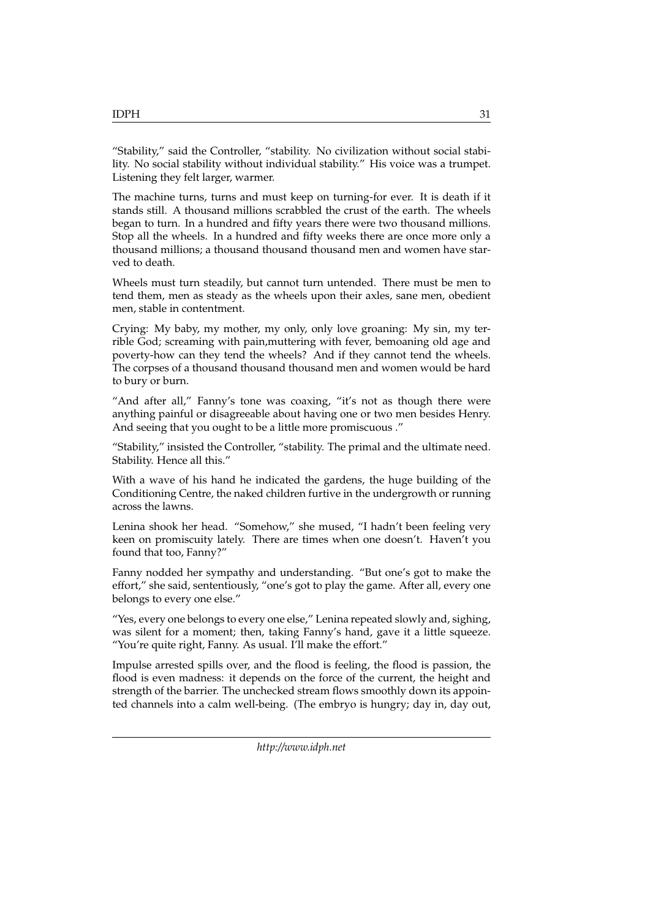"Stability," said the Controller, "stability. No civilization without social stability. No social stability without individual stability." His voice was a trumpet. Listening they felt larger, warmer.

The machine turns, turns and must keep on turning-for ever. It is death if it stands still. A thousand millions scrabbled the crust of the earth. The wheels began to turn. In a hundred and fifty years there were two thousand millions. Stop all the wheels. In a hundred and fifty weeks there are once more only a thousand millions; a thousand thousand thousand men and women have starved to death.

Wheels must turn steadily, but cannot turn untended. There must be men to tend them, men as steady as the wheels upon their axles, sane men, obedient men, stable in contentment.

Crying: My baby, my mother, my only, only love groaning: My sin, my terrible God; screaming with pain,muttering with fever, bemoaning old age and poverty-how can they tend the wheels? And if they cannot tend the wheels. The corpses of a thousand thousand thousand men and women would be hard to bury or burn.

"And after all," Fanny's tone was coaxing, "it's not as though there were anything painful or disagreeable about having one or two men besides Henry. And seeing that you ought to be a little more promiscuous ."

"Stability," insisted the Controller, "stability. The primal and the ultimate need. Stability. Hence all this."

With a wave of his hand he indicated the gardens, the huge building of the Conditioning Centre, the naked children furtive in the undergrowth or running across the lawns.

Lenina shook her head. "Somehow," she mused, "I hadn't been feeling very keen on promiscuity lately. There are times when one doesn't. Haven't you found that too, Fanny?"

Fanny nodded her sympathy and understanding. "But one's got to make the effort," she said, sententiously, "one's got to play the game. After all, every one belongs to every one else."

"Yes, every one belongs to every one else," Lenina repeated slowly and, sighing, was silent for a moment; then, taking Fanny's hand, gave it a little squeeze. "You're quite right, Fanny. As usual. I'll make the effort."

Impulse arrested spills over, and the flood is feeling, the flood is passion, the flood is even madness: it depends on the force of the current, the height and strength of the barrier. The unchecked stream flows smoothly down its appointed channels into a calm well-being. (The embryo is hungry; day in, day out,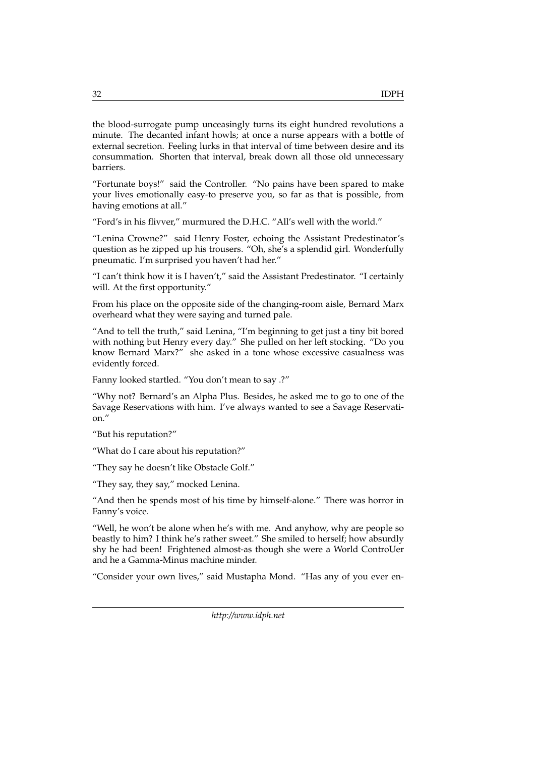the blood-surrogate pump unceasingly turns its eight hundred revolutions a minute. The decanted infant howls; at once a nurse appears with a bottle of external secretion. Feeling lurks in that interval of time between desire and its consummation. Shorten that interval, break down all those old unnecessary barriers.

"Fortunate boys!" said the Controller. "No pains have been spared to make your lives emotionally easy-to preserve you, so far as that is possible, from having emotions at all."

"Ford's in his flivver," murmured the D.H.C. "All's well with the world."

"Lenina Crowne?" said Henry Foster, echoing the Assistant Predestinator's question as he zipped up his trousers. "Oh, she's a splendid girl. Wonderfully pneumatic. I'm surprised you haven't had her."

"I can't think how it is I haven't," said the Assistant Predestinator. "I certainly will. At the first opportunity."

From his place on the opposite side of the changing-room aisle, Bernard Marx overheard what they were saying and turned pale.

"And to tell the truth," said Lenina, "I'm beginning to get just a tiny bit bored with nothing but Henry every day." She pulled on her left stocking. "Do you know Bernard Marx?" she asked in a tone whose excessive casualness was evidently forced.

Fanny looked startled. "You don't mean to say .?"

"Why not? Bernard's an Alpha Plus. Besides, he asked me to go to one of the Savage Reservations with him. I've always wanted to see a Savage Reservation."

"But his reputation?"

"What do I care about his reputation?"

"They say he doesn't like Obstacle Golf."

"They say, they say," mocked Lenina.

"And then he spends most of his time by himself-alone." There was horror in Fanny's voice.

"Well, he won't be alone when he's with me. And anyhow, why are people so beastly to him? I think he's rather sweet." She smiled to herself; how absurdly shy he had been! Frightened almost-as though she were a World ControUer and he a Gamma-Minus machine minder.

"Consider your own lives," said Mustapha Mond. "Has any of you ever en-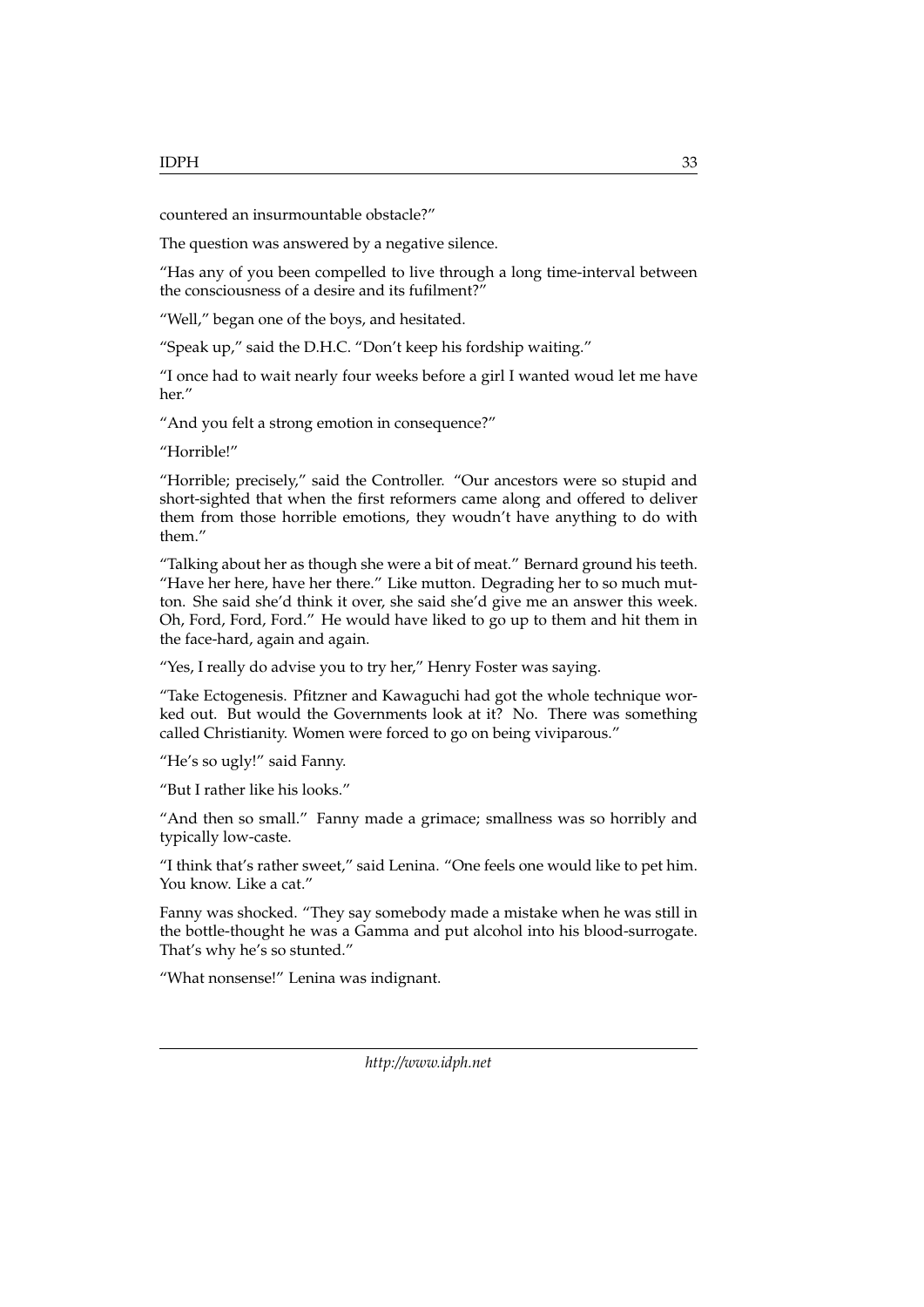countered an insurmountable obstacle?"

The question was answered by a negative silence.

"Has any of you been compelled to live through a long time-interval between the consciousness of a desire and its fufilment?"

"Well," began one of the boys, and hesitated.

"Speak up," said the D.H.C. "Don't keep his fordship waiting."

"I once had to wait nearly four weeks before a girl I wanted woud let me have her."

"And you felt a strong emotion in consequence?"

"Horrible!"

"Horrible; precisely," said the Controller. "Our ancestors were so stupid and short-sighted that when the first reformers came along and offered to deliver them from those horrible emotions, they woudn't have anything to do with them."

"Talking about her as though she were a bit of meat." Bernard ground his teeth. "Have her here, have her there." Like mutton. Degrading her to so much mutton. She said she'd think it over, she said she'd give me an answer this week. Oh, Ford, Ford, Ford." He would have liked to go up to them and hit them in the face-hard, again and again.

"Yes, I really do advise you to try her," Henry Foster was saying.

"Take Ectogenesis. Pfitzner and Kawaguchi had got the whole technique worked out. But would the Governments look at it? No. There was something called Christianity. Women were forced to go on being viviparous."

"He's so ugly!" said Fanny.

"But I rather like his looks."

"And then so small." Fanny made a grimace; smallness was so horribly and typically low-caste.

"I think that's rather sweet," said Lenina. "One feels one would like to pet him. You know. Like a cat."

Fanny was shocked. "They say somebody made a mistake when he was still in the bottle-thought he was a Gamma and put alcohol into his blood-surrogate. That's why he's so stunted."

"What nonsense!" Lenina was indignant.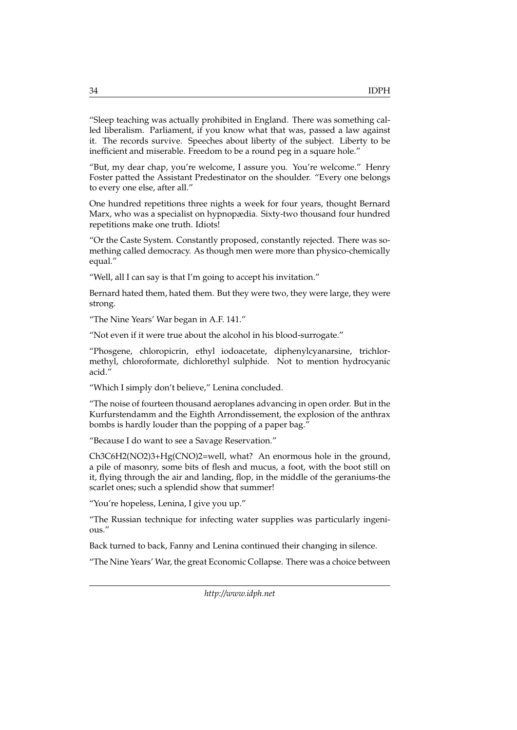"Sleep teaching was actually prohibited in England. There was something called liberalism. Parliament, if you know what that was, passed a law against it. The records survive. Speeches about liberty of the subject. Liberty to be inefficient and miserable. Freedom to be a round peg in a square hole."

"But, my dear chap, you're welcome, I assure you. You're welcome." Henry Foster patted the Assistant Predestinator on the shoulder. "Every one belongs to every one else, after all."

One hundred repetitions three nights a week for four years, thought Bernard Marx, who was a specialist on hypnopædia. Sixty-two thousand four hundred repetitions make one truth. Idiots!

"Or the Caste System. Constantly proposed, constantly rejected. There was something called democracy. As though men were more than physico-chemically equal."

"Well, all I can say is that I'm going to accept his invitation."

Bernard hated them, hated them. But they were two, they were large, they were strong.

"The Nine Years' War began in A.F. 141."

"Not even if it were true about the alcohol in his blood-surrogate."

"Phosgene, chloropicrin, ethyl iodoacetate, diphenylcyanarsine, trichlormethyl, chloroformate, dichlorethyl sulphide. Not to mention hydrocyanic acid."

"Which I simply don't believe," Lenina concluded.

"The noise of fourteen thousand aeroplanes advancing in open order. But in the Kurfurstendamm and the Eighth Arrondissement, the explosion of the anthrax bombs is hardly louder than the popping of a paper bag."

"Because I do want to see a Savage Reservation."

Ch3C6H2(NO2)3+Hg(CNO)2=well, what? An enormous hole in the ground, a pile of masonry, some bits of flesh and mucus, a foot, with the boot still on it, flying through the air and landing, flop, in the middle of the geraniums-the scarlet ones; such a splendid show that summer!

"You're hopeless, Lenina, I give you up."

"The Russian technique for infecting water supplies was particularly ingenious."

Back turned to back, Fanny and Lenina continued their changing in silence.

"The Nine Years' War, the great Economic Collapse. There was a choice between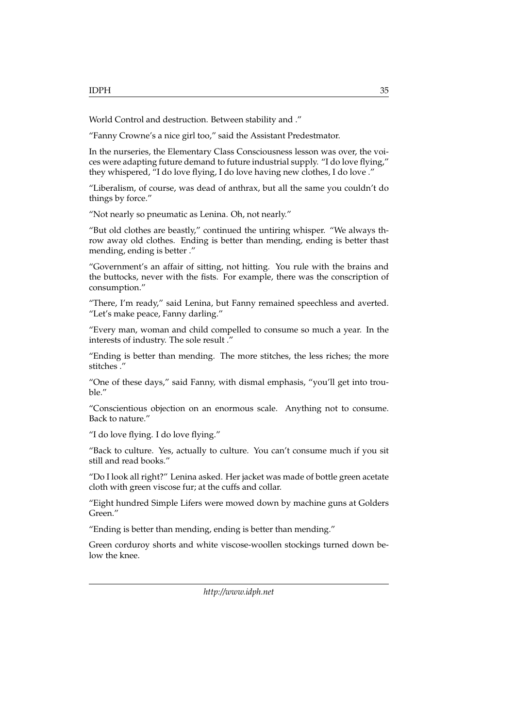World Control and destruction. Between stability and ."

"Fanny Crowne's a nice girl too," said the Assistant Predestmator.

In the nurseries, the Elementary Class Consciousness lesson was over, the voices were adapting future demand to future industrial supply. "I do love flying," they whispered, "I do love flying, I do love having new clothes, I do love ."

"Liberalism, of course, was dead of anthrax, but all the same you couldn't do things by force."

"Not nearly so pneumatic as Lenina. Oh, not nearly."

"But old clothes are beastly," continued the untiring whisper. "We always throw away old clothes. Ending is better than mending, ending is better thast mending, ending is better ."

"Government's an affair of sitting, not hitting. You rule with the brains and the buttocks, never with the fists. For example, there was the conscription of consumption."

"There, I'm ready," said Lenina, but Fanny remained speechless and averted. "Let's make peace, Fanny darling."

"Every man, woman and child compelled to consume so much a year. In the interests of industry. The sole result ."

"Ending is better than mending. The more stitches, the less riches; the more stitches ."

"One of these days," said Fanny, with dismal emphasis, "you'll get into trouble."

"Conscientious objection on an enormous scale. Anything not to consume. Back to nature."

"I do love flying. I do love flying."

"Back to culture. Yes, actually to culture. You can't consume much if you sit still and read books."

"Do I look all right?" Lenina asked. Her jacket was made of bottle green acetate cloth with green viscose fur; at the cuffs and collar.

"Eight hundred Simple Lifers were mowed down by machine guns at Golders Green."

"Ending is better than mending, ending is better than mending."

Green corduroy shorts and white viscose-woollen stockings turned down below the knee.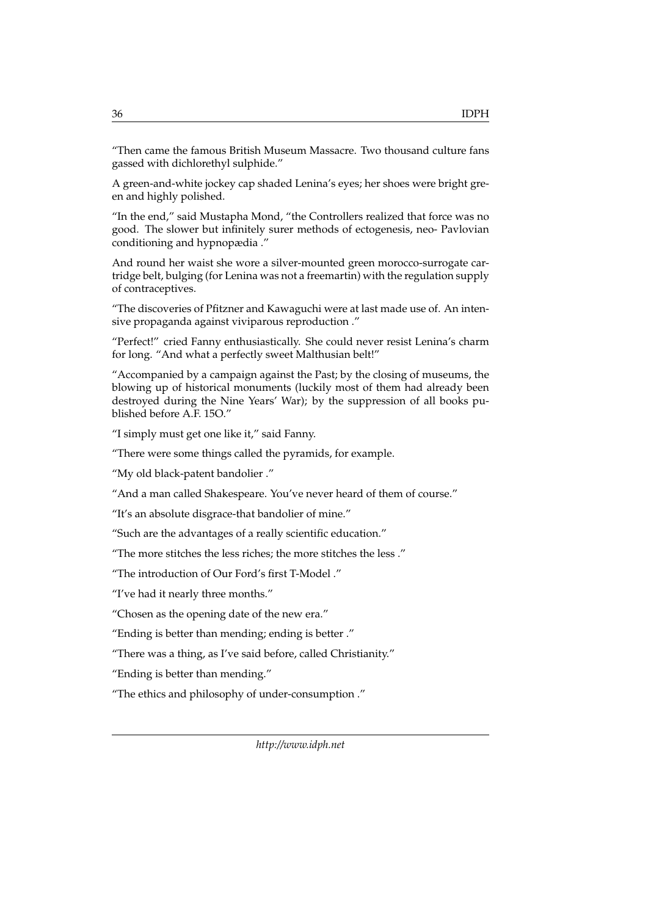"Then came the famous British Museum Massacre. Two thousand culture fans gassed with dichlorethyl sulphide."

A green-and-white jockey cap shaded Lenina's eyes; her shoes were bright green and highly polished.

"In the end," said Mustapha Mond, "the Controllers realized that force was no good. The slower but infinitely surer methods of ectogenesis, neo- Pavlovian conditioning and hypnopædia ."

And round her waist she wore a silver-mounted green morocco-surrogate cartridge belt, bulging (for Lenina was not a freemartin) with the regulation supply of contraceptives.

"The discoveries of Pfitzner and Kawaguchi were at last made use of. An intensive propaganda against viviparous reproduction ."

"Perfect!" cried Fanny enthusiastically. She could never resist Lenina's charm for long. "And what a perfectly sweet Malthusian belt!"

"Accompanied by a campaign against the Past; by the closing of museums, the blowing up of historical monuments (luckily most of them had already been destroyed during the Nine Years' War); by the suppression of all books published before A.F. 15O."

"I simply must get one like it," said Fanny.

"There were some things called the pyramids, for example.

"My old black-patent bandolier ."

"And a man called Shakespeare. You've never heard of them of course."

"It's an absolute disgrace-that bandolier of mine."

"Such are the advantages of a really scientific education."

"The more stitches the less riches; the more stitches the less ."

"The introduction of Our Ford's first T-Model ."

"I've had it nearly three months."

"Chosen as the opening date of the new era."

"Ending is better than mending; ending is better ."

"There was a thing, as I've said before, called Christianity."

"Ending is better than mending."

"The ethics and philosophy of under-consumption ."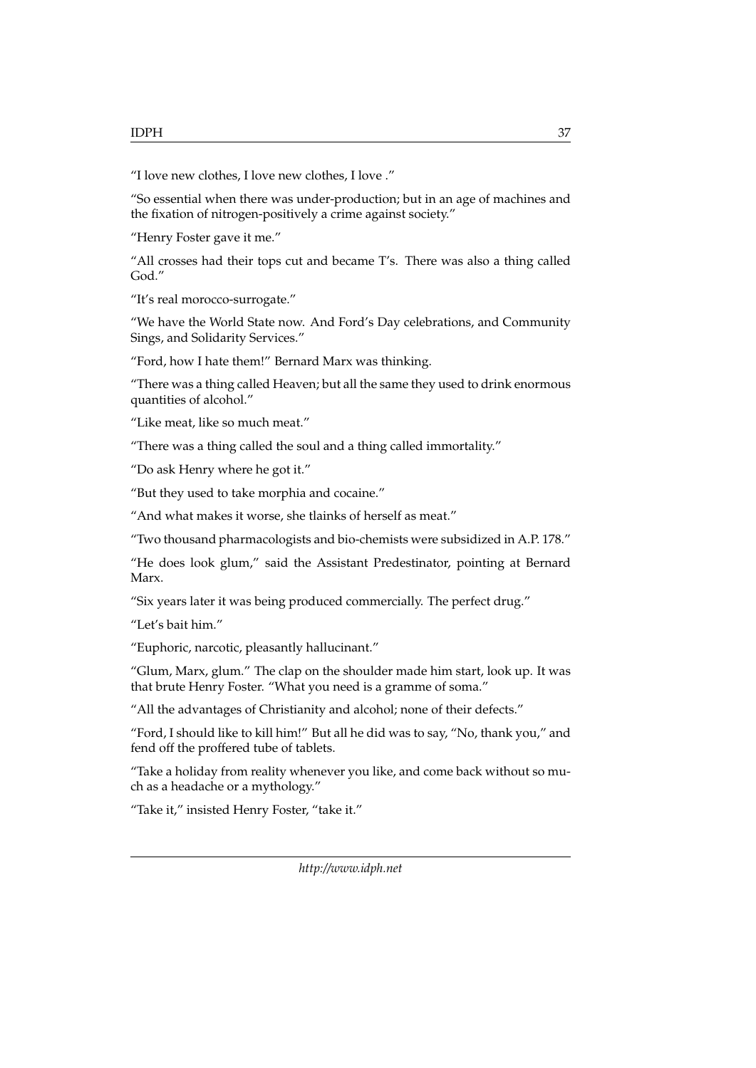"I love new clothes, I love new clothes, I love ."

"So essential when there was under-production; but in an age of machines and the fixation of nitrogen-positively a crime against society."

"Henry Foster gave it me."

"All crosses had their tops cut and became T's. There was also a thing called God."

"It's real morocco-surrogate."

"We have the World State now. And Ford's Day celebrations, and Community Sings, and Solidarity Services."

"Ford, how I hate them!" Bernard Marx was thinking.

"There was a thing called Heaven; but all the same they used to drink enormous quantities of alcohol."

"Like meat, like so much meat."

"There was a thing called the soul and a thing called immortality."

"Do ask Henry where he got it."

"But they used to take morphia and cocaine."

"And what makes it worse, she tlainks of herself as meat."

"Two thousand pharmacologists and bio-chemists were subsidized in A.P. 178."

"He does look glum," said the Assistant Predestinator, pointing at Bernard Marx.

"Six years later it was being produced commercially. The perfect drug."

"Let's bait him."

"Euphoric, narcotic, pleasantly hallucinant."

"Glum, Marx, glum." The clap on the shoulder made him start, look up. It was that brute Henry Foster. "What you need is a gramme of soma."

"All the advantages of Christianity and alcohol; none of their defects."

"Ford, I should like to kill him!" But all he did was to say, "No, thank you," and fend off the proffered tube of tablets.

"Take a holiday from reality whenever you like, and come back without so much as a headache or a mythology."

"Take it," insisted Henry Foster, "take it."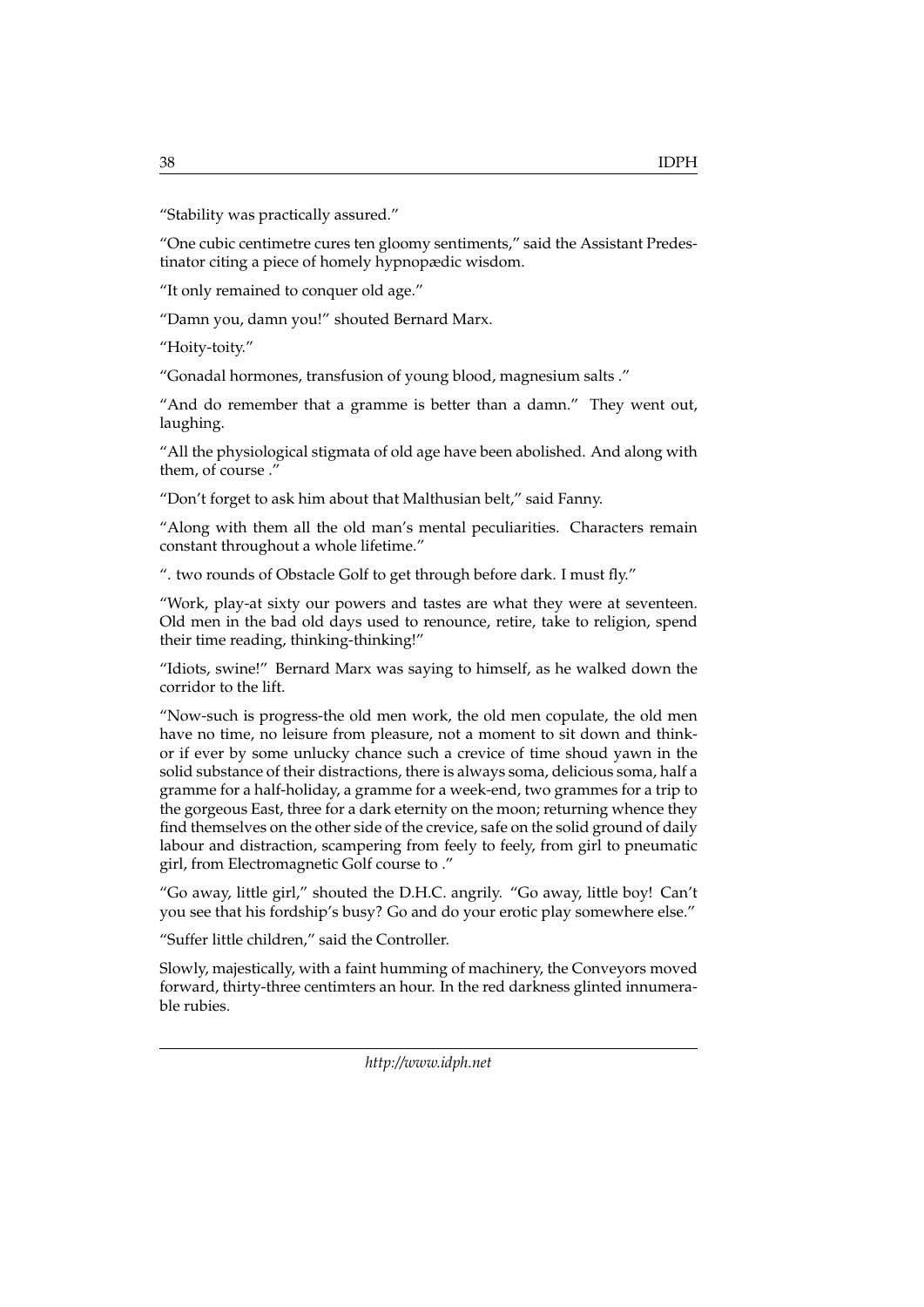"Stability was practically assured."

"One cubic centimetre cures ten gloomy sentiments," said the Assistant Predestinator citing a piece of homely hypnopædic wisdom.

"It only remained to conquer old age."

"Damn you, damn you!" shouted Bernard Marx.

"Hoity-toity."

"Gonadal hormones, transfusion of young blood, magnesium salts ."

"And do remember that a gramme is better than a damn." They went out, laughing.

"All the physiological stigmata of old age have been abolished. And along with them, of course ."

"Don't forget to ask him about that Malthusian belt," said Fanny.

"Along with them all the old man's mental peculiarities. Characters remain constant throughout a whole lifetime."

". two rounds of Obstacle Golf to get through before dark. I must fly."

"Work, play-at sixty our powers and tastes are what they were at seventeen. Old men in the bad old days used to renounce, retire, take to religion, spend their time reading, thinking-thinking!"

"Idiots, swine!" Bernard Marx was saying to himself, as he walked down the corridor to the lift.

"Now-such is progress-the old men work, the old men copulate, the old men have no time, no leisure from pleasure, not a moment to sit down and think-or if ever by some unlucky chance such a crevice of time shoud yawn in the solid substance of their distractions, there is always soma, delicious soma, half a gramme for a half-holiday, a gramme for a week-end, two grammes for a trip to the gorgeous East, three for a dark eternity on the moon; returning whence they find themselves on the other side of the crevice, safe on the solid ground of daily labour and distraction, scampering from feely to feely, from girl to pneumatic girl, from Electromagnetic Golf course to ."

"Go away, little girl," shouted the D.H.C. angrily. "Go away, little boy! Can't you see that his fordship's busy? Go and do your erotic play somewhere else."

"Suffer little children," said the Controller.

Slowly, majestically, with a faint humming of machinery, the Conveyors moved forward, thirty-three centimters an hour. In the red darkness glinted innumerable rubies.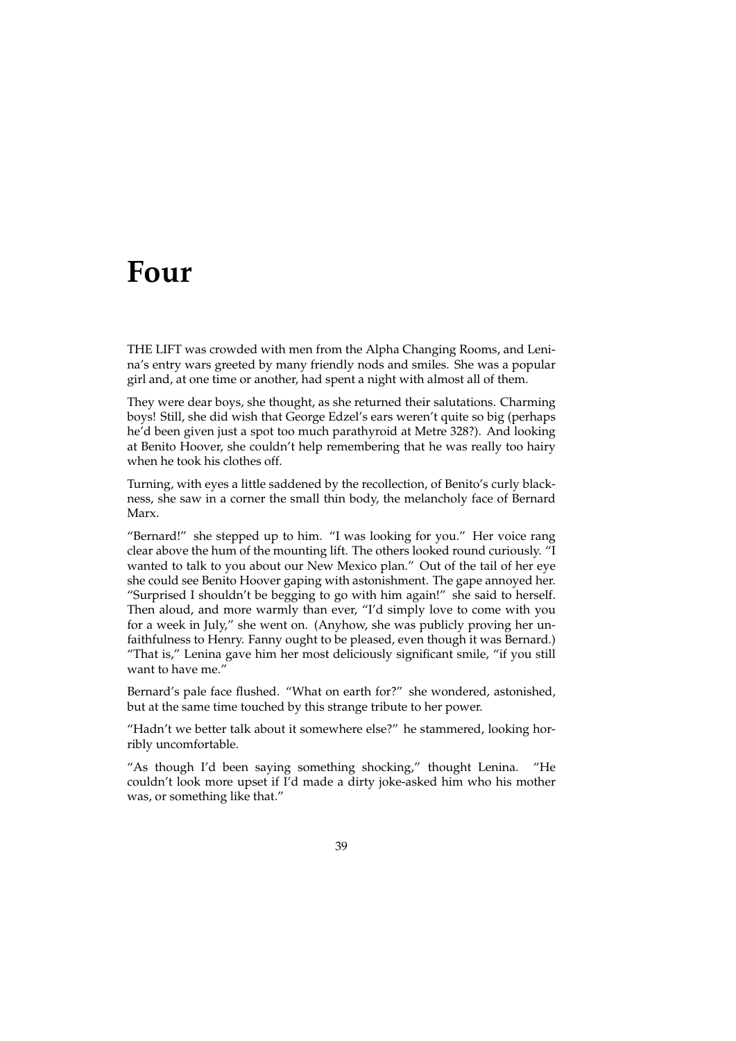# Four

THE LIFT was crowded with men from the Alpha Changing Rooms, and Lenina's entry wars greeted by many friendly nods and smiles. She was a popular girl and, at one time or another, had spent a night with almost all of them.

They were dear boys, she thought, as she returned their salutations. Charming boys! Still, she did wish that George Edzel's ears weren't quite so big (perhaps he'd been given just a spot too much parathyroid at Metre 328?). And looking at Benito Hoover, she couldn't help remembering that he was really too hairy when he took his clothes off.

Turning, with eyes a little saddened by the recollection, of Benito's curly blackness, she saw in a corner the small thin body, the melancholy face of Bernard Marx.

"Bernard!" she stepped up to him. "I was looking for you." Her voice rang clear above the hum of the mounting lift. The others looked round curiously. "I wanted to talk to you about our New Mexico plan." Out of the tail of her eye she could see Benito Hoover gaping with astonishment. The gape annoyed her. "Surprised I shouldn't be begging to go with him again!" she said to herself. Then aloud, and more warmly than ever, "I'd simply love to come with you for a week in July," she went on. (Anyhow, she was publicly proving her unfaithfulness to Henry. Fanny ought to be pleased, even though it was Bernard.) "That is," Lenina gave him her most deliciously significant smile, "if you still want to have me."

Bernard's pale face flushed. "What on earth for?" she wondered, astonished, but at the same time touched by this strange tribute to her power.

"Hadn't we better talk about it somewhere else?" he stammered, looking horribly uncomfortable.

"As though I'd been saying something shocking," thought Lenina. "He couldn't look more upset if I'd made a dirty joke-asked him who his mother was, or something like that."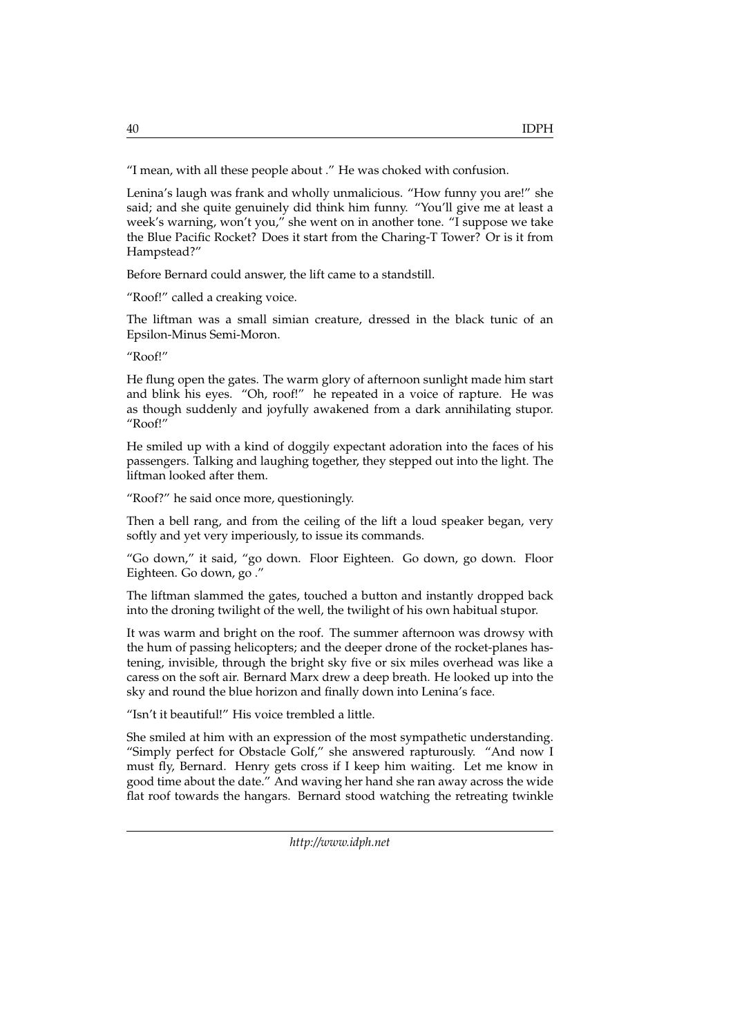"I mean, with all these people about ." He was choked with confusion.

Lenina's laugh was frank and wholly unmalicious. "How funny you are!" she said; and she quite genuinely did think him funny. "You'll give me at least a week's warning, won't you," she went on in another tone. "I suppose we take the Blue Pacific Rocket? Does it start from the Charing-T Tower? Or is it from Hampstead?"

Before Bernard could answer, the lift came to a standstill.

"Roof!" called a creaking voice.

The liftman was a small simian creature, dressed in the black tunic of an Epsilon-Minus Semi-Moron.

"Roof!"

He flung open the gates. The warm glory of afternoon sunlight made him start and blink his eyes. "Oh, roof!" he repeated in a voice of rapture. He was as though suddenly and joyfully awakened from a dark annihilating stupor. "Roof!"

He smiled up with a kind of doggily expectant adoration into the faces of his passengers. Talking and laughing together, they stepped out into the light. The liftman looked after them.

"Roof?" he said once more, questioningly.

Then a bell rang, and from the ceiling of the lift a loud speaker began, very softly and yet very imperiously, to issue its commands.

"Go down," it said, "go down. Floor Eighteen. Go down, go down. Floor Eighteen. Go down, go ."

The liftman slammed the gates, touched a button and instantly dropped back into the droning twilight of the well, the twilight of his own habitual stupor.

It was warm and bright on the roof. The summer afternoon was drowsy with the hum of passing helicopters; and the deeper drone of the rocket-planes hastening, invisible, through the bright sky five or six miles overhead was like a caress on the soft air. Bernard Marx drew a deep breath. He looked up into the sky and round the blue horizon and finally down into Lenina's face.

"Isn't it beautiful!" His voice trembled a little.

She smiled at him with an expression of the most sympathetic understanding. "Simply perfect for Obstacle Golf," she answered rapturously. "And now I must fly, Bernard. Henry gets cross if I keep him waiting. Let me know in good time about the date." And waving her hand she ran away across the wide flat roof towards the hangars. Bernard stood watching the retreating twinkle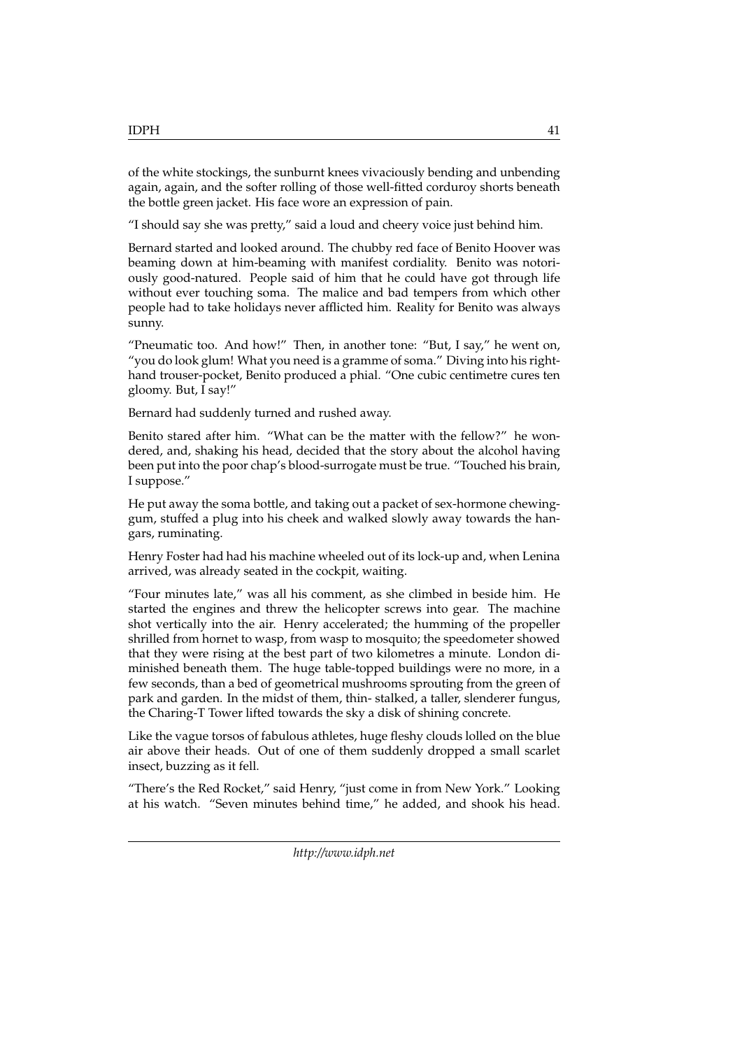of the white stockings, the sunburnt knees vivaciously bending and unbending again, again, and the softer rolling of those well-fitted corduroy shorts beneath the bottle green jacket. His face wore an expression of pain.

"I should say she was pretty," said a loud and cheery voice just behind him.

Bernard started and looked around. The chubby red face of Benito Hoover was beaming down at him-beaming with manifest cordiality. Benito was notoriously good-natured. People said of him that he could have got through life without ever touching soma. The malice and bad tempers from which other people had to take holidays never afflicted him. Reality for Benito was always sunny.

"Pneumatic too. And how!" Then, in another tone: "But, I say," he went on, "you do look glum! What you need is a gramme of soma." Diving into his right-hand trouser-pocket, Benito produced a phial. "One cubic centimetre cures ten gloomy. But, I say!"

Bernard had suddenly turned and rushed away.

Benito stared after him. "What can be the matter with the fellow?" he wondered, and, shaking his head, decided that the story about the alcohol having been put into the poor chap's blood-surrogate must be true. "Touched his brain, I suppose."

He put away the soma bottle, and taking out a packet of sex-hormone chewing-gum, stuffed a plug into his cheek and walked slowly away towards the hangars, ruminating.

Henry Foster had had his machine wheeled out of its lock-up and, when Lenina arrived, was already seated in the cockpit, waiting.

"Four minutes late," was all his comment, as she climbed in beside him. He started the engines and threw the helicopter screws into gear. The machine shot vertically into the air. Henry accelerated; the humming of the propeller shrilled from hornet to wasp, from wasp to mosquito; the speedometer showed that they were rising at the best part of two kilometres a minute. London diminished beneath them. The huge table-topped buildings were no more, in a few seconds, than a bed of geometrical mushrooms sprouting from the green of park and garden. In the midst of them, thin- stalked, a taller, slenderer fungus, the Charing-T Tower lifted towards the sky a disk of shining concrete.

Like the vague torsos of fabulous athletes, huge fleshy clouds lolled on the blue air above their heads. Out of one of them suddenly dropped a small scarlet insect, buzzing as it fell.

"There's the Red Rocket," said Henry, "just come in from New York." Looking at his watch. "Seven minutes behind time," he added, and shook his head.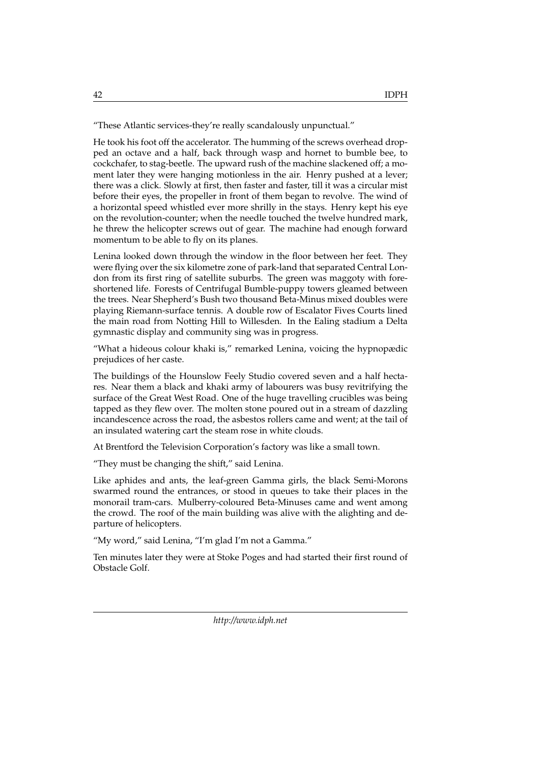"These Atlantic services-they're really scandalously unpunctual."

He took his foot off the accelerator. The humming of the screws overhead dropped an octave and a half, back through wasp and hornet to bumble bee, to cockchafer, to stag-beetle. The upward rush of the machine slackened off; a moment later they were hanging motionless in the air. Henry pushed at a lever; there was a click. Slowly at first, then faster and faster, till it was a circular mist before their eyes, the propeller in front of them began to revolve. The wind of a horizontal speed whistled ever more shrilly in the stays. Henry kept his eye on the revolution-counter; when the needle touched the twelve hundred mark, he threw the helicopter screws out of gear. The machine had enough forward momentum to be able to fly on its planes.

Lenina looked down through the window in the floor between her feet. They were flying over the six kilometre zone of park-land that separated Central London from its first ring of satellite suburbs. The green was maggoty with foreshortened life. Forests of Centrifugal Bumble-puppy towers gleamed between the trees. Near Shepherd's Bush two thousand Beta-Minus mixed doubles were playing Riemann-surface tennis. A double row of Escalator Fives Courts lined the main road from Notting Hill to Willesden. In the Ealing stadium a Delta gymnastic display and community sing was in progress.

"What a hideous colour khaki is," remarked Lenina, voicing the hypnopædic prejudices of her caste.

The buildings of the Hounslow Feely Studio covered seven and a half hectares. Near them a black and khaki army of labourers was busy revitrifying the surface of the Great West Road. One of the huge travelling crucibles was being tapped as they flew over. The molten stone poured out in a stream of dazzling incandescence across the road, the asbestos rollers came and went; at the tail of an insulated watering cart the steam rose in white clouds.

At Brentford the Television Corporation's factory was like a small town.

"They must be changing the shift," said Lenina.

Like aphides and ants, the leaf-green Gamma girls, the black Semi-Morons swarmed round the entrances, or stood in queues to take their places in the monorail tram-cars. Mulberry-coloured Beta-Minuses came and went among the crowd. The roof of the main building was alive with the alighting and departure of helicopters.

"My word," said Lenina, "I'm glad I'm not a Gamma."

Ten minutes later they were at Stoke Poges and had started their first round of Obstacle Golf.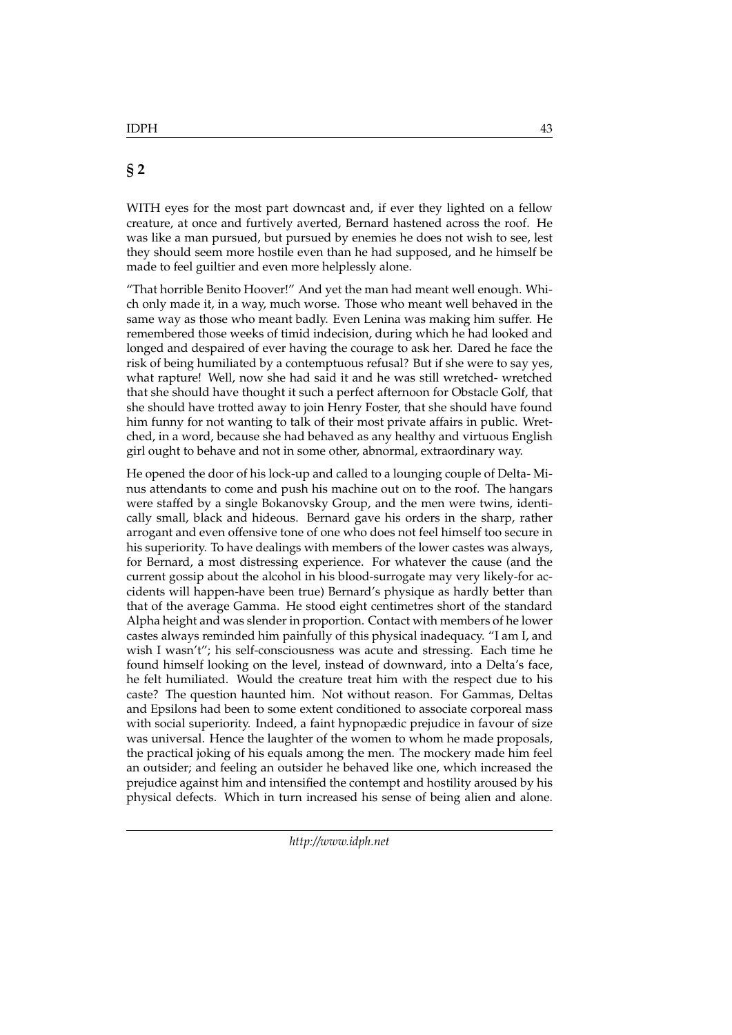## § 2

WITH eyes for the most part downcast and, if ever they lighted on a fellow creature, at once and furtively averted, Bernard hastened across the roof. He was like a man pursued, but pursued by enemies he does not wish to see, lest they should seem more hostile even than he had supposed, and he himself be made to feel guiltier and even more helplessly alone.

"That horrible Benito Hoover!" And yet the man had meant well enough. Which only made it, in a way, much worse. Those who meant well behaved in the same way as those who meant badly. Even Lenina was making him suffer. He remembered those weeks of timid indecision, during which he had looked and longed and despaired of ever having the courage to ask her. Dared he face the risk of being humiliated by a contemptuous refusal? But if she were to say yes, what rapture! Well, now she had said it and he was still wretched- wretched that she should have thought it such a perfect afternoon for Obstacle Golf, that she should have trotted away to join Henry Foster, that she should have found him funny for not wanting to talk of their most private affairs in public. Wretched, in a word, because she had behaved as any healthy and virtuous English girl ought to behave and not in some other, abnormal, extraordinary way.

He opened the door of his lock-up and called to a lounging couple of Delta- Minus attendants to come and push his machine out on to the roof. The hangars were staffed by a single Bokanovsky Group, and the men were twins, identically small, black and hideous. Bernard gave his orders in the sharp, rather arrogant and even offensive tone of one who does not feel himself too secure in his superiority. To have dealings with members of the lower castes was always, for Bernard, a most distressing experience. For whatever the cause (and the current gossip about the alcohol in his blood-surrogate may very likely-for accidents will happen-have been true) Bernard's physique as hardly better than that of the average Gamma. He stood eight centimetres short of the standard Alpha height and was slender in proportion. Contact with members of he lower castes always reminded him painfully of this physical inadequacy. "I am I, and wish I wasn't"; his self-consciousness was acute and stressing. Each time he found himself looking on the level, instead of downward, into a Delta's face, he felt humiliated. Would the creature treat him with the respect due to his caste? The question haunted him. Not without reason. For Gammas, Deltas and Epsilons had been to some extent conditioned to associate corporeal mass with social superiority. Indeed, a faint hypnopædic prejudice in favour of size was universal. Hence the laughter of the women to whom he made proposals, the practical joking of his equals among the men. The mockery made him feel an outsider; and feeling an outsider he behaved like one, which increased the prejudice against him and intensified the contempt and hostility aroused by his physical defects. Which in turn increased his sense of being alien and alone.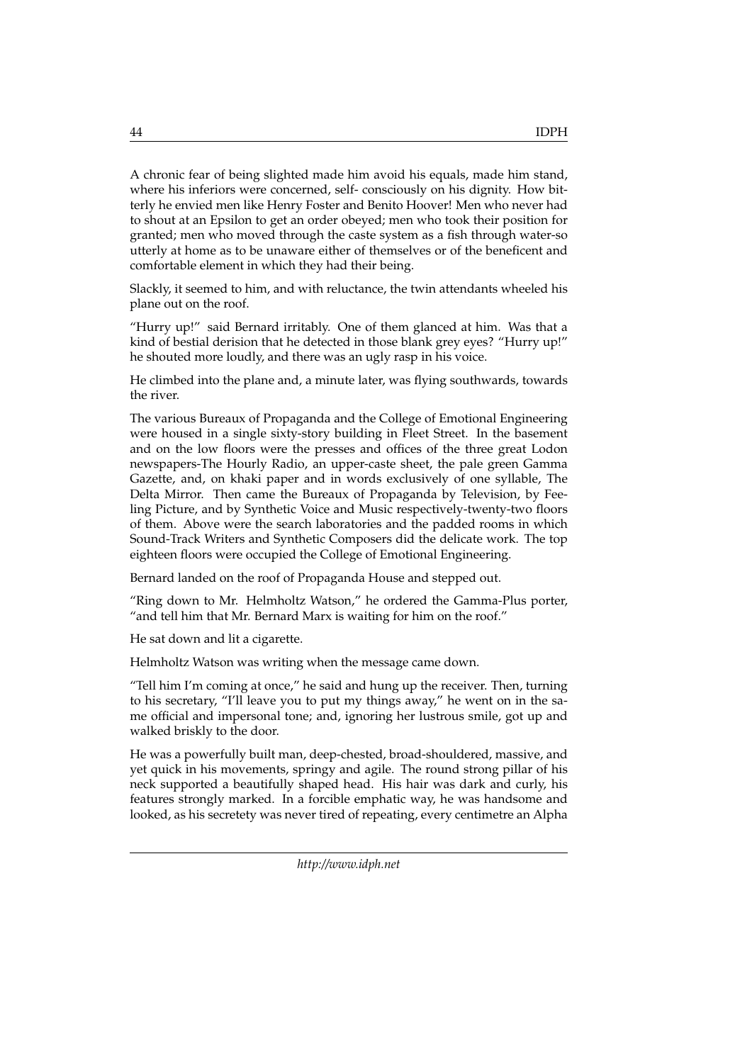A chronic fear of being slighted made him avoid his equals, made him stand, where his inferiors were concerned, self- consciously on his dignity. How bitterly he envied men like Henry Foster and Benito Hoover! Men who never had to shout at an Epsilon to get an order obeyed; men who took their position for granted; men who moved through the caste system as a fish through water-so utterly at home as to be unaware either of themselves or of the beneficent and comfortable element in which they had their being.

Slackly, it seemed to him, and with reluctance, the twin attendants wheeled his plane out on the roof.

"Hurry up!" said Bernard irritably. One of them glanced at him. Was that a kind of bestial derision that he detected in those blank grey eyes? "Hurry up!" he shouted more loudly, and there was an ugly rasp in his voice.

He climbed into the plane and, a minute later, was flying southwards, towards the river.

The various Bureaux of Propaganda and the College of Emotional Engineering were housed in a single sixty-story building in Fleet Street. In the basement and on the low floors were the presses and offices of the three great Lodon newspapers-The Hourly Radio, an upper-caste sheet, the pale green Gamma Gazette, and, on khaki paper and in words exclusively of one syllable, The Delta Mirror. Then came the Bureaux of Propaganda by Television, by Feeling Picture, and by Synthetic Voice and Music respectively-twenty-two floors of them. Above were the search laboratories and the padded rooms in which Sound-Track Writers and Synthetic Composers did the delicate work. The top eighteen floors were occupied the College of Emotional Engineering.

Bernard landed on the roof of Propaganda House and stepped out.

"Ring down to Mr. Helmholtz Watson," he ordered the Gamma-Plus porter, "and tell him that Mr. Bernard Marx is waiting for him on the roof."

He sat down and lit a cigarette.

Helmholtz Watson was writing when the message came down.

"Tell him I'm coming at once," he said and hung up the receiver. Then, turning to his secretary, "I'll leave you to put my things away," he went on in the same official and impersonal tone; and, ignoring her lustrous smile, got up and walked briskly to the door.

He was a powerfully built man, deep-chested, broad-shouldered, massive, and yet quick in his movements, springy and agile. The round strong pillar of his neck supported a beautifully shaped head. His hair was dark and curly, his features strongly marked. In a forcible emphatic way, he was handsome and looked, as his secretety was never tired of repeating, every centimetre an Alpha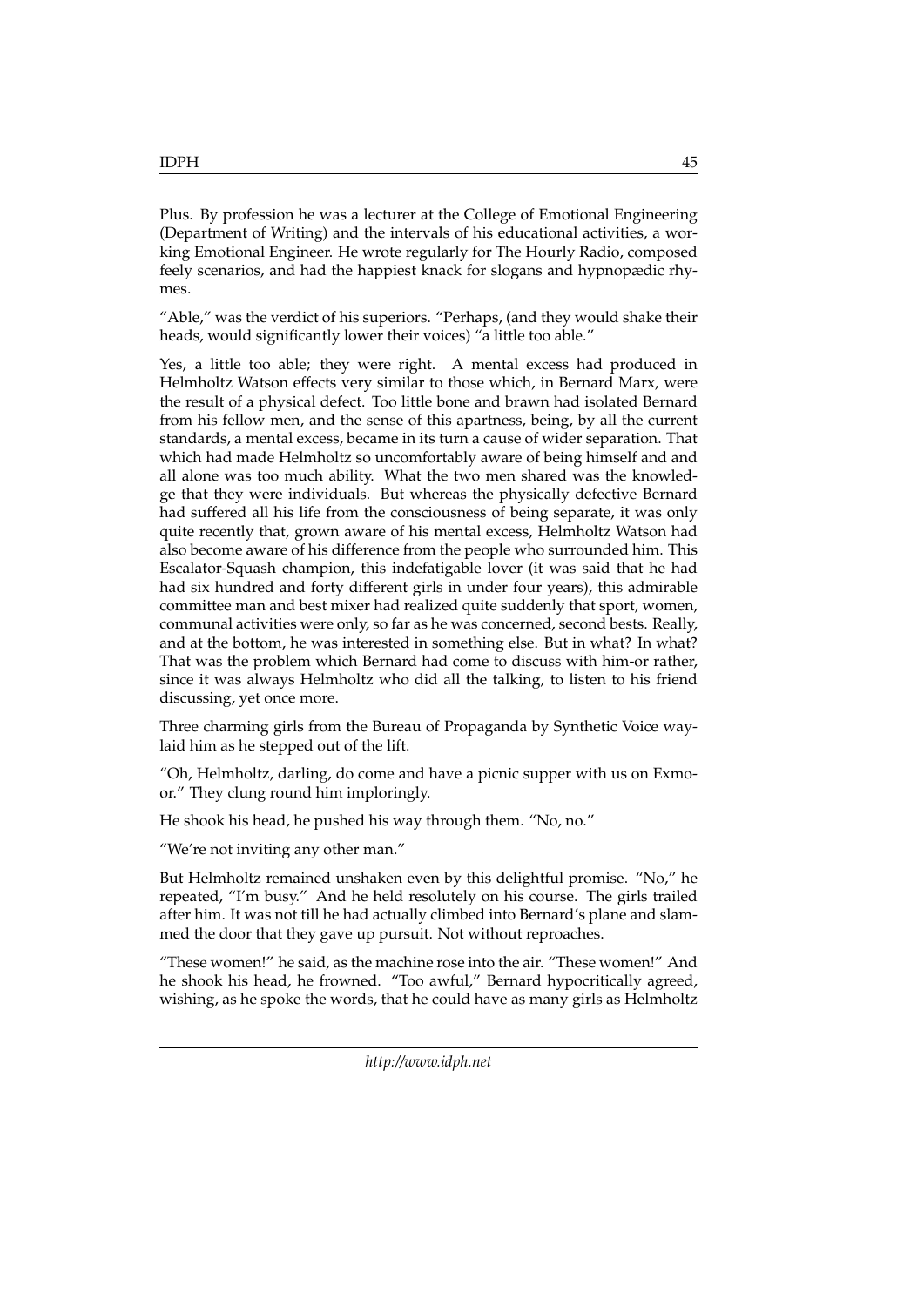Plus. By profession he was a lecturer at the College of Emotional Engineering (Department of Writing) and the intervals of his educational activities, a working Emotional Engineer. He wrote regularly for The Hourly Radio, composed feely scenarios, and had the happiest knack for slogans and hypnopædic rhymes.

"Able," was the verdict of his superiors. "Perhaps, (and they would shake their heads, would significantly lower their voices) "a little too able."

Yes, a little too able; they were right. A mental excess had produced in Helmholtz Watson effects very similar to those which, in Bernard Marx, were the result of a physical defect. Too little bone and brawn had isolated Bernard from his fellow men, and the sense of this apartness, being, by all the current standards, a mental excess, became in its turn a cause of wider separation. That which had made Helmholtz so uncomfortably aware of being himself and and all alone was too much ability. What the two men shared was the knowledge that they were individuals. But whereas the physically defective Bernard had suffered all his life from the consciousness of being separate, it was only quite recently that, grown aware of his mental excess, Helmholtz Watson had also become aware of his difference from the people who surrounded him. This Escalator-Squash champion, this indefatigable lover (it was said that he had had six hundred and forty different girls in under four years), this admirable committee man and best mixer had realized quite suddenly that sport, women, communal activities were only, so far as he was concerned, second bests. Really, and at the bottom, he was interested in something else. But in what? In what? That was the problem which Bernard had come to discuss with him-or rather, since it was always Helmholtz who did all the talking, to listen to his friend discussing, yet once more.

Three charming girls from the Bureau of Propaganda by Synthetic Voice waylaid him as he stepped out of the lift.

"Oh, Helmholtz, darling, do come and have a picnic supper with us on Exmoor." They clung round him imploringly.

He shook his head, he pushed his way through them. "No, no."

"We're not inviting any other man."

But Helmholtz remained unshaken even by this delightful promise. "No," he repeated, "I'm busy." And he held resolutely on his course. The girls trailed after him. It was not till he had actually climbed into Bernard's plane and slammed the door that they gave up pursuit. Not without reproaches.

"These women!" he said, as the machine rose into the air. "These women!" And he shook his head, he frowned. "Too awful," Bernard hypocritically agreed, wishing, as he spoke the words, that he could have as many girls as Helmholtz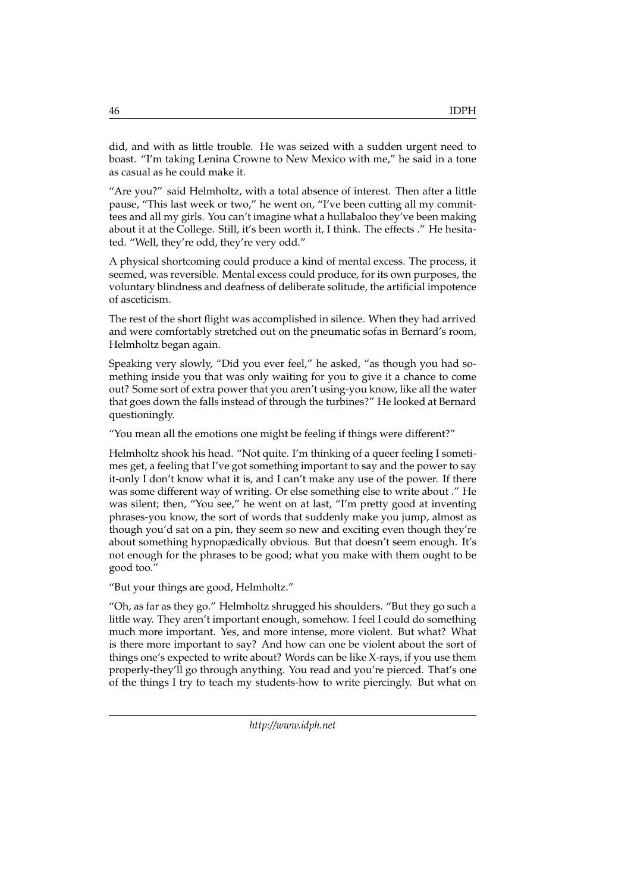did, and with as little trouble. He was seized with a sudden urgent need to boast. "I'm taking Lenina Crowne to New Mexico with me," he said in a tone as casual as he could make it.

"Are you?" said Helmholtz, with a total absence of interest. Then after a little pause, "This last week or two," he went on, "I've been cutting all my committees and all my girls. You can't imagine what a hullabaloo they've been making about it at the College. Still, it's been worth it, I think. The effects ." He hesitated. "Well, they're odd, they're very odd."

A physical shortcoming could produce a kind of mental excess. The process, it seemed, was reversible. Mental excess could produce, for its own purposes, the voluntary blindness and deafness of deliberate solitude, the artificial impotence of asceticism.

The rest of the short flight was accomplished in silence. When they had arrived and were comfortably stretched out on the pneumatic sofas in Bernard's room, Helmholtz began again.

Speaking very slowly, "Did you ever feel," he asked, "as though you had something inside you that was only waiting for you to give it a chance to come out? Some sort of extra power that you aren't using-you know, like all the water that goes down the falls instead of through the turbines?" He looked at Bernard questioningly.

"You mean all the emotions one might be feeling if things were different?"

Helmholtz shook his head. "Not quite. I'm thinking of a queer feeling I sometimes get, a feeling that I've got something important to say and the power to say it-only I don't know what it is, and I can't make any use of the power. If there was some different way of writing. Or else something else to write about ." He was silent; then, "You see," he went on at last, "I'm pretty good at inventing phrases-you know, the sort of words that suddenly make you jump, almost as though you'd sat on a pin, they seem so new and exciting even though they're about something hypnopædically obvious. But that doesn't seem enough. It's not enough for the phrases to be good; what you make with them ought to be good too."

"But your things are good, Helmholtz."

"Oh, as far as they go." Helmholtz shrugged his shoulders. "But they go such a little way. They aren't important enough, somehow. I feel I could do something much more important. Yes, and more intense, more violent. But what? What is there more important to say? And how can one be violent about the sort of things one's expected to write about? Words can be like X-rays, if you use them properly-they'll go through anything. You read and you're pierced. That's one of the things I try to teach my students-how to write piercingly. But what on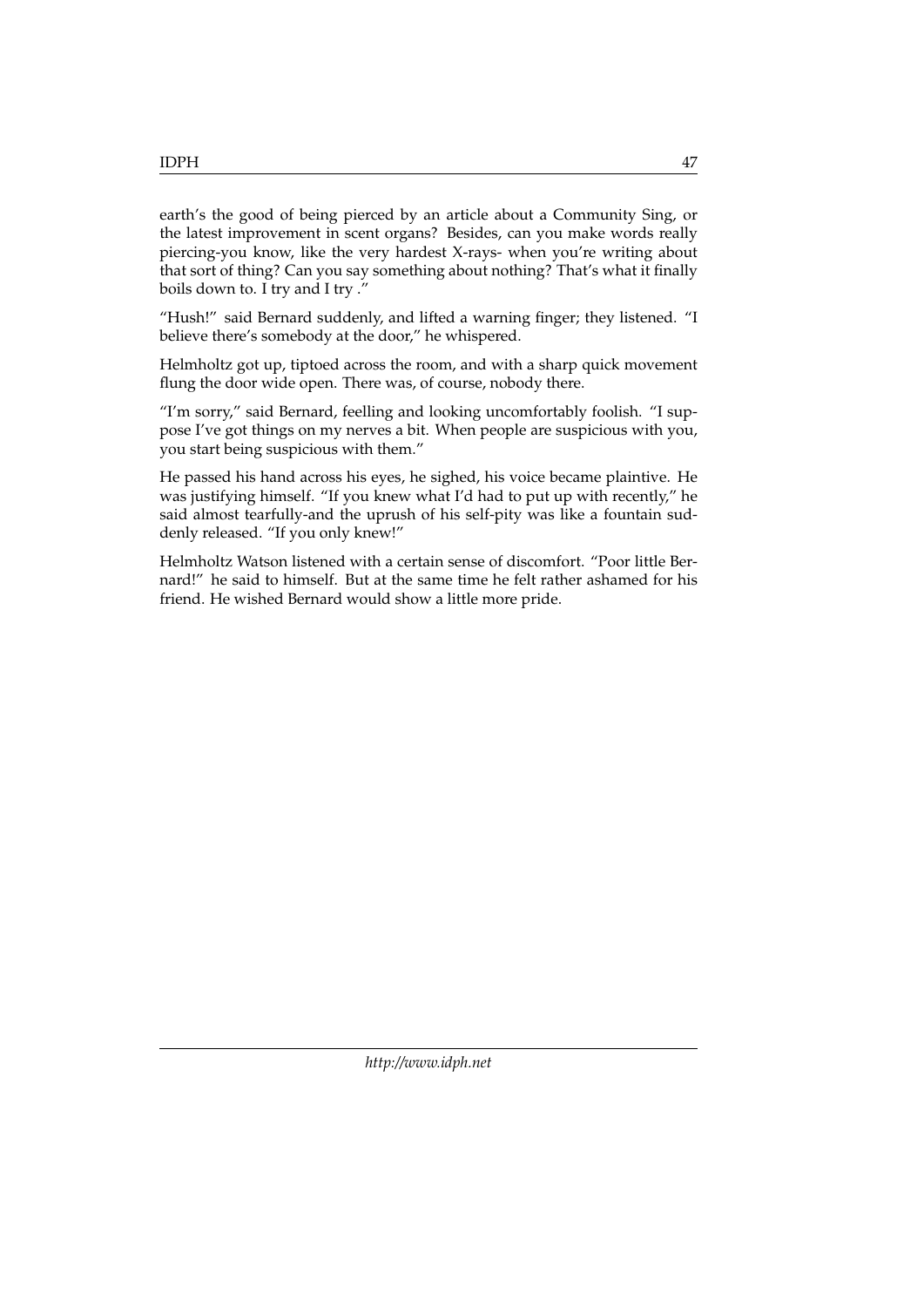earth's the good of being pierced by an article about a Community Sing, or the latest improvement in scent organs? Besides, can you make words really piercing-you know, like the very hardest X-rays- when you're writing about that sort of thing? Can you say something about nothing? That's what it finally boils down to. I try and I try ."

"Hush!" said Bernard suddenly, and lifted a warning finger; they listened. "I believe there's somebody at the door," he whispered.

Helmholtz got up, tiptoed across the room, and with a sharp quick movement flung the door wide open. There was, of course, nobody there.

"I'm sorry," said Bernard, feelling and looking uncomfortably foolish. "I suppose I've got things on my nerves a bit. When people are suspicious with you, you start being suspicious with them."

He passed his hand across his eyes, he sighed, his voice became plaintive. He was justifying himself. "If you knew what I'd had to put up with recently," he said almost tearfully-and the uprush of his self-pity was like a fountain suddenly released. "If you only knew!"

Helmholtz Watson listened with a certain sense of discomfort. "Poor little Bernard!" he said to himself. But at the same time he felt rather ashamed for his friend. He wished Bernard would show a little more pride.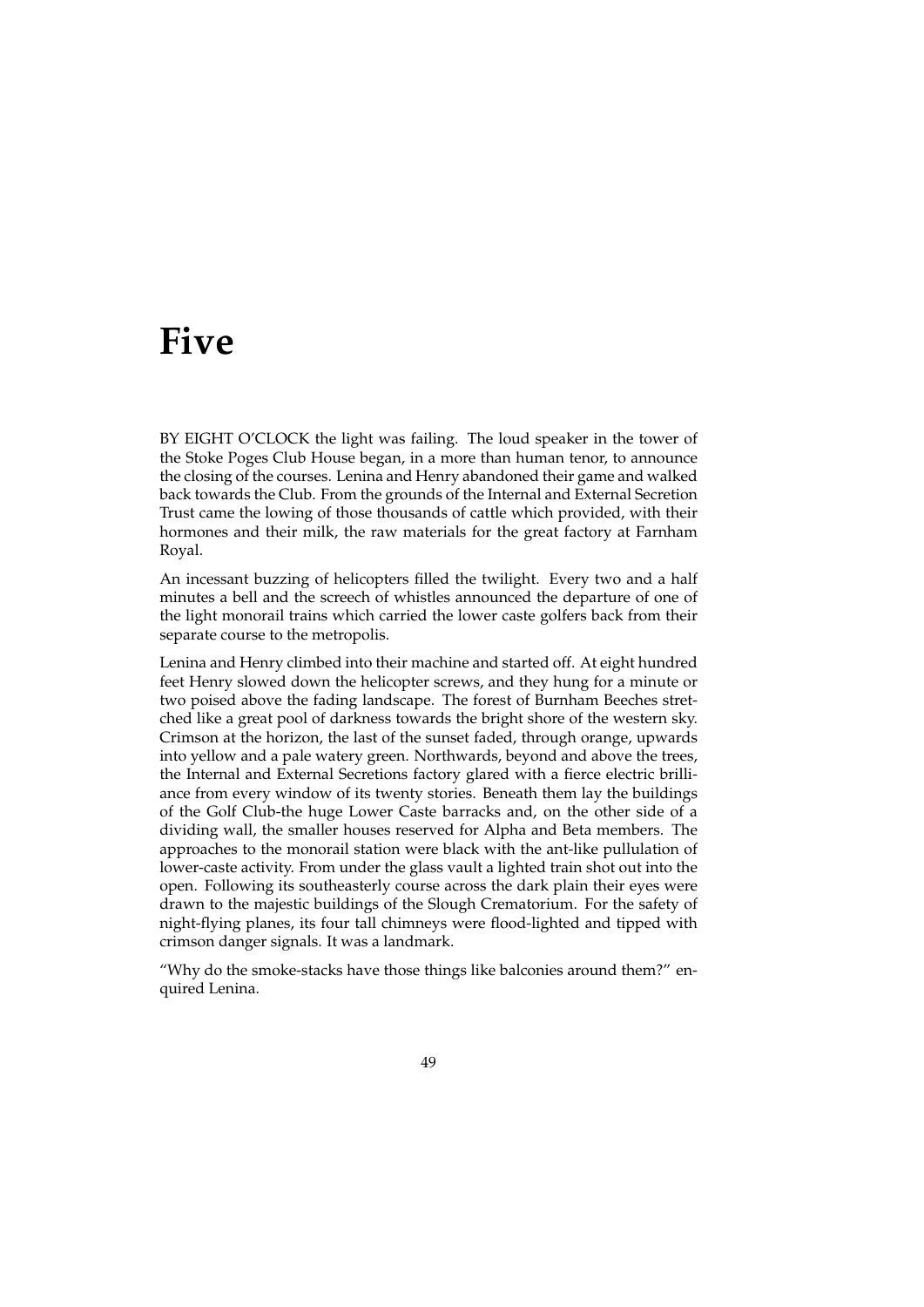# Five

BY EIGHT O'CLOCK the light was failing. The loud speaker in the tower of the Stoke Poges Club House began, in a more than human tenor, to announce the closing of the courses. Lenina and Henry abandoned their game and walked back towards the Club. From the grounds of the Internal and External Secretion Trust came the lowing of those thousands of cattle which provided, with their hormones and their milk, the raw materials for the great factory at Farnham Royal.

An incessant buzzing of helicopters filled the twilight. Every two and a half minutes a bell and the screech of whistles announced the departure of one of the light monorail trains which carried the lower caste golfers back from their separate course to the metropolis.

Lenina and Henry climbed into their machine and started off. At eight hundred feet Henry slowed down the helicopter screws, and they hung for a minute or two poised above the fading landscape. The forest of Burnham Beeches stretched like a great pool of darkness towards the bright shore of the western sky. Crimson at the horizon, the last of the sunset faded, through orange, upwards into yellow and a pale watery green. Northwards, beyond and above the trees, the Internal and External Secretions factory glared with a fierce electric brilliance from every window of its twenty stories. Beneath them lay the buildings of the Golf Club-the huge Lower Caste barracks and, on the other side of a dividing wall, the smaller houses reserved for Alpha and Beta members. The approaches to the monorail station were black with the ant-like pullulation of lower-caste activity. From under the glass vault a lighted train shot out into the open. Following its southeasterly course across the dark plain their eyes were drawn to the majestic buildings of the Slough Crematorium. For the safety of night-flying planes, its four tall chimneys were flood-lighted and tipped with crimson danger signals. It was a landmark.

"Why do the smoke-stacks have those things like balconies around them?" enquired Lenina.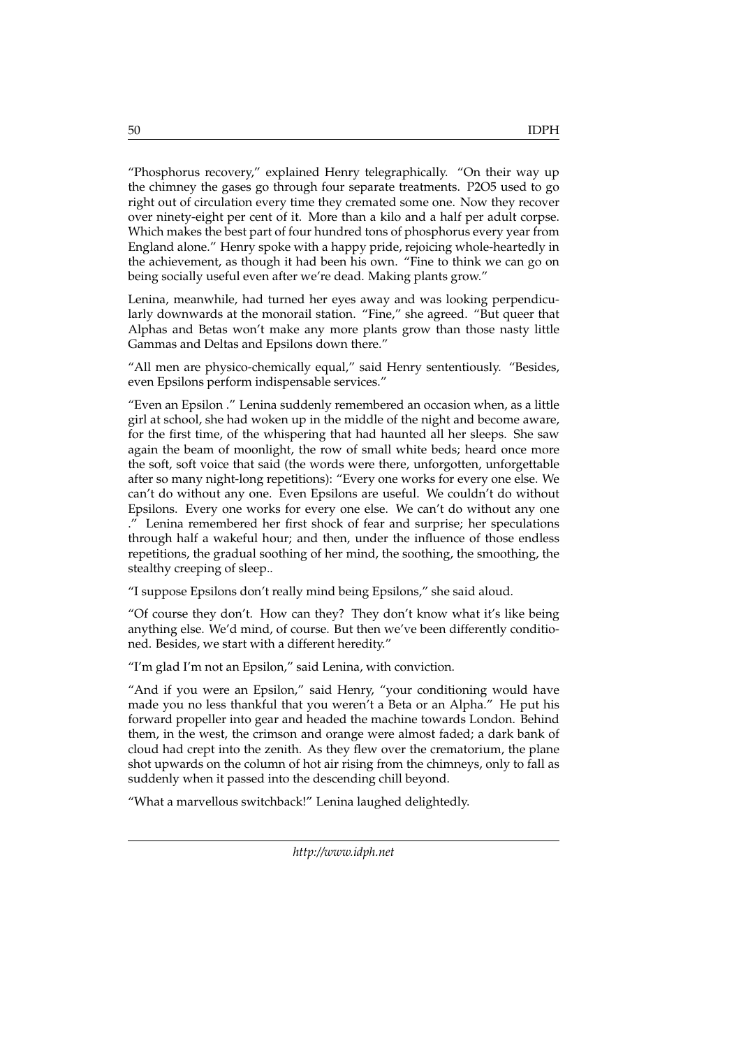"Phosphorus recovery," explained Henry telegraphically. "On their way up the chimney the gases go through four separate treatments. $P_2O_5$ used to go right out of circulation every time they cremated some one. Now they recover over ninety-eight per cent of it. More than a kilo and a half per adult corpse. Which makes the best part of four hundred tons of phosphorus every year from England alone." Henry spoke with a happy pride, rejoicing whole-heartedly in the achievement, as though it had been his own. "Fine to think we can go on being socially useful even after we're dead. Making plants grow."

Lenina, meanwhile, had turned her eyes away and was looking perpendicularly downwards at the monorail station. "Fine," she agreed. "But queer that Alphas and Betas won't make any more plants grow than those nasty little Gammas and Deltas and Epsilons down there."

"All men are physico-chemically equal," said Henry sententiously. "Besides, even Epsilons perform indispensable services."

"Even an Epsilon ." Lenina suddenly remembered an occasion when, as a little girl at school, she had woken up in the middle of the night and become aware, for the first time, of the whispering that had haunted all her sleeps. She saw again the beam of moonlight, the row of small white beds; heard once more the soft, soft voice that said (the words were there, unforgotten, unforgettable after so many night-long repetitions): "Every one works for every one else. We can't do without any one. Even Epsilons are useful. We couldn't do without Epsilons. Every one works for every one else. We can't do without any one ." Lenina remembered her first shock of fear and surprise; her speculations through half a wakeful hour; and then, under the influence of those endless repetitions, the gradual soothing of her mind, the soothing, the smoothing, the stealthy creeping of sleep..

"I suppose Epsilons don't really mind being Epsilons," she said aloud.

"Of course they don't. How can they? They don't know what it's like being anything else. We'd mind, of course. But then we've been differently conditioned. Besides, we start with a different heredity."

"I'm glad I'm not an Epsilon," said Lenina, with conviction.

"And if you were an Epsilon," said Henry, "your conditioning would have made you no less thankful that you weren't a Beta or an Alpha." He put his forward propeller into gear and headed the machine towards London. Behind them, in the west, the crimson and orange were almost faded; a dark bank of cloud had crept into the zenith. As they flew over the crematorium, the plane shot upwards on the column of hot air rising from the chimneys, only to fall as suddenly when it passed into the descending chill beyond.

"What a marvellous switchback!" Lenina laughed delightedly.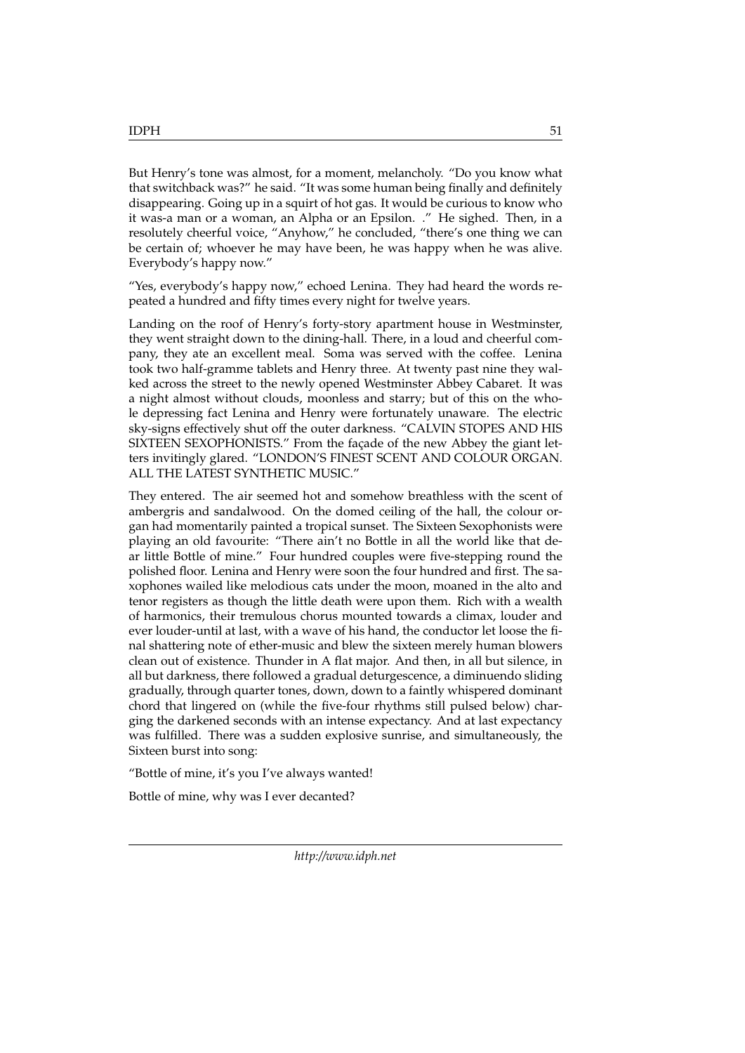But Henry's tone was almost, for a moment, melancholy. "Do you know what that switchback was?" he said. "It was some human being finally and definitely disappearing. Going up in a squirt of hot gas. It would be curious to know who it was-a man or a woman, an Alpha or an Epsilon. ." He sighed. Then, in a resolutely cheerful voice, "Anyhow," he concluded, "there's one thing we can be certain of; whoever he may have been, he was happy when he was alive. Everybody's happy now."

"Yes, everybody's happy now," echoed Lenina. They had heard the words repeated a hundred and fifty times every night for twelve years.

Landing on the roof of Henry's forty-story apartment house in Westminster, they went straight down to the dining-hall. There, in a loud and cheerful company, they ate an excellent meal. Soma was served with the coffee. Lenina took two half-gramme tablets and Henry three. At twenty past nine they walked across the street to the newly opened Westminster Abbey Cabaret. It was a night almost without clouds, moonless and starry; but of this on the whole depressing fact Lenina and Henry were fortunately unaware. The electric sky-signs effectively shut off the outer darkness. "CALVIN STOPES AND HIS SIXTEEN SEXOPHONISTS." From the façade of the new Abbey the giant letters invitingly glared. "LONDON'S FINEST SCENT AND COLOUR ORGAN. ALL THE LATEST SYNTHETIC MUSIC."

They entered. The air seemed hot and somehow breathless with the scent of ambergris and sandalwood. On the domed ceiling of the hall, the colour organ had momentarily painted a tropical sunset. The Sixteen Sexophonists were playing an old favourite: "There ain't no Bottle in all the world like that dear little Bottle of mine." Four hundred couples were five-stepping round the polished floor. Lenina and Henry were soon the four hundred and first. The saxophones wailed like melodious cats under the moon, moaned in the alto and tenor registers as though the little death were upon them. Rich with a wealth of harmonics, their tremulous chorus mounted towards a climax, louder and ever louder-until at last, with a wave of his hand, the conductor let loose the final shattering note of ether-music and blew the sixteen merely human blowers clean out of existence. Thunder in A flat major. And then, in all but silence, in all but darkness, there followed a gradual deturgescence, a diminuendo sliding gradually, through quarter tones, down, down to a faintly whispered dominant chord that lingered on (while the five-four rhythms still pulsed below) charging the darkened seconds with an intense expectancy. And at last expectancy was fulfilled. There was a sudden explosive sunrise, and simultaneously, the Sixteen burst into song:

"Bottle of mine, it's you I've always wanted!

Bottle of mine, why was I ever decanted?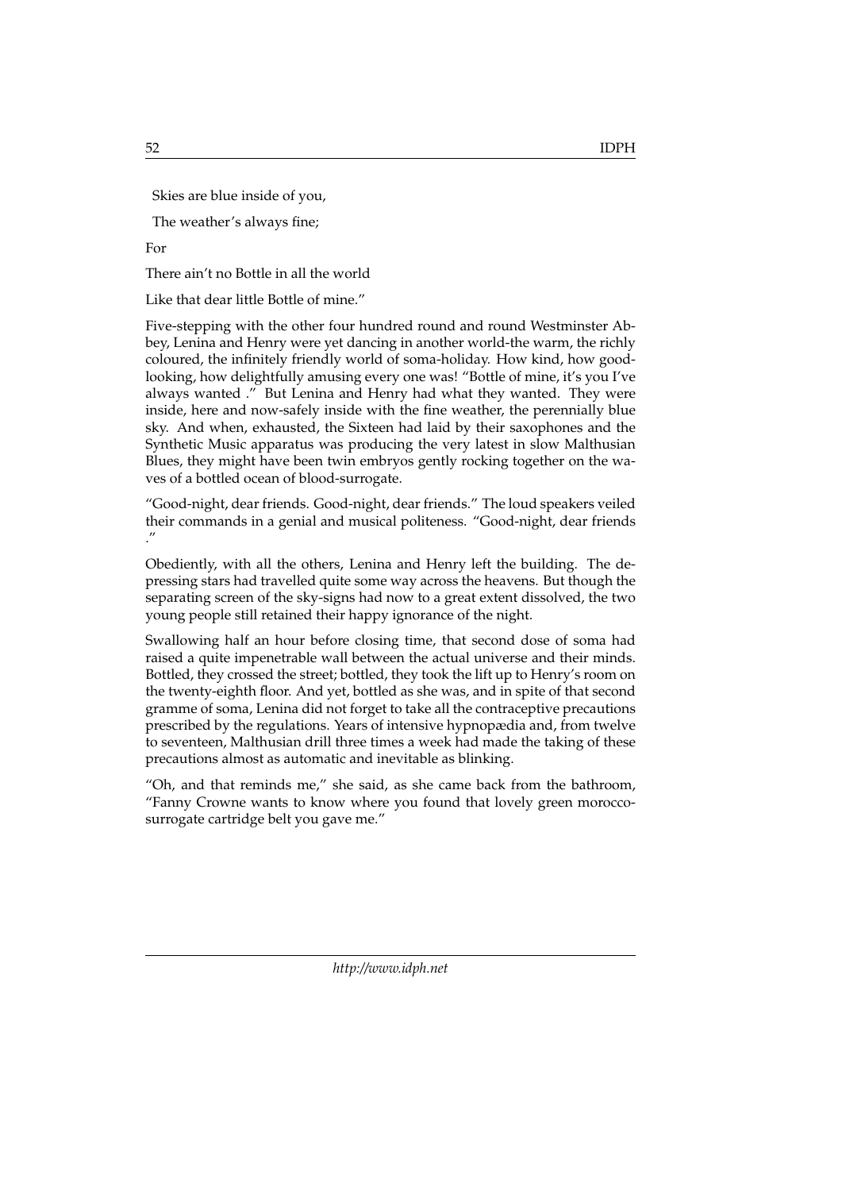Skies are blue inside of you,

The weather's always fine;

For

There ain't no Bottle in all the world

Like that dear little Bottle of mine."

Five-stepping with the other four hundred round and round Westminster Abbey, Lenina and Henry were yet dancing in another world-the warm, the richly coloured, the infinitely friendly world of soma-holiday. How kind, how good-looking, how delightfully amusing every one was! "Bottle of mine, it's you I've always wanted ." But Lenina and Henry had what they wanted. They were inside, here and now-safely inside with the fine weather, the perennially blue sky. And when, exhausted, the Sixteen had laid by their saxophones and the Synthetic Music apparatus was producing the very latest in slow Malthusian Blues, they might have been twin embryos gently rocking together on the waves of a bottled ocean of blood-surrogate.

"Good-night, dear friends. Good-night, dear friends." The loud speakers veiled their commands in a genial and musical politeness. "Good-night, dear friends ."

Obediently, with all the others, Lenina and Henry left the building. The depressing stars had travelled quite some way across the heavens. But though the separating screen of the sky-signs had now to a great extent dissolved, the two young people still retained their happy ignorance of the night.

Swallowing half an hour before closing time, that second dose of soma had raised a quite impenetrable wall between the actual universe and their minds. Bottled, they crossed the street; bottled, they took the lift up to Henry's room on the twenty-eighth floor. And yet, bottled as she was, and in spite of that second gramme of soma, Lenina did not forget to take all the contraceptive precautions prescribed by the regulations. Years of intensive hypnopædia and, from twelve to seventeen, Malthusian drill three times a week had made the taking of these precautions almost as automatic and inevitable as blinking.

"Oh, and that reminds me," she said, as she came back from the bathroom, "Fanny Crowne wants to know where you found that lovely green morocco-surrogate cartridge belt you gave me."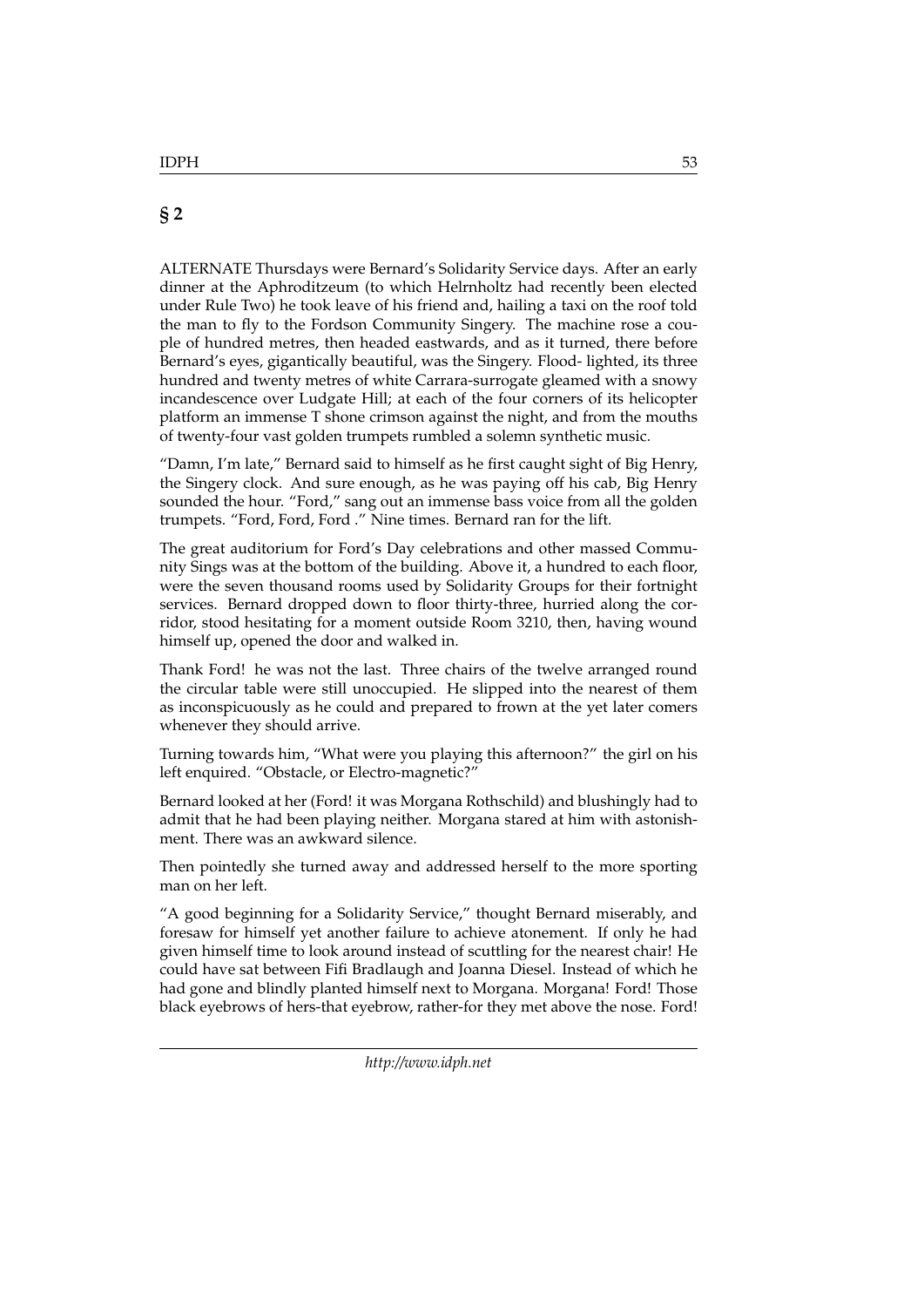## § 2

ALTERNATE Thursdays were Bernard's Solidarity Service days. After an early dinner at the Aphroditzeum (to which Helrnholtz had recently been elected under Rule Two) he took leave of his friend and, hailing a taxi on the roof told the man to fly to the Fordson Community Singery. The machine rose a couple of hundred metres, then headed eastwards, and as it turned, there before Bernard's eyes, gigantically beautiful, was the Singery. Flood- lighted, its three hundred and twenty metres of white Carrara-surrogate gleamed with a snowy incandescence over Ludgate Hill; at each of the four corners of its helicopter platform an immense T shone crimson against the night, and from the mouths of twenty-four vast golden trumpets rumbled a solemn synthetic music.

"Damn, I'm late," Bernard said to himself as he first caught sight of Big Henry, the Singery clock. And sure enough, as he was paying off his cab, Big Henry sounded the hour. "Ford," sang out an immense bass voice from all the golden trumpets. "Ford, Ford, Ford ." Nine times. Bernard ran for the lift.

The great auditorium for Ford's Day celebrations and other massed Community Sings was at the bottom of the building. Above it, a hundred to each floor, were the seven thousand rooms used by Solidarity Groups for their fortnight services. Bernard dropped down to floor thirty-three, hurried along the corridor, stood hesitating for a moment outside Room 3210, then, having wound himself up, opened the door and walked in.

Thank Ford! he was not the last. Three chairs of the twelve arranged round the circular table were still unoccupied. He slipped into the nearest of them as inconspicuously as he could and prepared to frown at the yet later comers whenever they should arrive.

Turning towards him, "What were you playing this afternoon?" the girl on his left enquired. "Obstacle, or Electro-magnetic?"

Bernard looked at her (Ford! it was Morgana Rothschild) and blushingly had to admit that he had been playing neither. Morgana stared at him with astonishment. There was an awkward silence.

Then pointedly she turned away and addressed herself to the more sporting man on her left.

"A good beginning for a Solidarity Service," thought Bernard miserably, and foresaw for himself yet another failure to achieve atonement. If only he had given himself time to look around instead of scuttling for the nearest chair! He could have sat between Fifi Bradlaugh and Joanna Diesel. Instead of which he had gone and blindly planted himself next to Morgana. Morgana! Ford! Those black eyebrows of hers-that eyebrow, rather-for they met above the nose. Ford!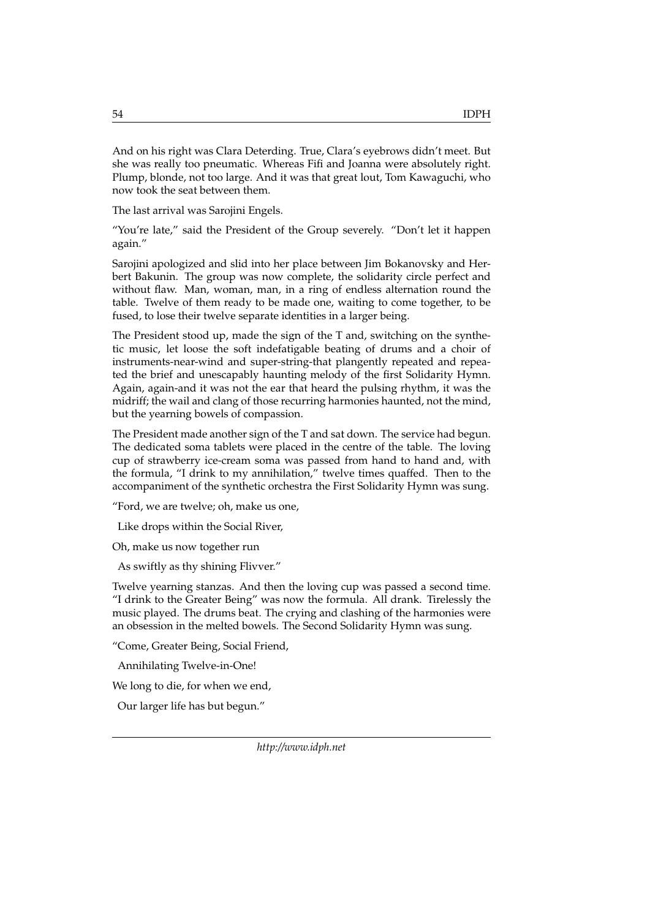And on his right was Clara Deterding. True, Clara's eyebrows didn't meet. But she was really too pneumatic. Whereas Fifi and Joanna were absolutely right. Plump, blonde, not too large. And it was that great lout, Tom Kawaguchi, who now took the seat between them.

The last arrival was Sarojini Engels.

"You're late," said the President of the Group severely. "Don't let it happen again."

Sarojini apologized and slid into her place between Jim Bokanovsky and Herbert Bakunin. The group was now complete, the solidarity circle perfect and without flaw. Man, woman, man, in a ring of endless alternation round the table. Twelve of them ready to be made one, waiting to come together, to be fused, to lose their twelve separate identities in a larger being.

The President stood up, made the sign of the T and, switching on the synthetic music, let loose the soft indefatigable beating of drums and a choir of instruments-near-wind and super-string-that plangently repeated and repeated the brief and unescapably haunting melody of the first Solidarity Hymn. Again, again-and it was not the ear that heard the pulsing rhythm, it was the midriff; the wail and clang of those recurring harmonies haunted, not the mind, but the yearning bowels of compassion.

The President made another sign of the T and sat down. The service had begun. The dedicated soma tablets were placed in the centre of the table. The loving cup of strawberry ice-cream soma was passed from hand to hand and, with the formula, "I drink to my annihilation," twelve times quaffed. Then to the accompaniment of the synthetic orchestra the First Solidarity Hymn was sung.

"Ford, we are twelve; oh, make us one,

Like drops within the Social River,

Oh, make us now together run

As swiftly as thy shining Flivver."

Twelve yearning stanzas. And then the loving cup was passed a second time. "I drink to the Greater Being" was now the formula. All drank. Tirelessly the music played. The drums beat. The crying and clashing of the harmonies were an obsession in the melted bowels. The Second Solidarity Hymn was sung.

"Come, Greater Being, Social Friend,

Annihilating Twelve-in-One!

We long to die, for when we end,

Our larger life has but begun."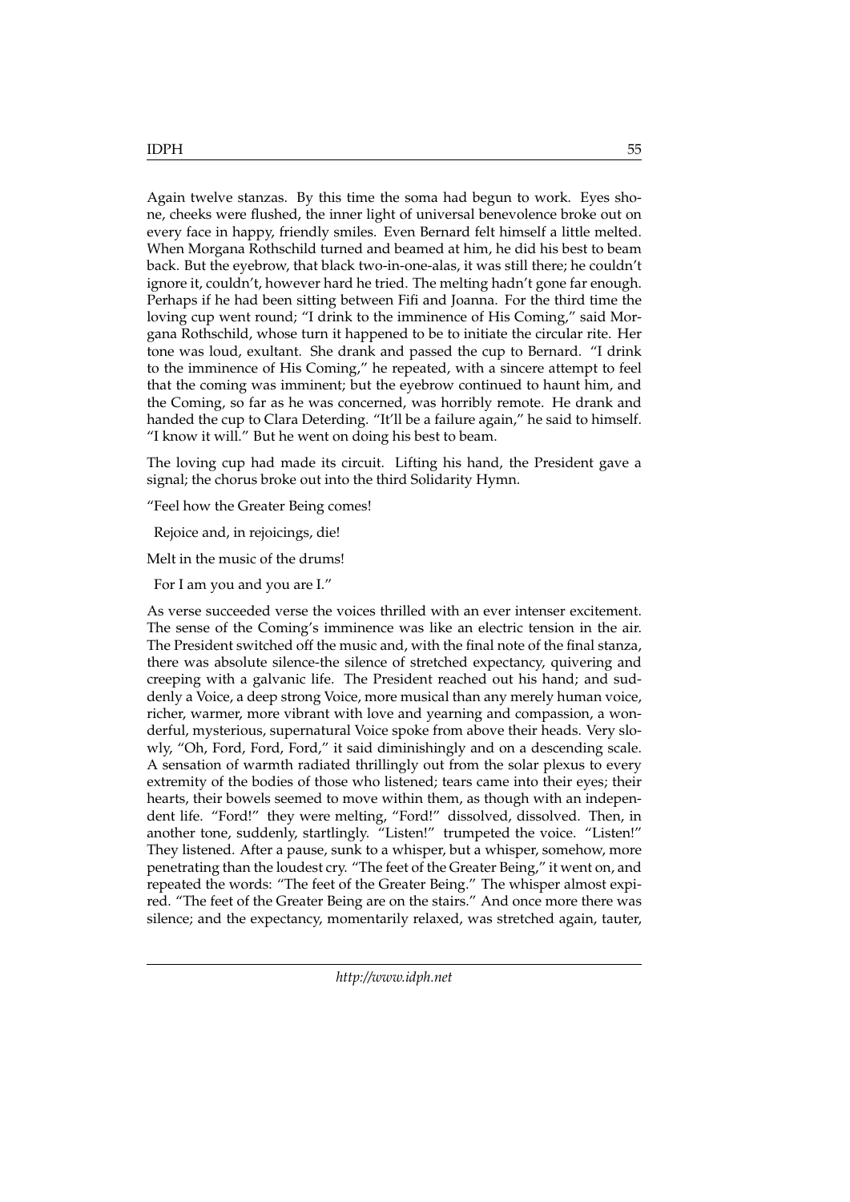Again twelve stanzas. By this time the soma had begun to work. Eyes shone, cheeks were flushed, the inner light of universal benevolence broke out on every face in happy, friendly smiles. Even Bernard felt himself a little melted. When Morgana Rothschild turned and beamed at him, he did his best to beam back. But the eyebrow, that black two-in-one-alas, it was still there; he couldn't ignore it, couldn't, however hard he tried. The melting hadn't gone far enough. Perhaps if he had been sitting between Fifi and Joanna. For the third time the loving cup went round; "I drink to the imminence of His Coming," said Morgana Rothschild, whose turn it happened to be to initiate the circular rite. Her tone was loud, exultant. She drank and passed the cup to Bernard. "I drink to the imminence of His Coming," he repeated, with a sincere attempt to feel that the coming was imminent; but the eyebrow continued to haunt him, and the Coming, so far as he was concerned, was horribly remote. He drank and handed the cup to Clara Deterding. "It'll be a failure again," he said to himself. "I know it will." But he went on doing his best to beam.

The loving cup had made its circuit. Lifting his hand, the President gave a signal; the chorus broke out into the third Solidarity Hymn.

"Feel how the Greater Being comes!

 Rejoice and, in rejoicings, die!

Melt in the music of the drums!

 For I am you and you are I."

As verse succeeded verse the voices thrilled with an ever intenser excitement. The sense of the Coming's imminence was like an electric tension in the air. The President switched off the music and, with the final note of the final stanza, there was absolute silence-the silence of stretched expectancy, quivering and creeping with a galvanic life. The President reached out his hand; and suddenly a Voice, a deep strong Voice, more musical than any merely human voice, richer, warmer, more vibrant with love and yearning and compassion, a wonderful, mysterious, supernatural Voice spoke from above their heads. Very slowly, "Oh, Ford, Ford, Ford," it said diminishingly and on a descending scale. A sensation of warmth radiated thrillingly out from the solar plexus to every extremity of the bodies of those who listened; tears came into their eyes; their hearts, their bowels seemed to move within them, as though with an independent life. "Ford!" they were melting, "Ford!" dissolved, dissolved. Then, in another tone, suddenly, startlingly. "Listen!" trumpeted the voice. "Listen!" They listened. After a pause, sunk to a whisper, but a whisper, somehow, more penetrating than the loudest cry. "The feet of the Greater Being," it went on, and repeated the words: "The feet of the Greater Being." The whisper almost expired. "The feet of the Greater Being are on the stairs." And once more there was silence; and the expectancy, momentarily relaxed, was stretched again, tauter,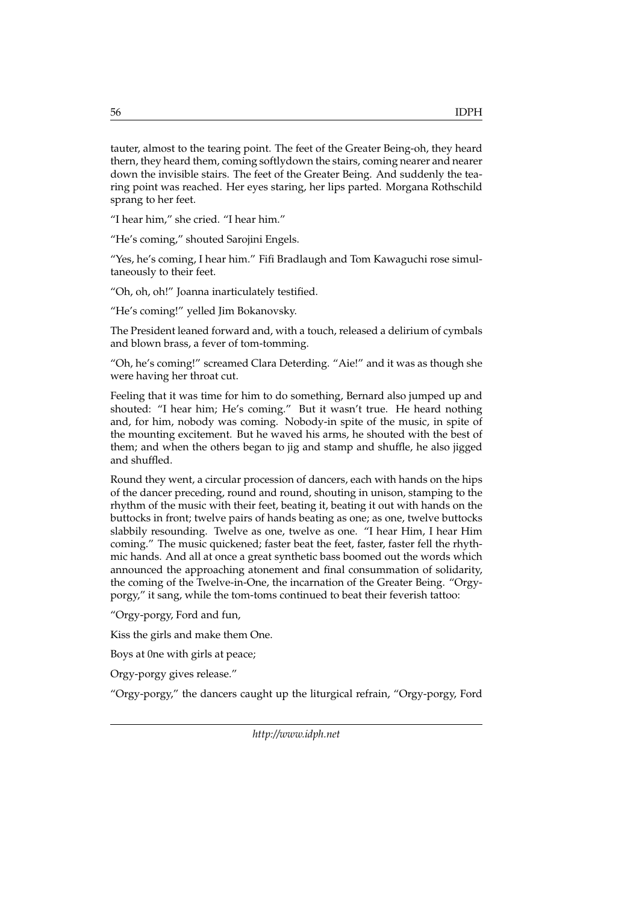tauter, almost to the tearing point. The feet of the Greater Being-oh, they heard thern, they heard them, coming softlydown the stairs, coming nearer and nearer down the invisible stairs. The feet of the Greater Being. And suddenly the tearing point was reached. Her eyes staring, her lips parted. Morgana Rothschild sprang to her feet.

"I hear him," she cried. "I hear him."

"He's coming," shouted Sarojini Engels.

"Yes, he's coming, I hear him." Fifi Bradlaugh and Tom Kawaguchi rose simultaneously to their feet.

"Oh, oh, oh!" Joanna inarticulately testified.

"He's coming!" yelled Jim Bokanovsky.

The President leaned forward and, with a touch, released a delirium of cymbals and blown brass, a fever of tom-tomming.

"Oh, he's coming!" screamed Clara Deterding. "Aie!" and it was as though she were having her throat cut.

Feeling that it was time for him to do something, Bernard also jumped up and shouted: "I hear him; He's coming." But it wasn't true. He heard nothing and, for him, nobody was coming. Nobody-in spite of the music, in spite of the mounting excitement. But he waved his arms, he shouted with the best of them; and when the others began to jig and stamp and shuffle, he also jigged and shuffled.

Round they went, a circular procession of dancers, each with hands on the hips of the dancer preceding, round and round, shouting in unison, stamping to the rhythm of the music with their feet, beating it, beating it out with hands on the buttocks in front; twelve pairs of hands beating as one; as one, twelve buttocks slabbily resounding. Twelve as one, twelve as one. "I hear Him, I hear Him coming." The music quickened; faster beat the feet, faster, faster fell the rhythmic hands. And all at once a great synthetic bass boomed out the words which announced the approaching atonement and final consummation of solidarity, the coming of the Twelve-in-One, the incarnation of the Greater Being. "Orgy-porgy," it sang, while the tom-toms continued to beat their feverish tattoo:

"Orgy-porgy, Ford and fun,

Kiss the girls and make them One.

Boys at 0ne with girls at peace;

Orgy-porgy gives release."

"Orgy-porgy," the dancers caught up the liturgical refrain, "Orgy-porgy, Ford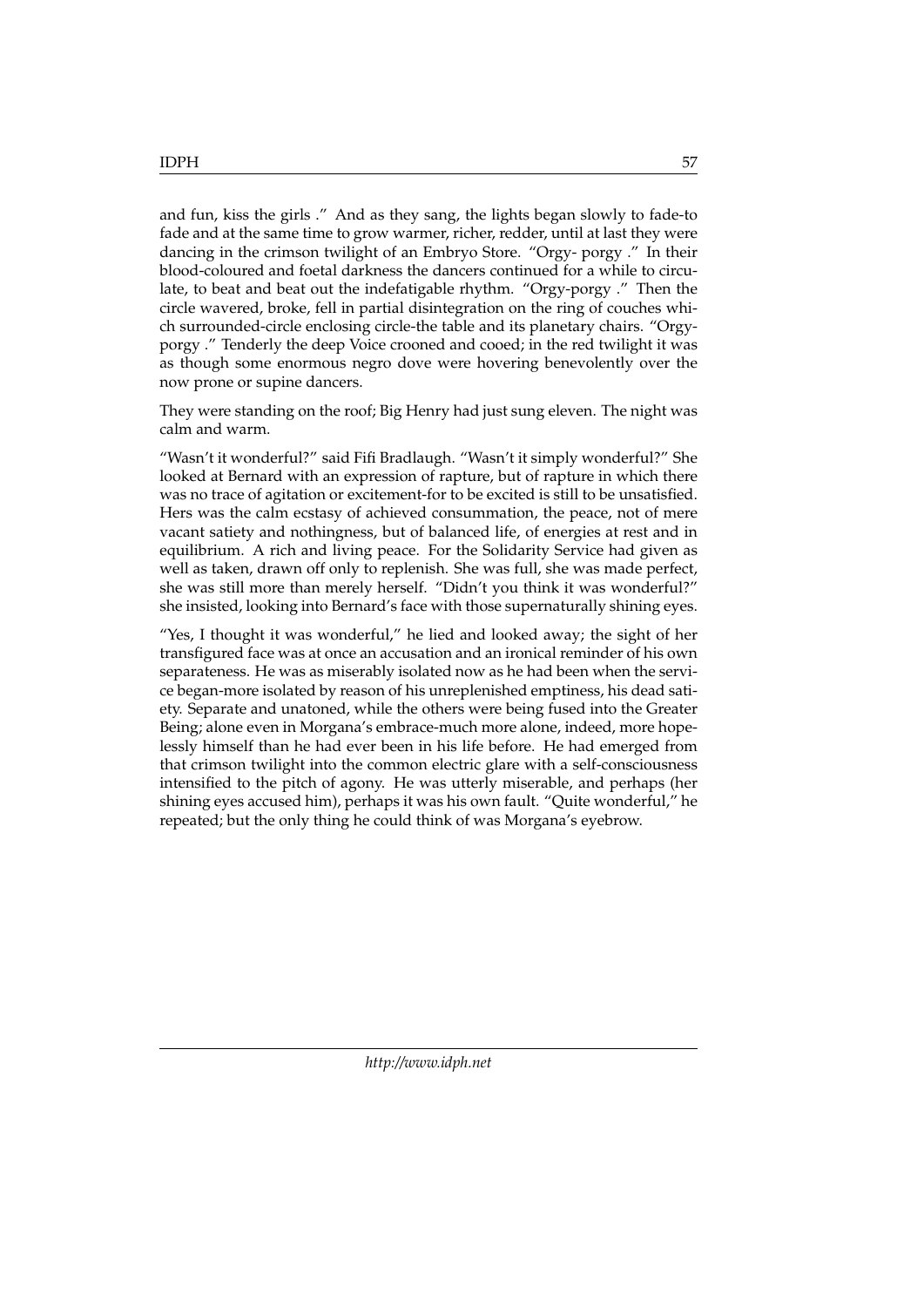and fun, kiss the girls ." And as they sang, the lights began slowly to fade-to fade and at the same time to grow warmer, richer, redder, until at last they were dancing in the crimson twilight of an Embryo Store. "Orgy- porgy ." In their blood-coloured and foetal darkness the dancers continued for a while to circulate, to beat and beat out the indefatigable rhythm. "Orgy-porgy ." Then the circle wavered, broke, fell in partial disintegration on the ring of couches which surrounded-circle enclosing circle-the table and its planetary chairs. "Orgy-porgy ." Tenderly the deep Voice crooned and cooed; in the red twilight it was as though some enormous negro dove were hovering benevolently over the now prone or supine dancers.

They were standing on the roof; Big Henry had just sung eleven. The night was calm and warm.

"Wasn't it wonderful?" said Fifi Bradlaugh. "Wasn't it simply wonderful?" She looked at Bernard with an expression of rapture, but of rapture in which there was no trace of agitation or excitement-for to be excited is still to be unsatisfied. Hers was the calm ecstasy of achieved consummation, the peace, not of mere vacant satiety and nothingness, but of balanced life, of energies at rest and in equilibrium. A rich and living peace. For the Solidarity Service had given as well as taken, drawn off only to replenish. She was full, she was made perfect, she was still more than merely herself. "Didn't you think it was wonderful?" she insisted, looking into Bernard's face with those supernaturally shining eyes.

"Yes, I thought it was wonderful," he lied and looked away; the sight of her transfigured face was at once an accusation and an ironical reminder of his own separateness. He was as miserably isolated now as he had been when the service began-more isolated by reason of his unreplenished emptiness, his dead satiety. Separate and unatoned, while the others were being fused into the Greater Being; alone even in Morgana's embrace-much more alone, indeed, more hopelessly himself than he had ever been in his life before. He had emerged from that crimson twilight into the common electric glare with a self-consciousness intensified to the pitch of agony. He was utterly miserable, and perhaps (her shining eyes accused him), perhaps it was his own fault. "Quite wonderful," he repeated; but the only thing he could think of was Morgana's eyebrow.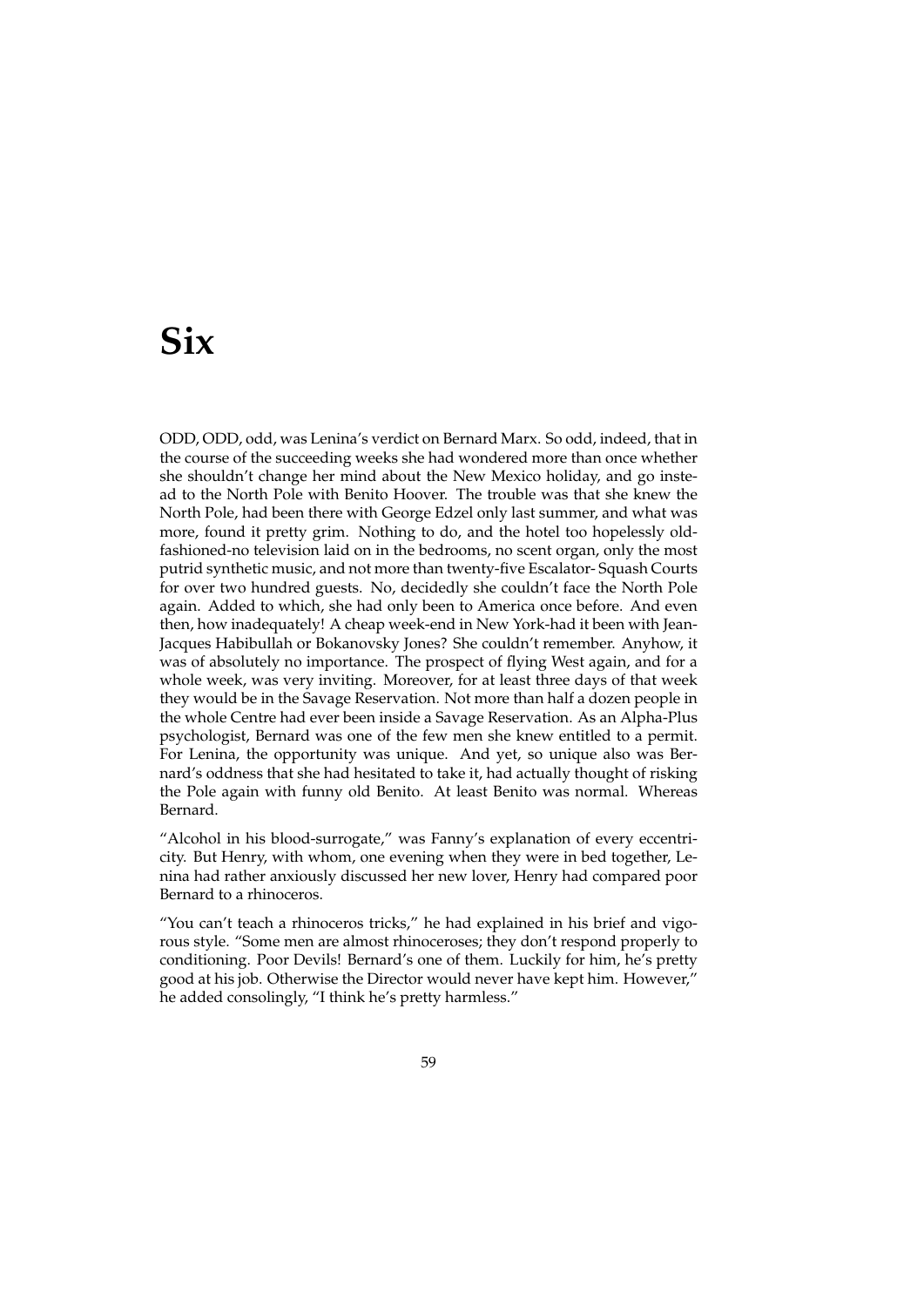# Six

ODD, ODD, odd, was Lenina's verdict on Bernard Marx. So odd, indeed, that in the course of the succeeding weeks she had wondered more than once whether she shouldn't change her mind about the New Mexico holiday, and go instead to the North Pole with Benito Hoover. The trouble was that she knew the North Pole, had been there with George Edzel only last summer, and what was more, found it pretty grim. Nothing to do, and the hotel too hopelessly old-fashioned-no television laid on in the bedrooms, no scent organ, only the most putrid synthetic music, and not more than twenty-five Escalator- Squash Courts for over two hundred guests. No, decidedly she couldn't face the North Pole again. Added to which, she had only been to America once before. And even then, how inadequately! A cheap week-end in New York-had it been with Jean-Jacques Habibullah or Bokanovsky Jones? She couldn't remember. Anyhow, it was of absolutely no importance. The prospect of flying West again, and for a whole week, was very inviting. Moreover, for at least three days of that week they would be in the Savage Reservation. Not more than half a dozen people in the whole Centre had ever been inside a Savage Reservation. As an Alpha-Plus psychologist, Bernard was one of the few men she knew entitled to a permit. For Lenina, the opportunity was unique. And yet, so unique also was Bernard's oddness that she had hesitated to take it, had actually thought of risking the Pole again with funny old Benito. At least Benito was normal. Whereas Bernard.

"Alcohol in his blood-surrogate," was Fanny's explanation of every eccentricity. But Henry, with whom, one evening when they were in bed together, Lenina had rather anxiously discussed her new lover, Henry had compared poor Bernard to a rhinoceros.

"You can't teach a rhinoceros tricks," he had explained in his brief and vigorous style. "Some men are almost rhinoceroses; they don't respond properly to conditioning. Poor Devils! Bernard's one of them. Luckily for him, he's pretty good at his job. Otherwise the Director would never have kept him. However," he added consolingly, "I think he's pretty harmless."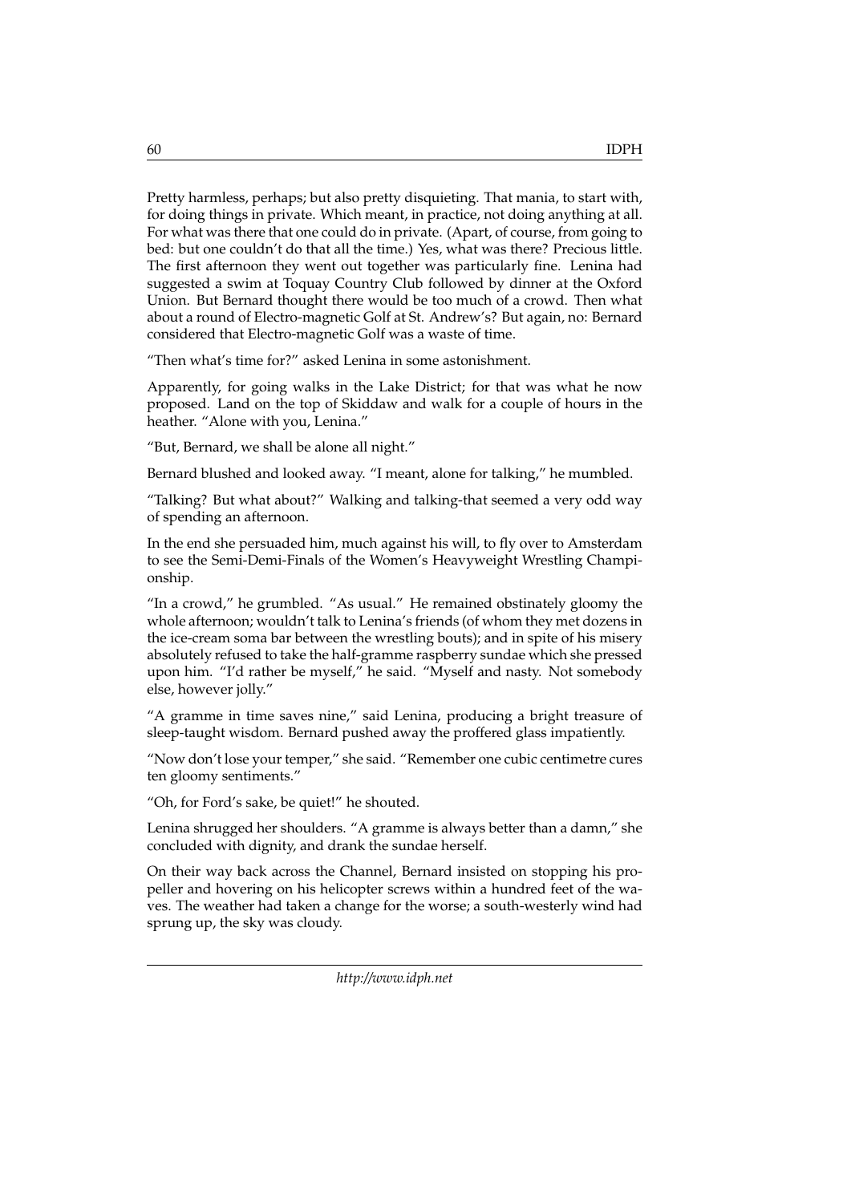Pretty harmless, perhaps; but also pretty disquieting. That mania, to start with, for doing things in private. Which meant, in practice, not doing anything at all. For what was there that one could do in private. (Apart, of course, from going to bed: but one couldn't do that all the time.) Yes, what was there? Precious little. The first afternoon they went out together was particularly fine. Lenina had suggested a swim at Toquay Country Club followed by dinner at the Oxford Union. But Bernard thought there would be too much of a crowd. Then what about a round of Electro-magnetic Golf at St. Andrew's? But again, no: Bernard considered that Electro-magnetic Golf was a waste of time.

"Then what's time for?" asked Lenina in some astonishment.

Apparently, for going walks in the Lake District; for that was what he now proposed. Land on the top of Skiddaw and walk for a couple of hours in the heather. "Alone with you, Lenina."

"But, Bernard, we shall be alone all night."

Bernard blushed and looked away. "I meant, alone for talking," he mumbled.

"Talking? But what about?" Walking and talking-that seemed a very odd way of spending an afternoon.

In the end she persuaded him, much against his will, to fly over to Amsterdam to see the Semi-Demi-Finals of the Women's Heavyweight Wrestling Championship.

"In a crowd," he grumbled. "As usual." He remained obstinately gloomy the whole afternoon; wouldn't talk to Lenina's friends (of whom they met dozens in the ice-cream soma bar between the wrestling bouts); and in spite of his misery absolutely refused to take the half-gramme raspberry sundae which she pressed upon him. "I'd rather be myself," he said. "Myself and nasty. Not somebody else, however jolly."

"A gramme in time saves nine," said Lenina, producing a bright treasure of sleep-taught wisdom. Bernard pushed away the proffered glass impatiently.

"Now don't lose your temper," she said. "Remember one cubic centimetre cures ten gloomy sentiments."

"Oh, for Ford's sake, be quiet!" he shouted.

Lenina shrugged her shoulders. "A gramme is always better than a damn," she concluded with dignity, and drank the sundae herself.

On their way back across the Channel, Bernard insisted on stopping his propeller and hovering on his helicopter screws within a hundred feet of the waves. The weather had taken a change for the worse; a south-westerly wind had sprung up, the sky was cloudy.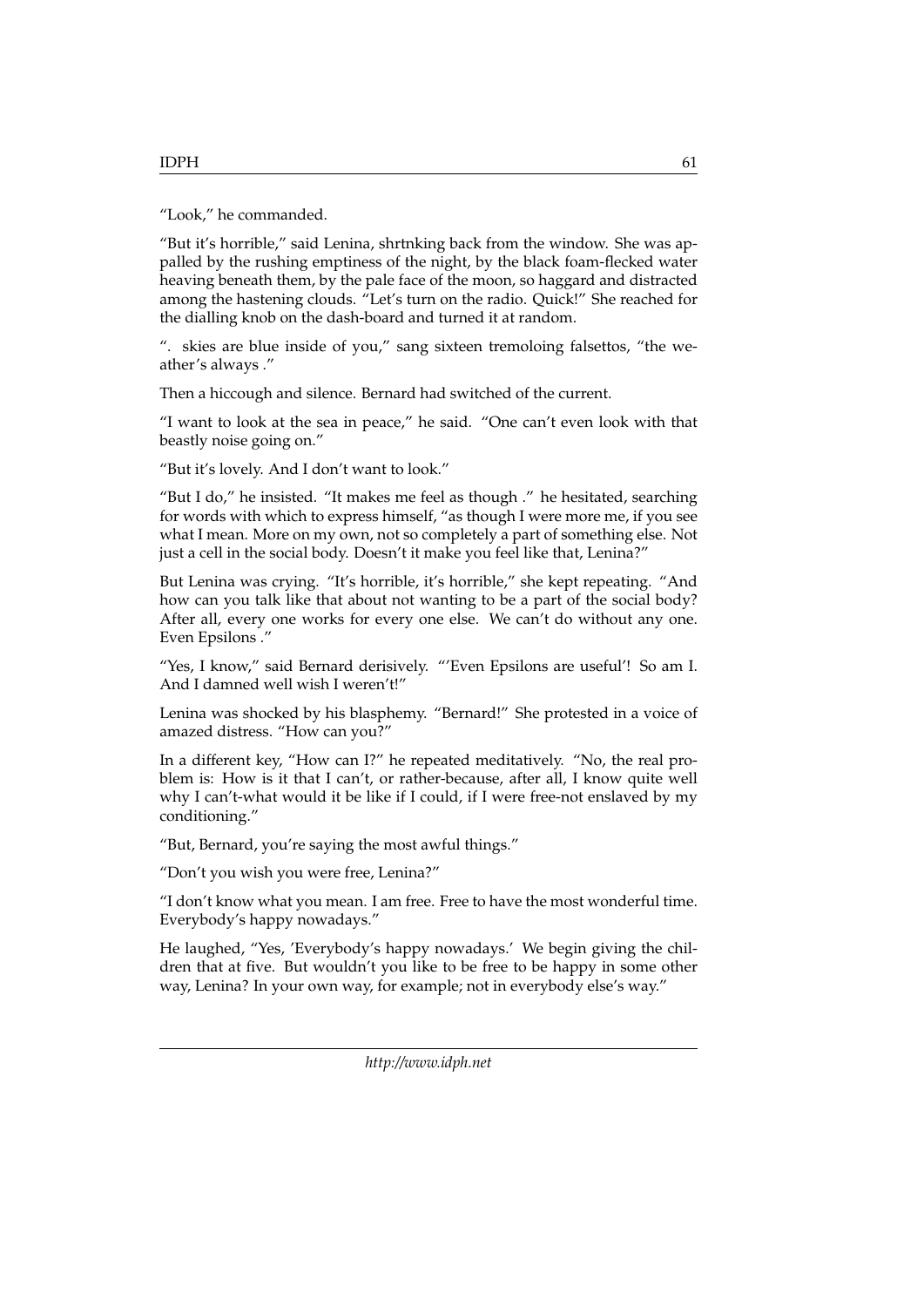"Look," he commanded.

"But it's horrible," said Lenina, shrtnking back from the window. She was appalled by the rushing emptiness of the night, by the black foam-flecked water heaving beneath them, by the pale face of the moon, so haggard and distracted among the hastening clouds. "Let's turn on the radio. Quick!" She reached for the dialling knob on the dash-board and turned it at random.

". skies are blue inside of you," sang sixteen tremoloing falsettos, "the weather's always ."

Then a hiccough and silence. Bernard had switched of the current.

"I want to look at the sea in peace," he said. "One can't even look with that beastly noise going on."

"But it's lovely. And I don't want to look."

"But I do," he insisted. "It makes me feel as though ." he hesitated, searching for words with which to express himself, "as though I were more me, if you see what I mean. More on my own, not so completely a part of something else. Not just a cell in the social body. Doesn't it make you feel like that, Lenina?"

But Lenina was crying. "It's horrible, it's horrible," she kept repeating. "And how can you talk like that about not wanting to be a part of the social body? After all, every one works for every one else. We can't do without any one. Even Epsilons ."

"Yes, I know," said Bernard derisively. "'Even Epsilons are useful'! So am I. And I damned well wish I weren't!"

Lenina was shocked by his blasphemy. "Bernard!" She protested in a voice of amazed distress. "How can you?"

In a different key, "How can I?" he repeated meditatively. "No, the real problem is: How is it that I can't, or rather-because, after all, I know quite well why I can't-what would it be like if I could, if I were free-not enslaved by my conditioning."

"But, Bernard, you're saying the most awful things."

"Don't you wish you were free, Lenina?"

"I don't know what you mean. I am free. Free to have the most wonderful time. Everybody's happy nowadays."

He laughed, "Yes, 'Everybody's happy nowadays.' We begin giving the children that at five. But wouldn't you like to be free to be happy in some other way, Lenina? In your own way, for example; not in everybody else's way."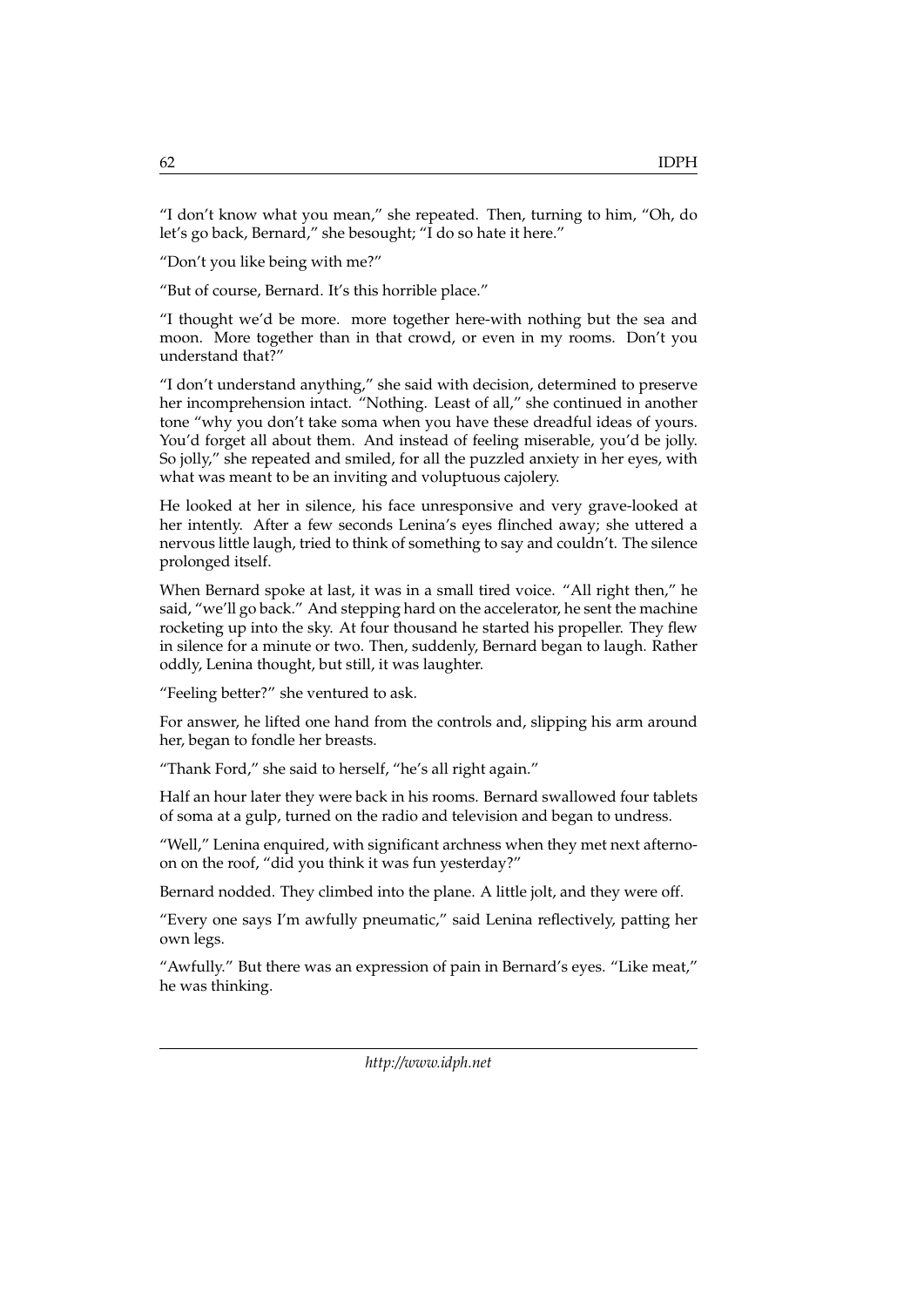"I don't know what you mean," she repeated. Then, turning to him, "Oh, do let's go back, Bernard," she besought; "I do so hate it here."

"Don't you like being with me?"

"But of course, Bernard. It's this horrible place."

"I thought we'd be more. more together here-with nothing but the sea and moon. More together than in that crowd, or even in my rooms. Don't you understand that?"

"I don't understand anything," she said with decision, determined to preserve her incomprehension intact. "Nothing. Least of all," she continued in another tone "why you don't take soma when you have these dreadful ideas of yours. You'd forget all about them. And instead of feeling miserable, you'd be jolly. So jolly," she repeated and smiled, for all the puzzled anxiety in her eyes, with what was meant to be an inviting and voluptuous cajolery.

He looked at her in silence, his face unresponsive and very grave-looked at her intently. After a few seconds Lenina's eyes flinched away; she uttered a nervous little laugh, tried to think of something to say and couldn't. The silence prolonged itself.

When Bernard spoke at last, it was in a small tired voice. "All right then," he said, "we'll go back." And stepping hard on the accelerator, he sent the machine rocketing up into the sky. At four thousand he started his propeller. They flew in silence for a minute or two. Then, suddenly, Bernard began to laugh. Rather oddly, Lenina thought, but still, it was laughter.

"Feeling better?" she ventured to ask.

For answer, he lifted one hand from the controls and, slipping his arm around her, began to fondle her breasts.

"Thank Ford," she said to herself, "he's all right again."

Half an hour later they were back in his rooms. Bernard swallowed four tablets of soma at a gulp, turned on the radio and television and began to undress.

"Well," Lenina enquired, with significant archness when they met next afternoon on the roof, "did you think it was fun yesterday?"

Bernard nodded. They climbed into the plane. A little jolt, and they were off.

"Every one says I'm awfully pneumatic," said Lenina reflectively, patting her own legs.

"Awfully." But there was an expression of pain in Bernard's eyes. "Like meat," he was thinking.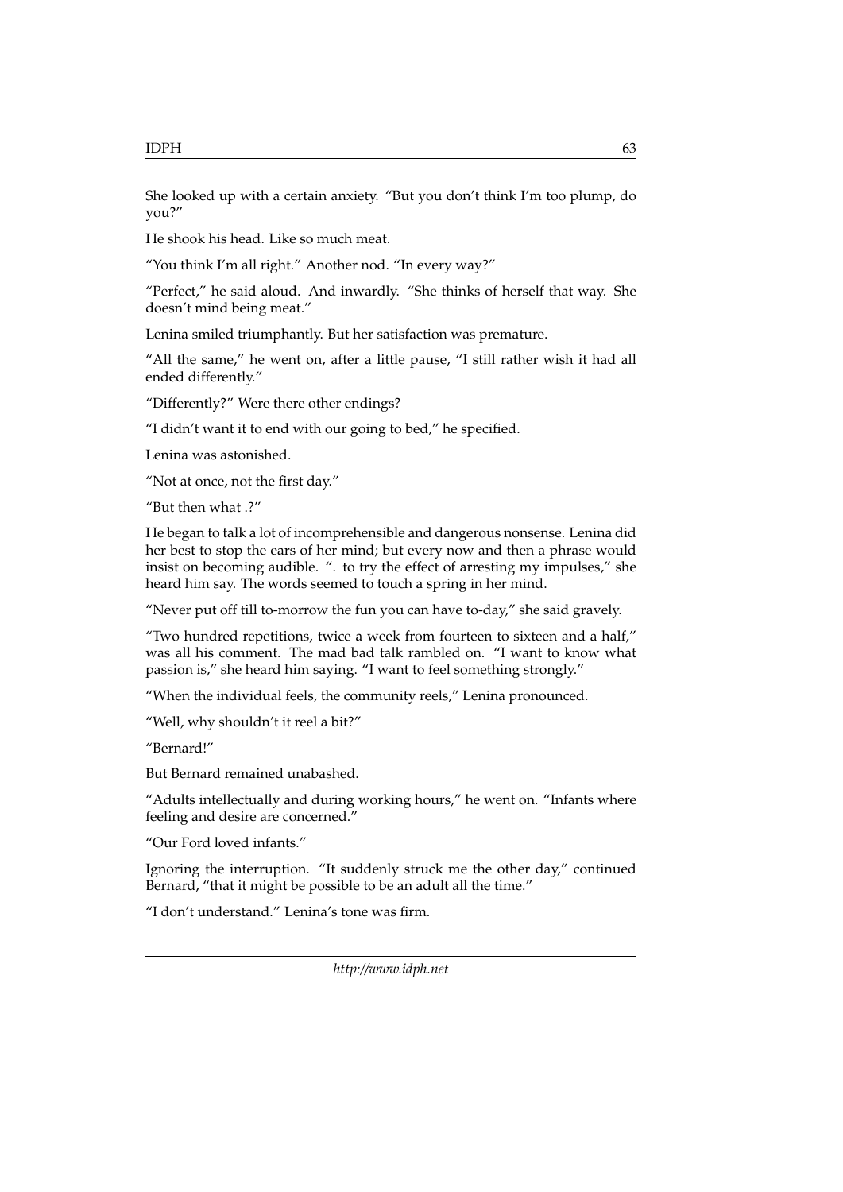She looked up with a certain anxiety. "But you don't think I'm too plump, do you?"

He shook his head. Like so much meat.

"You think I'm all right." Another nod. "In every way?"

"Perfect," he said aloud. And inwardly. "She thinks of herself that way. She doesn't mind being meat."

Lenina smiled triumphantly. But her satisfaction was premature.

"All the same," he went on, after a little pause, "I still rather wish it had all ended differently."

"Differently?" Were there other endings?

"I didn't want it to end with our going to bed," he specified.

Lenina was astonished.

"Not at once, not the first day."

"But then what .?"

He began to talk a lot of incomprehensible and dangerous nonsense. Lenina did her best to stop the ears of her mind; but every now and then a phrase would insist on becoming audible. ". to try the effect of arresting my impulses," she heard him say. The words seemed to touch a spring in her mind.

"Never put off till to-morrow the fun you can have to-day," she said gravely.

"Two hundred repetitions, twice a week from fourteen to sixteen and a half," was all his comment. The mad bad talk rambled on. "I want to know what passion is," she heard him saying. "I want to feel something strongly."

"When the individual feels, the community reels," Lenina pronounced.

"Well, why shouldn't it reel a bit?"

"Bernard!"

But Bernard remained unabashed.

"Adults intellectually and during working hours," he went on. "Infants where feeling and desire are concerned."

"Our Ford loved infants."

Ignoring the interruption. "It suddenly struck me the other day," continued Bernard, "that it might be possible to be an adult all the time."

"I don't understand." Lenina's tone was firm.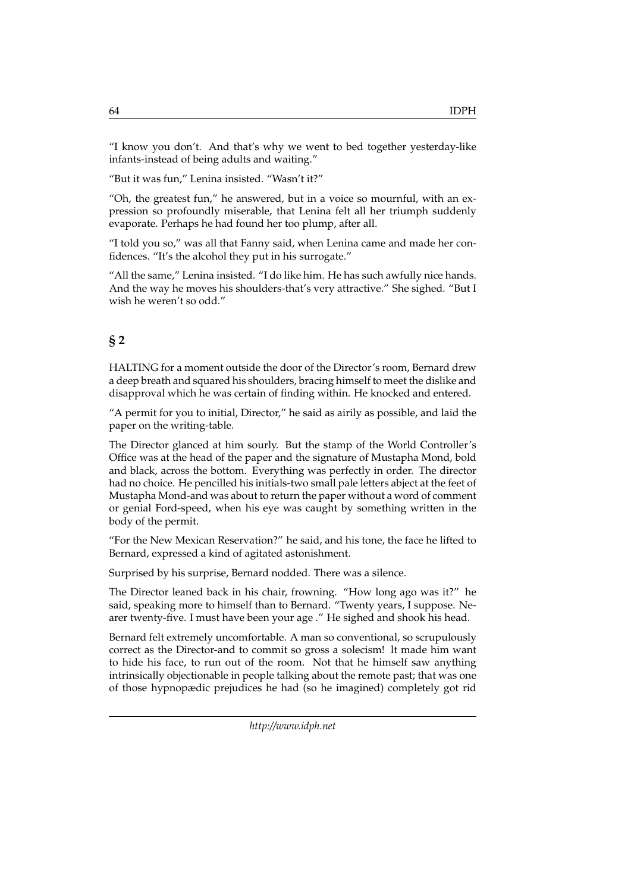"I know you don't. And that's why we went to bed together yesterday-like infants-instead of being adults and waiting."

"But it was fun," Lenina insisted. "Wasn't it?"

"Oh, the greatest fun," he answered, but in a voice so mournful, with an expression so profoundly miserable, that Lenina felt all her triumph suddenly evaporate. Perhaps he had found her too plump, after all.

"I told you so," was all that Fanny said, when Lenina came and made her confidences. "It's the alcohol they put in his surrogate."

"All the same," Lenina insisted. "I do like him. He has such awfully nice hands. And the way he moves his shoulders-that's very attractive." She sighed. "But I wish he weren't so odd."

## § 2

HALTING for a moment outside the door of the Director's room, Bernard drew a deep breath and squared his shoulders, bracing himself to meet the dislike and disapproval which he was certain of finding within. He knocked and entered.

"A permit for you to initial, Director," he said as airily as possible, and laid the paper on the writing-table.

The Director glanced at him sourly. But the stamp of the World Controller's Office was at the head of the paper and the signature of Mustapha Mond, bold and black, across the bottom. Everything was perfectly in order. The director had no choice. He pencilled his initials-two small pale letters abject at the feet of Mustapha Mond-and was about to return the paper without a word of comment or genial Ford-speed, when his eye was caught by something written in the body of the permit.

"For the New Mexican Reservation?" he said, and his tone, the face he lifted to Bernard, expressed a kind of agitated astonishment.

Surprised by his surprise, Bernard nodded. There was a silence.

The Director leaned back in his chair, frowning. "How long ago was it?" he said, speaking more to himself than to Bernard. "Twenty years, I suppose. Nearer twenty-five. I must have been your age ." He sighed and shook his head.

Bernard felt extremely uncomfortable. A man so conventional, so scrupulously correct as the Director-and to commit so gross a solecism! lt made him want to hide his face, to run out of the room. Not that he himself saw anything intrinsically objectionable in people talking about the remote past; that was one of those hypnopædic prejudices he had (so he imagined) completely got rid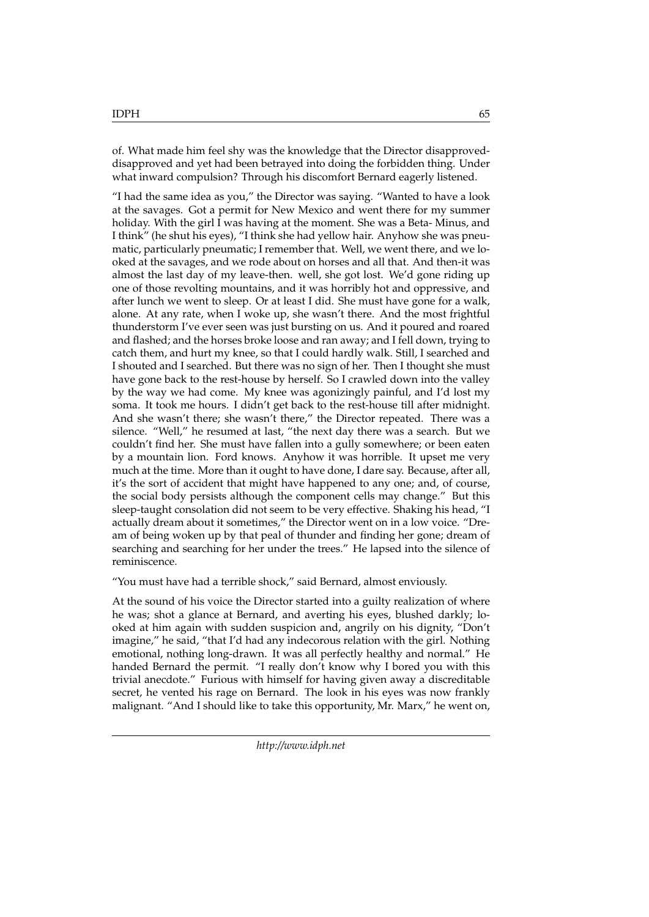of. What made him feel shy was the knowledge that the Director disapproved-disapproved and yet had been betrayed into doing the forbidden thing. Under what inward compulsion? Through his discomfort Bernard eagerly listened.

"I had the same idea as you," the Director was saying. "Wanted to have a look at the savages. Got a permit for New Mexico and went there for my summer holiday. With the girl I was having at the moment. She was a Beta- Minus, and I think" (he shut his eyes), "I think she had yellow hair. Anyhow she was pneumatic, particularly pneumatic; I remember that. Well, we went there, and we looked at the savages, and we rode about on horses and all that. And then-it was almost the last day of my leave-then. well, she got lost. We'd gone riding up one of those revolting mountains, and it was horribly hot and oppressive, and after lunch we went to sleep. Or at least I did. She must have gone for a walk, alone. At any rate, when I woke up, she wasn't there. And the most frightful thunderstorm I've ever seen was just bursting on us. And it poured and roared and flashed; and the horses broke loose and ran away; and I fell down, trying to catch them, and hurt my knee, so that I could hardly walk. Still, I searched and I shouted and I searched. But there was no sign of her. Then I thought she must have gone back to the rest-house by herself. So I crawled down into the valley by the way we had come. My knee was agonizingly painful, and I'd lost my soma. It took me hours. I didn't get back to the rest-house till after midnight. And she wasn't there; she wasn't there," the Director repeated. There was a silence. "Well," he resumed at last, "the next day there was a search. But we couldn't find her. She must have fallen into a gully somewhere; or been eaten by a mountain lion. Ford knows. Anyhow it was horrible. It upset me very much at the time. More than it ought to have done, I dare say. Because, after all, it's the sort of accident that might have happened to any one; and, of course, the social body persists although the component cells may change." But this sleep-taught consolation did not seem to be very effective. Shaking his head, "I actually dream about it sometimes," the Director went on in a low voice. "Dream of being woken up by that peal of thunder and finding her gone; dream of searching and searching for her under the trees." He lapsed into the silence of reminiscence.

"You must have had a terrible shock," said Bernard, almost enviously.

At the sound of his voice the Director started into a guilty realization of where he was; shot a glance at Bernard, and averting his eyes, blushed darkly; looked at him again with sudden suspicion and, angrily on his dignity, "Don't imagine," he said, "that I'd had any indecorous relation with the girl. Nothing emotional, nothing long-drawn. It was all perfectly healthy and normal." He handed Bernard the permit. "I really don't know why I bored you with this trivial anecdote." Furious with himself for having given away a discreditable secret, he vented his rage on Bernard. The look in his eyes was now frankly malignant. "And I should like to take this opportunity, Mr. Marx," he went on,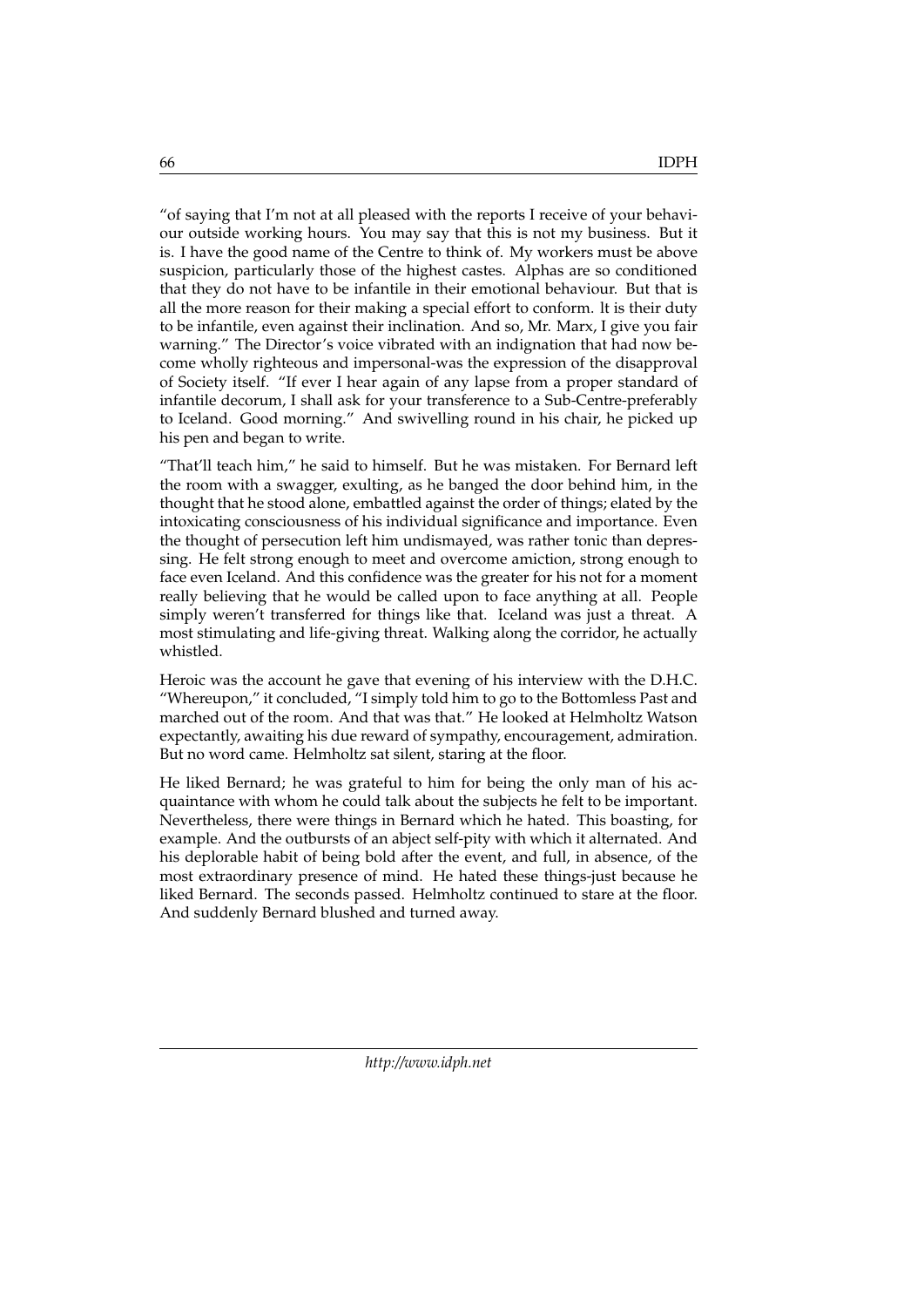"of saying that I'm not at all pleased with the reports I receive of your behaviour outside working hours. You may say that this is not my business. But it is. I have the good name of the Centre to think of. My workers must be above suspicion, particularly those of the highest castes. Alphas are so conditioned that they do not have to be infantile in their emotional behaviour. But that is all the more reason for their making a special effort to conform. lt is their duty to be infantile, even against their inclination. And so, Mr. Marx, I give you fair warning." The Director's voice vibrated with an indignation that had now become wholly righteous and impersonal-was the expression of the disapproval of Society itself. "If ever I hear again of any lapse from a proper standard of infantile decorum, I shall ask for your transference to a Sub-Centre-preferably to Iceland. Good morning." And swivelling round in his chair, he picked up his pen and began to write.

"That'll teach him," he said to himself. But he was mistaken. For Bernard left the room with a swagger, exulting, as he banged the door behind him, in the thought that he stood alone, embattled against the order of things; elated by the intoxicating consciousness of his individual significance and importance. Even the thought of persecution left him undismayed, was rather tonic than depressing. He felt strong enough to meet and overcome amiction, strong enough to face even Iceland. And this confidence was the greater for his not for a moment really believing that he would be called upon to face anything at all. People simply weren't transferred for things like that. Iceland was just a threat. A most stimulating and life-giving threat. Walking along the corridor, he actually whistled.

Heroic was the account he gave that evening of his interview with the D.H.C. "Whereupon," it concluded, "I simply told him to go to the Bottomless Past and marched out of the room. And that was that." He looked at Helmholtz Watson expectantly, awaiting his due reward of sympathy, encouragement, admiration. But no word came. Helmholtz sat silent, staring at the floor.

He liked Bernard; he was grateful to him for being the only man of his acquaintance with whom he could talk about the subjects he felt to be important. Nevertheless, there were things in Bernard which he hated. This boasting, for example. And the outbursts of an abject self-pity with which it alternated. And his deplorable habit of being bold after the event, and full, in absence, of the most extraordinary presence of mind. He hated these things-just because he liked Bernard. The seconds passed. Helmholtz continued to stare at the floor. And suddenly Bernard blushed and turned away.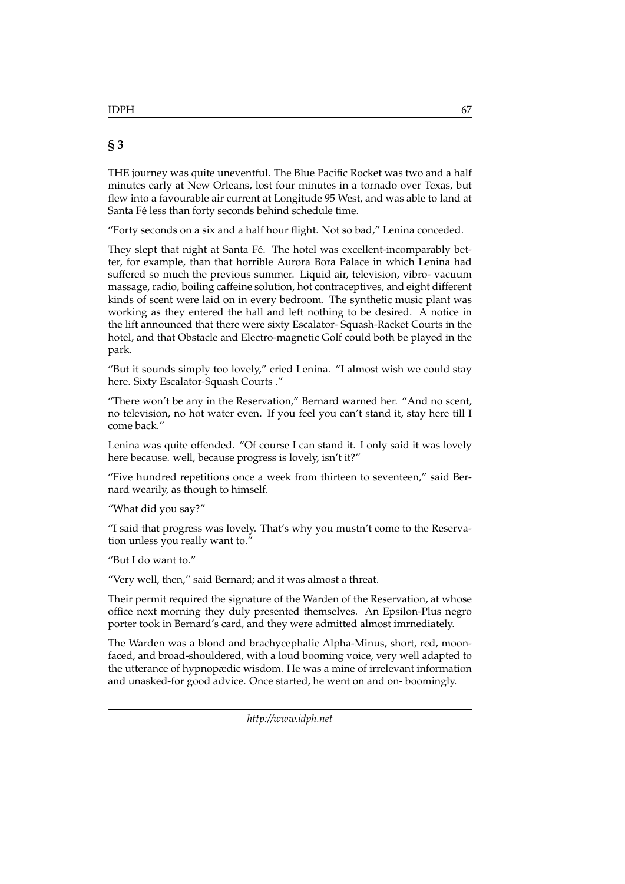## § 3

THE journey was quite uneventful. The Blue Pacific Rocket was two and a half minutes early at New Orleans, lost four minutes in a tornado over Texas, but flew into a favourable air current at Longitude 95 West, and was able to land at Santa Fé less than forty seconds behind schedule time.

"Forty seconds on a six and a half hour flight. Not so bad," Lenina conceded.

They slept that night at Santa Fé. The hotel was excellent-incomparably better, for example, than that horrible Aurora Bora Palace in which Lenina had suffered so much the previous summer. Liquid air, television, vibro- vacuum massage, radio, boiling caffeine solution, hot contraceptives, and eight different kinds of scent were laid on in every bedroom. The synthetic music plant was working as they entered the hall and left nothing to be desired. A notice in the lift announced that there were sixty Escalator- Squash-Racket Courts in the hotel, and that Obstacle and Electro-magnetic Golf could both be played in the park.

"But it sounds simply too lovely," cried Lenina. "I almost wish we could stay here. Sixty Escalator-Squash Courts ."

"There won't be any in the Reservation," Bernard warned her. "And no scent, no television, no hot water even. If you feel you can't stand it, stay here till I come back."

Lenina was quite offended. "Of course I can stand it. I only said it was lovely here because. well, because progress is lovely, isn't it?"

"Five hundred repetitions once a week from thirteen to seventeen," said Bernard wearily, as though to himself.

"What did you say?"

"I said that progress was lovely. That's why you mustn't come to the Reservation unless you really want to."

"But I do want to."

"Very well, then," said Bernard; and it was almost a threat.

Their permit required the signature of the Warden of the Reservation, at whose office next morning they duly presented themselves. An Epsilon-Plus negro porter took in Bernard's card, and they were admitted almost imrnediately.

The Warden was a blond and brachycephalic Alpha-Minus, short, red, moonfaced, and broad-shouldered, with a loud booming voice, very well adapted to the utterance of hypnopædic wisdom. He was a mine of irrelevant information and unasked-for good advice. Once started, he went on and on- boomingly.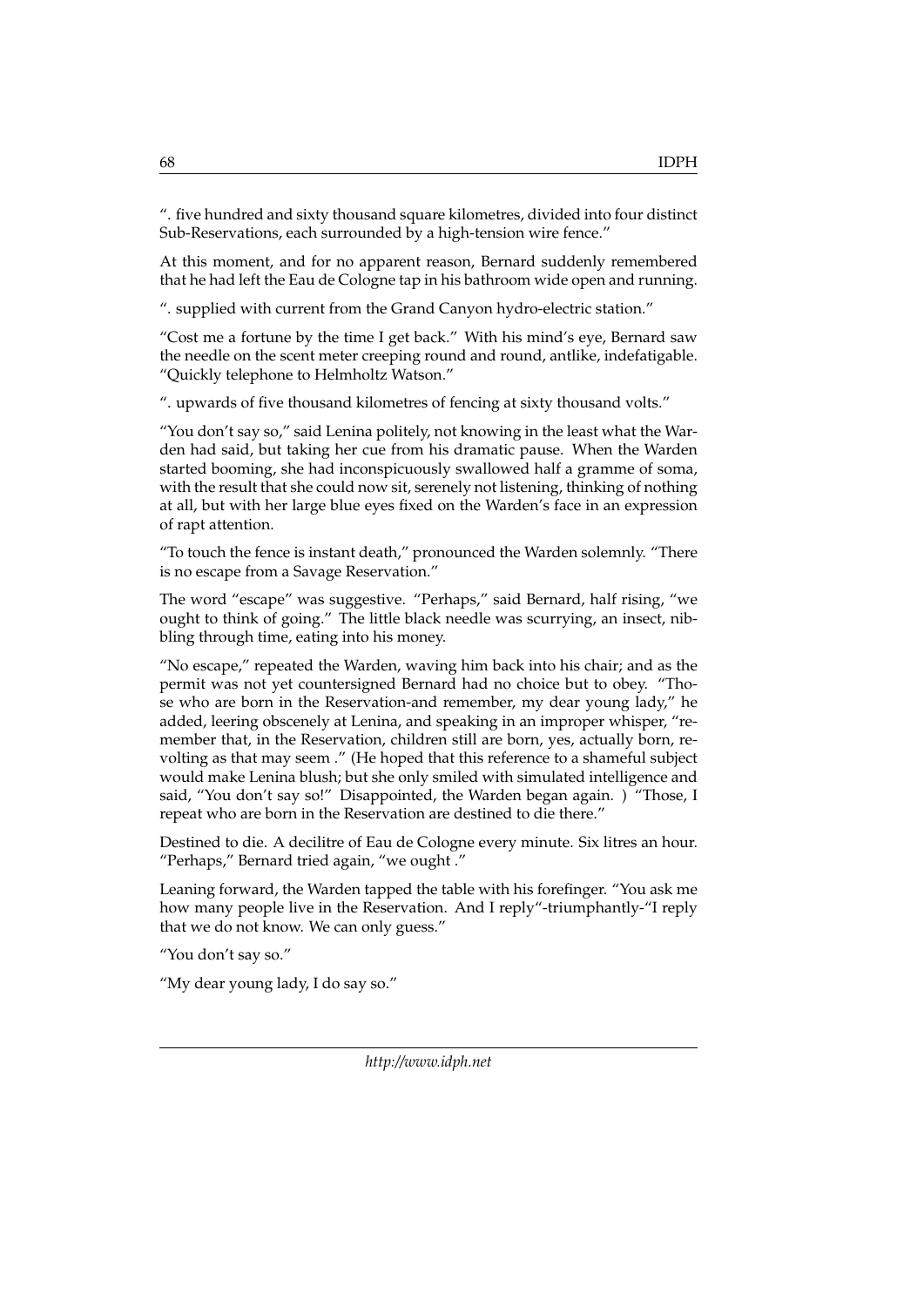". five hundred and sixty thousand square kilometres, divided into four distinct Sub-Reservations, each surrounded by a high-tension wire fence."

At this moment, and for no apparent reason, Bernard suddenly remembered that he had left the Eau de Cologne tap in his bathroom wide open and running.

". supplied with current from the Grand Canyon hydro-electric station."

"Cost me a fortune by the time I get back." With his mind's eye, Bernard saw the needle on the scent meter creeping round and round, antlike, indefatigable. "Quickly telephone to Helmholtz Watson."

". upwards of five thousand kilometres of fencing at sixty thousand volts."

"You don't say so," said Lenina politely, not knowing in the least what the Warden had said, but taking her cue from his dramatic pause. When the Warden started booming, she had inconspicuously swallowed half a gramme of soma, with the result that she could now sit, serenely not listening, thinking of nothing at all, but with her large blue eyes fixed on the Warden's face in an expression of rapt attention.

"To touch the fence is instant death," pronounced the Warden solemnly. "There is no escape from a Savage Reservation."

The word "escape" was suggestive. "Perhaps," said Bernard, half rising, "we ought to think of going." The little black needle was scurrying, an insect, nibbling through time, eating into his money.

"No escape," repeated the Warden, waving him back into his chair; and as the permit was not yet countersigned Bernard had no choice but to obey. "Those who are born in the Reservation-and remember, my dear young lady," he added, leering obscenely at Lenina, and speaking in an improper whisper, "remember that, in the Reservation, children still are born, yes, actually born, revolting as that may seem ." (He hoped that this reference to a shameful subject would make Lenina blush; but she only smiled with simulated intelligence and said, "You don't say so!" Disappointed, the Warden began again. ) "Those, I repeat who are born in the Reservation are destined to die there."

Destined to die. A decilitre of Eau de Cologne every minute. Six litres an hour. "Perhaps," Bernard tried again, "we ought ."

Leaning forward, the Warden tapped the table with his forefinger. "You ask me how many people live in the Reservation. And I reply"-triumphantly-"I reply that we do not know. We can only guess."

"You don't say so."

"My dear young lady, I do say so."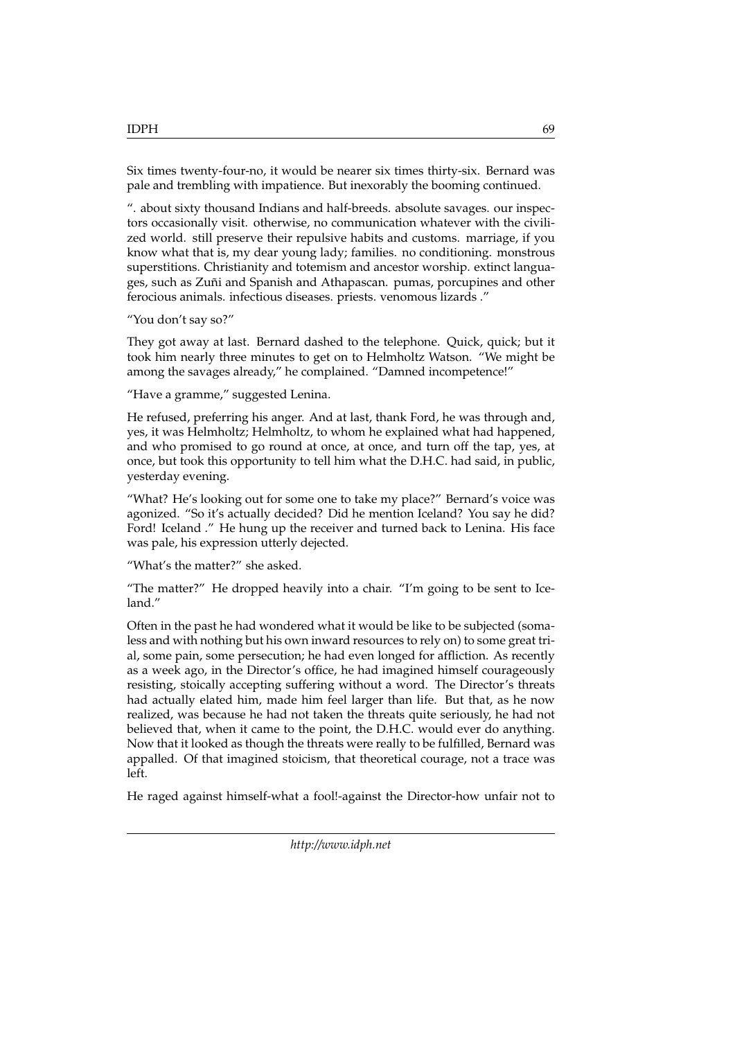Six times twenty-four-no, it would be nearer six times thirty-six. Bernard was pale and trembling with impatience. But inexorably the booming continued.

". about sixty thousand Indians and half-breeds. absolute savages. our inspectors occasionally visit. otherwise, no communication whatever with the civilized world. still preserve their repulsive habits and customs. marriage, if you know what that is, my dear young lady; families. no conditioning. monstrous superstitions. Christianity and totemism and ancestor worship. extinct languages, such as Zuñi and Spanish and Athapascan. pumas, porcupines and other ferocious animals. infectious diseases. priests. venomous lizards ."

"You don't say so?"

They got away at last. Bernard dashed to the telephone. Quick, quick; but it took him nearly three minutes to get on to Helmholtz Watson. "We might be among the savages already," he complained. "Damned incompetence!"

"Have a gramme," suggested Lenina.

He refused, preferring his anger. And at last, thank Ford, he was through and, yes, it was Helmholtz; Helmholtz, to whom he explained what had happened, and who promised to go round at once, at once, and turn off the tap, yes, at once, but took this opportunity to tell him what the D.H.C. had said, in public, yesterday evening.

"What? He's looking out for some one to take my place?" Bernard's voice was agonized. "So it's actually decided? Did he mention Iceland? You say he did? Ford! Iceland ." He hung up the receiver and turned back to Lenina. His face was pale, his expression utterly dejected.

"What's the matter?" she asked.

"The matter?" He dropped heavily into a chair. "I'm going to be sent to Iceland."

Often in the past he had wondered what it would be like to be subjected (somaless and with nothing but his own inward resources to rely on) to some great trial, some pain, some persecution; he had even longed for affliction. As recently as a week ago, in the Director's office, he had imagined himself courageously resisting, stoically accepting suffering without a word. The Director's threats had actually elated him, made him feel larger than life. But that, as he now realized, was because he had not taken the threats quite seriously, he had not believed that, when it came to the point, the D.H.C. would ever do anything. Now that it looked as though the threats were really to be fulfilled, Bernard was appalled. Of that imagined stoicism, that theoretical courage, not a trace was left.

He raged against himself-what a fool!-against the Director-how unfair not to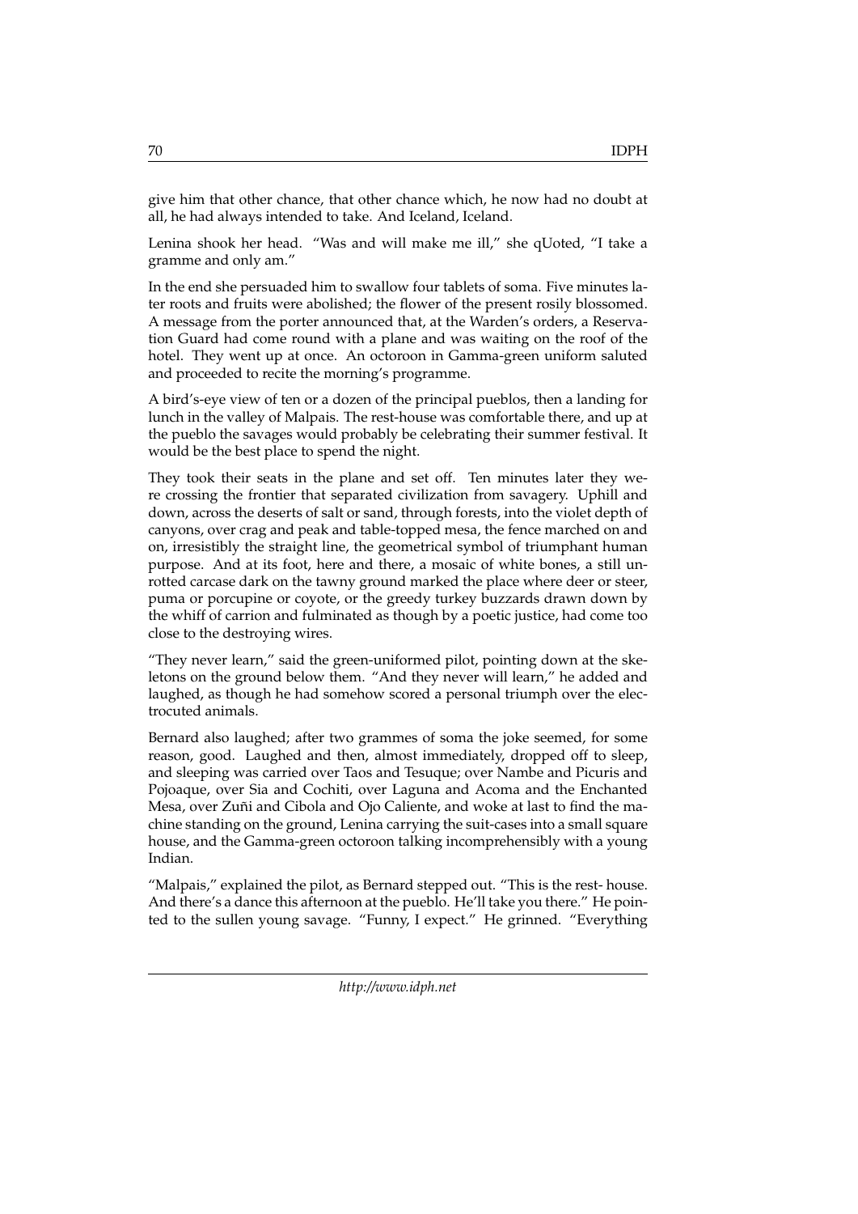give him that other chance, that other chance which, he now had no doubt at all, he had always intended to take. And Iceland, Iceland.

Lenina shook her head. "Was and will make me ill," she qUoted, "I take a gramme and only am."

In the end she persuaded him to swallow four tablets of soma. Five minutes later roots and fruits were abolished; the flower of the present rosily blossomed. A message from the porter announced that, at the Warden's orders, a Reservation Guard had come round with a plane and was waiting on the roof of the hotel. They went up at once. An octoroon in Gamma-green uniform saluted and proceeded to recite the morning's programme.

A bird's-eye view of ten or a dozen of the principal pueblos, then a landing for lunch in the valley of Malpais. The rest-house was comfortable there, and up at the pueblo the savages would probably be celebrating their summer festival. It would be the best place to spend the night.

They took their seats in the plane and set off. Ten minutes later they were crossing the frontier that separated civilization from savagery. Uphill and down, across the deserts of salt or sand, through forests, into the violet depth of canyons, over crag and peak and table-topped mesa, the fence marched on and on, irresistibly the straight line, the geometrical symbol of triumphant human purpose. And at its foot, here and there, a mosaic of white bones, a still unrotted carcase dark on the tawny ground marked the place where deer or steer, puma or porcupine or coyote, or the greedy turkey buzzards drawn down by the whiff of carrion and fulminated as though by a poetic justice, had come too close to the destroying wires.

"They never learn," said the green-uniformed pilot, pointing down at the skeletons on the ground below them. "And they never will learn," he added and laughed, as though he had somehow scored a personal triumph over the electrocuted animals.

Bernard also laughed; after two grammes of soma the joke seemed, for some reason, good. Laughed and then, almost immediately, dropped off to sleep, and sleeping was carried over Taos and Tesuque; over Nambe and Picuris and Pojoaque, over Sia and Cochiti, over Laguna and Acoma and the Enchanted Mesa, over Zuñi and Cibola and Ojo Caliente, and woke at last to find the machine standing on the ground, Lenina carrying the suit-cases into a small square house, and the Gamma-green octoroon talking incomprehensibly with a young Indian.

"Malpais," explained the pilot, as Bernard stepped out. "This is the rest- house. And there's a dance this afternoon at the pueblo. He'll take you there." He pointed to the sullen young savage. "Funny, I expect." He grinned. "Everything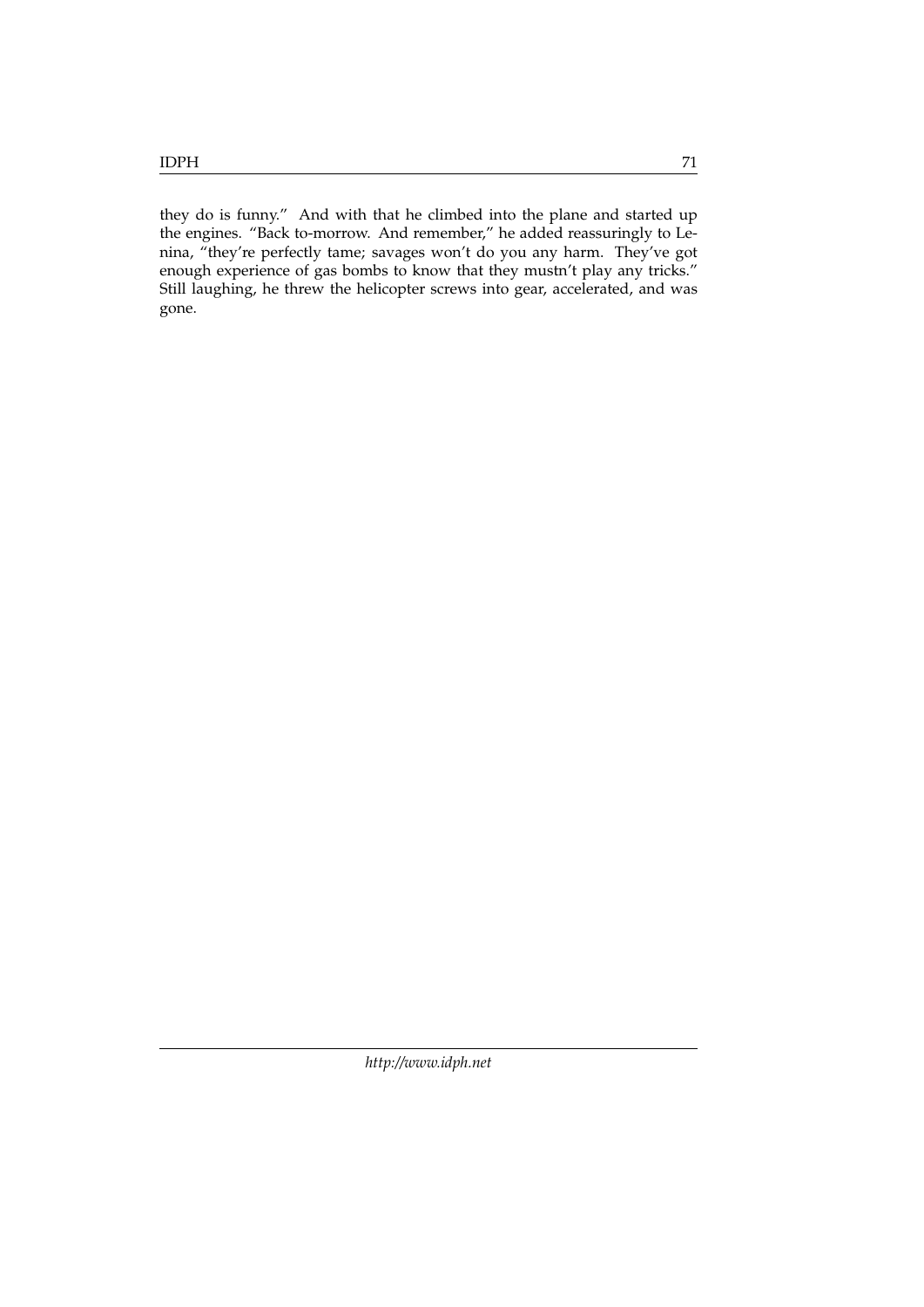they do is funny." And with that he climbed into the plane and started up the engines. "Back to-morrow. And remember," he added reassuringly to Lenina, "they're perfectly tame; savages won't do you any harm. They've got enough experience of gas bombs to know that they mustn't play any tricks." Still laughing, he threw the helicopter screws into gear, accelerated, and was gone.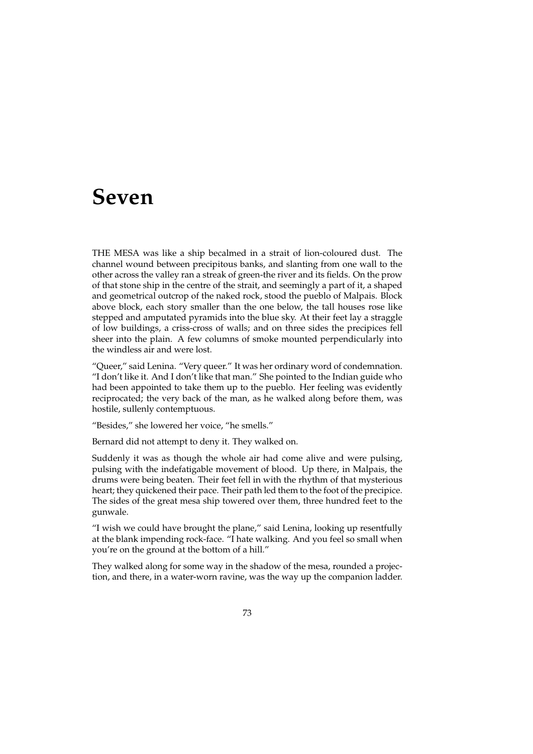# Seven

THE MESA was like a ship becalmed in a strait of lion-coloured dust. The channel wound between precipitous banks, and slanting from one wall to the other across the valley ran a streak of green-the river and its fields. On the prow of that stone ship in the centre of the strait, and seemingly a part of it, a shaped and geometrical outcrop of the naked rock, stood the pueblo of Malpais. Block above block, each story smaller than the one below, the tall houses rose like stepped and amputated pyramids into the blue sky. At their feet lay a straggle of low buildings, a criss-cross of walls; and on three sides the precipices fell sheer into the plain. A few columns of smoke mounted perpendicularly into the windless air and were lost.

"Queer," said Lenina. "Very queer." It was her ordinary word of condemnation. "I don't like it. And I don't like that man." She pointed to the Indian guide who had been appointed to take them up to the pueblo. Her feeling was evidently reciprocated; the very back of the man, as he walked along before them, was hostile, sullenly contemptuous.

"Besides," she lowered her voice, "he smells."

Bernard did not attempt to deny it. They walked on.

Suddenly it was as though the whole air had come alive and were pulsing, pulsing with the indefatigable movement of blood. Up there, in Malpais, the drums were being beaten. Their feet fell in with the rhythm of that mysterious heart; they quickened their pace. Their path led them to the foot of the precipice. The sides of the great mesa ship towered over them, three hundred feet to the gunwale.

"I wish we could have brought the plane," said Lenina, looking up resentfully at the blank impending rock-face. "I hate walking. And you feel so small when you're on the ground at the bottom of a hill."

They walked along for some way in the shadow of the mesa, rounded a projection, and there, in a water-worn ravine, was the way up the companion ladder.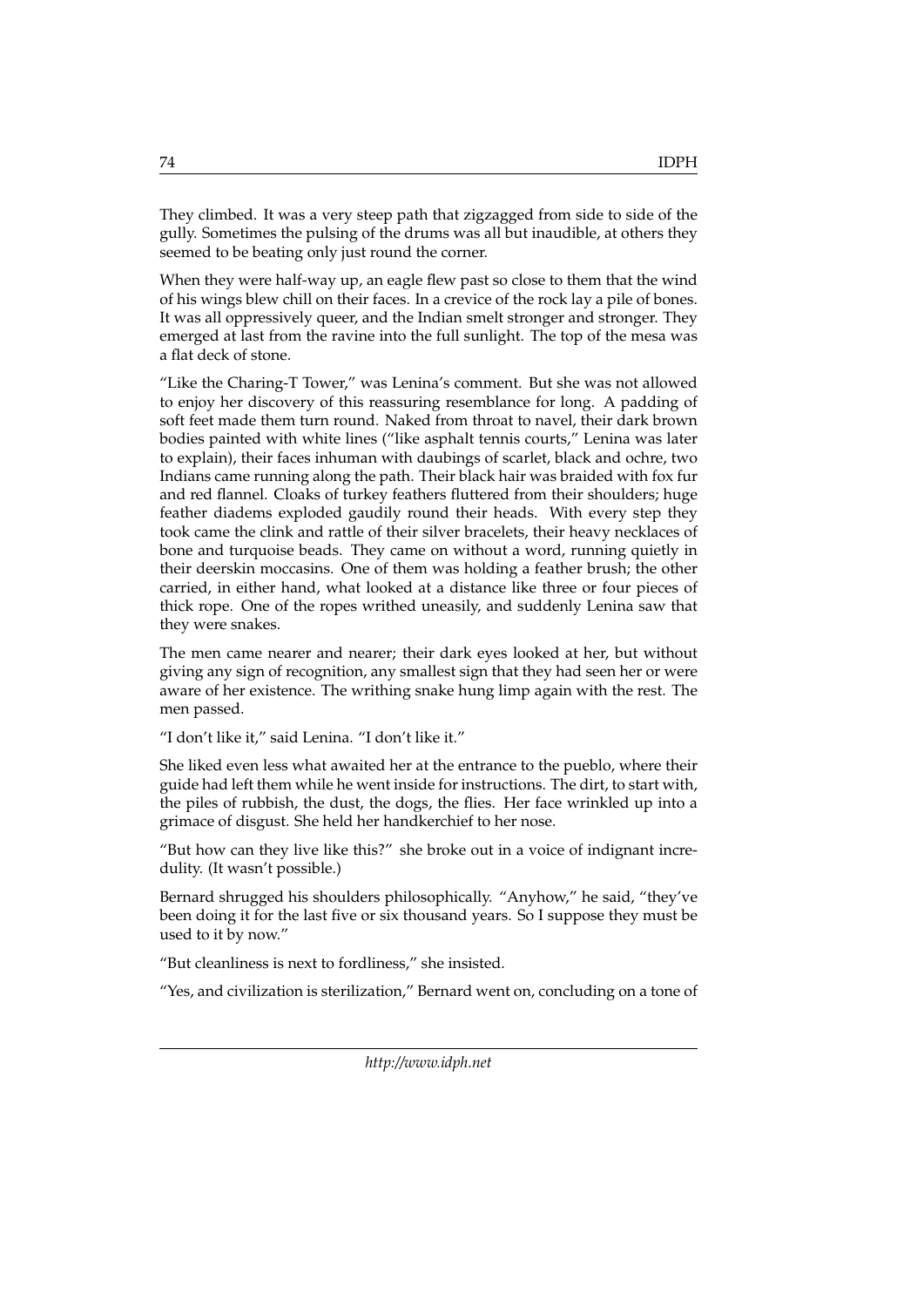They climbed. It was a very steep path that zigzagged from side to side of the gully. Sometimes the pulsing of the drums was all but inaudible, at others they seemed to be beating only just round the corner.

When they were half-way up, an eagle flew past so close to them that the wind of his wings blew chill on their faces. In a crevice of the rock lay a pile of bones. It was all oppressively queer, and the Indian smelt stronger and stronger. They emerged at last from the ravine into the full sunlight. The top of the mesa was a flat deck of stone.

"Like the Charing-T Tower," was Lenina's comment. But she was not allowed to enjoy her discovery of this reassuring resemblance for long. A padding of soft feet made them turn round. Naked from throat to navel, their dark brown bodies painted with white lines ("like asphalt tennis courts," Lenina was later to explain), their faces inhuman with daubings of scarlet, black and ochre, two Indians came running along the path. Their black hair was braided with fox fur and red flannel. Cloaks of turkey feathers fluttered from their shoulders; huge feather diadems exploded gaudily round their heads. With every step they took came the clink and rattle of their silver bracelets, their heavy necklaces of bone and turquoise beads. They came on without a word, running quietly in their deerskin moccasins. One of them was holding a feather brush; the other carried, in either hand, what looked at a distance like three or four pieces of thick rope. One of the ropes writhed uneasily, and suddenly Lenina saw that they were snakes.

The men came nearer and nearer; their dark eyes looked at her, but without giving any sign of recognition, any smallest sign that they had seen her or were aware of her existence. The writhing snake hung limp again with the rest. The men passed.

"I don't like it," said Lenina. "I don't like it."

She liked even less what awaited her at the entrance to the pueblo, where their guide had left them while he went inside for instructions. The dirt, to start with, the piles of rubbish, the dust, the dogs, the flies. Her face wrinkled up into a grimace of disgust. She held her handkerchief to her nose.

"But how can they live like this?" she broke out in a voice of indignant incredulity. (It wasn't possible.)

Bernard shrugged his shoulders philosophically. "Anyhow," he said, "they've been doing it for the last five or six thousand years. So I suppose they must be used to it by now."

"But cleanliness is next to fordliness," she insisted.

"Yes, and civilization is sterilization," Bernard went on, concluding on a tone of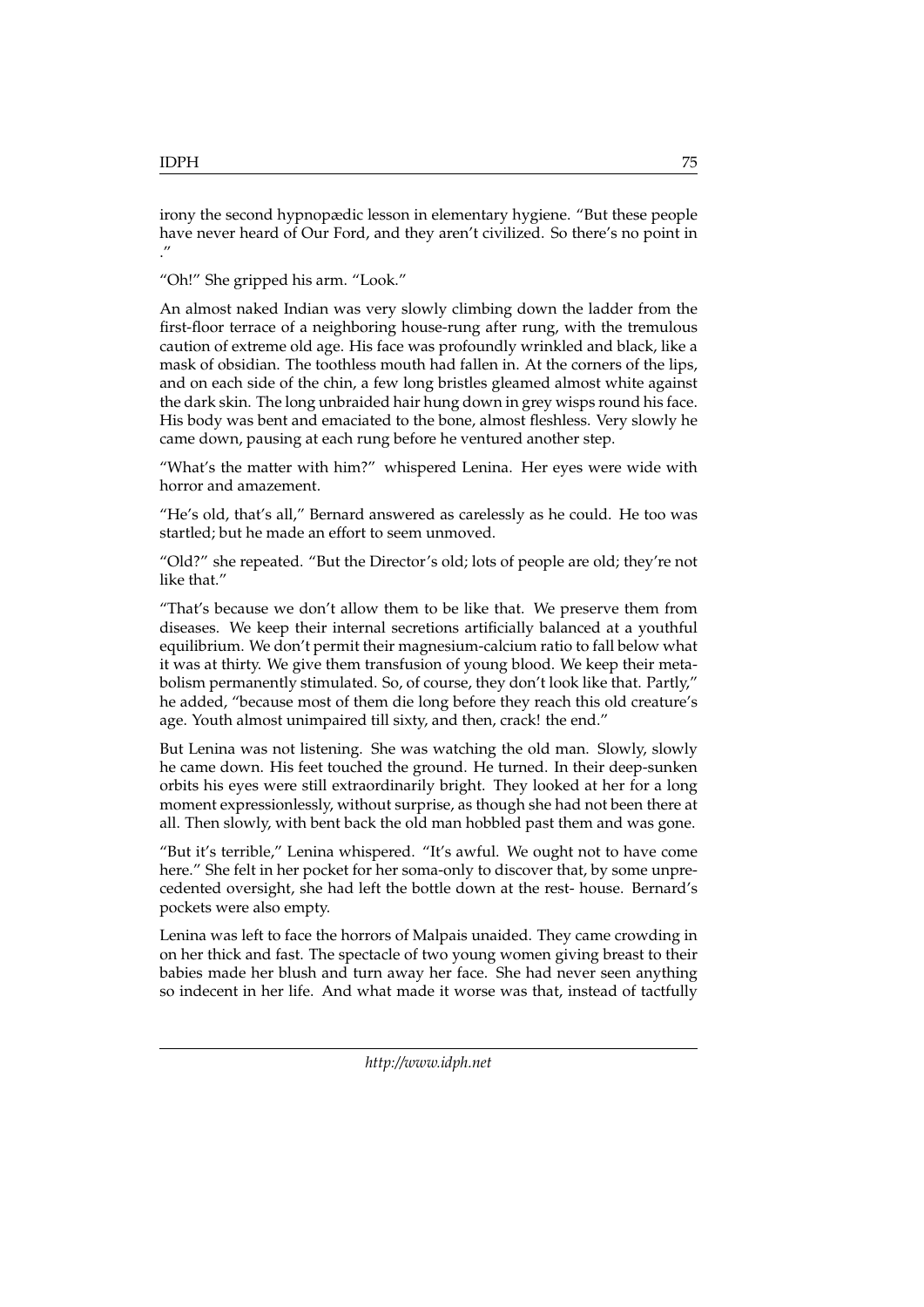irony the second hypnopædic lesson in elementary hygiene. "But these people have never heard of Our Ford, and they aren't civilized. So there's no point in ."

"Oh!" She gripped his arm. "Look."

An almost naked Indian was very slowly climbing down the ladder from the first-floor terrace of a neighboring house-rung after rung, with the tremulous caution of extreme old age. His face was profoundly wrinkled and black, like a mask of obsidian. The toothless mouth had fallen in. At the corners of the lips, and on each side of the chin, a few long bristles gleamed almost white against the dark skin. The long unbraided hair hung down in grey wisps round his face. His body was bent and emaciated to the bone, almost fleshless. Very slowly he came down, pausing at each rung before he ventured another step.

"What's the matter with him?" whispered Lenina. Her eyes were wide with horror and amazement.

"He's old, that's all," Bernard answered as carelessly as he could. He too was startled; but he made an effort to seem unmoved.

"Old?" she repeated. "But the Director's old; lots of people are old; they're not like that."

"That's because we don't allow them to be like that. We preserve them from diseases. We keep their internal secretions artificially balanced at a youthful equilibrium. We don't permit their magnesium-calcium ratio to fall below what it was at thirty. We give them transfusion of young blood. We keep their metabolism permanently stimulated. So, of course, they don't look like that. Partly," he added, "because most of them die long before they reach this old creature's age. Youth almost unimpaired till sixty, and then, crack! the end."

But Lenina was not listening. She was watching the old man. Slowly, slowly he came down. His feet touched the ground. He turned. In their deep-sunken orbits his eyes were still extraordinarily bright. They looked at her for a long moment expressionlessly, without surprise, as though she had not been there at all. Then slowly, with bent back the old man hobbled past them and was gone.

"But it's terrible," Lenina whispered. "It's awful. We ought not to have come here." She felt in her pocket for her soma-only to discover that, by some unprecedented oversight, she had left the bottle down at the rest- house. Bernard's pockets were also empty.

Lenina was left to face the horrors of Malpais unaided. They came crowding in on her thick and fast. The spectacle of two young women giving breast to their babies made her blush and turn away her face. She had never seen anything so indecent in her life. And what made it worse was that, instead of tactfully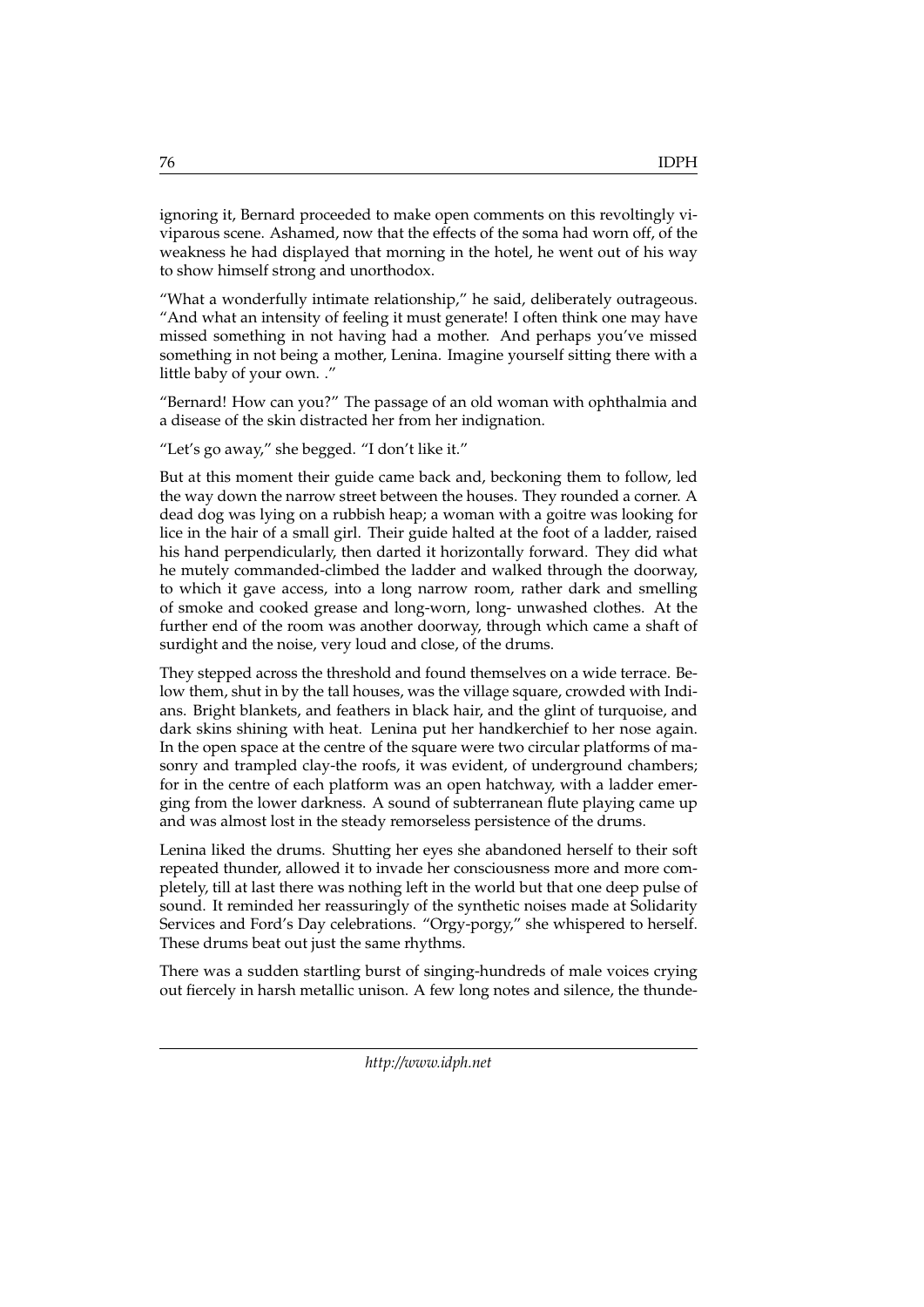ignoring it, Bernard proceeded to make open comments on this revoltingly viviparous scene. Ashamed, now that the effects of the soma had worn off, of the weakness he had displayed that morning in the hotel, he went out of his way to show himself strong and unorthodox.

"What a wonderfully intimate relationship," he said, deliberately outrageous. "And what an intensity of feeling it must generate! I often think one may have missed something in not having had a mother. And perhaps you've missed something in not being a mother, Lenina. Imagine yourself sitting there with a little baby of your own. ."

"Bernard! How can you?" The passage of an old woman with ophthalmia and a disease of the skin distracted her from her indignation.

"Let's go away," she begged. "I don't like it."

But at this moment their guide came back and, beckoning them to follow, led the way down the narrow street between the houses. They rounded a corner. A dead dog was lying on a rubbish heap; a woman with a goitre was looking for lice in the hair of a small girl. Their guide halted at the foot of a ladder, raised his hand perpendicularly, then darted it horizontally forward. They did what he mutely commanded-climbed the ladder and walked through the doorway, to which it gave access, into a long narrow room, rather dark and smelling of smoke and cooked grease and long-worn, long- unwashed clothes. At the further end of the room was another doorway, through which came a shaft of surdight and the noise, very loud and close, of the drums.

They stepped across the threshold and found themselves on a wide terrace. Below them, shut in by the tall houses, was the village square, crowded with Indians. Bright blankets, and feathers in black hair, and the glint of turquoise, and dark skins shining with heat. Lenina put her handkerchief to her nose again. In the open space at the centre of the square were two circular platforms of masonry and trampled clay-the roofs, it was evident, of underground chambers; for in the centre of each platform was an open hatchway, with a ladder emerging from the lower darkness. A sound of subterranean flute playing came up and was almost lost in the steady remorseless persistence of the drums.

Lenina liked the drums. Shutting her eyes she abandoned herself to their soft repeated thunder, allowed it to invade her consciousness more and more completely, till at last there was nothing left in the world but that one deep pulse of sound. It reminded her reassuringly of the synthetic noises made at Solidarity Services and Ford's Day celebrations. "Orgy-porgy," she whispered to herself. These drums beat out just the same rhythms.

There was a sudden startling burst of singing-hundreds of male voices crying out fiercely in harsh metallic unison. A few long notes and silence, the thunde-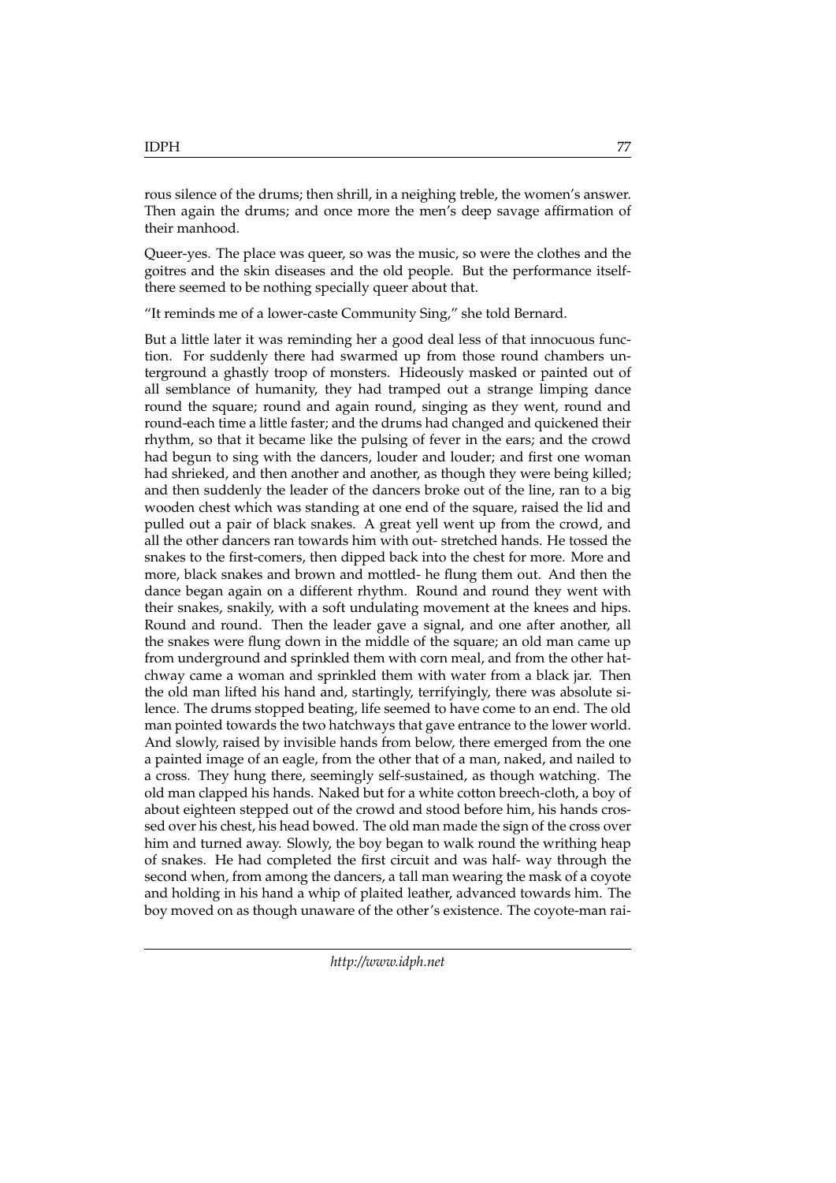rous silence of the drums; then shrill, in a neighing treble, the women's answer. Then again the drums; and once more the men's deep savage affirmation of their manhood.

Queer-yes. The place was queer, so was the music, so were the clothes and the goitres and the skin diseases and the old people. But the performance itself-there seemed to be nothing specially queer about that.

"It reminds me of a lower-caste Community Sing," she told Bernard.

But a little later it was reminding her a good deal less of that innocuous function. For suddenly there had swarmed up from those round chambers underground a ghastly troop of monsters. Hideously masked or painted out of all semblance of humanity, they had tramped out a strange limping dance round the square; round and again round, singing as they went, round and round-each time a little faster; and the drums had changed and quickened their rhythm, so that it became like the pulsing of fever in the ears; and the crowd had begun to sing with the dancers, louder and louder; and first one woman had shrieked, and then another and another, as though they were being killed; and then suddenly the leader of the dancers broke out of the line, ran to a big wooden chest which was standing at one end of the square, raised the lid and pulled out a pair of black snakes. A great yell went up from the crowd, and all the other dancers ran towards him with out- stretched hands. He tossed the snakes to the first-comers, then dipped back into the chest for more. More and more, black snakes and brown and mottled- he flung them out. And then the dance began again on a different rhythm. Round and round they went with their snakes, snakily, with a soft undulating movement at the knees and hips. Round and round. Then the leader gave a signal, and one after another, all the snakes were flung down in the middle of the square; an old man came up from underground and sprinkled them with corn meal, and from the other hatchway came a woman and sprinkled them with water from a black jar. Then the old man lifted his hand and, startingly, terrifyingly, there was absolute silence. The drums stopped beating, life seemed to have come to an end. The old man pointed towards the two hatchways that gave entrance to the lower world. And slowly, raised by invisible hands from below, there emerged from the one a painted image of an eagle, from the other that of a man, naked, and nailed to a cross. They hung there, seemingly self-sustained, as though watching. The old man clapped his hands. Naked but for a white cotton breech-cloth, a boy of about eighteen stepped out of the crowd and stood before him, his hands crossed over his chest, his head bowed. The old man made the sign of the cross over him and turned away. Slowly, the boy began to walk round the writhing heap of snakes. He had completed the first circuit and was half- way through the second when, from among the dancers, a tall man wearing the mask of a coyote and holding in his hand a whip of plaited leather, advanced towards him. The boy moved on as though unaware of the other's existence. The coyote-man rai-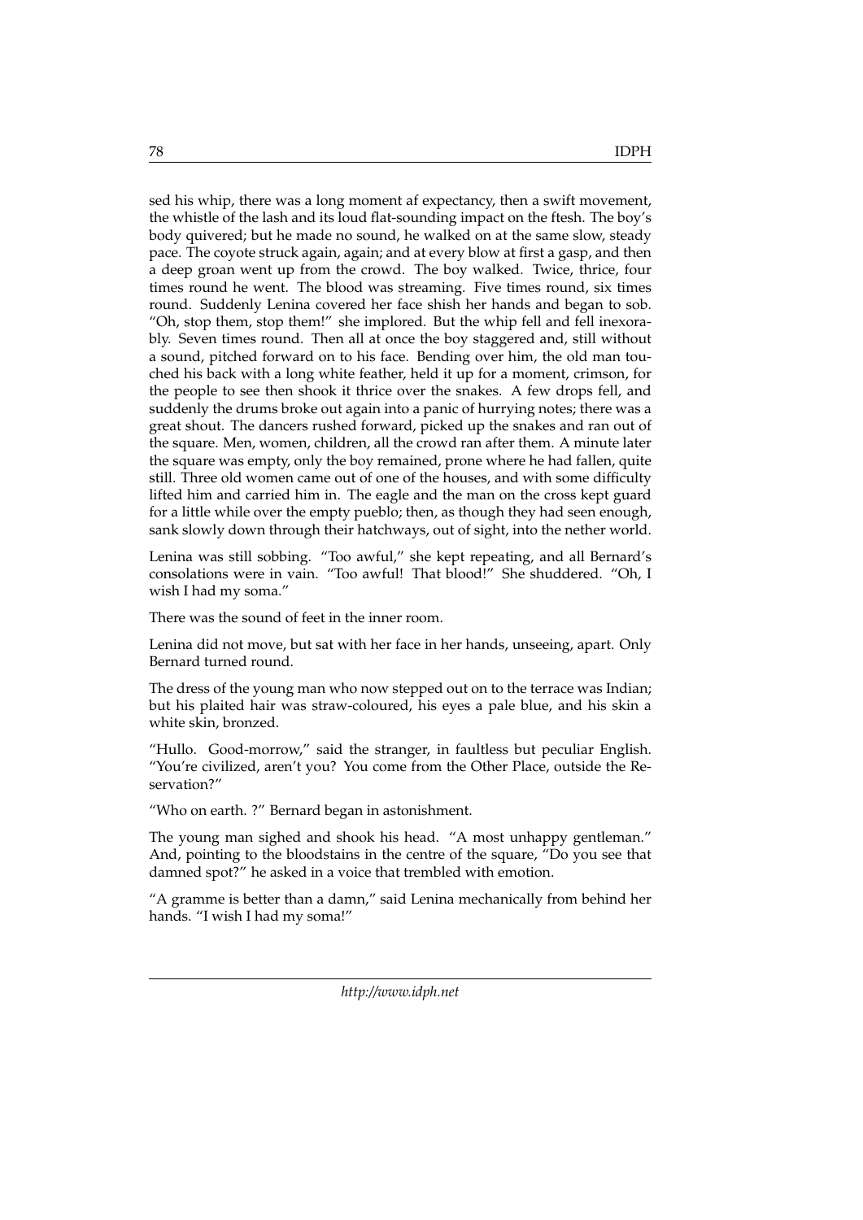sed his whip, there was a long moment af expectancy, then a swift movement, the whistle of the lash and its loud flat-sounding impact on the ftesh. The boy's body quivered; but he made no sound, he walked on at the same slow, steady pace. The coyote struck again, again; and at every blow at first a gasp, and then a deep groan went up from the crowd. The boy walked. Twice, thrice, four times round he went. The blood was streaming. Five times round, six times round. Suddenly Lenina covered her face shish her hands and began to sob. "Oh, stop them, stop them!" she implored. But the whip fell and fell inexorably. Seven times round. Then all at once the boy staggered and, still without a sound, pitched forward on to his face. Bending over him, the old man touched his back with a long white feather, held it up for a moment, crimson, for the people to see then shook it thrice over the snakes. A few drops fell, and suddenly the drums broke out again into a panic of hurrying notes; there was a great shout. The dancers rushed forward, picked up the snakes and ran out of the square. Men, women, children, all the crowd ran after them. A minute later the square was empty, only the boy remained, prone where he had fallen, quite still. Three old women came out of one of the houses, and with some difficulty lifted him and carried him in. The eagle and the man on the cross kept guard for a little while over the empty pueblo; then, as though they had seen enough, sank slowly down through their hatchways, out of sight, into the nether world.

Lenina was still sobbing. "Too awful," she kept repeating, and all Bernard's consolations were in vain. "Too awful! That blood!" She shuddered. "Oh, I wish I had my soma."

There was the sound of feet in the inner room.

Lenina did not move, but sat with her face in her hands, unseeing, apart. Only Bernard turned round.

The dress of the young man who now stepped out on to the terrace was Indian; but his plaited hair was straw-coloured, his eyes a pale blue, and his skin a white skin, bronzed.

"Hullo. Good-morrow," said the stranger, in faultless but peculiar English. "You're civilized, aren't you? You come from the Other Place, outside the Reservation?"

"Who on earth. ?" Bernard began in astonishment.

The young man sighed and shook his head. "A most unhappy gentleman." And, pointing to the bloodstains in the centre of the square, "Do you see that damned spot?" he asked in a voice that trembled with emotion.

"A gramme is better than a damn," said Lenina mechanically from behind her hands. "I wish I had my soma!"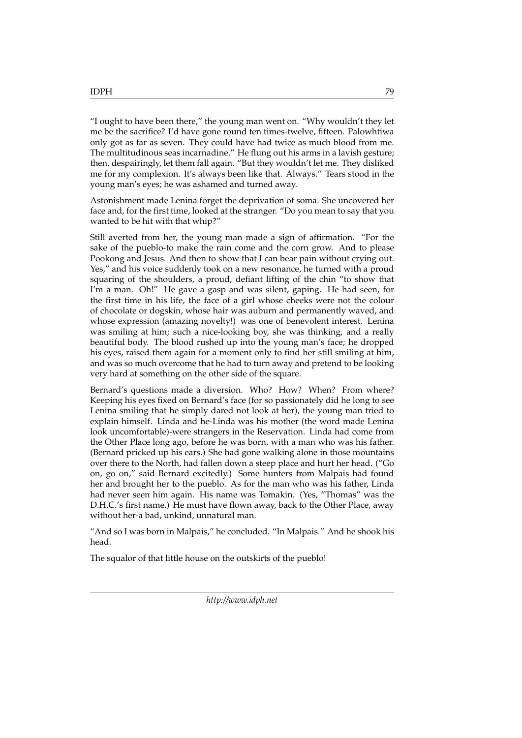"I ought to have been there," the young man went on. "Why wouldn't they let me be the sacrifice? I'd have gone round ten times-twelve, fifteen. Palowhtiwa only got as far as seven. They could have had twice as much blood from me. The multitudinous seas incarnadine." He flung out his arms in a lavish gesture; then, despairingly, let them fall again. "But they wouldn't let me. They disliked me for my complexion. It's always been like that. Always." Tears stood in the young man's eyes; he was ashamed and turned away.

Astonishment made Lenina forget the deprivation of soma. She uncovered her face and, for the first time, looked at the stranger. "Do you mean to say that you wanted to be hit with that whip?"

Still averted from her, the young man made a sign of affirmation. "For the sake of the pueblo-to make the rain come and the corn grow. And to please Pookong and Jesus. And then to show that I can bear pain without crying out. Yes," and his voice suddenly took on a new resonance, he turned with a proud squaring of the shoulders, a proud, defiant lifting of the chin "to show that I'm a man. Oh!" He gave a gasp and was silent, gaping. He had seen, for the first time in his life, the face of a girl whose cheeks were not the colour of chocolate or dogskin, whose hair was auburn and permanently waved, and whose expression (amazing novelty!) was one of benevolent interest. Lenina was smiling at him; such a nice-looking boy, she was thinking, and a really beautiful body. The blood rushed up into the young man's face; he dropped his eyes, raised them again for a moment only to find her still smiling at him, and was so much overcome that he had to turn away and pretend to be looking very hard at something on the other side of the square.

Bernard's questions made a diversion. Who? How? When? From where? Keeping his eyes fixed on Bernard's face (for so passionately did he long to see Lenina smiling that he simply dared not look at her), the young man tried to explain himself. Linda and he-Linda was his mother (the word made Lenina look uncomfortable)-were strangers in the Reservation. Linda had come from the Other Place long ago, before he was born, with a man who was his father. (Bernard pricked up his ears.) She had gone walking alone in those mountains over there to the North, had fallen down a steep place and hurt her head. ("Go on, go on," said Bernard excitedly.) Some hunters from Malpais had found her and brought her to the pueblo. As for the man who was his father, Linda had never seen him again. His name was Tomakin. (Yes, "Thomas" was the D.H.C.'s first name.) He must have flown away, back to the Other Place, away without her-a bad, unkind, unnatural man.

"And so I was born in Malpais," he concluded. "In Malpais." And he shook his head.

The squalor of that little house on the outskirts of the pueblo!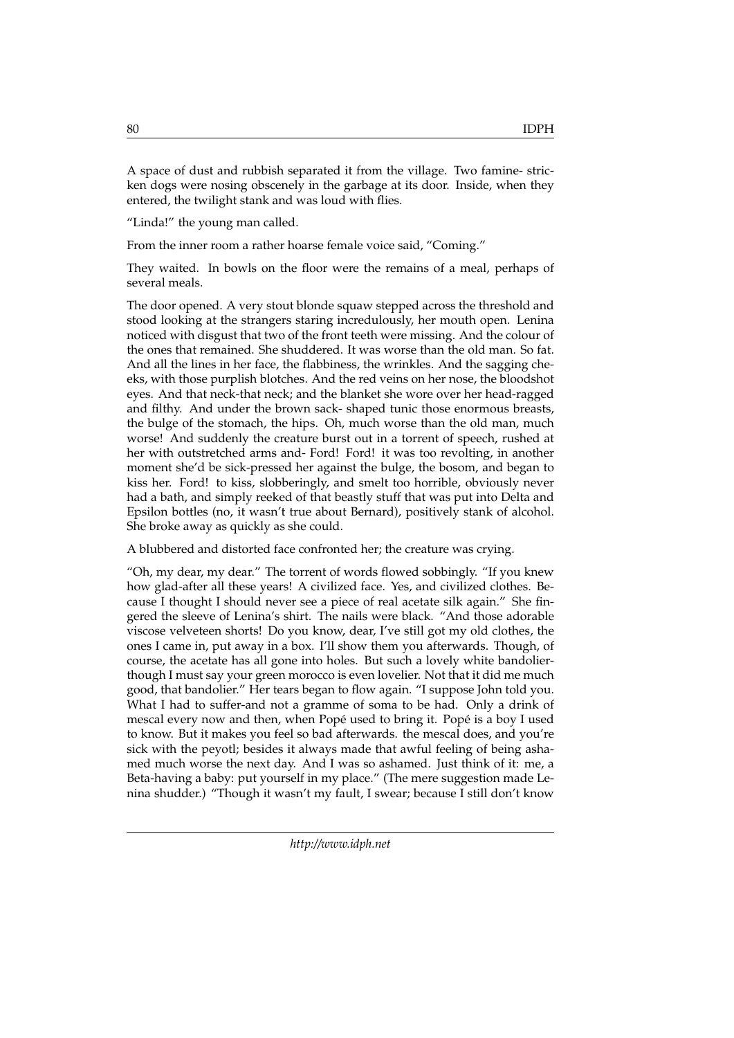A space of dust and rubbish separated it from the village. Two famine- stricken dogs were nosing obscenely in the garbage at its door. Inside, when they entered, the twilight stank and was loud with flies.

"Linda!" the young man called.

From the inner room a rather hoarse female voice said, "Coming."

They waited. In bowls on the floor were the remains of a meal, perhaps of several meals.

The door opened. A very stout blonde squaw stepped across the threshold and stood looking at the strangers staring incredulously, her mouth open. Lenina noticed with disgust that two of the front teeth were missing. And the colour of the ones that remained. She shuddered. It was worse than the old man. So fat. And all the lines in her face, the flabbiness, the wrinkles. And the sagging cheeks, with those purplish blotches. And the red veins on her nose, the bloodshot eyes. And that neck-that neck; and the blanket she wore over her head-ragged and filthy. And under the brown sack- shaped tunic those enormous breasts, the bulge of the stomach, the hips. Oh, much worse than the old man, much worse! And suddenly the creature burst out in a torrent of speech, rushed at her with outstretched arms and- Ford! Ford! it was too revolting, in another moment she'd be sick-pressed her against the bulge, the bosom, and began to kiss her. Ford! to kiss, slobberingly, and smelt too horrible, obviously never had a bath, and simply reeked of that beastly stuff that was put into Delta and Epsilon bottles (no, it wasn't true about Bernard), positively stank of alcohol. She broke away as quickly as she could.

A blubbered and distorted face confronted her; the creature was crying.

"Oh, my dear, my dear." The torrent of words flowed sobbingly. "If you knew how glad-after all these years! A civilized face. Yes, and civilized clothes. Because I thought I should never see a piece of real acetate silk again." She fingered the sleeve of Lenina's shirt. The nails were black. "And those adorable viscose velveteen shorts! Do you know, dear, I've still got my old clothes, the ones I came in, put away in a box. I'll show them you afterwards. Though, of course, the acetate has all gone into holes. But such a lovely white bandolier-though I must say your green morocco is even lovelier. Not that it did me much good, that bandolier." Her tears began to flow again. "I suppose John told you. What I had to suffer-and not a gramme of soma to be had. Only a drink of mescal every now and then, when Popé used to bring it. Popé is a boy I used to know. But it makes you feel so bad afterwards. the mescal does, and you're sick with the peyotl; besides it always made that awful feeling of being ashamed much worse the next day. And I was so ashamed. Just think of it: me, a Beta-having a baby: put yourself in my place." (The mere suggestion made Lenina shudder.) "Though it wasn't my fault, I swear; because I still don't know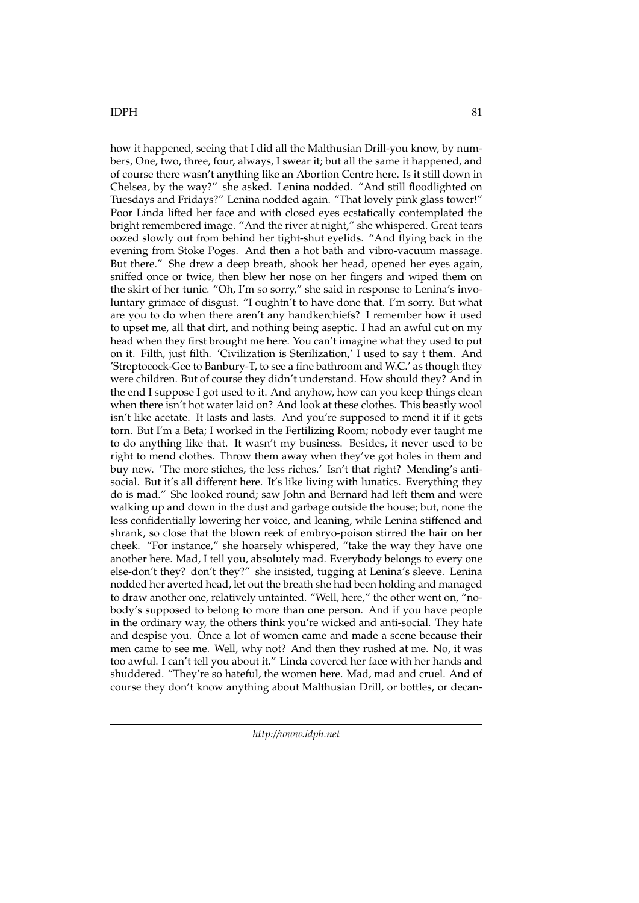how it happened, seeing that I did all the Malthusian Drill-you know, by numbers, One, two, three, four, always, I swear it; but all the same it happened, and of course there wasn't anything like an Abortion Centre here. Is it still down in Chelsea, by the way?" she asked. Lenina nodded. "And still floodlighted on Tuesdays and Fridays?" Lenina nodded again. "That lovely pink glass tower!" Poor Linda lifted her face and with closed eyes ecstatically contemplated the bright remembered image. "And the river at night," she whispered. Great tears oozed slowly out from behind her tight-shut eyelids. "And flying back in the evening from Stoke Poges. And then a hot bath and vibro-vacuum massage. But there." She drew a deep breath, shook her head, opened her eyes again, sniffed once or twice, then blew her nose on her fingers and wiped them on the skirt of her tunic. "Oh, I'm so sorry," she said in response to Lenina's involuntary grimace of disgust. "I oughtn't to have done that. I'm sorry. But what are you to do when there aren't any handkerchiefs? I remember how it used to upset me, all that dirt, and nothing being aseptic. I had an awful cut on my head when they first brought me here. You can't imagine what they used to put on it. Filth, just filth. 'Civilization is Sterilization,' I used to say t them. And 'Streptocock-Gee to Banbury-T, to see a fine bathroom and W.C.' as though they were children. But of course they didn't understand. How should they? And in the end I suppose I got used to it. And anyhow, how can you keep things clean when there isn't hot water laid on? And look at these clothes. This beastly wool isn't like acetate. It lasts and lasts. And you're supposed to mend it if it gets torn. But I'm a Beta; I worked in the Fertilizing Room; nobody ever taught me to do anything like that. It wasn't my business. Besides, it never used to be right to mend clothes. Throw them away when they've got holes in them and buy new. 'The more stiches, the less riches.' Isn't that right? Mending's antisocial. But it's all different here. It's like living with lunatics. Everything they do is mad." She looked round; saw John and Bernard had left them and were walking up and down in the dust and garbage outside the house; but, none the less confidentially lowering her voice, and leaning, while Lenina stiffened and shrank, so close that the blown reek of embryo-poison stirred the hair on her cheek. "For instance," she hoarsely whispered, "take the way they have one another here. Mad, I tell you, absolutely mad. Everybody belongs to every one else-don't they? don't they?" she insisted, tugging at Lenina's sleeve. Lenina nodded her averted head, let out the breath she had been holding and managed to draw another one, relatively untainted. "Well, here," the other went on, "nobody's supposed to belong to more than one person. And if you have people in the ordinary way, the others think you're wicked and anti-social. They hate and despise you. Once a lot of women came and made a scene because their men came to see me. Well, why not? And then they rushed at me. No, it was too awful. I can't tell you about it." Linda covered her face with her hands and shuddered. "They're so hateful, the women here. Mad, mad and cruel. And of course they don't know anything about Malthusian Drill, or bottles, or decan-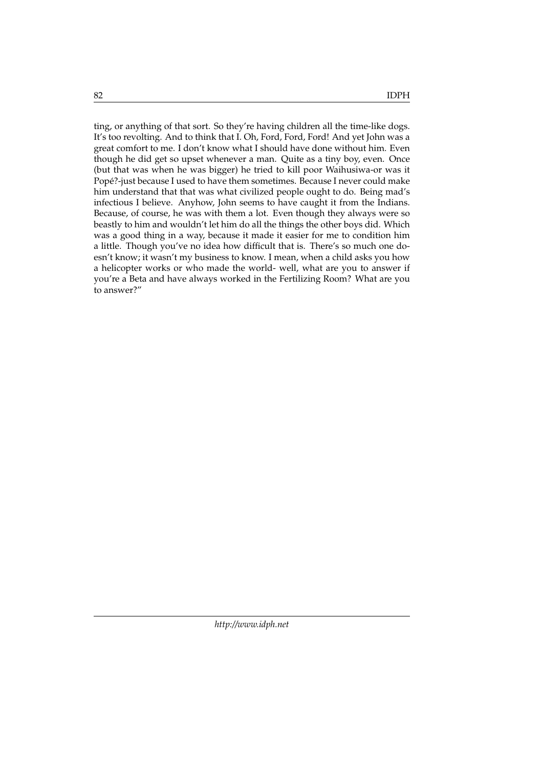ting, or anything of that sort. So they're having children all the time-like dogs. It's too revolting. And to think that I. Oh, Ford, Ford, Ford! And yet John was a great comfort to me. I don't know what I should have done without him. Even though he did get so upset whenever a man. Quite as a tiny boy, even. Once (but that was when he was bigger) he tried to kill poor Waihusiwa-or was it Popé?-just because I used to have them sometimes. Because I never could make him understand that that was what civilized people ought to do. Being mad's infectious I believe. Anyhow, John seems to have caught it from the Indians. Because, of course, he was with them a lot. Even though they always were so beastly to him and wouldn't let him do all the things the other boys did. Which was a good thing in a way, because it made it easier for me to condition him a little. Though you've no idea how difficult that is. There's so much one doesn't know; it wasn't my business to know. I mean, when a child asks you how a helicopter works or who made the world- well, what are you to answer if you're a Beta and have always worked in the Fertilizing Room? What are you to answer?"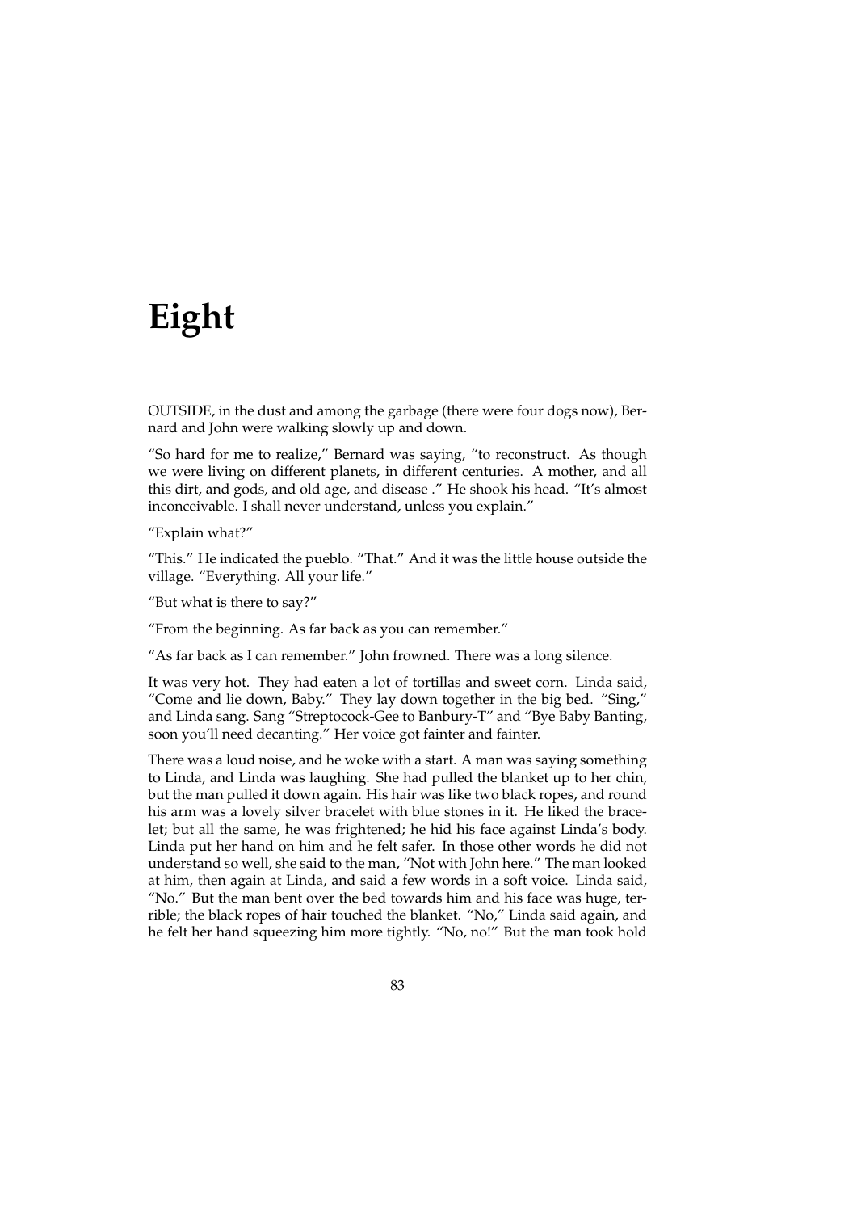# Eight

OUTSIDE, in the dust and among the garbage (there were four dogs now), Bernard and John were walking slowly up and down.

"So hard for me to realize," Bernard was saying, "to reconstruct. As though we were living on different planets, in different centuries. A mother, and all this dirt, and gods, and old age, and disease ." He shook his head. "It's almost inconceivable. I shall never understand, unless you explain."

"Explain what?"

"This." He indicated the pueblo. "That." And it was the little house outside the village. "Everything. All your life."

"But what is there to say?"

"From the beginning. As far back as you can remember."

"As far back as I can remember." John frowned. There was a long silence.

It was very hot. They had eaten a lot of tortillas and sweet corn. Linda said, "Come and lie down, Baby." They lay down together in the big bed. "Sing," and Linda sang. Sang "Streptocock-Gee to Banbury-T" and "Bye Baby Banting, soon you'll need decanting." Her voice got fainter and fainter.

There was a loud noise, and he woke with a start. A man was saying something to Linda, and Linda was laughing. She had pulled the blanket up to her chin, but the man pulled it down again. His hair was like two black ropes, and round his arm was a lovely silver bracelet with blue stones in it. He liked the bracelet; but all the same, he was frightened; he hid his face against Linda's body. Linda put her hand on him and he felt safer. In those other words he did not understand so well, she said to the man, "Not with John here." The man looked at him, then again at Linda, and said a few words in a soft voice. Linda said, "No." But the man bent over the bed towards him and his face was huge, terrible; the black ropes of hair touched the blanket. "No," Linda said again, and he felt her hand squeezing him more tightly. "No, no!" But the man took hold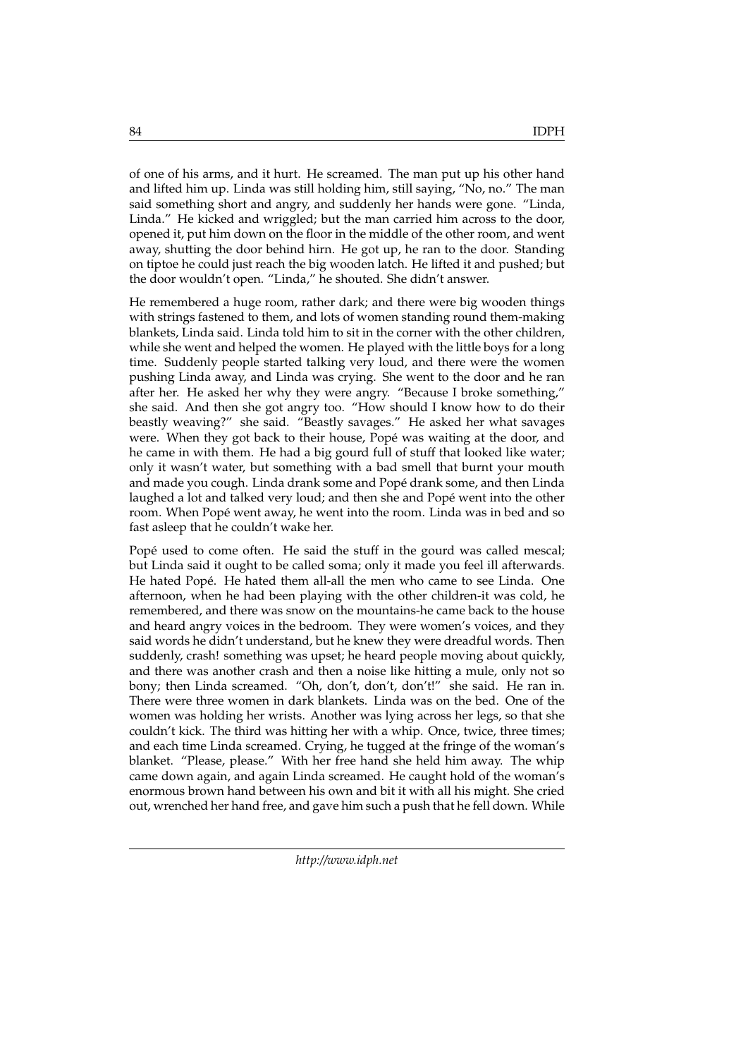of one of his arms, and it hurt. He screamed. The man put up his other hand and lifted him up. Linda was still holding him, still saying, "No, no." The man said something short and angry, and suddenly her hands were gone. "Linda, Linda." He kicked and wriggled; but the man carried him across to the door, opened it, put him down on the floor in the middle of the other room, and went away, shutting the door behind hirn. He got up, he ran to the door. Standing on tiptoe he could just reach the big wooden latch. He lifted it and pushed; but the door wouldn't open. "Linda," he shouted. She didn't answer.

He remembered a huge room, rather dark; and there were big wooden things with strings fastened to them, and lots of women standing round them-making blankets, Linda said. Linda told him to sit in the corner with the other children, while she went and helped the women. He played with the little boys for a long time. Suddenly people started talking very loud, and there were the women pushing Linda away, and Linda was crying. She went to the door and he ran after her. He asked her why they were angry. "Because I broke something," she said. And then she got angry too. "How should I know how to do their beastly weaving?" she said. "Beastly savages." He asked her what savages were. When they got back to their house, Popé was waiting at the door, and he came in with them. He had a big gourd full of stuff that looked like water; only it wasn't water, but something with a bad smell that burnt your mouth and made you cough. Linda drank some and Popé drank some, and then Linda laughed a lot and talked very loud; and then she and Popé went into the other room. When Popé went away, he went into the room. Linda was in bed and so fast asleep that he couldn't wake her.

Popé used to come often. He said the stuff in the gourd was called mescal; but Linda said it ought to be called soma; only it made you feel ill afterwards. He hated Popé. He hated them all-all the men who came to see Linda. One afternoon, when he had been playing with the other children-it was cold, he remembered, and there was snow on the mountains-he came back to the house and heard angry voices in the bedroom. They were women's voices, and they said words he didn't understand, but he knew they were dreadful words. Then suddenly, crash! something was upset; he heard people moving about quickly, and there was another crash and then a noise like hitting a mule, only not so bony; then Linda screamed. "Oh, don't, don't, don't!" she said. He ran in. There were three women in dark blankets. Linda was on the bed. One of the women was holding her wrists. Another was lying across her legs, so that she couldn't kick. The third was hitting her with a whip. Once, twice, three times; and each time Linda screamed. Crying, he tugged at the fringe of the woman's blanket. "Please, please." With her free hand she held him away. The whip came down again, and again Linda screamed. He caught hold of the woman's enormous brown hand between his own and bit it with all his might. She cried out, wrenched her hand free, and gave him such a push that he fell down. While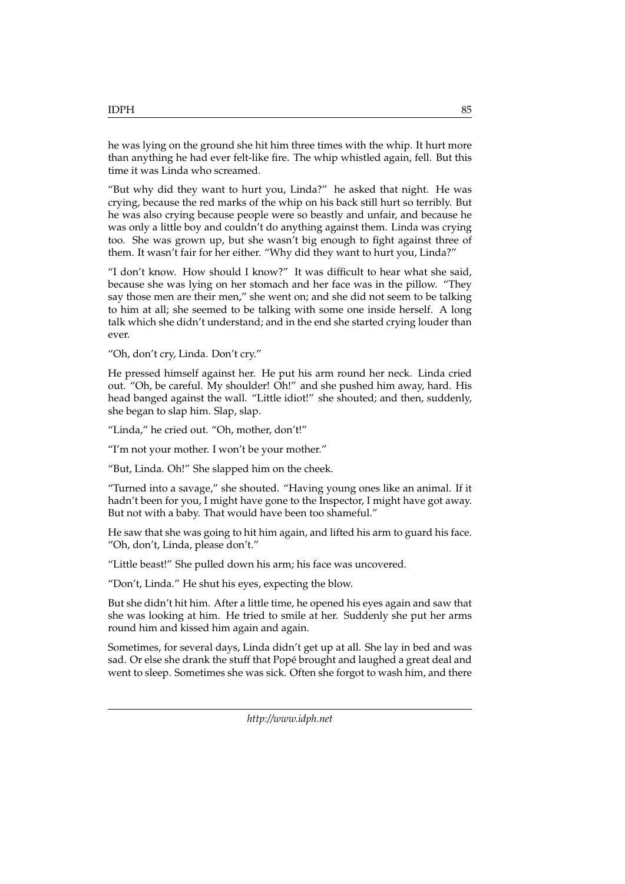he was lying on the ground she hit him three times with the whip. It hurt more than anything he had ever felt-like fire. The whip whistled again, fell. But this time it was Linda who screamed.

"But why did they want to hurt you, Linda?" he asked that night. He was crying, because the red marks of the whip on his back still hurt so terribly. But he was also crying because people were so beastly and unfair, and because he was only a little boy and couldn't do anything against them. Linda was crying too. She was grown up, but she wasn't big enough to fight against three of them. It wasn't fair for her either. "Why did they want to hurt you, Linda?"

"I don't know. How should I know?" It was difficult to hear what she said, because she was lying on her stomach and her face was in the pillow. "They say those men are their men," she went on; and she did not seem to be talking to him at all; she seemed to be talking with some one inside herself. A long talk which she didn't understand; and in the end she started crying louder than ever.

"Oh, don't cry, Linda. Don't cry."

He pressed himself against her. He put his arm round her neck. Linda cried out. "Oh, be careful. My shoulder! Oh!" and she pushed him away, hard. His head banged against the wall. "Little idiot!" she shouted; and then, suddenly, she began to slap him. Slap, slap.

"Linda," he cried out. "Oh, mother, don't!"

"I'm not your mother. I won't be your mother."

"But, Linda. Oh!" She slapped him on the cheek.

"Turned into a savage," she shouted. "Having young ones like an animal. If it hadn't been for you, I might have gone to the Inspector, I might have got away. But not with a baby. That would have been too shameful."

He saw that she was going to hit him again, and lifted his arm to guard his face. "Oh, don't, Linda, please don't."

"Little beast!" She pulled down his arm; his face was uncovered.

"Don't, Linda." He shut his eyes, expecting the blow.

But she didn't hit him. After a little time, he opened his eyes again and saw that she was looking at him. He tried to smile at her. Suddenly she put her arms round him and kissed him again and again.

Sometimes, for several days, Linda didn't get up at all. She lay in bed and was sad. Or else she drank the stuff that Popé brought and laughed a great deal and went to sleep. Sometimes she was sick. Often she forgot to wash him, and there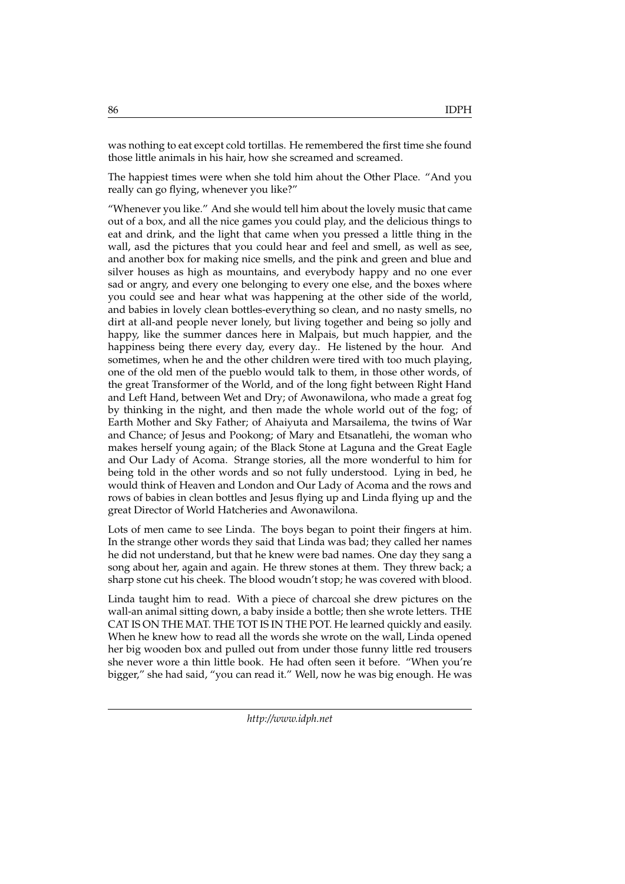was nothing to eat except cold tortillas. He remembered the first time she found those little animals in his hair, how she screamed and screamed.

The happiest times were when she told him ahout the Other Place. "And you really can go flying, whenever you like?"

"Whenever you like." And she would tell him about the lovely music that came out of a box, and all the nice games you could play, and the delicious things to eat and drink, and the light that came when you pressed a little thing in the wall, asd the pictures that you could hear and feel and smell, as well as see, and another box for making nice smells, and the pink and green and blue and silver houses as high as mountains, and everybody happy and no one ever sad or angry, and every one belonging to every one else, and the boxes where you could see and hear what was happening at the other side of the world, and babies in lovely clean bottles-everything so clean, and no nasty smells, no dirt at all-and people never lonely, but living together and being so jolly and happy, like the summer dances here in Malpais, but much happier, and the happiness being there every day, every day.. He listened by the hour. And sometimes, when he and the other children were tired with too much playing, one of the old men of the pueblo would talk to them, in those other words, of the great Transformer of the World, and of the long fight between Right Hand and Left Hand, between Wet and Dry; of Awonawilona, who made a great fog by thinking in the night, and then made the whole world out of the fog; of Earth Mother and Sky Father; of Ahaiyuta and Marsailema, the twins of War and Chance; of Jesus and Pookong; of Mary and Etsanatlehi, the woman who makes herself young again; of the Black Stone at Laguna and the Great Eagle and Our Lady of Acoma. Strange stories, all the more wonderful to him for being told in the other words and so not fully understood. Lying in bed, he would think of Heaven and London and Our Lady of Acoma and the rows and rows of babies in clean bottles and Jesus flying up and Linda flying up and the great Director of World Hatcheries and Awonawilona.

Lots of men came to see Linda. The boys began to point their fingers at him. In the strange other words they said that Linda was bad; they called her names he did not understand, but that he knew were bad names. One day they sang a song about her, again and again. He threw stones at them. They threw back; a sharp stone cut his cheek. The blood woudn't stop; he was covered with blood.

Linda taught him to read. With a piece of charcoal she drew pictures on the wall-an animal sitting down, a baby inside a bottle; then she wrote letters. THE CAT IS ON THE MAT. THE TOT IS IN THE POT. He learned quickly and easily. When he knew how to read all the words she wrote on the wall, Linda opened her big wooden box and pulled out from under those funny little red trousers she never wore a thin little book. He had often seen it before. "When you're bigger," she had said, "you can read it." Well, now he was big enough. He was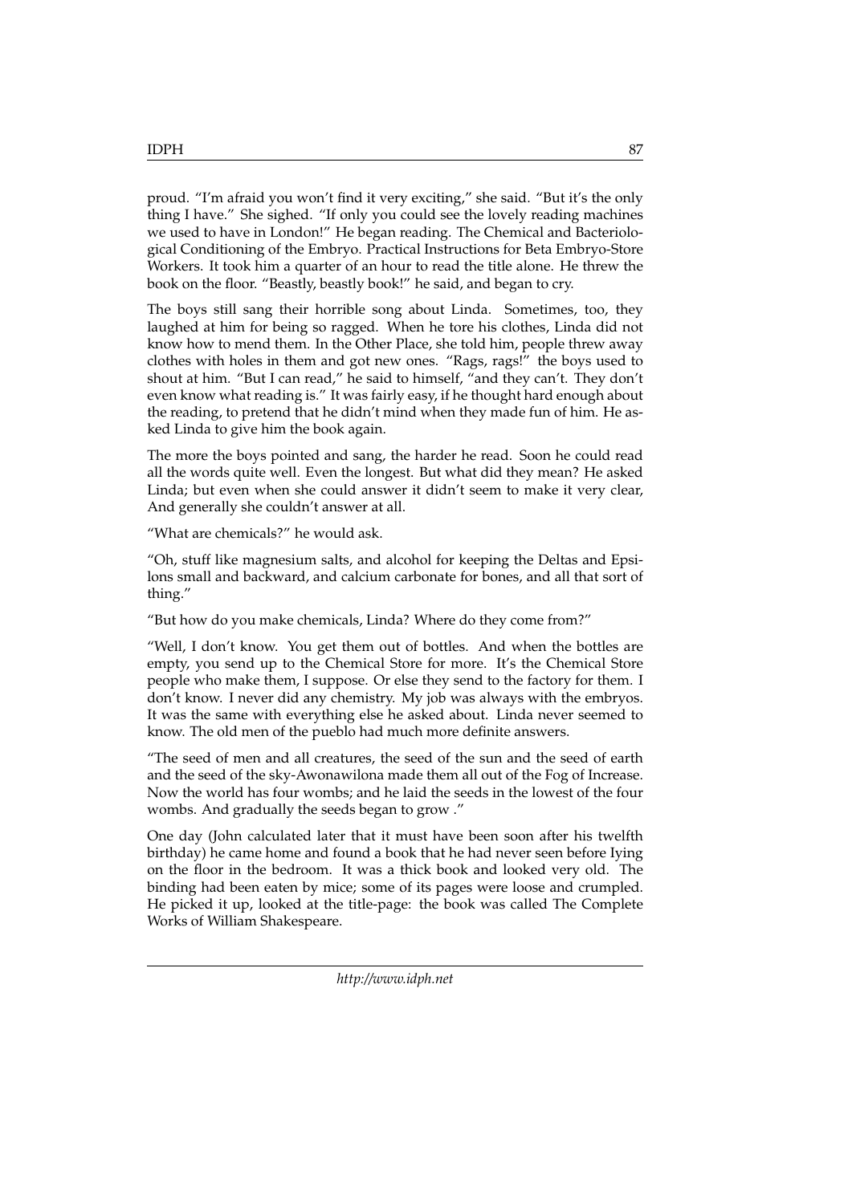proud. "I'm afraid you won't find it very exciting," she said. "But it's the only thing I have." She sighed. "If only you could see the lovely reading machines we used to have in London!" He began reading. The Chemical and Bacteriological Conditioning of the Embryo. Practical Instructions for Beta Embryo-Store Workers. It took him a quarter of an hour to read the title alone. He threw the book on the floor. "Beastly, beastly book!" he said, and began to cry.

The boys still sang their horrible song about Linda. Sometimes, too, they laughed at him for being so ragged. When he tore his clothes, Linda did not know how to mend them. In the Other Place, she told him, people threw away clothes with holes in them and got new ones. "Rags, rags!" the boys used to shout at him. "But I can read," he said to himself, "and they can't. They don't even know what reading is." It was fairly easy, if he thought hard enough about the reading, to pretend that he didn't mind when they made fun of him. He asked Linda to give him the book again.

The more the boys pointed and sang, the harder he read. Soon he could read all the words quite well. Even the longest. But what did they mean? He asked Linda; but even when she could answer it didn't seem to make it very clear, And generally she couldn't answer at all.

"What are chemicals?" he would ask.

"Oh, stuff like magnesium salts, and alcohol for keeping the Deltas and Epsilons small and backward, and calcium carbonate for bones, and all that sort of thing."

"But how do you make chemicals, Linda? Where do they come from?"

"Well, I don't know. You get them out of bottles. And when the bottles are empty, you send up to the Chemical Store for more. It's the Chemical Store people who make them, I suppose. Or else they send to the factory for them. I don't know. I never did any chemistry. My job was always with the embryos. It was the same with everything else he asked about. Linda never seemed to know. The old men of the pueblo had much more definite answers.

"The seed of men and all creatures, the seed of the sun and the seed of earth and the seed of the sky-Awonawilona made them all out of the Fog of Increase. Now the world has four wombs; and he laid the seeds in the lowest of the four wombs. And gradually the seeds began to grow ."

One day (John calculated later that it must have been soon after his twelfth birthday) he came home and found a book that he had never seen before Iying on the floor in the bedroom. It was a thick book and looked very old. The binding had been eaten by mice; some of its pages were loose and crumpled. He picked it up, looked at the title-page: the book was called The Complete Works of William Shakespeare.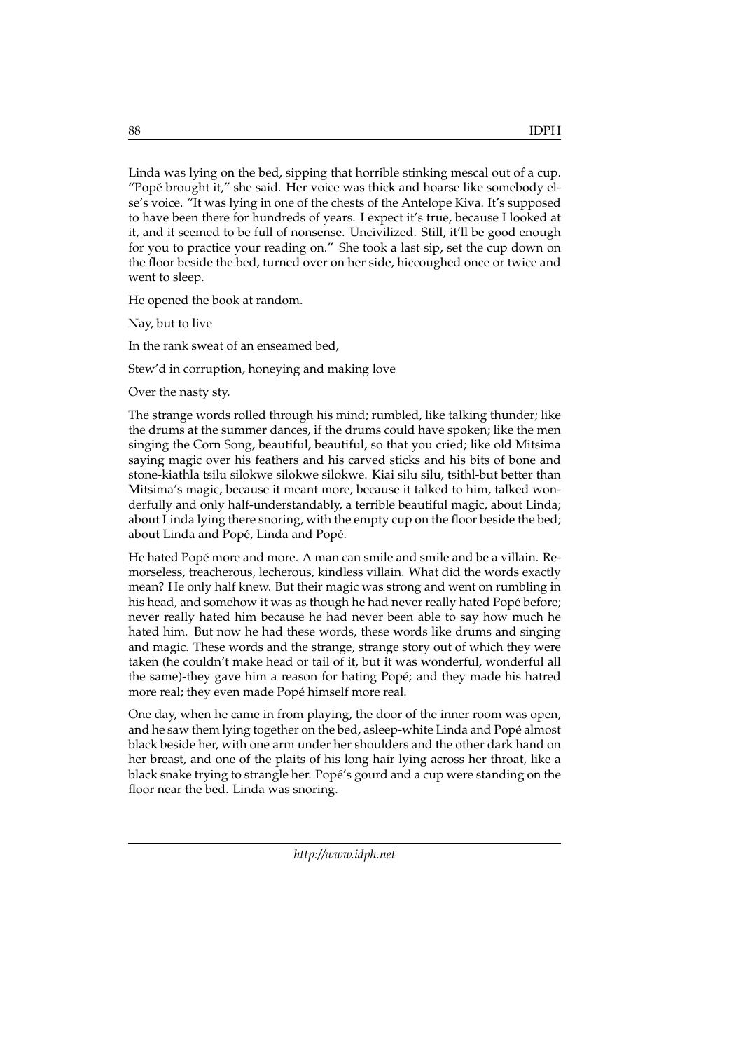Linda was lying on the bed, sipping that horrible stinking mescal out of a cup. "Popé brought it," she said. Her voice was thick and hoarse like somebody else's voice. "It was lying in one of the chests of the Antelope Kiva. It's supposed to have been there for hundreds of years. I expect it's true, because I looked at it, and it seemed to be full of nonsense. Uncivilized. Still, it'll be good enough for you to practice your reading on." She took a last sip, set the cup down on the floor beside the bed, turned over on her side, hiccoughed once or twice and went to sleep.

He opened the book at random.

Nay, but to live

In the rank sweat of an enseamed bed,

Stew'd in corruption, honeying and making love

Over the nasty sty.

The strange words rolled through his mind; rumbled, like talking thunder; like the drums at the summer dances, if the drums could have spoken; like the men singing the Corn Song, beautiful, beautiful, so that you cried; like old Mitsima saying magic over his feathers and his carved sticks and his bits of bone and stone-kiathla tsilu silokwe silokwe silokwe. Kiai silu silu, tsithl-but better than Mitsima's magic, because it meant more, because it talked to him, talked wonderfully and only half-understandably, a terrible beautiful magic, about Linda; about Linda lying there snoring, with the empty cup on the floor beside the bed; about Linda and Popé, Linda and Popé.

He hated Popé more and more. A man can smile and smile and be a villain. Remorseless, treacherous, lecherous, kindless villain. What did the words exactly mean? He only half knew. But their magic was strong and went on rumbling in his head, and somehow it was as though he had never really hated Popé before; never really hated him because he had never been able to say how much he hated him. But now he had these words, these words like drums and singing and magic. These words and the strange, strange story out of which they were taken (he couldn't make head or tail of it, but it was wonderful, wonderful all the same)-they gave him a reason for hating Popé; and they made his hatred more real; they even made Popé himself more real.

One day, when he came in from playing, the door of the inner room was open, and he saw them lying together on the bed, asleep-white Linda and Popé almost black beside her, with one arm under her shoulders and the other dark hand on her breast, and one of the plaits of his long hair lying across her throat, like a black snake trying to strangle her. Popé's gourd and a cup were standing on the floor near the bed. Linda was snoring.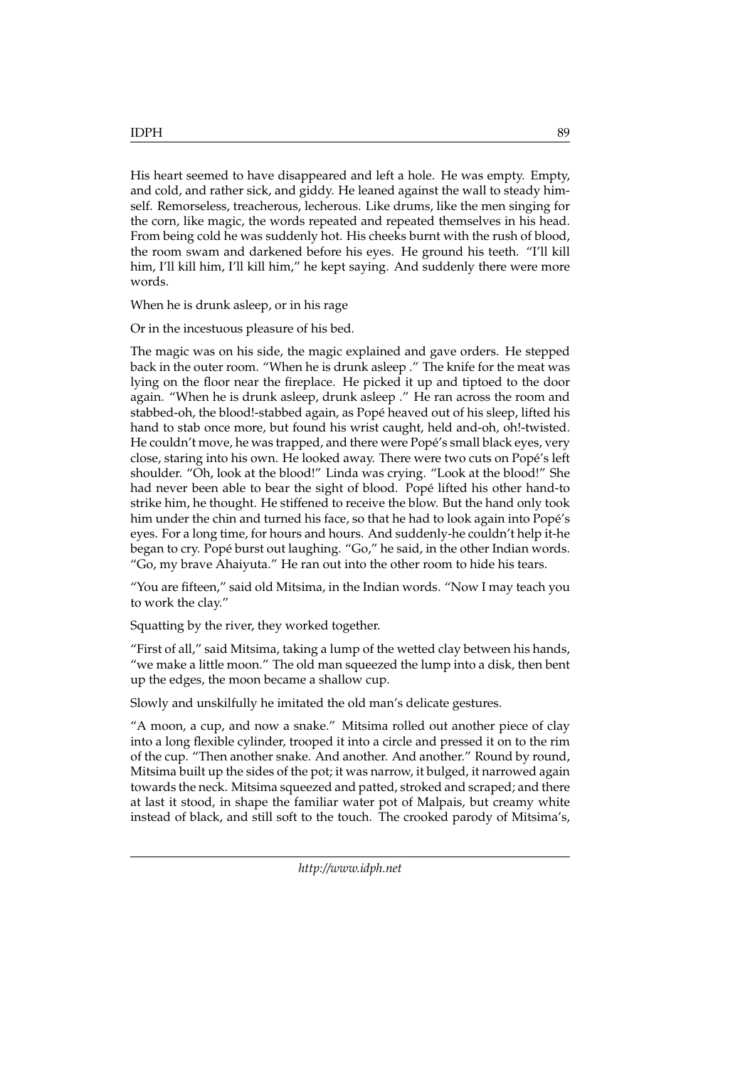His heart seemed to have disappeared and left a hole. He was empty. Empty, and cold, and rather sick, and giddy. He leaned against the wall to steady himself. Remorseless, treacherous, lecherous. Like drums, like the men singing for the corn, like magic, the words repeated and repeated themselves in his head. From being cold he was suddenly hot. His cheeks burnt with the rush of blood, the room swam and darkened before his eyes. He ground his teeth. "I'll kill him, I'll kill him, I'll kill him," he kept saying. And suddenly there were more words.

When he is drunk asleep, or in his rage

Or in the incestuous pleasure of his bed.

The magic was on his side, the magic explained and gave orders. He stepped back in the outer room. "When he is drunk asleep ." The knife for the meat was lying on the floor near the fireplace. He picked it up and tiptoed to the door again. "When he is drunk asleep, drunk asleep ." He ran across the room and stabbed-oh, the blood!-stabbed again, as Popé heaved out of his sleep, lifted his hand to stab once more, but found his wrist caught, held and-oh, oh!-twisted. He couldn't move, he was trapped, and there were Popé's small black eyes, very close, staring into his own. He looked away. There were two cuts on Popé's left shoulder. "Oh, look at the blood!" Linda was crying. "Look at the blood!" She had never been able to bear the sight of blood. Popé lifted his other hand-to strike him, he thought. He stiffened to receive the blow. But the hand only took him under the chin and turned his face, so that he had to look again into Popé's eyes. For a long time, for hours and hours. And suddenly-he couldn't help it-he began to cry. Popé burst out laughing. "Go," he said, in the other Indian words. "Go, my brave Ahaiyuta." He ran out into the other room to hide his tears.

"You are fifteen," said old Mitsima, in the Indian words. "Now I may teach you to work the clay."

Squatting by the river, they worked together.

"First of all," said Mitsima, taking a lump of the wetted clay between his hands, "we make a little moon." The old man squeezed the lump into a disk, then bent up the edges, the moon became a shallow cup.

Slowly and unskilfully he imitated the old man's delicate gestures.

"A moon, a cup, and now a snake." Mitsima rolled out another piece of clay into a long flexible cylinder, trooped it into a circle and pressed it on to the rim of the cup. "Then another snake. And another. And another." Round by round, Mitsima built up the sides of the pot; it was narrow, it bulged, it narrowed again towards the neck. Mitsima squeezed and patted, stroked and scraped; and there at last it stood, in shape the familiar water pot of Malpais, but creamy white instead of black, and still soft to the touch. The crooked parody of Mitsima's,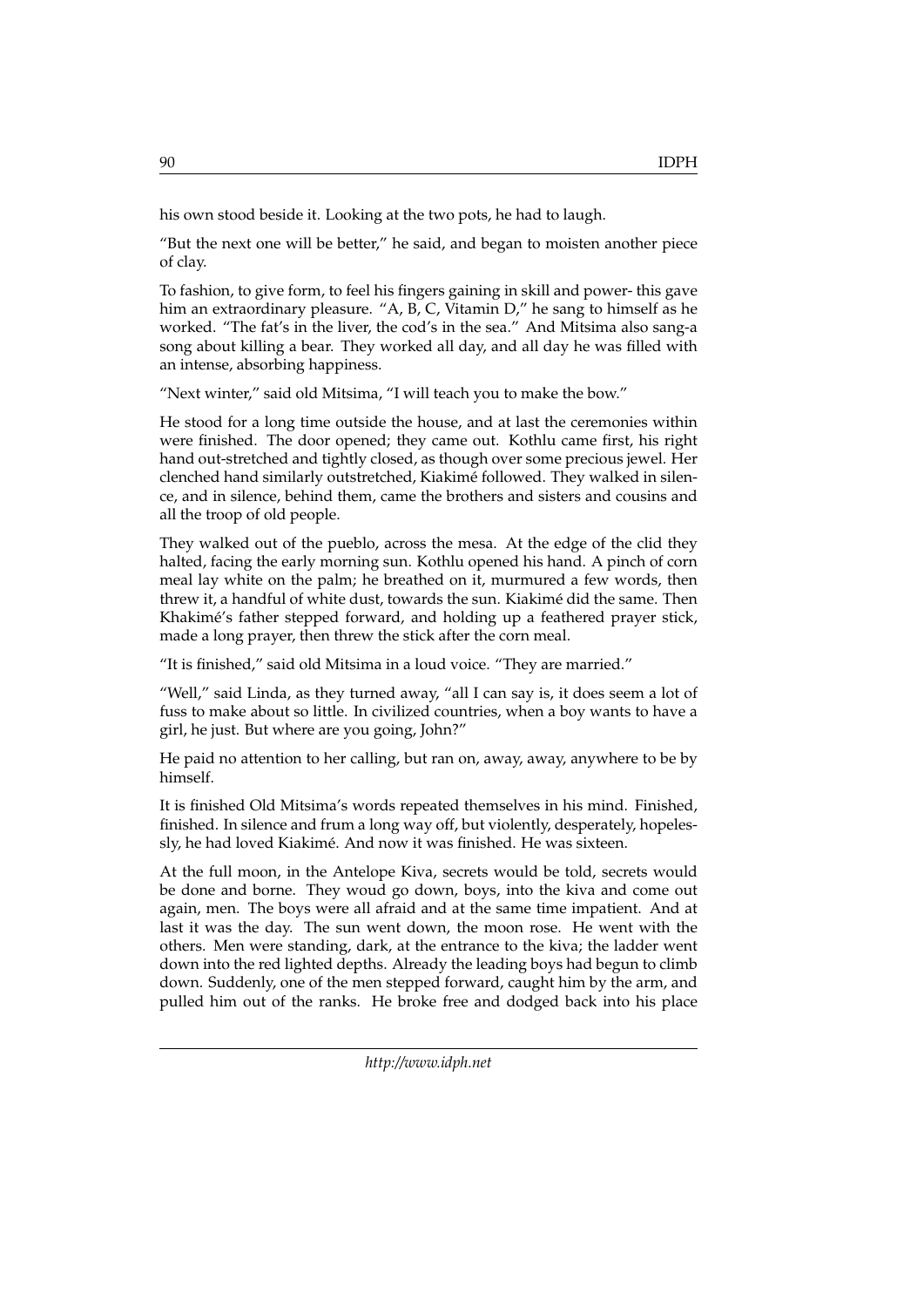his own stood beside it. Looking at the two pots, he had to laugh.

"But the next one will be better," he said, and began to moisten another piece of clay.

To fashion, to give form, to feel his fingers gaining in skill and power- this gave him an extraordinary pleasure. "A, B, C, Vitamin D," he sang to himself as he worked. "The fat's in the liver, the cod's in the sea." And Mitsima also sang-a song about killing a bear. They worked all day, and all day he was filled with an intense, absorbing happiness.

"Next winter," said old Mitsima, "I will teach you to make the bow."

He stood for a long time outside the house, and at last the ceremonies within were finished. The door opened; they came out. Kothlu came first, his right hand out-stretched and tightly closed, as though over some precious jewel. Her clenched hand similarly outstretched, Kiakimé followed. They walked in silence, and in silence, behind them, came the brothers and sisters and cousins and all the troop of old people.

They walked out of the pueblo, across the mesa. At the edge of the clid they halted, facing the early morning sun. Kothlu opened his hand. A pinch of corn meal lay white on the palm; he breathed on it, murmured a few words, then threw it, a handful of white dust, towards the sun. Kiakimé did the same. Then Khakimé's father stepped forward, and holding up a feathered prayer stick, made a long prayer, then threw the stick after the corn meal.

"It is finished," said old Mitsima in a loud voice. "They are married."

"Well," said Linda, as they turned away, "all I can say is, it does seem a lot of fuss to make about so little. In civilized countries, when a boy wants to have a girl, he just. But where are you going, John?"

He paid no attention to her calling, but ran on, away, away, anywhere to be by himself.

It is finished Old Mitsima's words repeated themselves in his mind. Finished, finished. In silence and frum a long way off, but violently, desperately, hopelessly, he had loved Kiakimé. And now it was finished. He was sixteen.

At the full moon, in the Antelope Kiva, secrets would be told, secrets would be done and borne. They woud go down, boys, into the kiva and come out again, men. The boys were all afraid and at the same time impatient. And at last it was the day. The sun went down, the moon rose. He went with the others. Men were standing, dark, at the entrance to the kiva; the ladder went down into the red lighted depths. Already the leading boys had begun to climb down. Suddenly, one of the men stepped forward, caught him by the arm, and pulled him out of the ranks. He broke free and dodged back into his place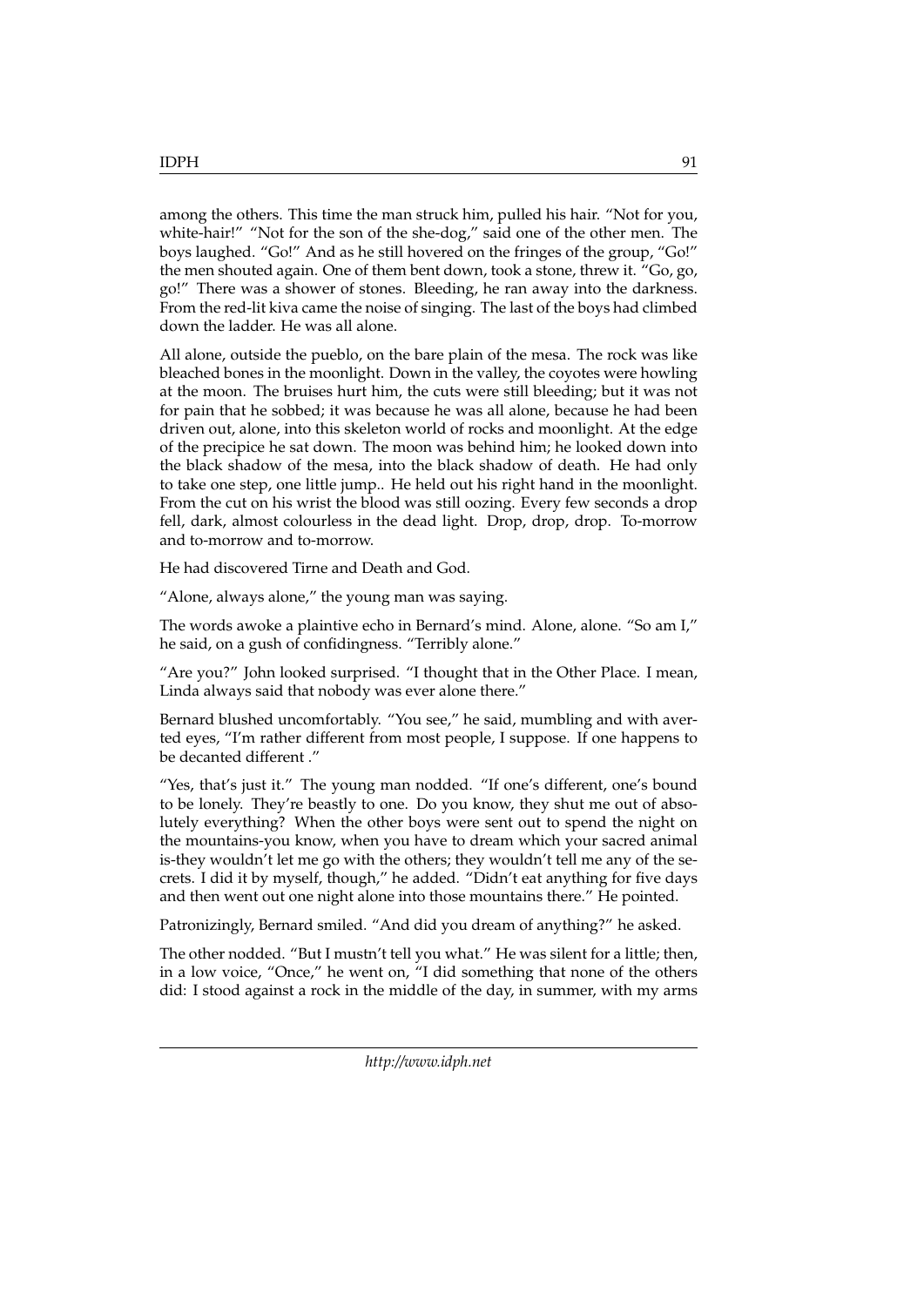among the others. This time the man struck him, pulled his hair. "Not for you, white-hair!" "Not for the son of the she-dog," said one of the other men. The boys laughed. "Go!" And as he still hovered on the fringes of the group, "Go!" the men shouted again. One of them bent down, took a stone, threw it. "Go, go, go!" There was a shower of stones. Bleeding, he ran away into the darkness. From the red-lit kiva came the noise of singing. The last of the boys had climbed down the ladder. He was all alone.

All alone, outside the pueblo, on the bare plain of the mesa. The rock was like bleached bones in the moonlight. Down in the valley, the coyotes were howling at the moon. The bruises hurt him, the cuts were still bleeding; but it was not for pain that he sobbed; it was because he was all alone, because he had been driven out, alone, into this skeleton world of rocks and moonlight. At the edge of the precipice he sat down. The moon was behind him; he looked down into the black shadow of the mesa, into the black shadow of death. He had only to take one step, one little jump.. He held out his right hand in the moonlight. From the cut on his wrist the blood was still oozing. Every few seconds a drop fell, dark, almost colourless in the dead light. Drop, drop, drop. To-morrow and to-morrow and to-morrow.

He had discovered Tirne and Death and God.

"Alone, always alone," the young man was saying.

The words awoke a plaintive echo in Bernard's mind. Alone, alone. "So am I," he said, on a gush of confidingness. "Terribly alone."

"Are you?" John looked surprised. "I thought that in the Other Place. I mean, Linda always said that nobody was ever alone there."

Bernard blushed uncomfortably. "You see," he said, mumbling and with averted eyes, "I'm rather different from most people, I suppose. If one happens to be decanted different ."

"Yes, that's just it." The young man nodded. "If one's different, one's bound to be lonely. They're beastly to one. Do you know, they shut me out of absolutely everything? When the other boys were sent out to spend the night on the mountains-you know, when you have to dream which your sacred animal is-they wouldn't let me go with the others; they wouldn't tell me any of the secrets. I did it by myself, though," he added. "Didn't eat anything for five days and then went out one night alone into those mountains there." He pointed.

Patronizingly, Bernard smiled. "And did you dream of anything?" he asked.

The other nodded. "But I mustn't tell you what." He was silent for a little; then, in a low voice, "Once," he went on, "I did something that none of the others did: I stood against a rock in the middle of the day, in summer, with my arms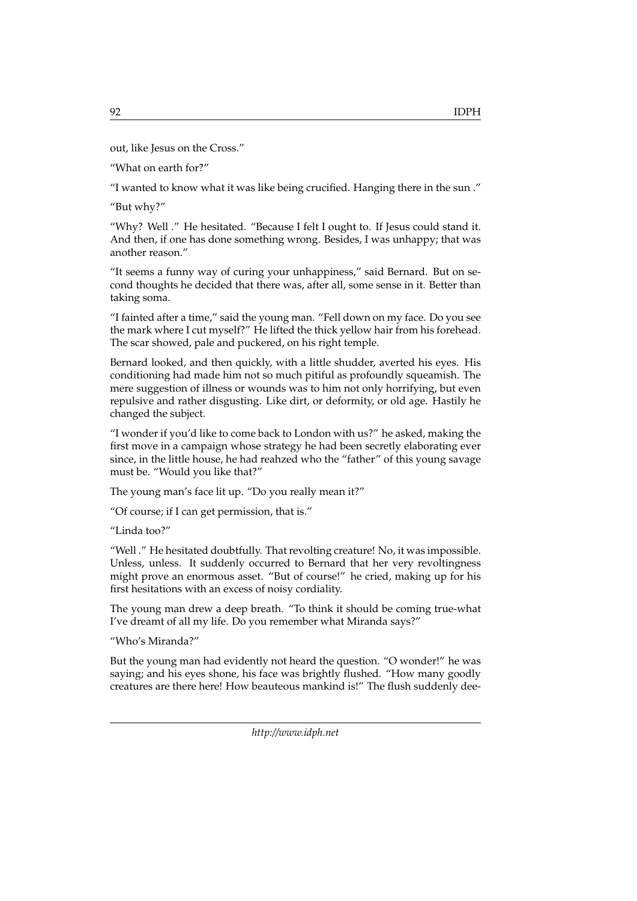out, like Jesus on the Cross."

"What on earth for?"

"I wanted to know what it was like being crucified. Hanging there in the sun ."

"But why?"

"Why? Well ." He hesitated. "Because I felt I ought to. If Jesus could stand it. And then, if one has done something wrong. Besides, I was unhappy; that was another reason."

"It seems a funny way of curing your unhappiness," said Bernard. But on second thoughts he decided that there was, after all, some sense in it. Better than taking soma.

"I fainted after a time," said the young man. "Fell down on my face. Do you see the mark where I cut myself?" He lifted the thick yellow hair from his forehead. The scar showed, pale and puckered, on his right temple.

Bernard looked, and then quickly, with a little shudder, averted his eyes. His conditioning had made him not so much pitiful as profoundly squeamish. The mere suggestion of illness or wounds was to him not only horrifying, but even repulsive and rather disgusting. Like dirt, or deformity, or old age. Hastily he changed the subject.

"I wonder if you'd like to come back to London with us?" he asked, making the first move in a campaign whose strategy he had been secretly elaborating ever since, in the little house, he had reahzed who the "father" of this young savage must be. "Would you like that?"

The young man's face lit up. "Do you really mean it?"

"Of course; if I can get permission, that is."

"Linda too?"

"Well ." He hesitated doubtfully. That revolting creature! No, it was impossible. Unless, unless. It suddenly occurred to Bernard that her very revoltingness might prove an enormous asset. "But of course!" he cried, making up for his first hesitations with an excess of noisy cordiality.

The young man drew a deep breath. "To think it should be coming true-what I've dreamt of all my life. Do you remember what Miranda says?"

"Who's Miranda?"

But the young man had evidently not heard the question. "O wonder!" he was saying; and his eyes shone, his face was brightly flushed. "How many goodly creatures are there here! How beauteous mankind is!" The flush suddenly dee-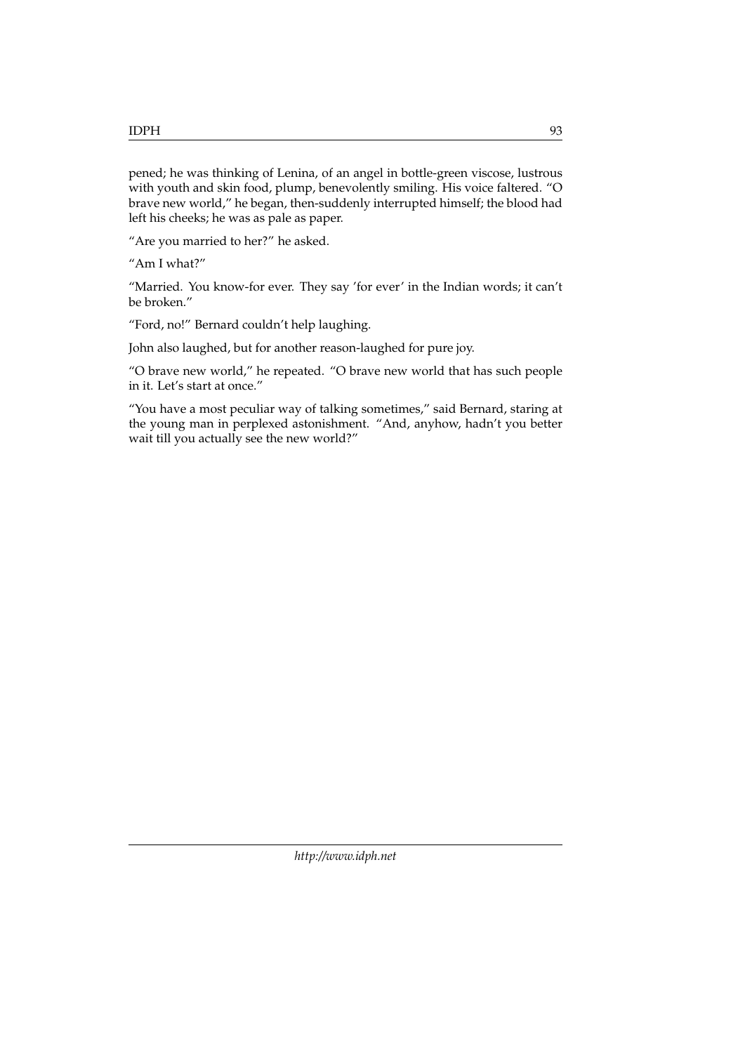pened; he was thinking of Lenina, of an angel in bottle-green viscose, lustrous with youth and skin food, plump, benevolently smiling. His voice faltered. "O brave new world," he began, then-suddenly interrupted himself; the blood had left his cheeks; he was as pale as paper.

"Are you married to her?" he asked.

"Am I what?"

"Married. You know-for ever. They say 'for ever' in the Indian words; it can't be broken."

"Ford, no!" Bernard couldn't help laughing.

John also laughed, but for another reason-laughed for pure joy.

"O brave new world," he repeated. "O brave new world that has such people in it. Let's start at once."

"You have a most peculiar way of talking sometimes," said Bernard, staring at the young man in perplexed astonishment. "And, anyhow, hadn't you better wait till you actually see the new world?"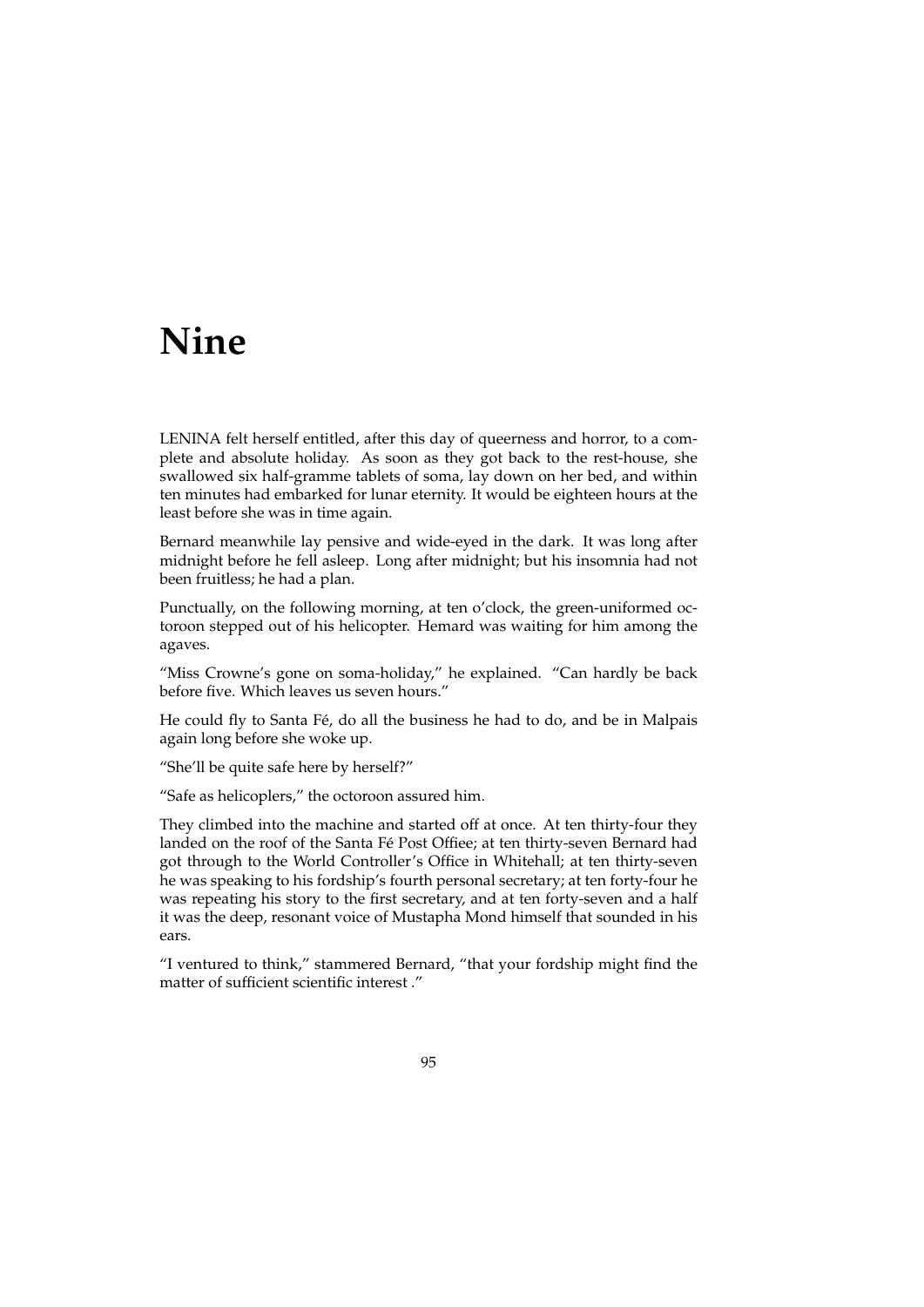# Nine

LENINA felt herself entitled, after this day of queerness and horror, to a complete and absolute holiday. As soon as they got back to the rest-house, she swallowed six half-gramme tablets of soma, lay down on her bed, and within ten minutes had embarked for lunar eternity. It would be eighteen hours at the least before she was in time again.

Bernard meanwhile lay pensive and wide-eyed in the dark. It was long after midnight before he fell asleep. Long after midnight; but his insomnia had not been fruitless; he had a plan.

Punctually, on the following morning, at ten o'clock, the green-uniformed octoroon stepped out of his helicopter. Hemard was waiting for him among the agaves.

"Miss Crowne's gone on soma-holiday," he explained. "Can hardly be back before five. Which leaves us seven hours."

He could fly to Santa Fé, do all the business he had to do, and be in Malpais again long before she woke up.

"She'll be quite safe here by herself?"

"Safe as helicoplers," the octoroon assured him.

They climbed into the machine and started off at once. At ten thirty-four they landed on the roof of the Santa Fé Post Offiee; at ten thirty-seven Bernard had got through to the World Controller's Office in Whitehall; at ten thirty-seven he was speaking to his fordship's fourth personal secretary; at ten forty-four he was repeating his story to the first secretary, and at ten forty-seven and a half it was the deep, resonant voice of Mustapha Mond himself that sounded in his ears.

"I ventured to think," stammered Bernard, "that your fordship might find the matter of sufficient scientific interest ."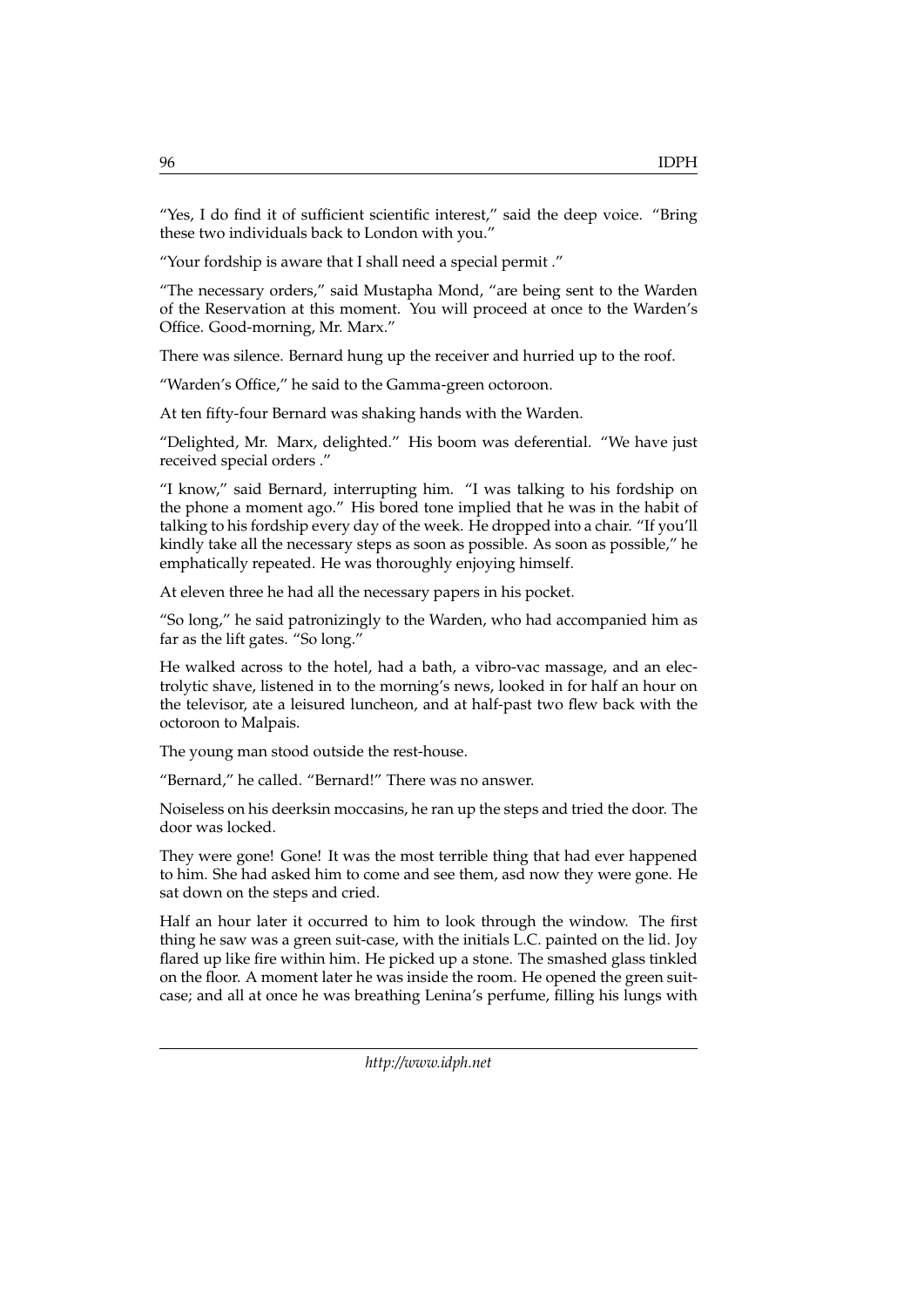"Yes, I do find it of sufficient scientific interest," said the deep voice. "Bring these two individuals back to London with you."

"Your fordship is aware that I shall need a special permit ."

"The necessary orders," said Mustapha Mond, "are being sent to the Warden of the Reservation at this moment. You will proceed at once to the Warden's Office. Good-morning, Mr. Marx."

There was silence. Bernard hung up the receiver and hurried up to the roof.

"Warden's Office," he said to the Gamma-green octoroon.

At ten fifty-four Bernard was shaking hands with the Warden.

"Delighted, Mr. Marx, delighted." His boom was deferential. "We have just received special orders ."

"I know," said Bernard, interrupting him. "I was talking to his fordship on the phone a moment ago." His bored tone implied that he was in the habit of talking to his fordship every day of the week. He dropped into a chair. "If you'll kindly take all the necessary steps as soon as possible. As soon as possible," he emphatically repeated. He was thoroughly enjoying himself.

At eleven three he had all the necessary papers in his pocket.

"So long," he said patronizingly to the Warden, who had accompanied him as far as the lift gates. "So long."

He walked across to the hotel, had a bath, a vibro-vac massage, and an electrolytic shave, listened in to the morning's news, looked in for half an hour on the televisor, ate a leisured luncheon, and at half-past two flew back with the octoroon to Malpais.

The young man stood outside the rest-house.

"Bernard," he called. "Bernard!" There was no answer.

Noiseless on his deerksin moccasins, he ran up the steps and tried the door. The door was locked.

They were gone! Gone! It was the most terrible thing that had ever happened to him. She had asked him to come and see them, asd now they were gone. He sat down on the steps and cried.

Half an hour later it occurred to him to look through the window. The first thing he saw was a green suit-case, with the initials L.C. painted on the lid. Joy flared up like fire within him. He picked up a stone. The smashed glass tinkled on the floor. A moment later he was inside the room. He opened the green suit-case; and all at once he was breathing Lenina's perfume, filling his lungs with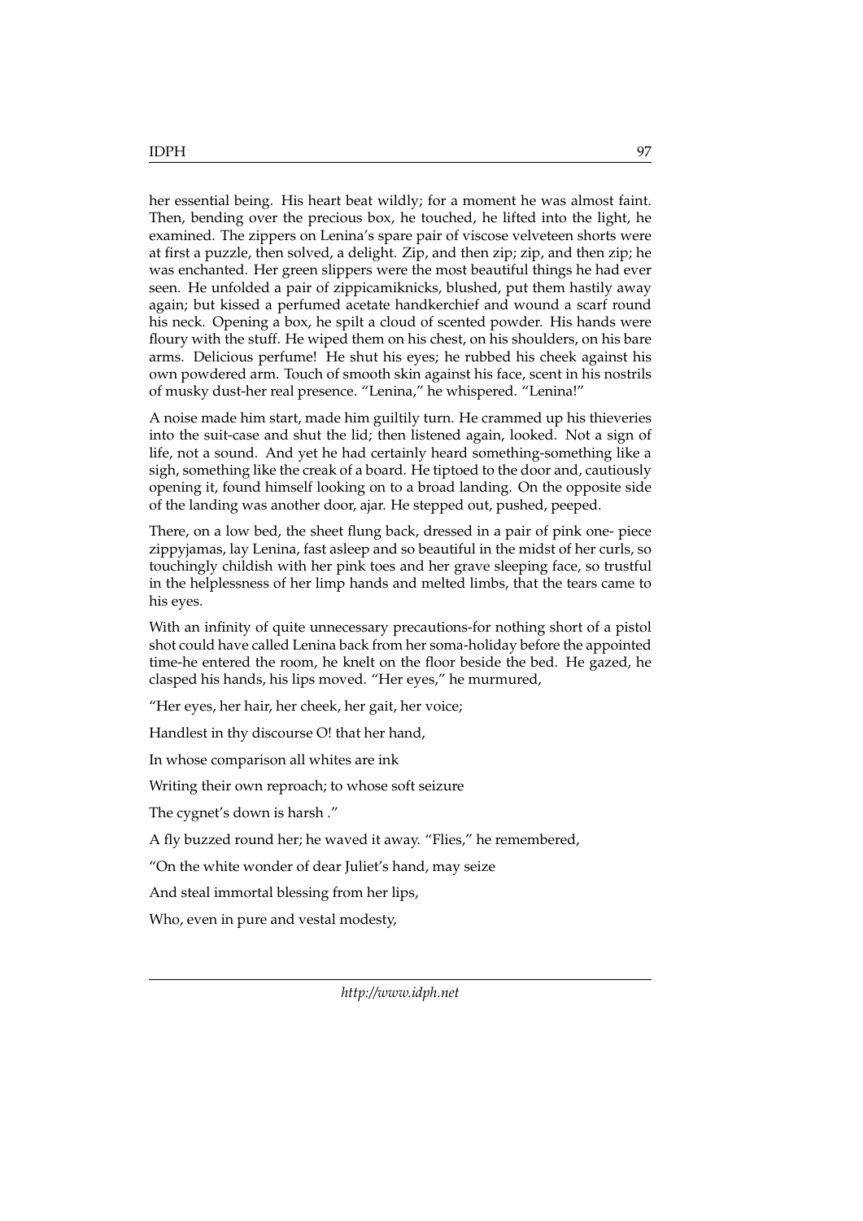her essential being. His heart beat wildly; for a moment he was almost faint. Then, bending over the precious box, he touched, he lifted into the light, he examined. The zippers on Lenina's spare pair of viscose velveteen shorts were at first a puzzle, then solved, a delight. Zip, and then zip; zip, and then zip; he was enchanted. Her green slippers were the most beautiful things he had ever seen. He unfolded a pair of zippicamiknicks, blushed, put them hastily away again; but kissed a perfumed acetate handkerchief and wound a scarf round his neck. Opening a box, he spilt a cloud of scented powder. His hands were floury with the stuff. He wiped them on his chest, on his shoulders, on his bare arms. Delicious perfume! He shut his eyes; he rubbed his cheek against his own powdered arm. Touch of smooth skin against his face, scent in his nostrils of musky dust-her real presence. "Lenina," he whispered. "Lenina!"

A noise made him start, made him guiltily turn. He crammed up his thieveries into the suit-case and shut the lid; then listened again, looked. Not a sign of life, not a sound. And yet he had certainly heard something-something like a sigh, something like the creak of a board. He tiptoed to the door and, cautiously opening it, found himself looking on to a broad landing. On the opposite side of the landing was another door, ajar. He stepped out, pushed, peeped.

There, on a low bed, the sheet flung back, dressed in a pair of pink one- piece zippyjamas, lay Lenina, fast asleep and so beautiful in the midst of her curls, so touchingly childish with her pink toes and her grave sleeping face, so trustful in the helplessness of her limp hands and melted limbs, that the tears came to his eyes.

With an infinity of quite unnecessary precautions-for nothing short of a pistol shot could have called Lenina back from her soma-holiday before the appointed time-he entered the room, he knelt on the floor beside the bed. He gazed, he clasped his hands, his lips moved. "Her eyes," he murmured,

"Her eyes, her hair, her cheek, her gait, her voice;

Handlest in thy discourse O! that her hand,

In whose comparison all whites are ink

Writing their own reproach; to whose soft seizure

The cygnet's down is harsh ."

A fly buzzed round her; he waved it away. "Flies," he remembered,

"On the white wonder of dear Juliet's hand, may seize

And steal immortal blessing from her lips,

Who, even in pure and vestal modesty,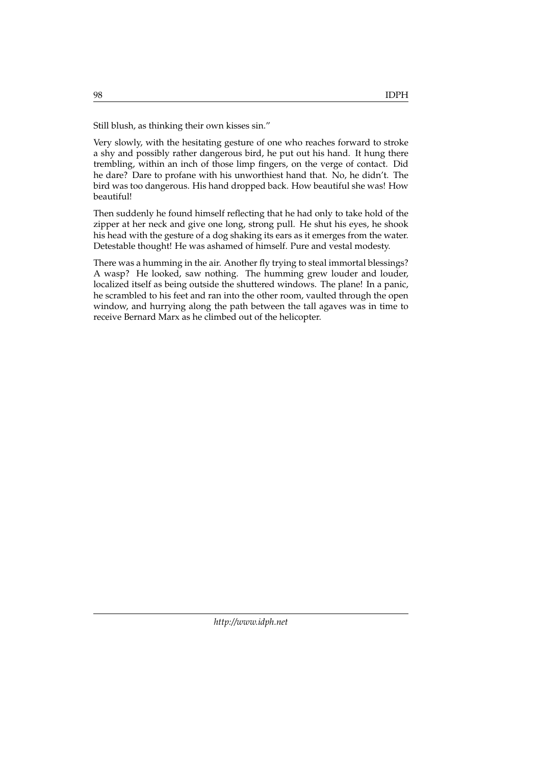Still blush, as thinking their own kisses sin."

Very slowly, with the hesitating gesture of one who reaches forward to stroke a shy and possibly rather dangerous bird, he put out his hand. It hung there trembling, within an inch of those limp fingers, on the verge of contact. Did he dare? Dare to profane with his unworthiest hand that. No, he didn't. The bird was too dangerous. His hand dropped back. How beautiful she was! How beautiful!

Then suddenly he found himself reflecting that he had only to take hold of the zipper at her neck and give one long, strong pull. He shut his eyes, he shook his head with the gesture of a dog shaking its ears as it emerges from the water. Detestable thought! He was ashamed of himself. Pure and vestal modesty.

There was a humming in the air. Another fly trying to steal immortal blessings? A wasp? He looked, saw nothing. The humming grew louder and louder, localized itself as being outside the shuttered windows. The plane! In a panic, he scrambled to his feet and ran into the other room, vaulted through the open window, and hurrying along the path between the tall agaves was in time to receive Bernard Marx as he climbed out of the helicopter.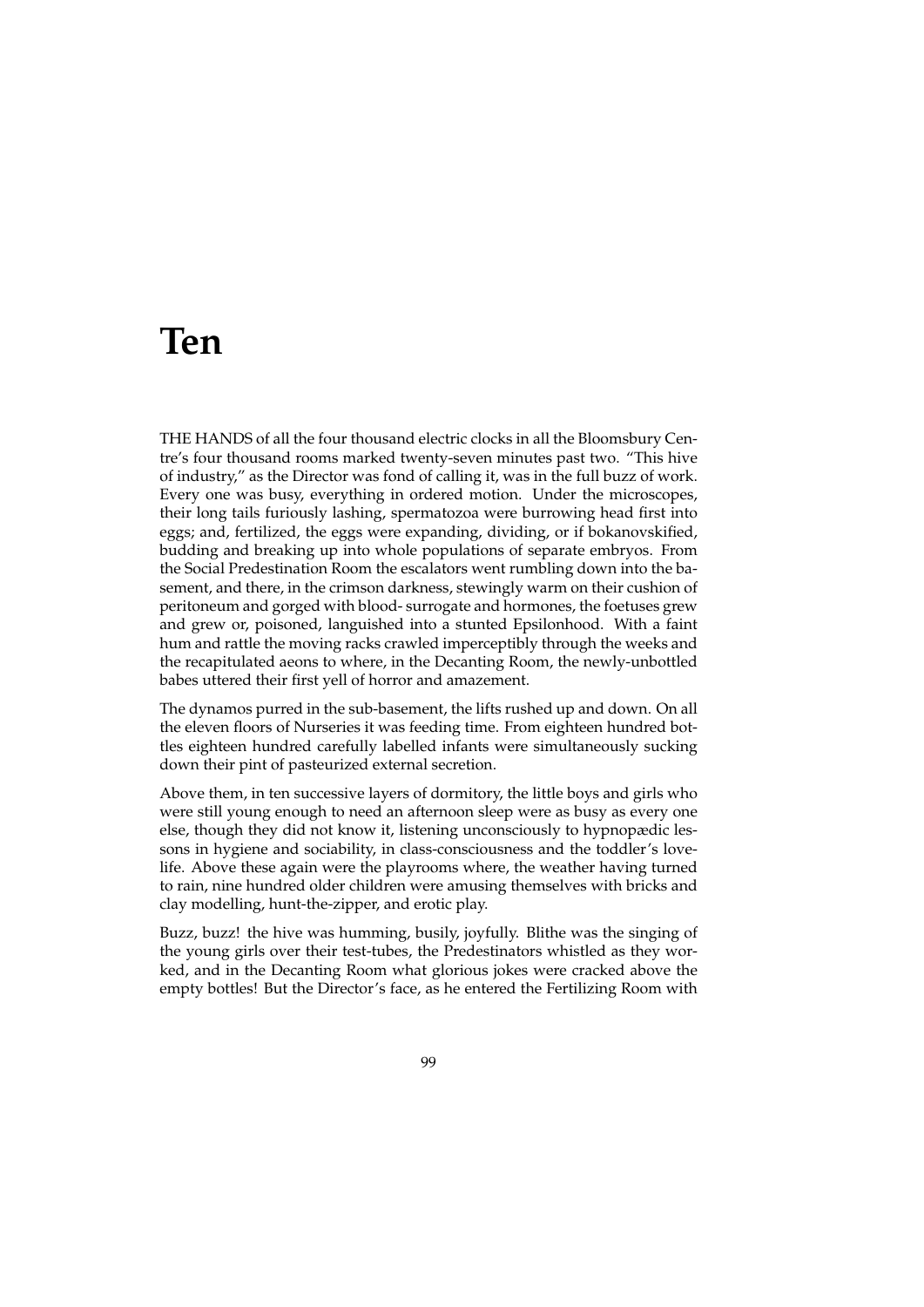# Ten

THE HANDS of all the four thousand electric clocks in all the Bloomsbury Centre's four thousand rooms marked twenty-seven minutes past two. "This hive of industry," as the Director was fond of calling it, was in the full buzz of work. Every one was busy, everything in ordered motion. Under the microscopes, their long tails furiously lashing, spermatozoa were burrowing head first into eggs; and, fertilized, the eggs were expanding, dividing, or if bokanovskified, budding and breaking up into whole populations of separate embryos. From the Social Predestination Room the escalators went rumbling down into the basement, and there, in the crimson darkness, stewingly warm on their cushion of peritoneum and gorged with blood- surrogate and hormones, the foetuses grew and grew or, poisoned, languished into a stunted Epsilonhood. With a faint hum and rattle the moving racks crawled imperceptibly through the weeks and the recapitulated aeons to where, in the Decanting Room, the newly-unbottled babes uttered their first yell of horror and amazement.

The dynamos purred in the sub-basement, the lifts rushed up and down. On all the eleven floors of Nurseries it was feeding time. From eighteen hundred bottles eighteen hundred carefully labelled infants were simultaneously sucking down their pint of pasteurized external secretion.

Above them, in ten successive layers of dormitory, the little boys and girls who were still young enough to need an afternoon sleep were as busy as every one else, though they did not know it, listening unconsciously to hypnopædic lessons in hygiene and sociability, in class-consciousness and the toddler's love-life. Above these again were the playrooms where, the weather having turned to rain, nine hundred older children were amusing themselves with bricks and clay modelling, hunt-the-zipper, and erotic play.

Buzz, buzz! the hive was humming, busily, joyfully. Blithe was the singing of the young girls over their test-tubes, the Predestinators whistled as they worked, and in the Decanting Room what glorious jokes were cracked above the empty bottles! But the Director's face, as he entered the Fertilizing Room with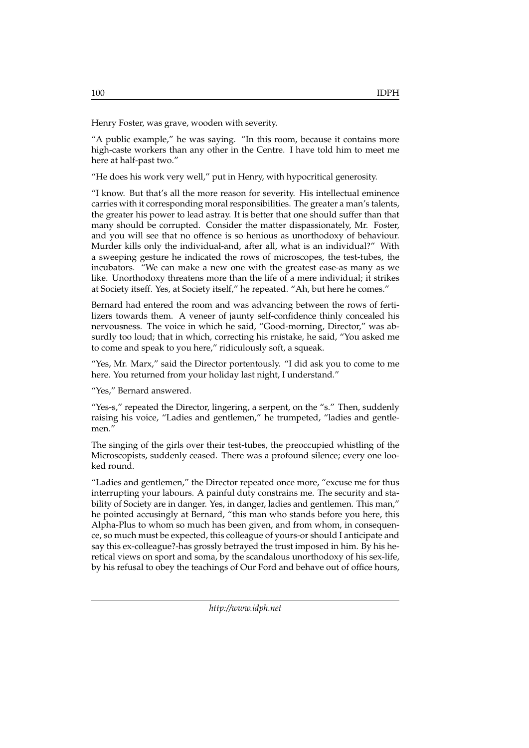Henry Foster, was grave, wooden with severity.

"A public example," he was saying. "In this room, because it contains more high-caste workers than any other in the Centre. I have told him to meet me here at half-past two."

"He does his work very well," put in Henry, with hypocritical generosity.

"I know. But that's all the more reason for severity. His intellectual eminence carries with it corresponding moral responsibilities. The greater a man's talents, the greater his power to lead astray. It is better that one should suffer than that many should be corrupted. Consider the matter dispassionately, Mr. Foster, and you will see that no offence is so henious as unorthodoxy of behaviour. Murder kills only the individual-and, after all, what is an individual?" With a sweeping gesture he indicated the rows of microscopes, the test-tubes, the incubators. "We can make a new one with the greatest ease-as many as we like. Unorthodoxy threatens more than the life of a mere individual; it strikes at Society itseff. Yes, at Society itself," he repeated. "Ah, but here he comes."

Bernard had entered the room and was advancing between the rows of fertilizers towards them. A veneer of jaunty self-confidence thinly concealed his nervousness. The voice in which he said, "Good-morning, Director," was absurdly too loud; that in which, correcting his rnistake, he said, "You asked me to come and speak to you here," ridiculously soft, a squeak.

"Yes, Mr. Marx," said the Director portentously. "I did ask you to come to me here. You returned from your holiday last night, I understand."

"Yes," Bernard answered.

"Yes-s," repeated the Director, lingering, a serpent, on the "s." Then, suddenly raising his voice, "Ladies and gentlemen," he trumpeted, "ladies and gentlemen."

The singing of the girls over their test-tubes, the preoccupied whistling of the Microscopists, suddenly ceased. There was a profound silence; every one looked round.

"Ladies and gentlemen," the Director repeated once more, "excuse me for thus interrupting your labours. A painful duty constrains me. The security and stability of Society are in danger. Yes, in danger, ladies and gentlemen. This man," he pointed accusingly at Bernard, "this man who stands before you here, this Alpha-Plus to whom so much has been given, and from whom, in consequence, so much must be expected, this colleague of yours-or should I anticipate and say this ex-colleague?-has grossly betrayed the trust imposed in him. By his heretical views on sport and soma, by the scandalous unorthodoxy of his sex-life, by his refusal to obey the teachings of Our Ford and behave out of office hours,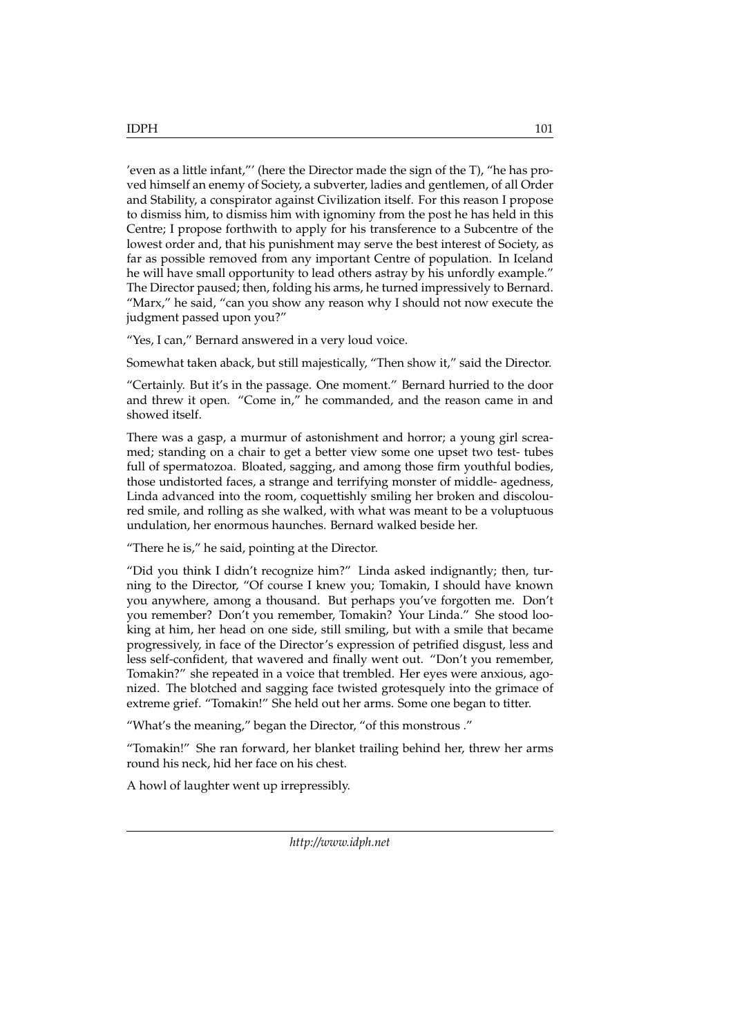'even as a little infant,"' (here the Director made the sign of the T), "he has proved himself an enemy of Society, a subverter, ladies and gentlemen, of all Order and Stability, a conspirator against Civilization itself. For this reason I propose to dismiss him, to dismiss him with ignominy from the post he has held in this Centre; I propose forthwith to apply for his transference to a Subcentre of the lowest order and, that his punishment may serve the best interest of Society, as far as possible removed from any important Centre of population. In Iceland he will have small opportunity to lead others astray by his unfordly example." The Director paused; then, folding his arms, he turned impressively to Bernard. "Marx," he said, "can you show any reason why I should not now execute the judgment passed upon you?"

"Yes, I can," Bernard answered in a very loud voice.

Somewhat taken aback, but still majestically, "Then show it," said the Director.

"Certainly. But it's in the passage. One moment." Bernard hurried to the door and threw it open. "Come in," he commanded, and the reason came in and showed itself.

There was a gasp, a murmur of astonishment and horror; a young girl screamed; standing on a chair to get a better view some one upset two test- tubes full of spermatozoa. Bloated, sagging, and among those firm youthful bodies, those undistorted faces, a strange and terrifying monster of middle- agedness, Linda advanced into the room, coquettishly smiling her broken and discoloured smile, and rolling as she walked, with what was meant to be a voluptuous undulation, her enormous haunches. Bernard walked beside her.

"There he is," he said, pointing at the Director.

"Did you think I didn't recognize him?" Linda asked indignantly; then, turning to the Director, "Of course I knew you; Tomakin, I should have known you anywhere, among a thousand. But perhaps you've forgotten me. Don't you remember? Don't you remember, Tomakin? Your Linda." She stood looking at him, her head on one side, still smiling, but with a smile that became progressively, in face of the Director's expression of petrified disgust, less and less self-confident, that wavered and finally went out. "Don't you remember, Tomakin?" she repeated in a voice that trembled. Her eyes were anxious, agonized. The blotched and sagging face twisted grotesquely into the grimace of extreme grief. "Tomakin!" She held out her arms. Some one began to titter.

"What's the meaning," began the Director, "of this monstrous ."

"Tomakin!" She ran forward, her blanket trailing behind her, threw her arms round his neck, hid her face on his chest.

A howl of laughter went up irrepressibly.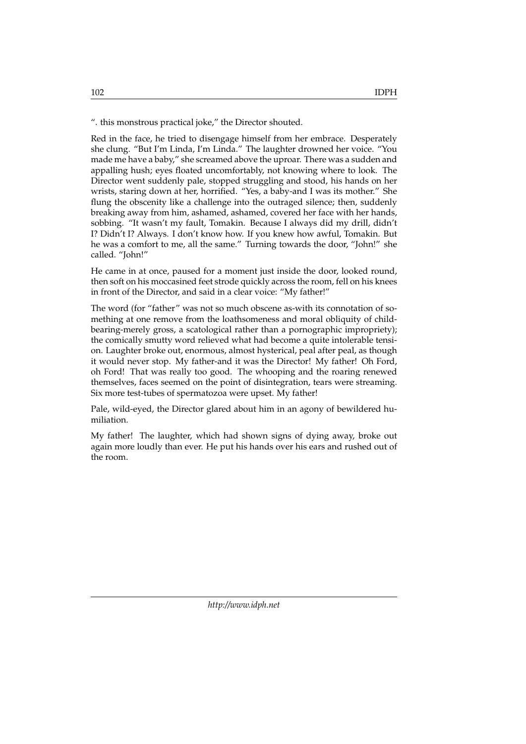". this monstrous practical joke," the Director shouted.

Red in the face, he tried to disengage himself from her embrace. Desperately she clung. "But I'm Linda, I'm Linda." The laughter drowned her voice. "You made me have a baby," she screamed above the uproar. There was a sudden and appalling hush; eyes floated uncomfortably, not knowing where to look. The Director went suddenly pale, stopped struggling and stood, his hands on her wrists, staring down at her, horrified. "Yes, a baby-and I was its mother." She flung the obscenity like a challenge into the outraged silence; then, suddenly breaking away from him, ashamed, ashamed, covered her face with her hands, sobbing. "It wasn't my fault, Tomakin. Because I always did my drill, didn't I? Didn't I? Always. I don't know how. If you knew how awful, Tomakin. But he was a comfort to me, all the same." Turning towards the door, "John!" she called. "John!"

He came in at once, paused for a moment just inside the door, looked round, then soft on his moccasined feet strode quickly across the room, fell on his knees in front of the Director, and said in a clear voice: "My father!"

The word (for "father" was not so much obscene as-with its connotation of something at one remove from the loathsomeness and moral obliquity of child-bearing-merely gross, a scatological rather than a pornographic impropriety); the comically smutty word relieved what had become a quite intolerable tension. Laughter broke out, enormous, almost hysterical, peal after peal, as though it would never stop. My father-and it was the Director! My father! Oh Ford, oh Ford! That was really too good. The whooping and the roaring renewed themselves, faces seemed on the point of disintegration, tears were streaming. Six more test-tubes of spermatozoa were upset. My father!

Pale, wild-eyed, the Director glared about him in an agony of bewildered humiliation.

My father! The laughter, which had shown signs of dying away, broke out again more loudly than ever. He put his hands over his ears and rushed out of the room.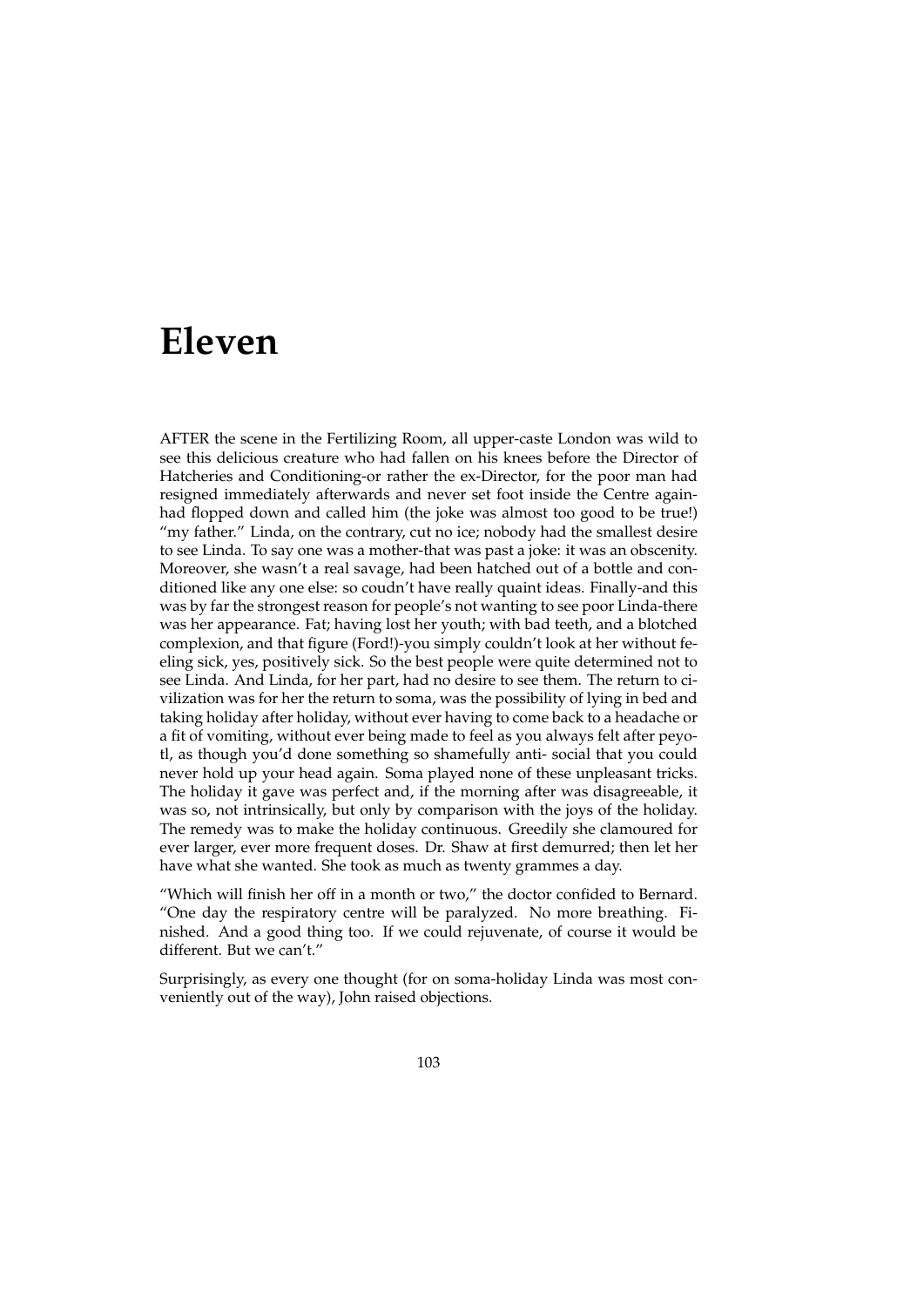# Eleven

AFTER the scene in the Fertilizing Room, all upper-caste London was wild to see this delicious creature who had fallen on his knees before the Director of Hatcheries and Conditioning-or rather the ex-Director, for the poor man had resigned immediately afterwards and never set foot inside the Centre again-had flopped down and called him (the joke was almost too good to be true!) "my father." Linda, on the contrary, cut no ice; nobody had the smallest desire to see Linda. To say one was a mother-that was past a joke: it was an obscenity. Moreover, she wasn't a real savage, had been hatched out of a bottle and conditioned like any one else: so coudn't have really quaint ideas. Finally-and this was by far the strongest reason for people's not wanting to see poor Linda-there was her appearance. Fat; having lost her youth; with bad teeth, and a blotched complexion, and that figure (Ford!)-you simply couldn't look at her without feeling sick, yes, positively sick. So the best people were quite determined not to see Linda. And Linda, for her part, had no desire to see them. The return to civilization was for her the return to soma, was the possibility of lying in bed and taking holiday after holiday, without ever having to come back to a headache or a fit of vomiting, without ever being made to feel as you always felt after peyotl, as though you'd done something so shamefully anti- social that you could never hold up your head again. Soma played none of these unpleasant tricks. The holiday it gave was perfect and, if the morning after was disagreeable, it was so, not intrinsically, but only by comparison with the joys of the holiday. The remedy was to make the holiday continuous. Greedily she clamoured for ever larger, ever more frequent doses. Dr. Shaw at first demurred; then let her have what she wanted. She took as much as twenty grammes a day.

"Which will finish her off in a month or two," the doctor confided to Bernard. "One day the respiratory centre will be paralyzed. No more breathing. Finished. And a good thing too. If we could rejuvenate, of course it would be different. But we can't."

Surprisingly, as every one thought (for on soma-holiday Linda was most conveniently out of the way), John raised objections.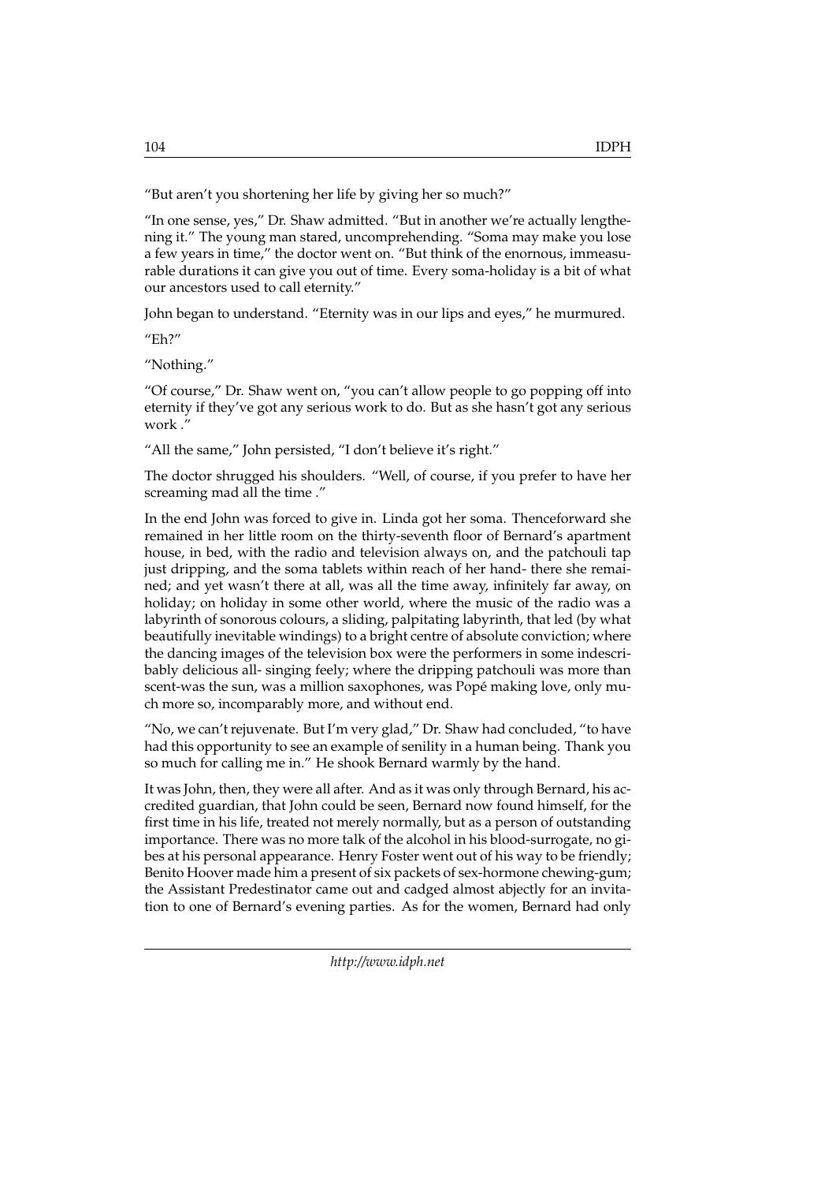"But aren't you shortening her life by giving her so much?"

"In one sense, yes," Dr. Shaw admitted. "But in another we're actually lengthening it." The young man stared, uncomprehending. "Soma may make you lose a few years in time," the doctor went on. "But think of the enornous, immeasurable durations it can give you out of time. Every soma-holiday is a bit of what our ancestors used to call eternity."

John began to understand. "Eternity was in our lips and eyes," he murmured.

"Eh?"

"Nothing."

"Of course," Dr. Shaw went on, "you can't allow people to go popping off into eternity if they've got any serious work to do. But as she hasn't got any serious work ."

"All the same," John persisted, "I don't believe it's right."

The doctor shrugged his shoulders. "Well, of course, if you prefer to have her screaming mad all the time ."

In the end John was forced to give in. Linda got her soma. Thenceforward she remained in her little room on the thirty-seventh floor of Bernard's apartment house, in bed, with the radio and television always on, and the patchouli tap just dripping, and the soma tablets within reach of her hand- there she remained; and yet wasn't there at all, was all the time away, infinitely far away, on holiday; on holiday in some other world, where the music of the radio was a labyrinth of sonorous colours, a sliding, palpitating labyrinth, that led (by what beautifully inevitable windings) to a bright centre of absolute conviction; where the dancing images of the television box were the performers in some indescribably delicious all- singing feely; where the dripping patchouli was more than scent-was the sun, was a million saxophones, was Popé making love, only much more so, incomparably more, and without end.

"No, we can't rejuvenate. But I'm very glad," Dr. Shaw had concluded, "to have had this opportunity to see an example of senility in a human being. Thank you so much for calling me in." He shook Bernard warmly by the hand.

It was John, then, they were all after. And as it was only through Bernard, his accredited guardian, that John could be seen, Bernard now found himself, for the first time in his life, treated not merely normally, but as a person of outstanding importance. There was no more talk of the alcohol in his blood-surrogate, no gibes at his personal appearance. Henry Foster went out of his way to be friendly; Benito Hoover made him a present of six packets of sex-hormone chewing-gum; the Assistant Predestinator came out and cadged almost abjectly for an invitation to one of Bernard's evening parties. As for the women, Bernard had only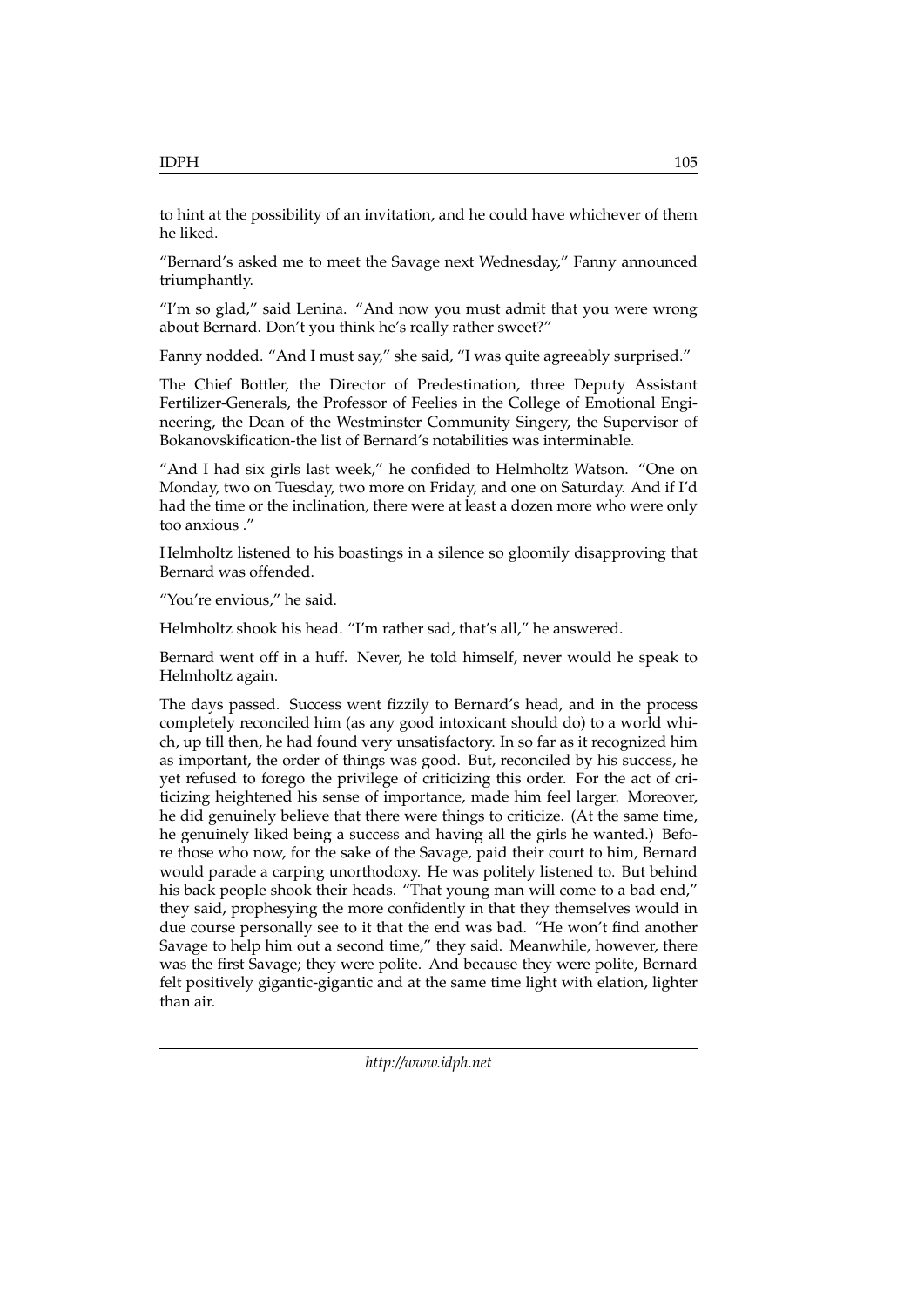to hint at the possibility of an invitation, and he could have whichever of them he liked.

"Bernard's asked me to meet the Savage next Wednesday," Fanny announced triumphantly.

"I'm so glad," said Lenina. "And now you must admit that you were wrong about Bernard. Don't you think he's really rather sweet?"

Fanny nodded. "And I must say," she said, "I was quite agreeably surprised."

The Chief Bottler, the Director of Predestination, three Deputy Assistant Fertilizer-Generals, the Professor of Feelies in the College of Emotional Engineering, the Dean of the Westminster Community Singery, the Supervisor of Bokanovskification-the list of Bernard's notabilities was interminable.

"And I had six girls last week," he confided to Helmholtz Watson. "One on Monday, two on Tuesday, two more on Friday, and one on Saturday. And if I'd had the time or the inclination, there were at least a dozen more who were only too anxious ."

Helmholtz listened to his boastings in a silence so gloomily disapproving that Bernard was offended.

"You're envious," he said.

Helmholtz shook his head. "I'm rather sad, that's all," he answered.

Bernard went off in a huff. Never, he told himself, never would he speak to Helmholtz again.

The days passed. Success went fizzily to Bernard's head, and in the process completely reconciled him (as any good intoxicant should do) to a world which, up till then, he had found very unsatisfactory. In so far as it recognized him as important, the order of things was good. But, reconciled by his success, he yet refused to forego the privilege of criticizing this order. For the act of criticizing heightened his sense of importance, made him feel larger. Moreover, he did genuinely believe that there were things to criticize. (At the same time, he genuinely liked being a success and having all the girls he wanted.) Before those who now, for the sake of the Savage, paid their court to him, Bernard would parade a carping unorthodoxy. He was politely listened to. But behind his back people shook their heads. "That young man will come to a bad end," they said, prophesying the more confidently in that they themselves would in due course personally see to it that the end was bad. "He won't find another Savage to help him out a second time," they said. Meanwhile, however, there was the first Savage; they were polite. And because they were polite, Bernard felt positively gigantic-gigantic and at the same time light with elation, lighter than air.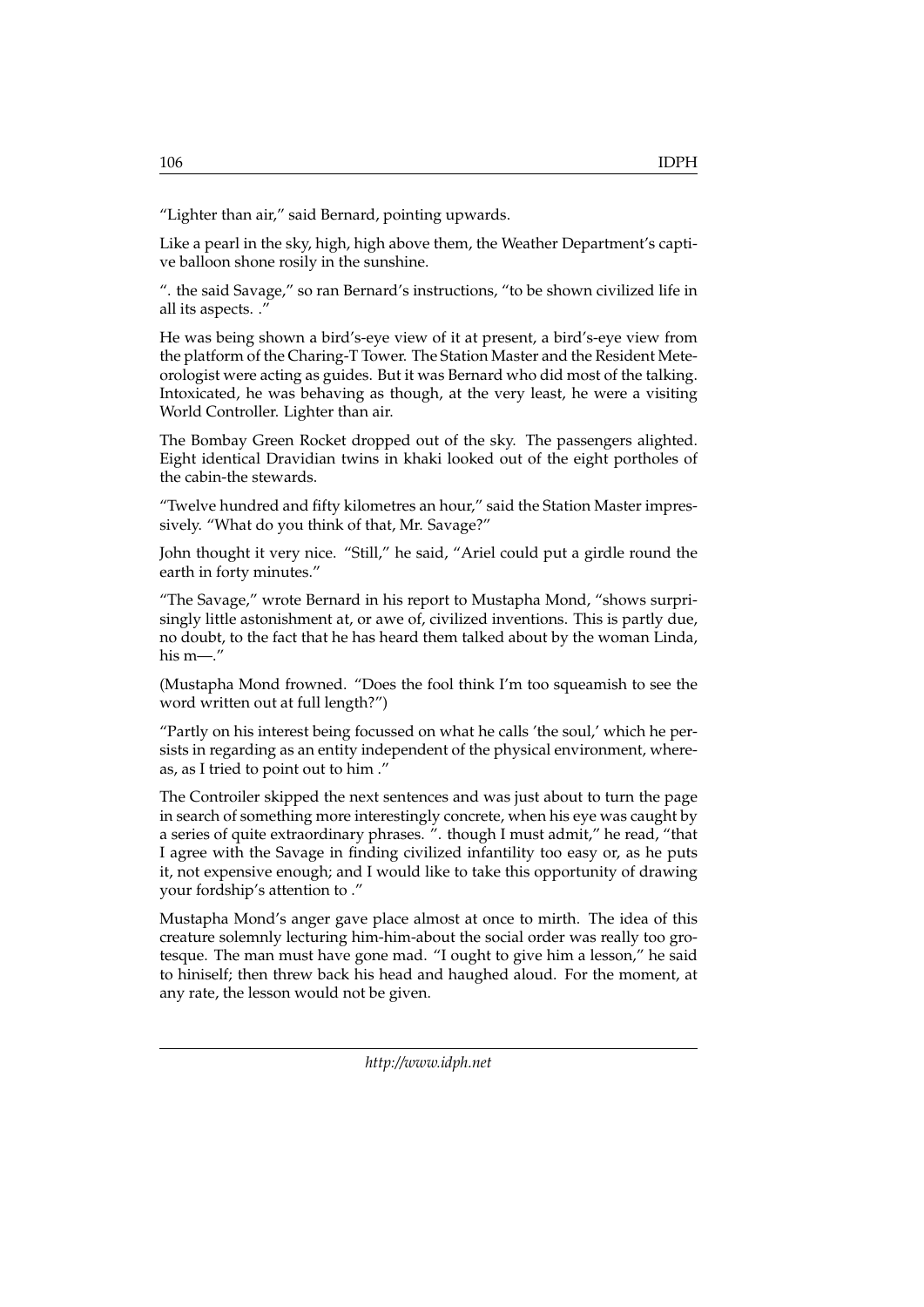"Lighter than air," said Bernard, pointing upwards.

Like a pearl in the sky, high, high above them, the Weather Department's captive balloon shone rosily in the sunshine.

". the said Savage," so ran Bernard's instructions, "to be shown civilized life in all its aspects. ."

He was being shown a bird's-eye view of it at present, a bird's-eye view from the platform of the Charing-T Tower. The Station Master and the Resident Meteorologist were acting as guides. But it was Bernard who did most of the talking. Intoxicated, he was behaving as though, at the very least, he were a visiting World Controller. Lighter than air.

The Bombay Green Rocket dropped out of the sky. The passengers alighted. Eight identical Dravidian twins in khaki looked out of the eight portholes of the cabin-the stewards.

"Twelve hundred and fifty kilometres an hour," said the Station Master impressively. "What do you think of that, Mr. Savage?"

John thought it very nice. "Still," he said, "Ariel could put a girdle round the earth in forty minutes."

"The Savage," wrote Bernard in his report to Mustapha Mond, "shows surprisingly little astonishment at, or awe of, civilized inventions. This is partly due, no doubt, to the fact that he has heard them talked about by the woman Linda, his m—."

(Mustapha Mond frowned. "Does the fool think I'm too squeamish to see the word written out at full length?")

"Partly on his interest being focussed on what he calls 'the soul,' which he persists in regarding as an entity independent of the physical environment, whereas, as I tried to point out to him ."

The Controiler skipped the next sentences and was just about to turn the page in search of something more interestingly concrete, when his eye was caught by a series of quite extraordinary phrases. ". though I must admit," he read, "that I agree with the Savage in finding civilized infantility too easy or, as he puts it, not expensive enough; and I would like to take this opportunity of drawing your fordship's attention to ."

Mustapha Mond's anger gave place almost at once to mirth. The idea of this creature solemnly lecturing him-him-about the social order was really too grotesque. The man must have gone mad. "I ought to give him a lesson," he said to hiniself; then threw back his head and haughed aloud. For the moment, at any rate, the lesson would not be given.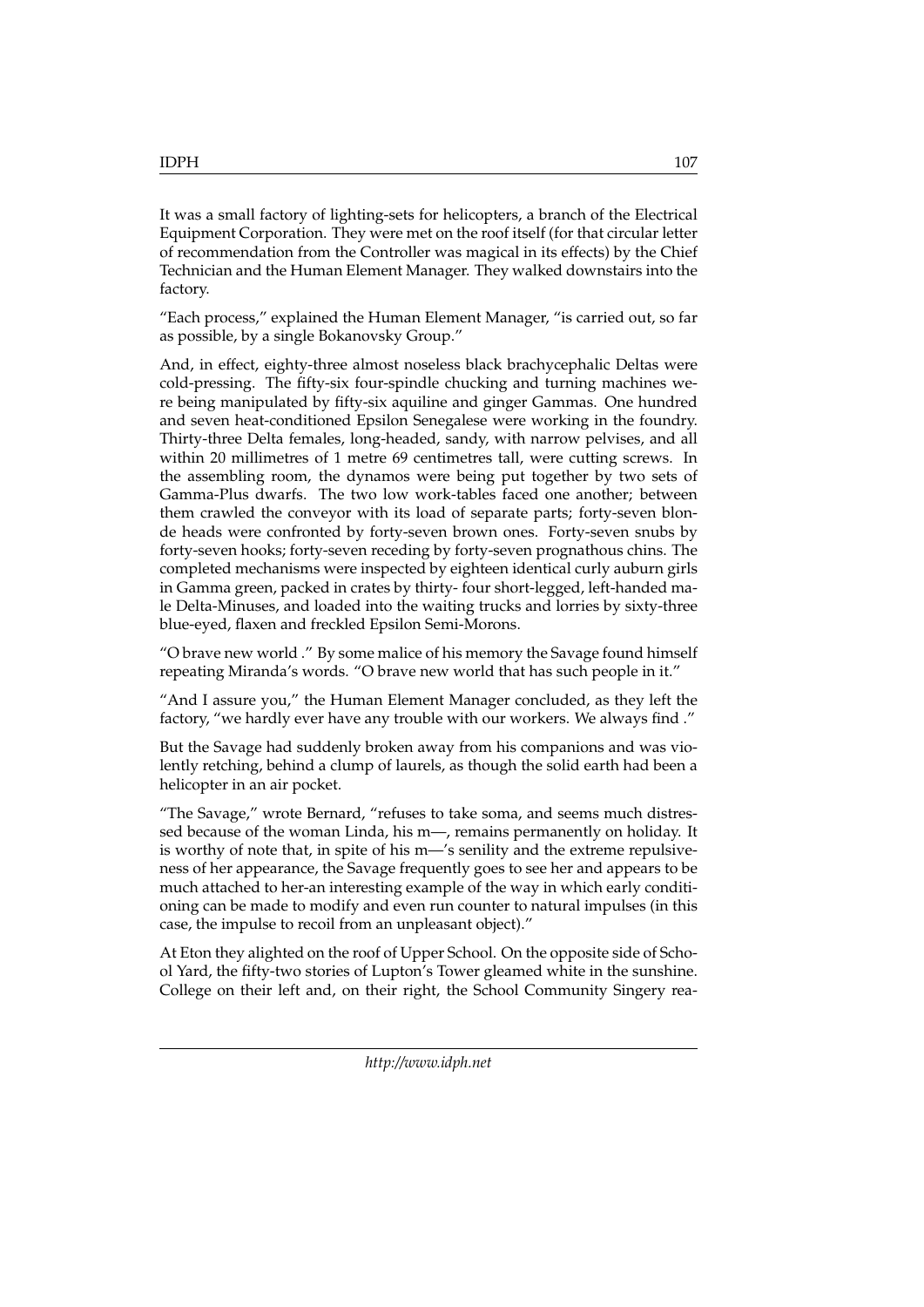It was a small factory of lighting-sets for helicopters, a branch of the Electrical Equipment Corporation. They were met on the roof itself (for that circular letter of recommendation from the Controller was magical in its effects) by the Chief Technician and the Human Element Manager. They walked downstairs into the factory.

"Each process," explained the Human Element Manager, "is carried out, so far as possible, by a single Bokanovsky Group."

And, in effect, eighty-three almost noseless black brachycephalic Deltas were cold-pressing. The fifty-six four-spindle chucking and turning machines were being manipulated by fifty-six aquiline and ginger Gammas. One hundred and seven heat-conditioned Epsilon Senegalese were working in the foundry. Thirty-three Delta females, long-headed, sandy, with narrow pelvises, and all within 20 millimetres of 1 metre 69 centimetres tall, were cutting screws. In the assembling room, the dynamos were being put together by two sets of Gamma-Plus dwarfs. The two low work-tables faced one another; between them crawled the conveyor with its load of separate parts; forty-seven blonde heads were confronted by forty-seven brown ones. Forty-seven snubs by forty-seven hooks; forty-seven receding by forty-seven prognathous chins. The completed mechanisms were inspected by eighteen identical curly auburn girls in Gamma green, packed in crates by thirty- four short-legged, left-handed male Delta-Minuses, and loaded into the waiting trucks and lorries by sixty-three blue-eyed, flaxen and freckled Epsilon Semi-Morons.

"O brave new world ." By some malice of his memory the Savage found himself repeating Miranda's words. "O brave new world that has such people in it."

"And I assure you," the Human Element Manager concluded, as they left the factory, "we hardly ever have any trouble with our workers. We always find ."

But the Savage had suddenly broken away from his companions and was violently retching, behind a clump of laurels, as though the solid earth had been a helicopter in an air pocket.

"The Savage," wrote Bernard, "refuses to take soma, and seems much distressed because of the woman Linda, his m—, remains permanently on holiday. It is worthy of note that, in spite of his m—'s senility and the extreme repulsiveness of her appearance, the Savage frequently goes to see her and appears to be much attached to her-an interesting example of the way in which early conditioning can be made to modify and even run counter to natural impulses (in this case, the impulse to recoil from an unpleasant object)."

At Eton they alighted on the roof of Upper School. On the opposite side of School Yard, the fifty-two stories of Lupton's Tower gleamed white in the sunshine. College on their left and, on their right, the School Community Singery rea-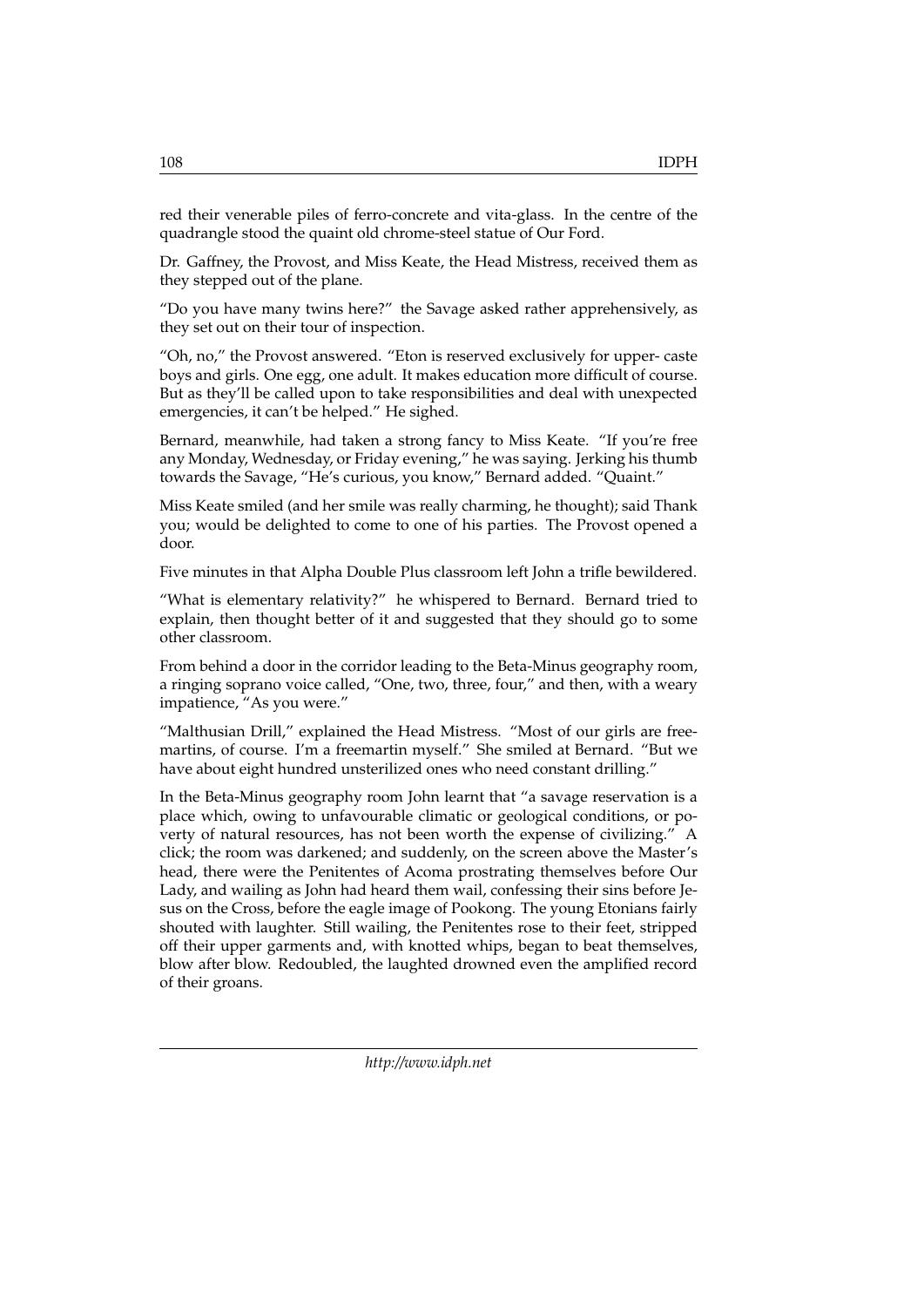red their venerable piles of ferro-concrete and vita-glass. In the centre of the quadrangle stood the quaint old chrome-steel statue of Our Ford.

Dr. Gaffney, the Provost, and Miss Keate, the Head Mistress, received them as they stepped out of the plane.

"Do you have many twins here?" the Savage asked rather apprehensively, as they set out on their tour of inspection.

"Oh, no," the Provost answered. "Eton is reserved exclusively for upper- caste boys and girls. One egg, one adult. It makes education more difficult of course. But as they'll be called upon to take responsibilities and deal with unexpected emergencies, it can't be helped." He sighed.

Bernard, meanwhile, had taken a strong fancy to Miss Keate. "If you're free any Monday, Wednesday, or Friday evening," he was saying. Jerking his thumb towards the Savage, "He's curious, you know," Bernard added. "Quaint."

Miss Keate smiled (and her smile was really charming, he thought); said Thank you; would be delighted to come to one of his parties. The Provost opened a door.

Five minutes in that Alpha Double Plus classroom left John a trifle bewildered.

"What is elementary relativity?" he whispered to Bernard. Bernard tried to explain, then thought better of it and suggested that they should go to some other classroom.

From behind a door in the corridor leading to the Beta-Minus geography room, a ringing soprano voice called, "One, two, three, four," and then, with a weary impatience, "As you were."

"Malthusian Drill," explained the Head Mistress. "Most of our girls are freemartins, of course. I'm a freemartin myself." She smiled at Bernard. "But we have about eight hundred unsterilized ones who need constant drilling."

In the Beta-Minus geography room John learnt that "a savage reservation is a place which, owing to unfavourable climatic or geological conditions, or poverty of natural resources, has not been worth the expense of civilizing." A click; the room was darkened; and suddenly, on the screen above the Master's head, there were the Penitentes of Acoma prostrating themselves before Our Lady, and wailing as John had heard them wail, confessing their sins before Jesus on the Cross, before the eagle image of Pookong. The young Etonians fairly shouted with laughter. Still wailing, the Penitentes rose to their feet, stripped off their upper garments and, with knotted whips, began to beat themselves, blow after blow. Redoubled, the laughted drowned even the amplified record of their groans.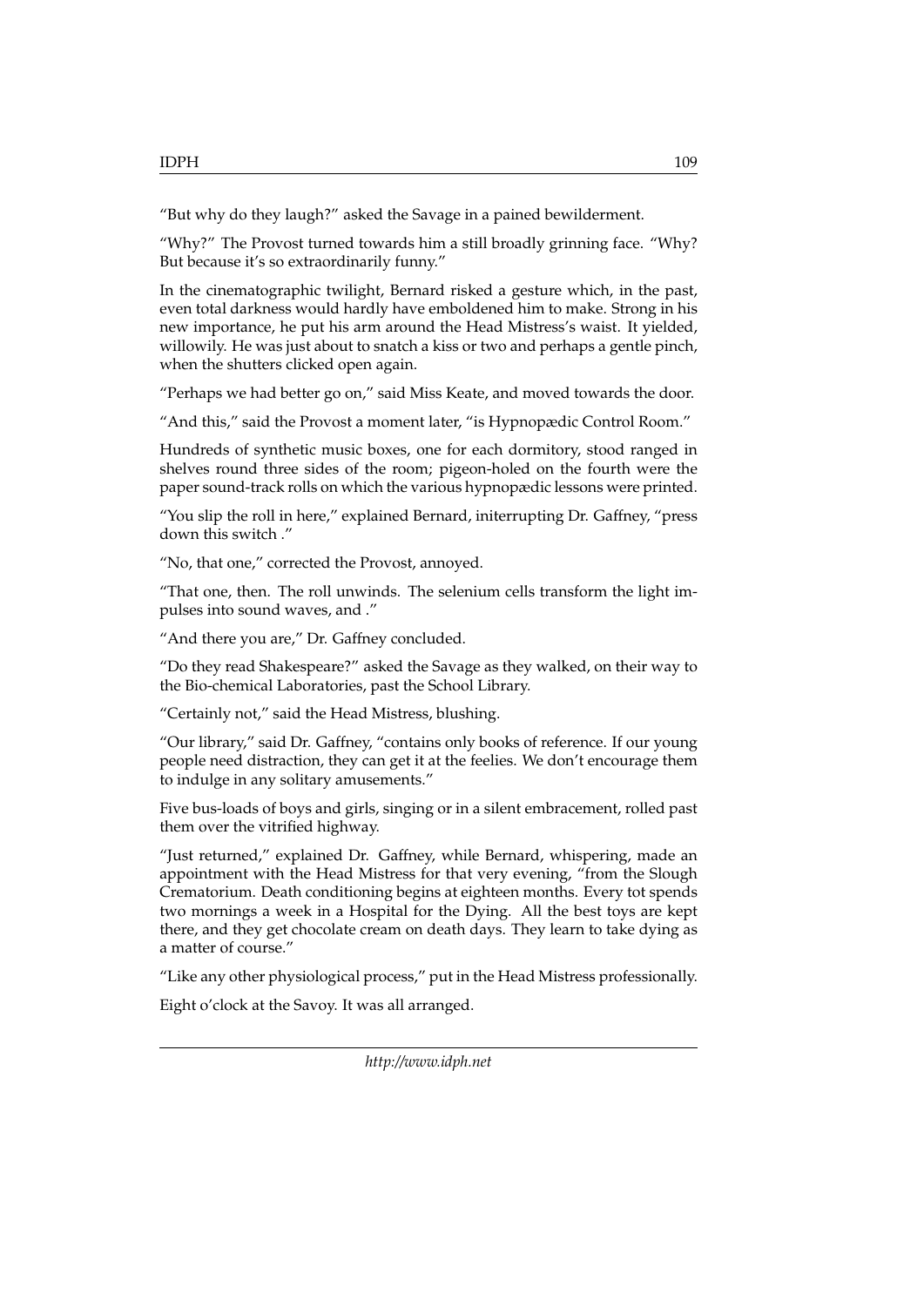"But why do they laugh?" asked the Savage in a pained bewilderment.

"Why?" The Provost turned towards him a still broadly grinning face. "Why? But because it's so extraordinarily funny."

In the cinematographic twilight, Bernard risked a gesture which, in the past, even total darkness would hardly have emboldened him to make. Strong in his new importance, he put his arm around the Head Mistress's waist. It yielded, willowily. He was just about to snatch a kiss or two and perhaps a gentle pinch, when the shutters clicked open again.

"Perhaps we had better go on," said Miss Keate, and moved towards the door.

"And this," said the Provost a moment later, "is Hypnopædic Control Room."

Hundreds of synthetic music boxes, one for each dormitory, stood ranged in shelves round three sides of the room; pigeon-holed on the fourth were the paper sound-track rolls on which the various hypnopædic lessons were printed.

"You slip the roll in here," explained Bernard, initerrupting Dr. Gaffney, "press down this switch ."

"No, that one," corrected the Provost, annoyed.

"That one, then. The roll unwinds. The selenium cells transform the light impulses into sound waves, and ."

"And there you are," Dr. Gaffney concluded.

"Do they read Shakespeare?" asked the Savage as they walked, on their way to the Bio-chemical Laboratories, past the School Library.

"Certainly not," said the Head Mistress, blushing.

"Our library," said Dr. Gaffney, "contains only books of reference. If our young people need distraction, they can get it at the feelies. We don't encourage them to indulge in any solitary amusements."

Five bus-loads of boys and girls, singing or in a silent embracement, rolled past them over the vitrified highway.

"Just returned," explained Dr. Gaffney, while Bernard, whispering, made an appointment with the Head Mistress for that very evening, "from the Slough Crematorium. Death conditioning begins at eighteen months. Every tot spends two mornings a week in a Hospital for the Dying. All the best toys are kept there, and they get chocolate cream on death days. They learn to take dying as a matter of course."

"Like any other physiological process," put in the Head Mistress professionally.

Eight o'clock at the Savoy. It was all arranged.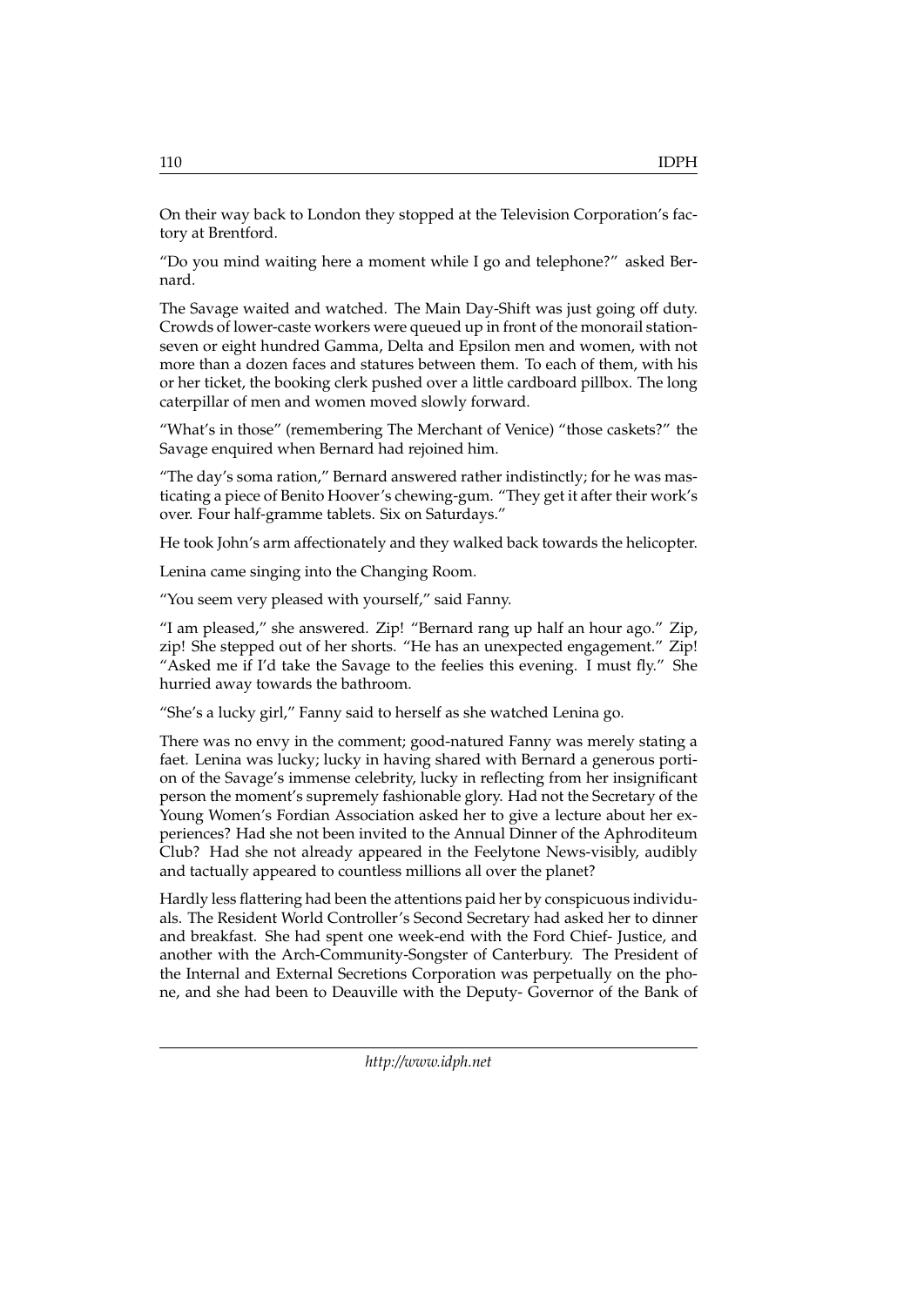On their way back to London they stopped at the Television Corporation's factory at Brentford.

"Do you mind waiting here a moment while I go and telephone?" asked Bernard.

The Savage waited and watched. The Main Day-Shift was just going off duty. Crowds of lower-caste workers were queued up in front of the monorail station-seven or eight hundred Gamma, Delta and Epsilon men and women, with not more than a dozen faces and statures between them. To each of them, with his or her ticket, the booking clerk pushed over a little cardboard pillbox. The long caterpillar of men and women moved slowly forward.

"What's in those" (remembering The Merchant of Venice) "those caskets?" the Savage enquired when Bernard had rejoined him.

"The day's soma ration," Bernard answered rather indistinctly; for he was masticating a piece of Benito Hoover's chewing-gum. "They get it after their work's over. Four half-gramme tablets. Six on Saturdays."

He took John's arm affectionately and they walked back towards the helicopter.

Lenina came singing into the Changing Room.

"You seem very pleased with yourself," said Fanny.

"I am pleased," she answered. Zip! "Bernard rang up half an hour ago." Zip, zip! She stepped out of her shorts. "He has an unexpected engagement." Zip! "Asked me if I'd take the Savage to the feelies this evening. I must fly." She hurried away towards the bathroom.

"She's a lucky girl," Fanny said to herself as she watched Lenina go.

There was no envy in the comment; good-natured Fanny was merely stating a faet. Lenina was lucky; lucky in having shared with Bernard a generous portion of the Savage's immense celebrity, lucky in reflecting from her insignificant person the moment's supremely fashionable glory. Had not the Secretary of the Young Women's Fordian Association asked her to give a lecture about her experiences? Had she not been invited to the Annual Dinner of the Aphroditeum Club? Had she not already appeared in the Feelytone News-visibly, audibly and tactually appeared to countless millions all over the planet?

Hardly less flattering had been the attentions paid her by conspicuous individuals. The Resident World Controller's Second Secretary had asked her to dinner and breakfast. She had spent one week-end with the Ford Chief- Justice, and another with the Arch-Community-Songster of Canterbury. The President of the Internal and External Secretions Corporation was perpetually on the phone, and she had been to Deauville with the Deputy- Governor of the Bank of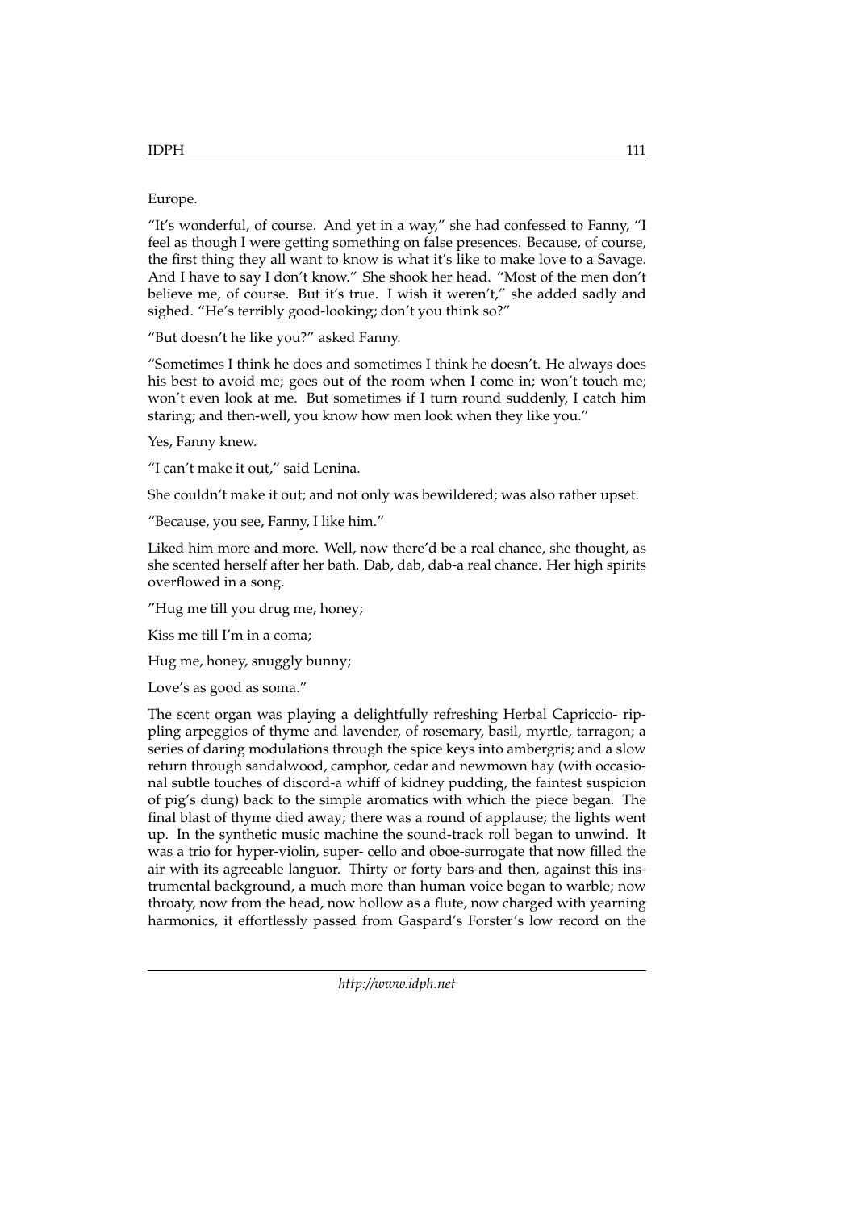Europe.

"It's wonderful, of course. And yet in a way," she had confessed to Fanny, "I feel as though I were getting something on false presences. Because, of course, the first thing they all want to know is what it's like to make love to a Savage. And I have to say I don't know." She shook her head. "Most of the men don't believe me, of course. But it's true. I wish it weren't," she added sadly and sighed. "He's terribly good-looking; don't you think so?"

"But doesn't he like you?" asked Fanny.

"Sometimes I think he does and sometimes I think he doesn't. He always does his best to avoid me; goes out of the room when I come in; won't touch me; won't even look at me. But sometimes if I turn round suddenly, I catch him staring; and then-well, you know how men look when they like you."

Yes, Fanny knew.

"I can't make it out," said Lenina.

She couldn't make it out; and not only was bewildered; was also rather upset.

"Because, you see, Fanny, I like him."

Liked him more and more. Well, now there'd be a real chance, she thought, as she scented herself after her bath. Dab, dab, dab-a real chance. Her high spirits overflowed in a song.

"Hug me till you drug me, honey;

Kiss me till I'm in a coma;

Hug me, honey, snuggly bunny;

Love's as good as soma."

The scent organ was playing a delightfully refreshing Herbal Capriccio- rippling arpeggios of thyme and lavender, of rosemary, basil, myrtle, tarragon; a series of daring modulations through the spice keys into ambergris; and a slow return through sandalwood, camphor, cedar and newmown hay (with occasional subtle touches of discord-a whiff of kidney pudding, the faintest suspicion of pig's dung) back to the simple aromatics with which the piece began. The final blast of thyme died away; there was a round of applause; the lights went up. In the synthetic music machine the sound-track roll began to unwind. It was a trio for hyper-violin, super- cello and oboe-surrogate that now filled the air with its agreeable languor. Thirty or forty bars-and then, against this instrumental background, a much more than human voice began to warble; now throaty, now from the head, now hollow as a flute, now charged with yearning harmonics, it effortlessly passed from Gaspard's Forster's low record on the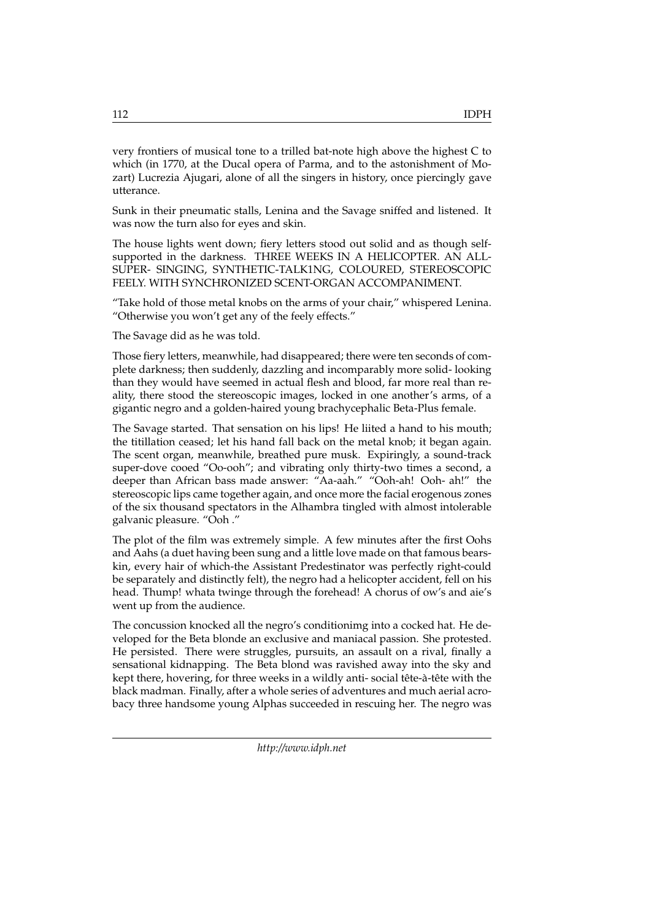very frontiers of musical tone to a trilled bat-note high above the highest C to which (in 1770, at the Ducal opera of Parma, and to the astonishment of Mozart) Lucrezia Ajugari, alone of all the singers in history, once piercingly gave utterance.

Sunk in their pneumatic stalls, Lenina and the Savage sniffed and listened. It was now the turn also for eyes and skin.

The house lights went down; fiery letters stood out solid and as though self-supported in the darkness. THREE WEEKS IN A HELICOPTER. AN ALL-SUPER- SINGING, SYNTHETIC-TALK1NG, COLOURED, STEREOSCOPIC FEELY. WITH SYNCHRONIZED SCENT-ORGAN ACCOMPANIMENT.

"Take hold of those metal knobs on the arms of your chair," whispered Lenina. "Otherwise you won't get any of the feely effects."

The Savage did as he was told.

Those fiery letters, meanwhile, had disappeared; there were ten seconds of complete darkness; then suddenly, dazzling and incomparably more solid- looking than they would have seemed in actual flesh and blood, far more real than reality, there stood the stereoscopic images, locked in one another's arms, of a gigantic negro and a golden-haired young brachycephalic Beta-Plus female.

The Savage started. That sensation on his lips! He liited a hand to his mouth; the titillation ceased; let his hand fall back on the metal knob; it began again. The scent organ, meanwhile, breathed pure musk. Expiringly, a sound-track super-dove cooed "Oo-ooh"; and vibrating only thirty-two times a second, a deeper than African bass made answer: "Aa-aah." "Ooh-ah! Ooh- ah!" the stereoscopic lips came together again, and once more the facial erogenous zones of the six thousand spectators in the Alhambra tingled with almost intolerable galvanic pleasure. "Ooh ."

The plot of the film was extremely simple. A few minutes after the first Oohs and Aahs (a duet having been sung and a little love made on that famous bearskin, every hair of which-the Assistant Predestinator was perfectly right-could be separately and distinctly felt), the negro had a helicopter accident, fell on his head. Thump! whata twinge through the forehead! A chorus of ow's and aie's went up from the audience.

The concussion knocked all the negro's conditionimg into a cocked hat. He developed for the Beta blonde an exclusive and maniacal passion. She protested. He persisted. There were struggles, pursuits, an assault on a rival, finally a sensational kidnapping. The Beta blond was ravished away into the sky and kept there, hovering, for three weeks in a wildly anti- social tête-à-tête with the black madman. Finally, after a whole series of adventures and much aerial acrobacy three handsome young Alphas succeeded in rescuing her. The negro was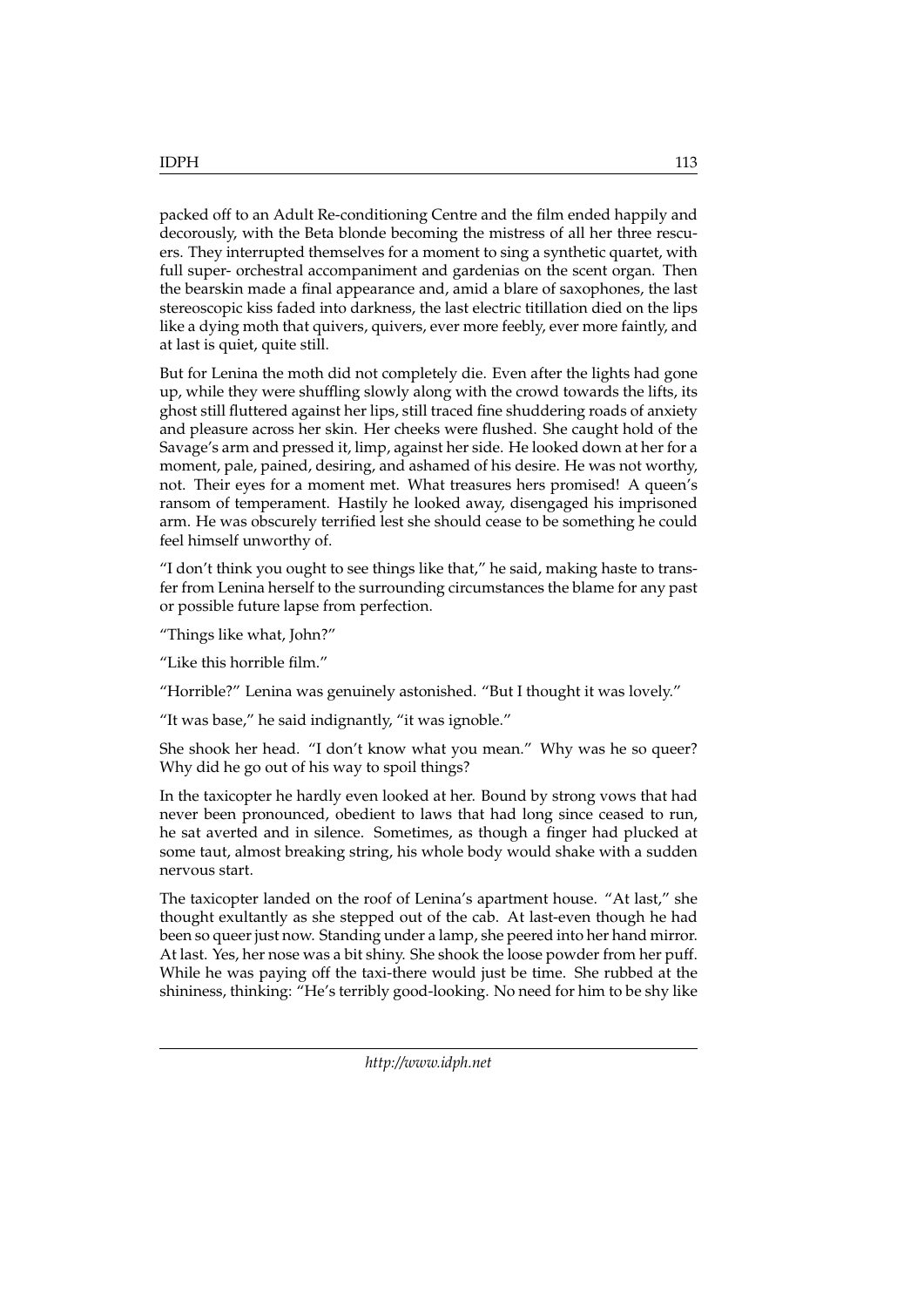packed off to an Adult Re-conditioning Centre and the film ended happily and decorously, with the Beta blonde becoming the mistress of all her three rescuers. They interrupted themselves for a moment to sing a synthetic quartet, with full super- orchestral accompaniment and gardenias on the scent organ. Then the bearskin made a final appearance and, amid a blare of saxophones, the last stereoscopic kiss faded into darkness, the last electric titillation died on the lips like a dying moth that quivers, quivers, ever more feebly, ever more faintly, and at last is quiet, quite still.

But for Lenina the moth did not completely die. Even after the lights had gone up, while they were shuffling slowly along with the crowd towards the lifts, its ghost still fluttered against her lips, still traced fine shuddering roads of anxiety and pleasure across her skin. Her cheeks were flushed. She caught hold of the Savage's arm and pressed it, limp, against her side. He looked down at her for a moment, pale, pained, desiring, and ashamed of his desire. He was not worthy, not. Their eyes for a moment met. What treasures hers promised! A queen's ransom of temperament. Hastily he looked away, disengaged his imprisoned arm. He was obscurely terrified lest she should cease to be something he could feel himself unworthy of.

"I don't think you ought to see things like that," he said, making haste to transfer from Lenina herself to the surrounding circumstances the blame for any past or possible future lapse from perfection.

"Things like what, John?"

"Like this horrible film."

"Horrible?" Lenina was genuinely astonished. "But I thought it was lovely."

"It was base," he said indignantly, "it was ignoble."

She shook her head. "I don't know what you mean." Why was he so queer? Why did he go out of his way to spoil things?

In the taxicopter he hardly even looked at her. Bound by strong vows that had never been pronounced, obedient to laws that had long since ceased to run, he sat averted and in silence. Sometimes, as though a finger had plucked at some taut, almost breaking string, his whole body would shake with a sudden nervous start.

The taxicopter landed on the roof of Lenina's apartment house. "At last," she thought exultantly as she stepped out of the cab. At last-even though he had been so queer just now. Standing under a lamp, she peered into her hand mirror. At last. Yes, her nose was a bit shiny. She shook the loose powder from her puff. While he was paying off the taxi-there would just be time. She rubbed at the shininess, thinking: "He's terribly good-looking. No need for him to be shy like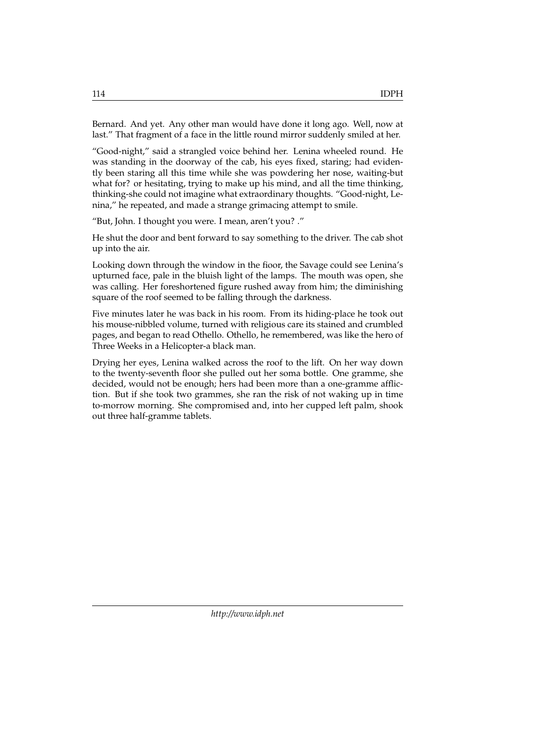Bernard. And yet. Any other man would have done it long ago. Well, now at last." That fragment of a face in the little round mirror suddenly smiled at her.

"Good-night," said a strangled voice behind her. Lenina wheeled round. He was standing in the doorway of the cab, his eyes fixed, staring; had evidently been staring all this time while she was powdering her nose, waiting-but what for? or hesitating, trying to make up his mind, and all the time thinking, thinking-she could not imagine what extraordinary thoughts. "Good-night, Lenina," he repeated, and made a strange grimacing attempt to smile.

"But, John. I thought you were. I mean, aren't you? ."

He shut the door and bent forward to say something to the driver. The cab shot up into the air.

Looking down through the window in the fioor, the Savage could see Lenina's upturned face, pale in the bluish light of the lamps. The mouth was open, she was calling. Her foreshortened figure rushed away from him; the diminishing square of the roof seemed to be falling through the darkness.

Five minutes later he was back in his room. From its hiding-place he took out his mouse-nibbled volume, turned with religious care its stained and crumbled pages, and began to read Othello. Othello, he remembered, was like the hero of Three Weeks in a Helicopter-a black man.

Drying her eyes, Lenina walked across the roof to the lift. On her way down to the twenty-seventh floor she pulled out her soma bottle. One gramme, she decided, would not be enough; hers had been more than a one-gramme affliction. But if she took two grammes, she ran the risk of not waking up in time to-morrow morning. She compromised and, into her cupped left palm, shook out three half-gramme tablets.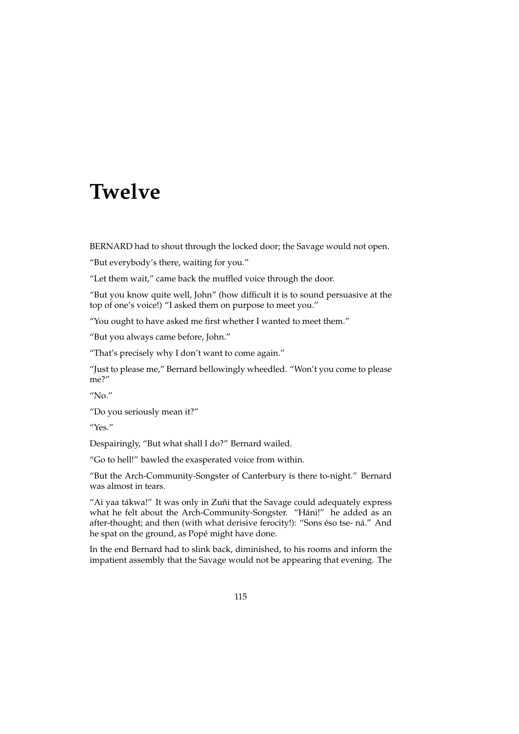# Twelve

BERNARD had to shout through the locked door; the Savage would not open.

"But everybody's there, waiting for you."

"Let them wait," came back the muffled voice through the door.

"But you know quite well, John" (how difficult it is to sound persuasive at the top of one's voice!) "I asked them on purpose to meet you."

"You ought to have asked me first whether I wanted to meet them."

"But you always came before, John."

"That's precisely why I don't want to come again."

"Just to please me," Bernard bellowingly wheedled. "Won't you come to please me?"

"No."

"Do you seriously mean it?"

"Yes."

Despairingly, "But what shall I do?" Bernard wailed.

"Go to hell!" bawled the exasperated voice from within.

"But the Arch-Community-Songster of Canterbury is there to-night." Bernard was almost in tears.

"Ai yaa tákwa!" It was only in Zuñi that the Savage could adequately express what he felt about the Arch-Community-Songster. "Háni!" he added as an after-thought; and then (with what derisive ferocity!): "Sons éso tse- ná." And he spat on the ground, as Popé might have done.

In the end Bernard had to slink back, diminished, to his rooms and inform the impatient assembly that the Savage would not be appearing that evening. The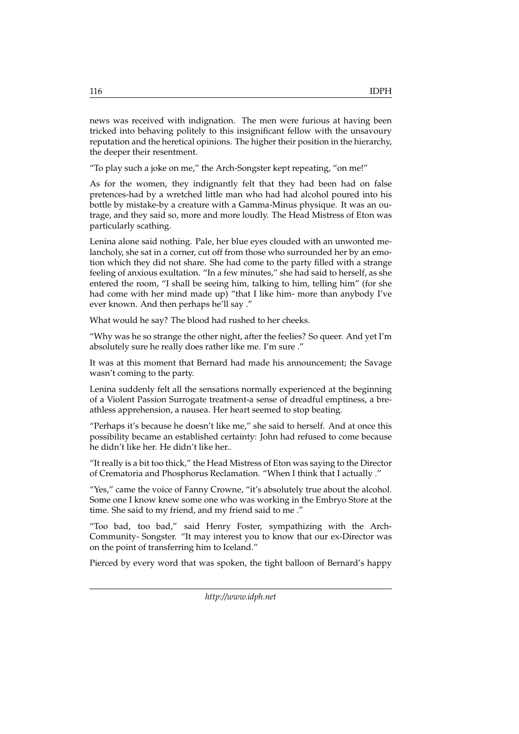news was received with indignation. The men were furious at having been tricked into behaving politely to this insignificant fellow with the unsavoury reputation and the heretical opinions. The higher their position in the hierarchy, the deeper their resentment.

"To play such a joke on me," the Arch-Songster kept repeating, "on me!"

As for the women, they indignantly felt that they had been had on false pretences-had by a wretched little man who had had alcohol poured into his bottle by mistake-by a creature with a Gamma-Minus physique. It was an outrage, and they said so, more and more loudly. The Head Mistress of Eton was particularly scathing.

Lenina alone said nothing. Pale, her blue eyes clouded with an unwonted melancholy, she sat in a corner, cut off from those who surrounded her by an emotion which they did not share. She had come to the party filled with a strange feeling of anxious exultation. "In a few minutes," she had said to herself, as she entered the room, "I shall be seeing him, talking to him, telling him" (for she had come with her mind made up) "that I like him- more than anybody I've ever known. And then perhaps he'll say ."

What would he say? The blood had rushed to her cheeks.

"Why was he so strange the other night, after the feelies? So queer. And yet I'm absolutely sure he really does rather like me. I'm sure ."

It was at this moment that Bernard had made his announcement; the Savage wasn't coming to the party.

Lenina suddenly felt all the sensations normally experienced at the beginning of a Violent Passion Surrogate treatment-a sense of dreadful emptiness, a breathless apprehension, a nausea. Her heart seemed to stop beating.

"Perhaps it's because he doesn't like me," she said to herself. And at once this possibility became an established certainty: John had refused to come because he didn't like her. He didn't like her..

"It really is a bit too thick," the Head Mistress of Eton was saying to the Director of Crematoria and Phosphorus Reclamation. "When I think that I actually ."

"Yes," came the voice of Fanny Crowne, "it's absolutely true about the alcohol. Some one I know knew some one who was working in the Embryo Store at the time. She said to my friend, and my friend said to me ."

"Too bad, too bad," said Henry Foster, sympathizing with the Arch-Community- Songster. "It may interest you to know that our ex-Director was on the point of transferring him to Iceland."

Pierced by every word that was spoken, the tight balloon of Bernard's happy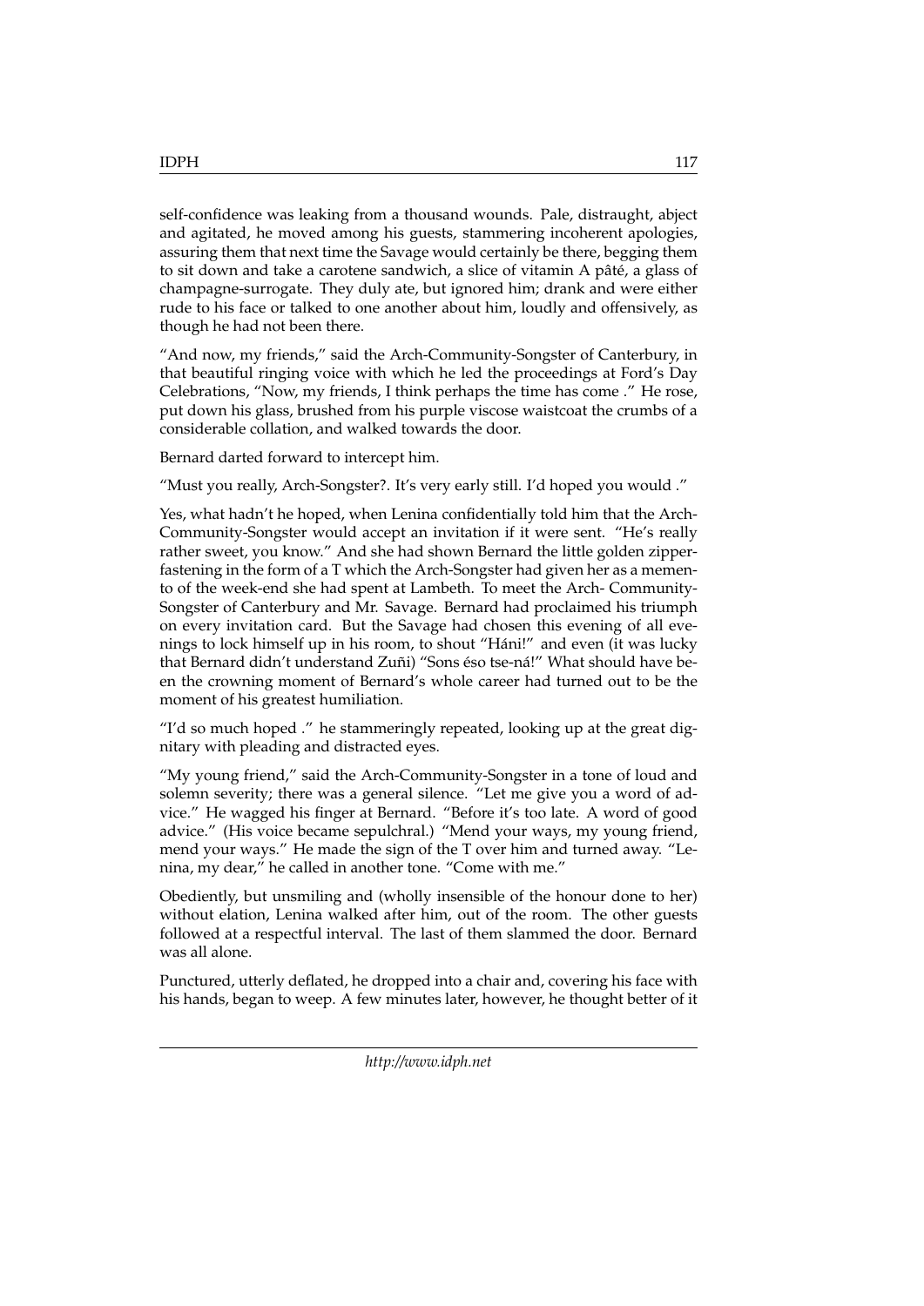self-confidence was leaking from a thousand wounds. Pale, distraught, abject and agitated, he moved among his guests, stammering incoherent apologies, assuring them that next time the Savage would certainly be there, begging them to sit down and take a carotene sandwich, a slice of vitamin A pâté, a glass of champagne-surrogate. They duly ate, but ignored him; drank and were either rude to his face or talked to one another about him, loudly and offensively, as though he had not been there.

"And now, my friends," said the Arch-Community-Songster of Canterbury, in that beautiful ringing voice with which he led the proceedings at Ford's Day Celebrations, "Now, my friends, I think perhaps the time has come ." He rose, put down his glass, brushed from his purple viscose waistcoat the crumbs of a considerable collation, and walked towards the door.

Bernard darted forward to intercept him.

"Must you really, Arch-Songster?. It's very early still. I'd hoped you would ."

Yes, what hadn't he hoped, when Lenina confidentially told him that the Arch-Community-Songster would accept an invitation if it were sent. "He's really rather sweet, you know." And she had shown Bernard the little golden zipper-fastening in the form of a T which the Arch-Songster had given her as a memento of the week-end she had spent at Lambeth. To meet the Arch- Community-Songster of Canterbury and Mr. Savage. Bernard had proclaimed his triumph on every invitation card. But the Savage had chosen this evening of all evenings to lock himself up in his room, to shout "Háni!" and even (it was lucky that Bernard didn't understand Zuñi) "Sons éso tse-ná!" What should have been the crowning moment of Bernard's whole career had turned out to be the moment of his greatest humiliation.

"I'd so much hoped ." he stammeringly repeated, looking up at the great dignitary with pleading and distracted eyes.

"My young friend," said the Arch-Community-Songster in a tone of loud and solemn severity; there was a general silence. "Let me give you a word of advice." He wagged his finger at Bernard. "Before it's too late. A word of good advice." (His voice became sepulchral.) "Mend your ways, my young friend, mend your ways." He made the sign of the T over him and turned away. "Lenina, my dear," he called in another tone. "Come with me."

Obediently, but unsmiling and (wholly insensible of the honour done to her) without elation, Lenina walked after him, out of the room. The other guests followed at a respectful interval. The last of them slammed the door. Bernard was all alone.

Punctured, utterly deflated, he dropped into a chair and, covering his face with his hands, began to weep. A few minutes later, however, he thought better of it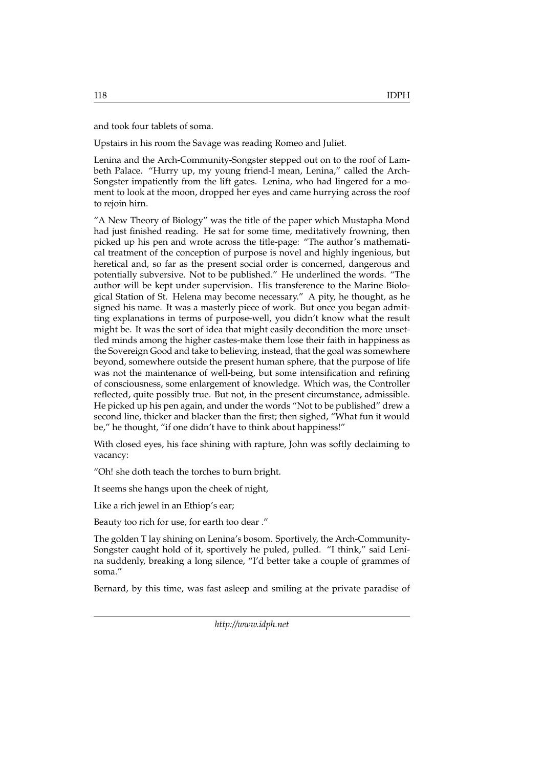and took four tablets of soma.

Upstairs in his room the Savage was reading Romeo and Juliet.

Lenina and the Arch-Community-Songster stepped out on to the roof of Lambeth Palace. "Hurry up, my young friend-I mean, Lenina," called the Arch-Songster impatiently from the lift gates. Lenina, who had lingered for a moment to look at the moon, dropped her eyes and came hurrying across the roof to rejoin hirn.

"A New Theory of Biology" was the title of the paper which Mustapha Mond had just finished reading. He sat for some time, meditatively frowning, then picked up his pen and wrote across the title-page: "The author's mathematical treatment of the conception of purpose is novel and highly ingenious, but heretical and, so far as the present social order is concerned, dangerous and potentially subversive. Not to be published." He underlined the words. "The author will be kept under supervision. His transference to the Marine Biological Station of St. Helena may become necessary." A pity, he thought, as he signed his name. It was a masterly piece of work. But once you began admitting explanations in terms of purpose-well, you didn't know what the result might be. It was the sort of idea that might easily decondition the more unsettled minds among the higher castes-make them lose their faith in happiness as the Sovereign Good and take to believing, instead, that the goal was somewhere beyond, somewhere outside the present human sphere, that the purpose of life was not the maintenance of well-being, but some intensification and refining of consciousness, some enlargement of knowledge. Which was, the Controller reflected, quite possibly true. But not, in the present circumstance, admissible. He picked up his pen again, and under the words "Not to be published" drew a second line, thicker and blacker than the first; then sighed, "What fun it would be," he thought, "if one didn't have to think about happiness!"

With closed eyes, his face shining with rapture, John was softly declaiming to vacancy:

"Oh! she doth teach the torches to burn bright.

It seems she hangs upon the cheek of night,

Like a rich jewel in an Ethiop's ear;

Beauty too rich for use, for earth too dear ."

The golden T lay shining on Lenina's bosom. Sportively, the Arch-Community-Songster caught hold of it, sportively he puled, pulled. "I think," said Lenina suddenly, breaking a long silence, "I'd better take a couple of grammes of soma."

Bernard, by this time, was fast asleep and smiling at the private paradise of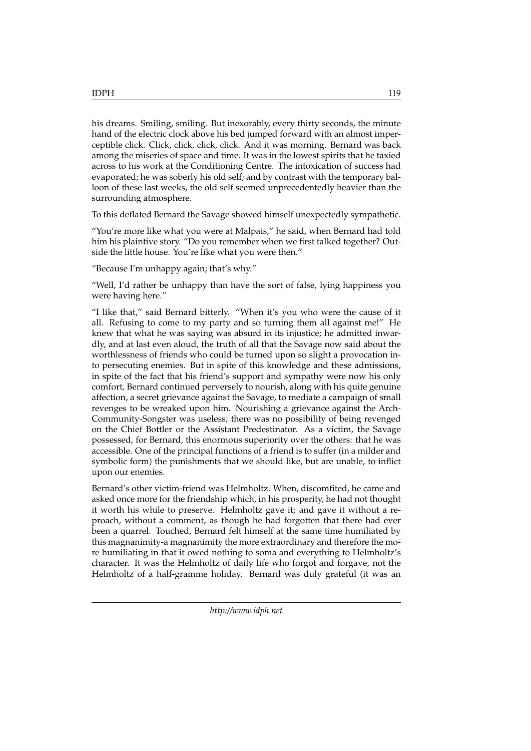his dreams. Smiling, smiling. But inexorably, every thirty seconds, the minute hand of the electric clock above his bed jumped forward with an almost imperceptible click. Click, click, click, click. And it was morning. Bernard was back among the miseries of space and time. It was in the lowest spirits that he taxied across to his work at the Conditioning Centre. The intoxication of success had evaporated; he was soberly his old self; and by contrast with the temporary balloon of these last weeks, the old self seemed unprecedentedly heavier than the surrounding atmosphere.

To this deflated Bernard the Savage showed himself unexpectedly sympathetic.

"You're more like what you were at Malpais," he said, when Bernard had told him his plaintive story. "Do you remember when we first talked together? Outside the little house. You're like what you were then."

"Because I'm unhappy again; that's why."

"Well, I'd rather be unhappy than have the sort of false, lying happiness you were having here."

"I like that," said Bernard bitterly. "When it's you who were the cause of it all. Refusing to come to my party and so turning them all against me!" He knew that what he was saying was absurd in its injustice; he admitted inwardly, and at last even aloud, the truth of all that the Savage now said about the worthlessness of friends who could be turned upon so slight a provocation into persecuting enemies. But in spite of this knowledge and these admissions, in spite of the fact that his friend's support and sympathy were now his only comfort, Bernard continued perversely to nourish, along with his quite genuine affection, a secret grievance against the Savage, to mediate a campaign of small revenges to be wreaked upon him. Nourishing a grievance against the Arch-Community-Songster was useless; there was no possibility of being revenged on the Chief Bottler or the Assistant Predestinator. As a victim, the Savage possessed, for Bernard, this enormous superiority over the others: that he was accessible. One of the principal functions of a friend is to suffer (in a milder and symbolic form) the punishments that we should like, but are unable, to inflict upon our enemies.

Bernard's other victim-friend was Helmholtz. When, discomfited, he came and asked once more for the friendship which, in his prosperity, he had not thought it worth his while to preserve. Helmholtz gave it; and gave it without a reproach, without a comment, as though he had forgotten that there had ever been a quarrel. Touched, Bernard felt himself at the same time humiliated by this magnanimity-a magnanimity the more extraordinary and therefore the more humiliating in that it owed nothing to soma and everything to Helmholtz's character. It was the Helmholtz of daily life who forgot and forgave, not the Helmholtz of a half-gramme holiday. Bernard was duly grateful (it was an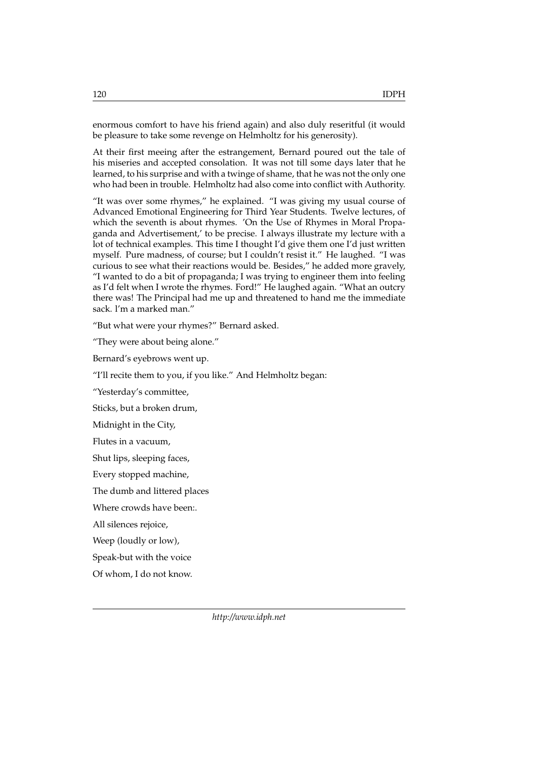enormous comfort to have his friend again) and also duly reseritful (it would be pleasure to take some revenge on Helmholtz for his generosity).

At their first meeing after the estrangement, Bernard poured out the tale of his miseries and accepted consolation. It was not till some days later that he learned, to his surprise and with a twinge of shame, that he was not the only one who had been in trouble. Helmholtz had also come into conflict with Authority.

"It was over some rhymes," he explained. "I was giving my usual course of Advanced Emotional Engineering for Third Year Students. Twelve lectures, of which the seventh is about rhymes. 'On the Use of Rhymes in Moral Propaganda and Advertisement,' to be precise. I always illustrate my lecture with a lot of technical examples. This time I thought I'd give them one I'd just written myself. Pure madness, of course; but I couldn't resist it." He laughed. "I was curious to see what their reactions would be. Besides," he added more gravely, "I wanted to do a bit of propaganda; I was trying to engineer them into feeling as I'd felt when I wrote the rhymes. Ford!" He laughed again. "What an outcry there was! The Principal had me up and threatened to hand me the immediate sack. I'm a marked man."

"But what were your rhymes?" Bernard asked.

"They were about being alone."

Bernard's eyebrows went up.

"I'll recite them to you, if you like." And Helmholtz began:

"Yesterday's committee,

Sticks, but a broken drum,

Midnight in the City,

Flutes in a vacuum,

Shut lips, sleeping faces,

Every stopped machine,

The dumb and littered places

Where crowds have been:.

All silences rejoice,

Weep (loudly or low),

Speak-but with the voice

Of whom, I do not know.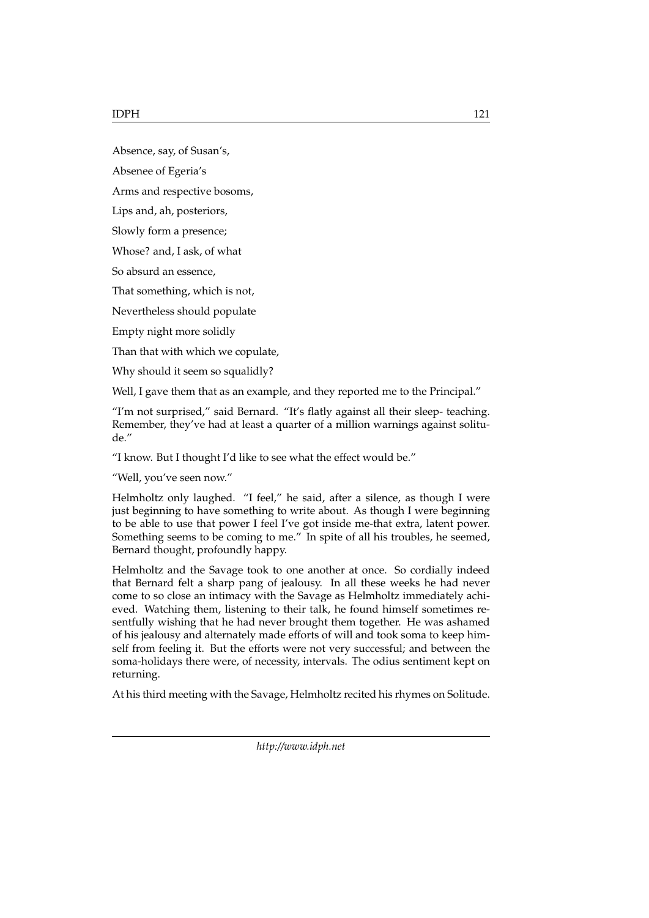Absence, say, of Susan's,

Absenee of Egeria's

Arms and respective bosoms,

Lips and, ah, posteriors,

Slowly form a presence;

Whose? and, I ask, of what

So absurd an essence,

That something, which is not,

Nevertheless should populate

Empty night more solidly

Than that with which we copulate,

Why should it seem so squalidly?

Well, I gave them that as an example, and they reported me to the Principal."

"I'm not surprised," said Bernard. "It's flatly against all their sleep- teaching. Remember, they've had at least a quarter of a million warnings against solitude."

"I know. But I thought I'd like to see what the effect would be."

"Well, you've seen now."

Helmholtz only laughed. "I feel," he said, after a silence, as though I were just beginning to have something to write about. As though I were beginning to be able to use that power I feel I've got inside me-that extra, latent power. Something seems to be coming to me." In spite of all his troubles, he seemed, Bernard thought, profoundly happy.

Helmholtz and the Savage took to one another at once. So cordially indeed that Bernard felt a sharp pang of jealousy. In all these weeks he had never come to so close an intimacy with the Savage as Helmholtz immediately achieved. Watching them, listening to their talk, he found himself sometimes resentfully wishing that he had never brought them together. He was ashamed of his jealousy and alternately made efforts of will and took soma to keep himself from feeling it. But the efforts were not very successful; and between the soma-holidays there were, of necessity, intervals. The odius sentiment kept on returning.

At his third meeting with the Savage, Helmholtz recited his rhymes on Solitude.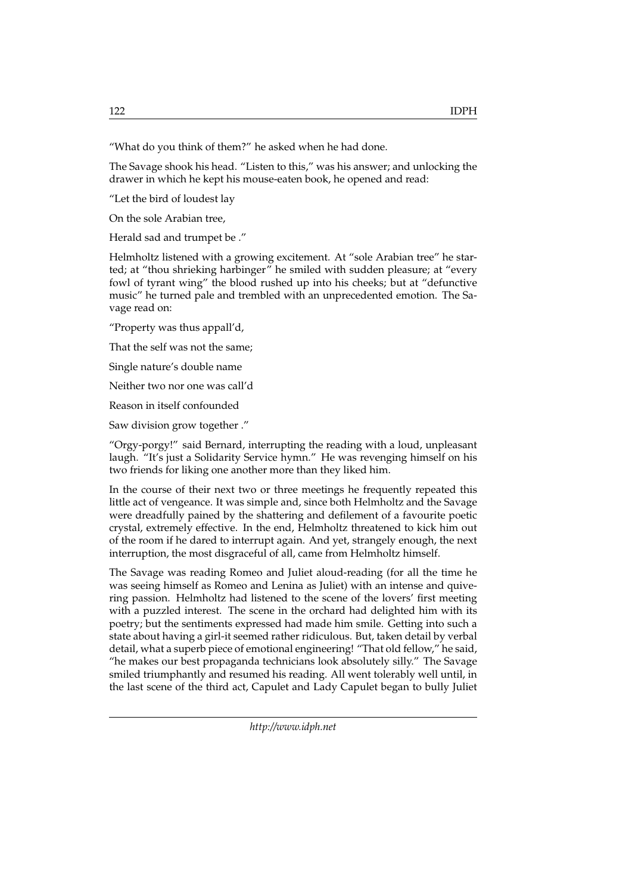"What do you think of them?" he asked when he had done.

The Savage shook his head. "Listen to this," was his answer; and unlocking the drawer in which he kept his mouse-eaten book, he opened and read:

"Let the bird of loudest lay

On the sole Arabian tree,

Herald sad and trumpet be ."

Helmholtz listened with a growing excitement. At "sole Arabian tree" he started; at "thou shrieking harbinger" he smiled with sudden pleasure; at "every fowl of tyrant wing" the blood rushed up into his cheeks; but at "defunctive music" he turned pale and trembled with an unprecedented emotion. The Savage read on:

"Property was thus appall'd,

That the self was not the same;

Single nature's double name

Neither two nor one was call'd

Reason in itself confounded

Saw division grow together ."

"Orgy-porgy!" said Bernard, interrupting the reading with a loud, unpleasant laugh. "It's just a Solidarity Service hymn." He was revenging himself on his two friends for liking one another more than they liked him.

In the course of their next two or three meetings he frequently repeated this little act of vengeance. It was simple and, since both Helmholtz and the Savage were dreadfully pained by the shattering and defilement of a favourite poetic crystal, extremely effective. In the end, Helmholtz threatened to kick him out of the room if he dared to interrupt again. And yet, strangely enough, the next interruption, the most disgraceful of all, came from Helmholtz himself.

The Savage was reading Romeo and Juliet aloud-reading (for all the time he was seeing himself as Romeo and Lenina as Juliet) with an intense and quivering passion. Helmholtz had listened to the scene of the lovers' first meeting with a puzzled interest. The scene in the orchard had delighted him with its poetry; but the sentiments expressed had made him smile. Getting into such a state about having a girl-it seemed rather ridiculous. But, taken detail by verbal detail, what a superb piece of emotional engineering! "That old fellow," he said, "he makes our best propaganda technicians look absolutely silly." The Savage smiled triumphantly and resumed his reading. All went tolerably well until, in the last scene of the third act, Capulet and Lady Capulet began to bully Juliet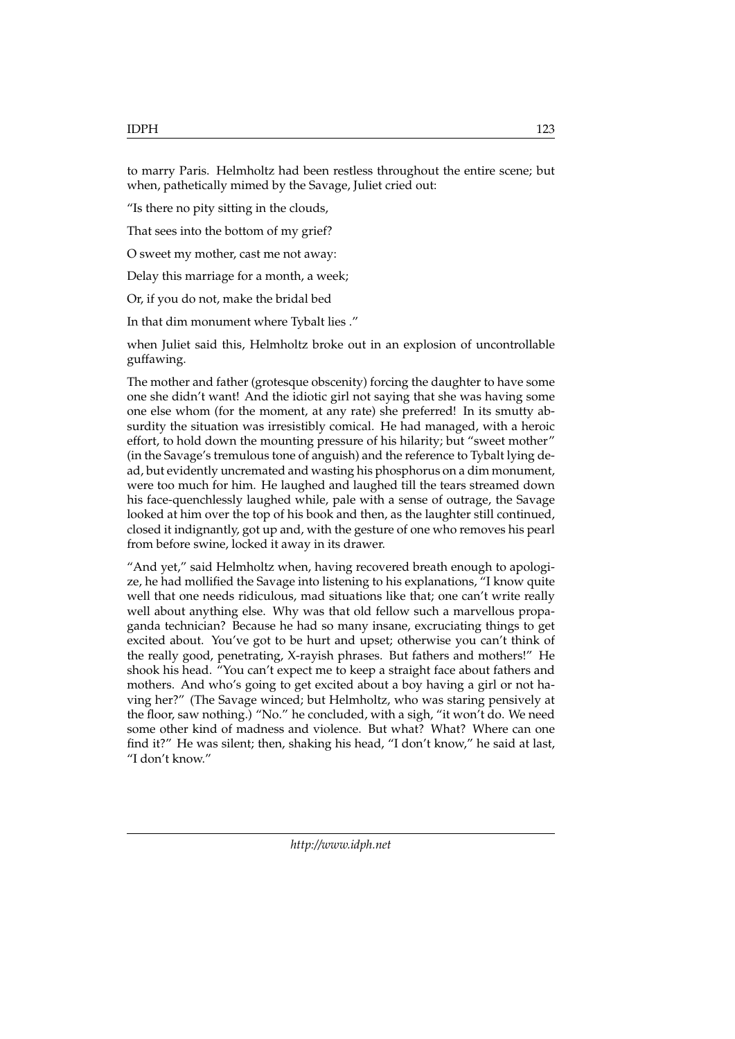to marry Paris. Helmholtz had been restless throughout the entire scene; but when, pathetically mimed by the Savage, Juliet cried out:

"Is there no pity sitting in the clouds,

That sees into the bottom of my grief?

O sweet my mother, cast me not away:

Delay this marriage for a month, a week;

Or, if you do not, make the bridal bed

In that dim monument where Tybalt lies ."

when Juliet said this, Helmholtz broke out in an explosion of uncontrollable guffawing.

The mother and father (grotesque obscenity) forcing the daughter to have some one she didn't want! And the idiotic girl not saying that she was having some one else whom (for the moment, at any rate) she preferred! In its smutty absurdity the situation was irresistibly comical. He had managed, with a heroic effort, to hold down the mounting pressure of his hilarity; but "sweet mother" (in the Savage's tremulous tone of anguish) and the reference to Tybalt lying dead, but evidently uncremated and wasting his phosphorus on a dim monument, were too much for him. He laughed and laughed till the tears streamed down his face-quenchlessly laughed while, pale with a sense of outrage, the Savage looked at him over the top of his book and then, as the laughter still continued, closed it indignantly, got up and, with the gesture of one who removes his pearl from before swine, locked it away in its drawer.

"And yet," said Helmholtz when, having recovered breath enough to apologize, he had mollified the Savage into listening to his explanations, "I know quite well that one needs ridiculous, mad situations like that; one can't write really well about anything else. Why was that old fellow such a marvellous propaganda technician? Because he had so many insane, excruciating things to get excited about. You've got to be hurt and upset; otherwise you can't think of the really good, penetrating, X-rayish phrases. But fathers and mothers!" He shook his head. "You can't expect me to keep a straight face about fathers and mothers. And who's going to get excited about a boy having a girl or not having her?" (The Savage winced; but Helmholtz, who was staring pensively at the floor, saw nothing.) "No." he concluded, with a sigh, "it won't do. We need some other kind of madness and violence. But what? What? Where can one find it?" He was silent; then, shaking his head, "I don't know," he said at last, "I don't know."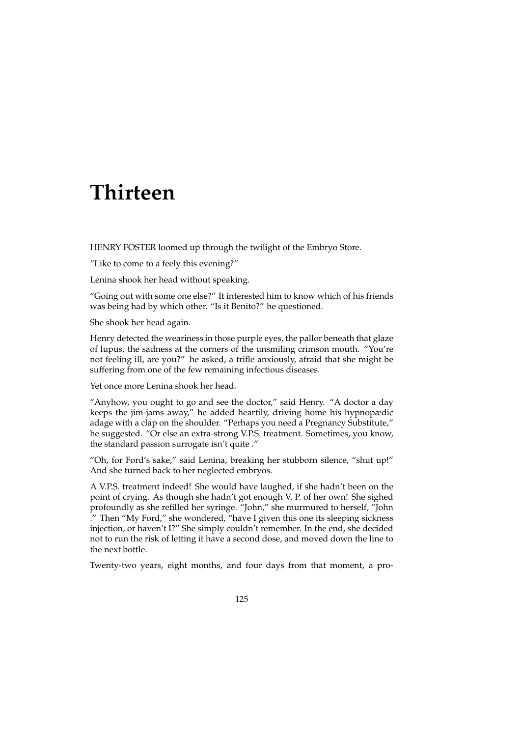# Thirteen

HENRY FOSTER loomed up through the twilight of the Embryo Store.

"Like to come to a feely this evening?"

Lenina shook her head without speaking.

"Going out with some one else?" It interested him to know which of his friends was being had by which other. "Is it Benito?" he questioned.

She shook her head again.

Henry detected the weariness in those purple eyes, the pallor beneath that glaze of lupus, the sadness at the corners of the unsmiling crimson mouth. "You're not feeling ill, are you?" he asked, a trifle anxiously, afraid that she might be suffering from one of the few remaining infectious diseases.

Yet once more Lenina shook her head.

"Anyhow, you ought to go and see the doctor," said Henry. "A doctor a day keeps the jim-jams away," he added heartily, driving home his hypnopædic adage with a clap on the shoulder. "Perhaps you need a Pregnancy Substitute," he suggested. "Or else an extra-strong V.P.S. treatment. Sometimes, you know, the standard passion surrogate isn't quite ."

"Oh, for Ford's sake," said Lenina, breaking her stubborn silence, "shut up!" And she turned back to her neglected embryos.

A V.P.S. treatment indeed! She would have laughed, if she hadn't been on the point of crying. As though she hadn't got enough V. P. of her own! She sighed profoundly as she refilled her syringe. "John," she murmured to herself, "John ." Then "My Ford," she wondered, "have I given this one its sleeping sickness injection, or haven't I?" She simply couldn't remember. In the end, she decided not to run the risk of letting it have a second dose, and moved down the line to the next bottle.

Twenty-two years, eight months, and four days from that moment, a pro-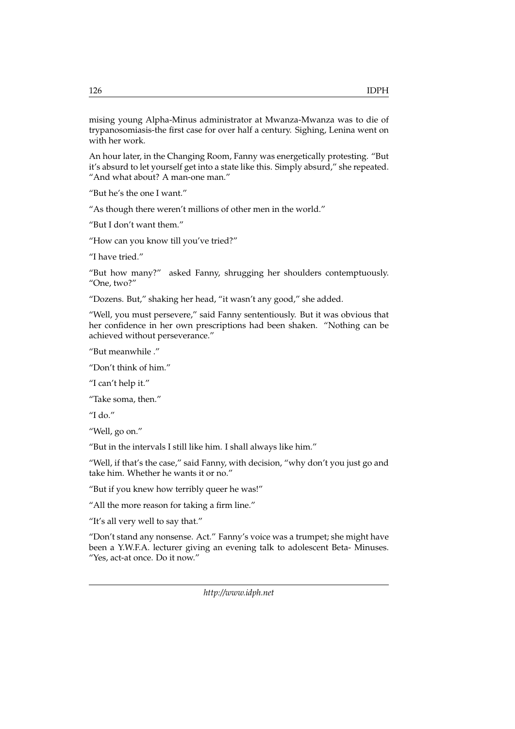mising young Alpha-Minus administrator at Mwanza-Mwanza was to die of trypanosomiasis-the first case for over half a century. Sighing, Lenina went on with her work.

An hour later, in the Changing Room, Fanny was energetically protesting. "But it's absurd to let yourself get into a state like this. Simply absurd," she repeated. "And what about? A man-one man."

"But he's the one I want."

"As though there weren't millions of other men in the world."

"But I don't want them."

"How can you know till you've tried?"

"I have tried."

"But how many?" asked Fanny, shrugging her shoulders contemptuously. "One, two?"

"Dozens. But," shaking her head, "it wasn't any good," she added.

"Well, you must persevere," said Fanny sententiously. But it was obvious that her confidence in her own prescriptions had been shaken. "Nothing can be achieved without perseverance."

"But meanwhile ."

"Don't think of him."

"I can't help it."

"Take soma, then."

"I do."

"Well, go on."

"But in the intervals I still like him. I shall always like him."

"Well, if that's the case," said Fanny, with decision, "why don't you just go and take him. Whether he wants it or no."

"But if you knew how terribly queer he was!"

"All the more reason for taking a firm line."

"It's all very well to say that."

"Don't stand any nonsense. Act." Fanny's voice was a trumpet; she might have been a Y.W.F.A. lecturer giving an evening talk to adolescent Beta- Minuses. "Yes, act-at once. Do it now."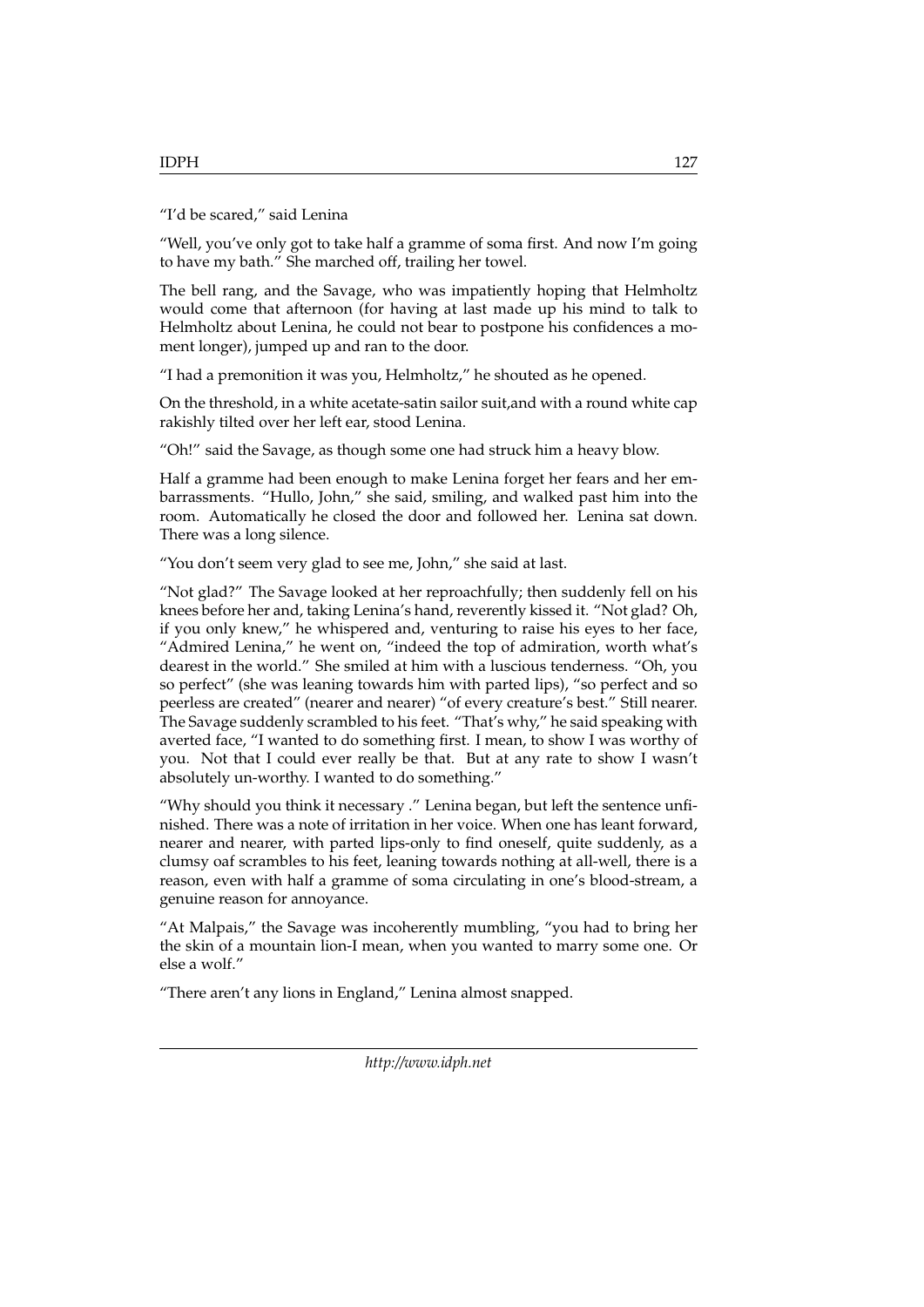"I'd be scared," said Lenina

"Well, you've only got to take half a gramme of soma first. And now I'm going to have my bath." She marched off, trailing her towel.

The bell rang, and the Savage, who was impatiently hoping that Helmholtz would come that afternoon (for having at last made up his mind to talk to Helmholtz about Lenina, he could not bear to postpone his confidences a moment longer), jumped up and ran to the door.

"I had a premonition it was you, Helmholtz," he shouted as he opened.

On the threshold, in a white acetate-satin sailor suit,and with a round white cap rakishly tilted over her left ear, stood Lenina.

"Oh!" said the Savage, as though some one had struck him a heavy blow.

Half a gramme had been enough to make Lenina forget her fears and her embarrassments. "Hullo, John," she said, smiling, and walked past him into the room. Automatically he closed the door and followed her. Lenina sat down. There was a long silence.

"You don't seem very glad to see me, John," she said at last.

"Not glad?" The Savage looked at her reproachfully; then suddenly fell on his knees before her and, taking Lenina's hand, reverently kissed it. "Not glad? Oh, if you only knew," he whispered and, venturing to raise his eyes to her face, "Admired Lenina," he went on, "indeed the top of admiration, worth what's dearest in the world." She smiled at him with a luscious tenderness. "Oh, you so perfect" (she was leaning towards him with parted lips), "so perfect and so peerless are created" (nearer and nearer) "of every creature's best." Still nearer. The Savage suddenly scrambled to his feet. "That's why," he said speaking with averted face, "I wanted to do something first. I mean, to show I was worthy of you. Not that I could ever really be that. But at any rate to show I wasn't absolutely un-worthy. I wanted to do something."

"Why should you think it necessary ." Lenina began, but left the sentence unfinished. There was a note of irritation in her voice. When one has leant forward, nearer and nearer, with parted lips-only to find oneself, quite suddenly, as a clumsy oaf scrambles to his feet, leaning towards nothing at all-well, there is a reason, even with half a gramme of soma circulating in one's blood-stream, a genuine reason for annoyance.

"At Malpais," the Savage was incoherently mumbling, "you had to bring her the skin of a mountain lion-I mean, when you wanted to marry some one. Or else a wolf."

"There aren't any lions in England," Lenina almost snapped.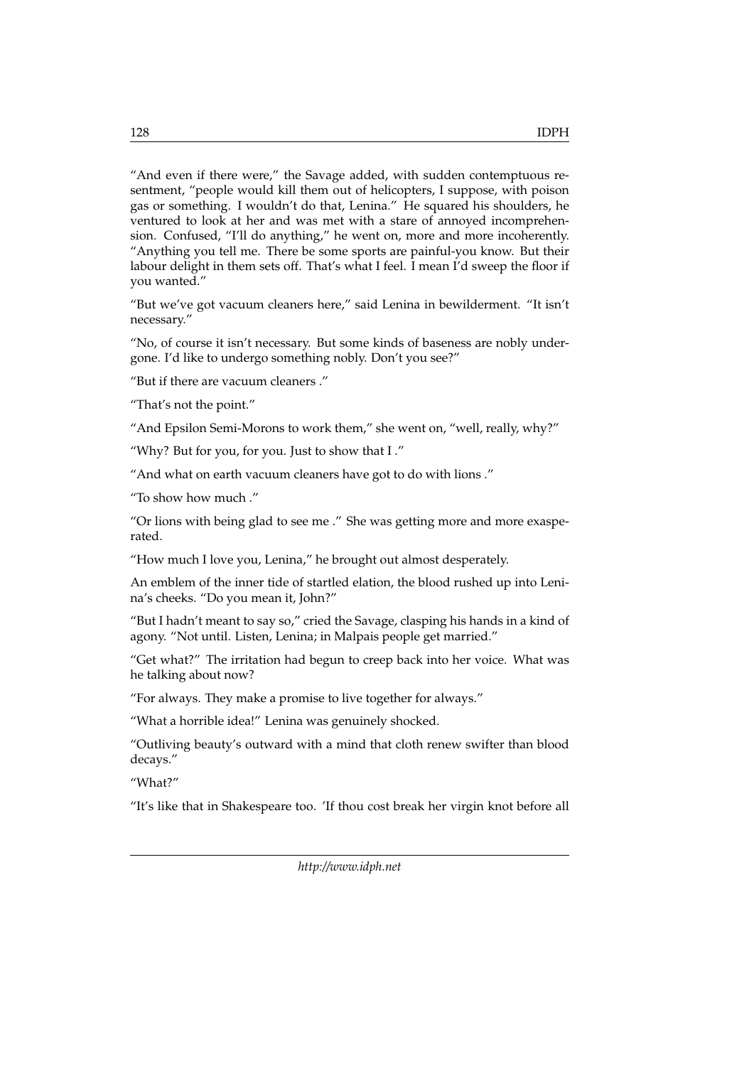"And even if there were," the Savage added, with sudden contemptuous resentment, "people would kill them out of helicopters, I suppose, with poison gas or something. I wouldn't do that, Lenina." He squared his shoulders, he ventured to look at her and was met with a stare of annoyed incomprehension. Confused, "I'll do anything," he went on, more and more incoherently. "Anything you tell me. There be some sports are painful-you know. But their labour delight in them sets off. That's what I feel. I mean I'd sweep the floor if you wanted."

"But we've got vacuum cleaners here," said Lenina in bewilderment. "It isn't necessary."

"No, of course it isn't necessary. But some kinds of baseness are nobly undergone. I'd like to undergo something nobly. Don't you see?"

"But if there are vacuum cleaners ."

"That's not the point."

"And Epsilon Semi-Morons to work them," she went on, "well, really, why?"

"Why? But for you, for you. Just to show that I ."

"And what on earth vacuum cleaners have got to do with lions ."

"To show how much ."

"Or lions with being glad to see me ." She was getting more and more exasperated.

"How much I love you, Lenina," he brought out almost desperately.

An emblem of the inner tide of startled elation, the blood rushed up into Lenina's cheeks. "Do you mean it, John?"

"But I hadn't meant to say so," cried the Savage, clasping his hands in a kind of agony. "Not until. Listen, Lenina; in Malpais people get married."

"Get what?" The irritation had begun to creep back into her voice. What was he talking about now?

"For always. They make a promise to live together for always."

"What a horrible idea!" Lenina was genuinely shocked.

"Outliving beauty's outward with a mind that cloth renew swifter than blood decays."

"What?"

"It's like that in Shakespeare too. 'If thou cost break her virgin knot before all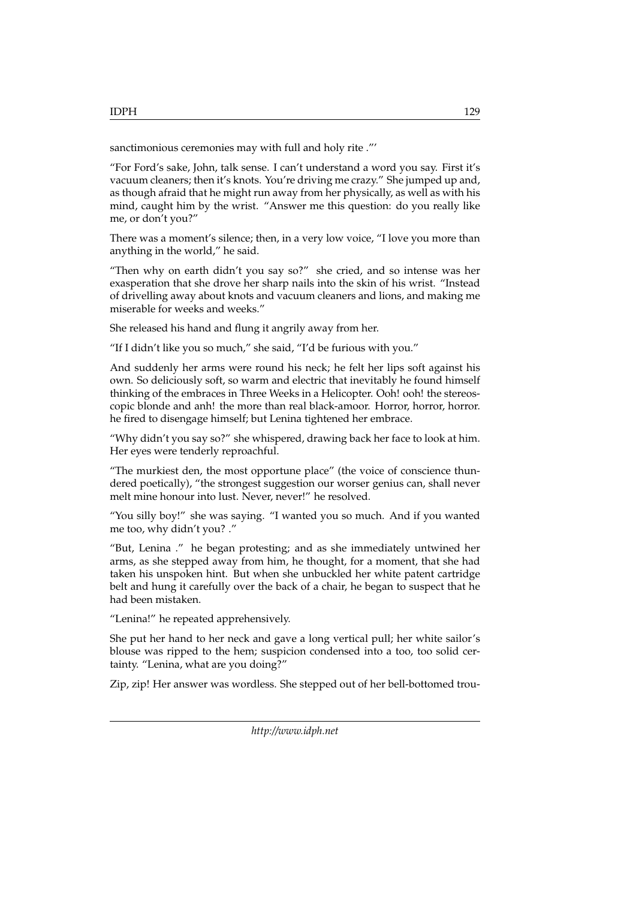sanctimonious ceremonies may with full and holy rite ."'

"For Ford's sake, John, talk sense. I can't understand a word you say. First it's vacuum cleaners; then it's knots. You're driving me crazy." She jumped up and, as though afraid that he might run away from her physically, as well as with his mind, caught him by the wrist. "Answer me this question: do you really like me, or don't you?"

There was a moment's silence; then, in a very low voice, "I love you more than anything in the world," he said.

"Then why on earth didn't you say so?" she cried, and so intense was her exasperation that she drove her sharp nails into the skin of his wrist. "Instead of drivelling away about knots and vacuum cleaners and lions, and making me miserable for weeks and weeks."

She released his hand and flung it angrily away from her.

"If I didn't like you so much," she said, "I'd be furious with you."

And suddenly her arms were round his neck; he felt her lips soft against his own. So deliciously soft, so warm and electric that inevitably he found himself thinking of the embraces in Three Weeks in a Helicopter. Ooh! ooh! the stereoscopic blonde and anh! the more than real black-amoor. Horror, horror, horror. he fired to disengage himself; but Lenina tightened her embrace.

"Why didn't you say so?" she whispered, drawing back her face to look at him. Her eyes were tenderly reproachful.

"The murkiest den, the most opportune place" (the voice of conscience thundered poetically), "the strongest suggestion our worser genius can, shall never melt mine honour into lust. Never, never!" he resolved.

"You silly boy!" she was saying. "I wanted you so much. And if you wanted me too, why didn't you? ."

"But, Lenina ." he began protesting; and as she immediately untwined her arms, as she stepped away from him, he thought, for a moment, that she had taken his unspoken hint. But when she unbuckled her white patent cartridge belt and hung it carefully over the back of a chair, he began to suspect that he had been mistaken.

"Lenina!" he repeated apprehensively.

She put her hand to her neck and gave a long vertical pull; her white sailor's blouse was ripped to the hem; suspicion condensed into a too, too solid certainty. "Lenina, what are you doing?"

Zip, zip! Her answer was wordless. She stepped out of her bell-bottomed trou-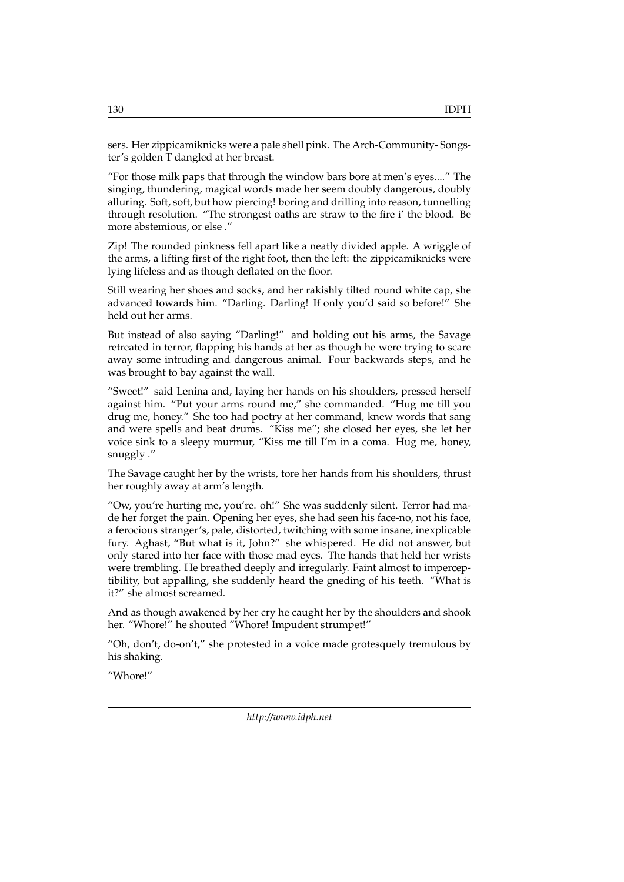sers. Her zippicamiknicks were a pale shell pink. The Arch-Community- Songster's golden T dangled at her breast.

"For those milk paps that through the window bars bore at men's eyes...." The singing, thundering, magical words made her seem doubly dangerous, doubly alluring. Soft, soft, but how piercing! boring and drilling into reason, tunnelling through resolution. "The strongest oaths are straw to the fire i' the blood. Be more abstemious, or else ."

Zip! The rounded pinkness fell apart like a neatly divided apple. A wriggle of the arms, a lifting first of the right foot, then the left: the zippicamiknicks were lying lifeless and as though deflated on the floor.

Still wearing her shoes and socks, and her rakishly tilted round white cap, she advanced towards him. "Darling. Darling! If only you'd said so before!" She held out her arms.

But instead of also saying "Darling!" and holding out his arms, the Savage retreated in terror, flapping his hands at her as though he were trying to scare away some intruding and dangerous animal. Four backwards steps, and he was brought to bay against the wall.

"Sweet!" said Lenina and, laying her hands on his shoulders, pressed herself against him. "Put your arms round me," she commanded. "Hug me till you drug me, honey." She too had poetry at her command, knew words that sang and were spells and beat drums. "Kiss me"; she closed her eyes, she let her voice sink to a sleepy murmur, "Kiss me till I'm in a coma. Hug me, honey, snuggly ."

The Savage caught her by the wrists, tore her hands from his shoulders, thrust her roughly away at arm's length.

"Ow, you're hurting me, you're. oh!" She was suddenly silent. Terror had made her forget the pain. Opening her eyes, she had seen his face-no, not his face, a ferocious stranger's, pale, distorted, twitching with some insane, inexplicable fury. Aghast, "But what is it, John?" she whispered. He did not answer, but only stared into her face with those mad eyes. The hands that held her wrists were trembling. He breathed deeply and irregularly. Faint almost to imperceptibility, but appalling, she suddenly heard the gneding of his teeth. "What is it?" she almost screamed.

And as though awakened by her cry he caught her by the shoulders and shook her. "Whore!" he shouted "Whore! Impudent strumpet!"

"Oh, don't, do-on't," she protested in a voice made grotesquely tremulous by his shaking.

"Whore!"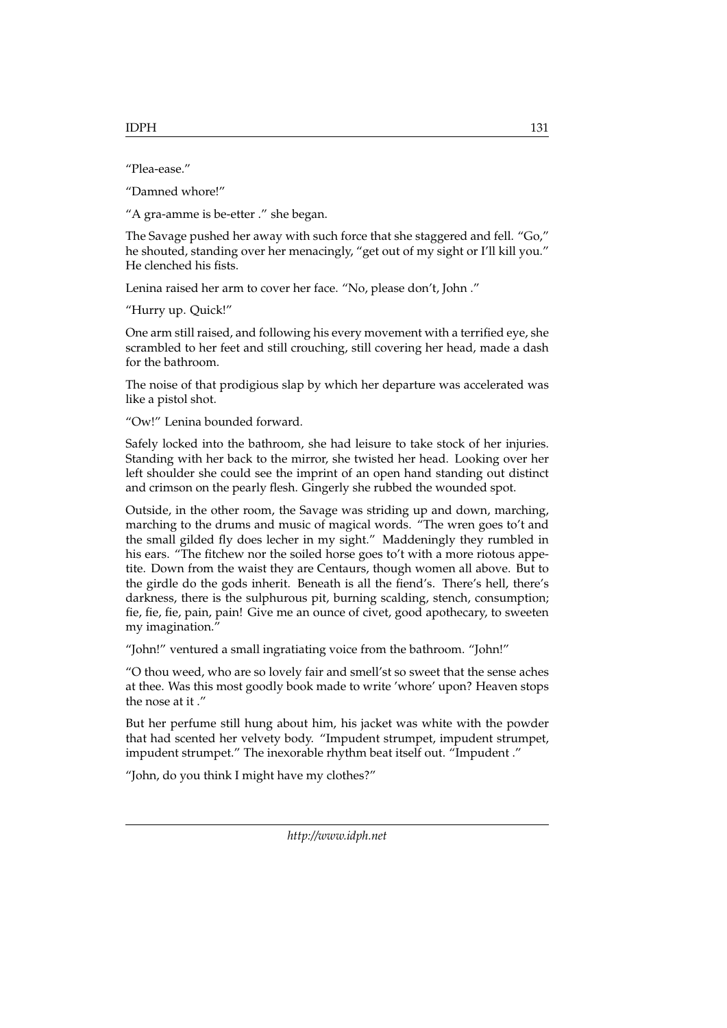"Plea-ease."

"Damned whore!"

"A gra-amme is be-etter ." she began.

The Savage pushed her away with such force that she staggered and fell. "Go," he shouted, standing over her menacingly, "get out of my sight or I'll kill you." He clenched his fists.

Lenina raised her arm to cover her face. "No, please don't, John ."

"Hurry up. Quick!"

One arm still raised, and following his every movement with a terrified eye, she scrambled to her feet and still crouching, still covering her head, made a dash for the bathroom.

The noise of that prodigious slap by which her departure was accelerated was like a pistol shot.

"Ow!" Lenina bounded forward.

Safely locked into the bathroom, she had leisure to take stock of her injuries. Standing with her back to the mirror, she twisted her head. Looking over her left shoulder she could see the imprint of an open hand standing out distinct and crimson on the pearly flesh. Gingerly she rubbed the wounded spot.

Outside, in the other room, the Savage was striding up and down, marching, marching to the drums and music of magical words. "The wren goes to't and the small gilded fly does lecher in my sight." Maddeningly they rumbled in his ears. "The fitchew nor the soiled horse goes to't with a more riotous appetite. Down from the waist they are Centaurs, though women all above. But to the girdle do the gods inherit. Beneath is all the fiend's. There's hell, there's darkness, there is the sulphurous pit, burning scalding, stench, consumption; fie, fie, fie, pain, pain! Give me an ounce of civet, good apothecary, to sweeten my imagination."

"John!" ventured a small ingratiating voice from the bathroom. "John!"

"O thou weed, who are so lovely fair and smell'st so sweet that the sense aches at thee. Was this most goodly book made to write 'whore' upon? Heaven stops the nose at it ."

But her perfume still hung about him, his jacket was white with the powder that had scented her velvety body. "Impudent strumpet, impudent strumpet, impudent strumpet." The inexorable rhythm beat itself out. "Impudent ."

"John, do you think I might have my clothes?"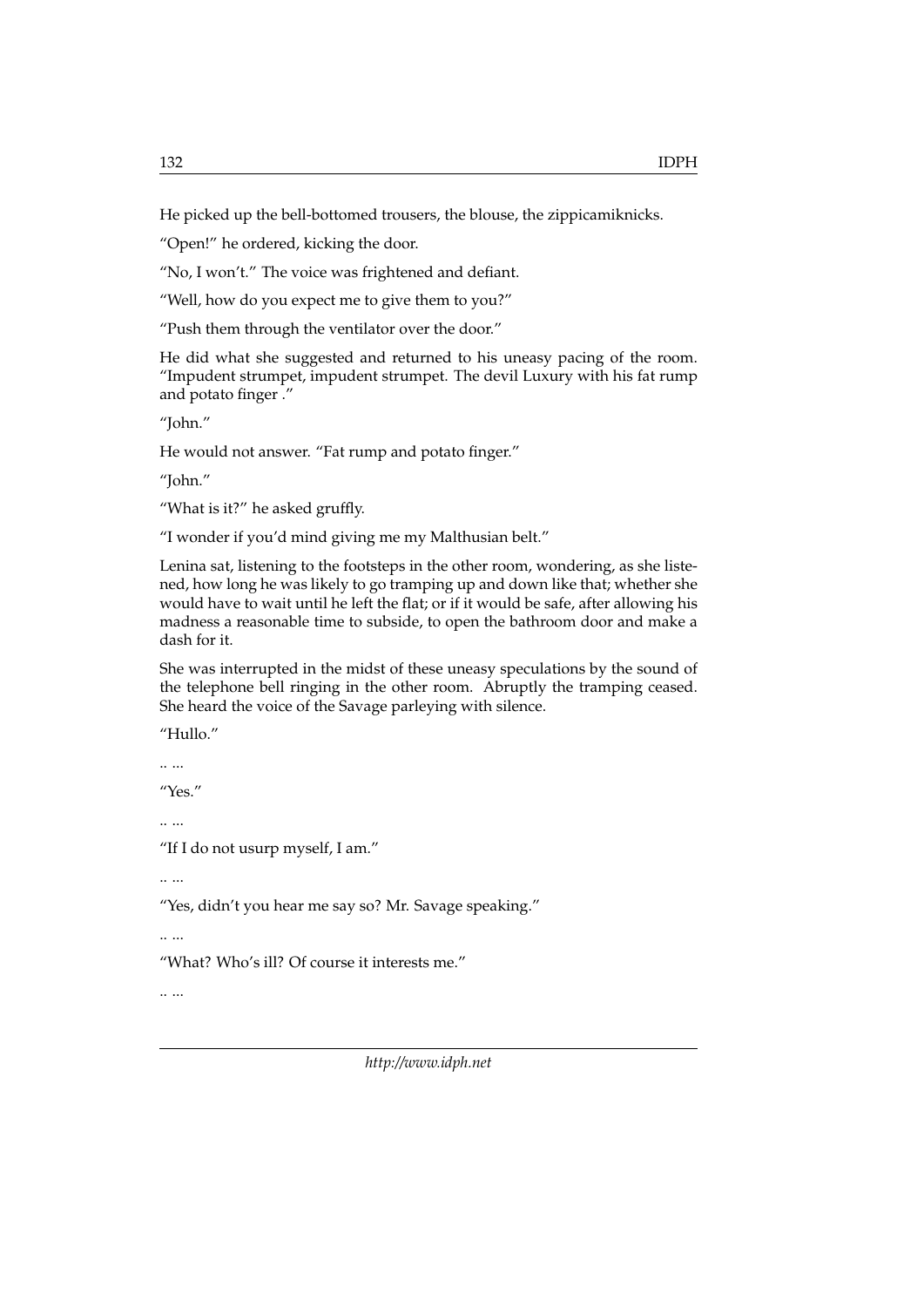He picked up the bell-bottomed trousers, the blouse, the zippicamiknicks.

"Open!" he ordered, kicking the door.

"No, I won't." The voice was frightened and defiant.

"Well, how do you expect me to give them to you?"

"Push them through the ventilator over the door."

He did what she suggested and returned to his uneasy pacing of the room. "Impudent strumpet, impudent strumpet. The devil Luxury with his fat rump and potato finger ."

"John."

He would not answer. "Fat rump and potato finger."

"John."

"What is it?" he asked gruffly.

"I wonder if you'd mind giving me my Malthusian belt."

Lenina sat, listening to the footsteps in the other room, wondering, as she listened, how long he was likely to go tramping up and down like that; whether she would have to wait until he left the flat; or if it would be safe, after allowing his madness a reasonable time to subside, to open the bathroom door and make a dash for it.

She was interrupted in the midst of these uneasy speculations by the sound of the telephone bell ringing in the other room. Abruptly the tramping ceased. She heard the voice of the Savage parleying with silence.

"Hullo."

.. ...

"Yes."

.. ...

"If I do not usurp myself, I am."

.. ...

"Yes, didn't you hear me say so? Mr. Savage speaking."

.. ...

"What? Who's ill? Of course it interests me."

.. ...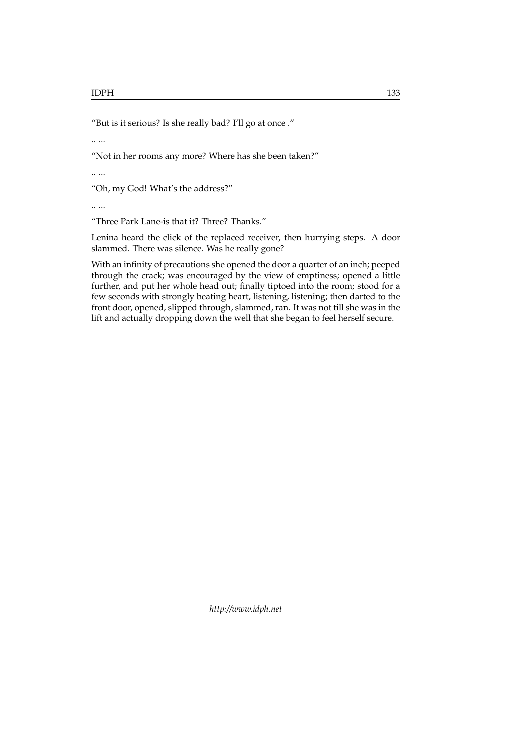"But is it serious? Is she really bad? I'll go at once ."

.. ...

"Not in her rooms any more? Where has she been taken?"

.. ...

"Oh, my God! What's the address?"

.. ...

"Three Park Lane-is that it? Three? Thanks."

Lenina heard the click of the replaced receiver, then hurrying steps. A door slammed. There was silence. Was he really gone?

With an infinity of precautions she opened the door a quarter of an inch; peeped through the crack; was encouraged by the view of emptiness; opened a little further, and put her whole head out; finally tiptoed into the room; stood for a few seconds with strongly beating heart, listening, listening; then darted to the front door, opened, slipped through, slammed, ran. It was not till she was in the lift and actually dropping down the well that she began to feel herself secure.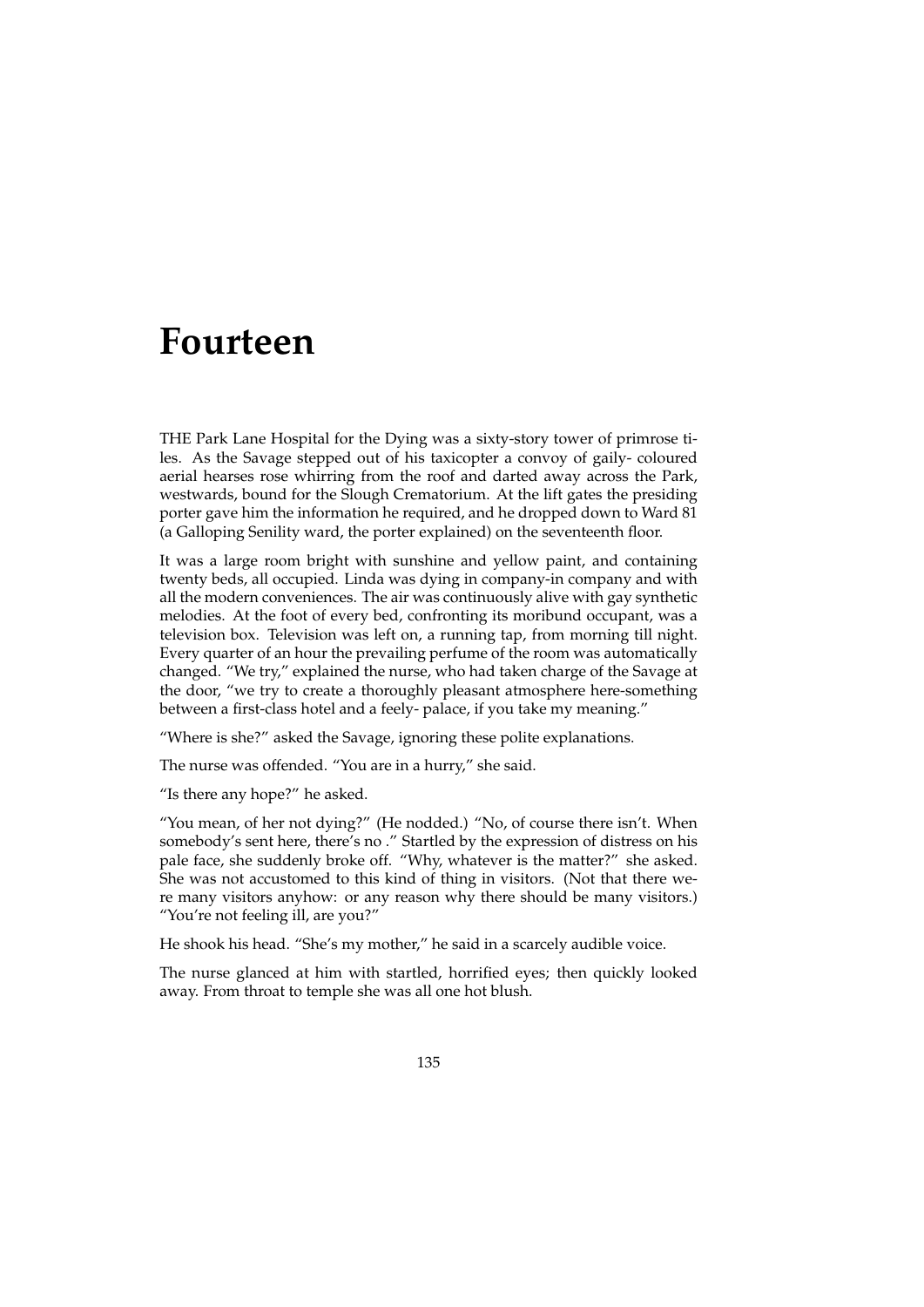# Fourteen

THE Park Lane Hospital for the Dying was a sixty-story tower of primrose tiles. As the Savage stepped out of his taxicopter a convoy of gaily- coloured aerial hearses rose whirring from the roof and darted away across the Park, westwards, bound for the Slough Crematorium. At the lift gates the presiding porter gave him the information he required, and he dropped down to Ward 81 (a Galloping Senility ward, the porter explained) on the seventeenth floor.

It was a large room bright with sunshine and yellow paint, and containing twenty beds, all occupied. Linda was dying in company-in company and with all the modern conveniences. The air was continuously alive with gay synthetic melodies. At the foot of every bed, confronting its moribund occupant, was a television box. Television was left on, a running tap, from morning till night. Every quarter of an hour the prevailing perfume of the room was automatically changed. "We try," explained the nurse, who had taken charge of the Savage at the door, "we try to create a thoroughly pleasant atmosphere here-something between a first-class hotel and a feely- palace, if you take my meaning."

"Where is she?" asked the Savage, ignoring these polite explanations.

The nurse was offended. "You are in a hurry," she said.

"Is there any hope?" he asked.

"You mean, of her not dying?" (He nodded.) "No, of course there isn't. When somebody's sent here, there's no ." Startled by the expression of distress on his pale face, she suddenly broke off. "Why, whatever is the matter?" she asked. She was not accustomed to this kind of thing in visitors. (Not that there were many visitors anyhow: or any reason why there should be many visitors.) "You're not feeling ill, are you?"

He shook his head. "She's my mother," he said in a scarcely audible voice.

The nurse glanced at him with startled, horrified eyes; then quickly looked away. From throat to temple she was all one hot blush.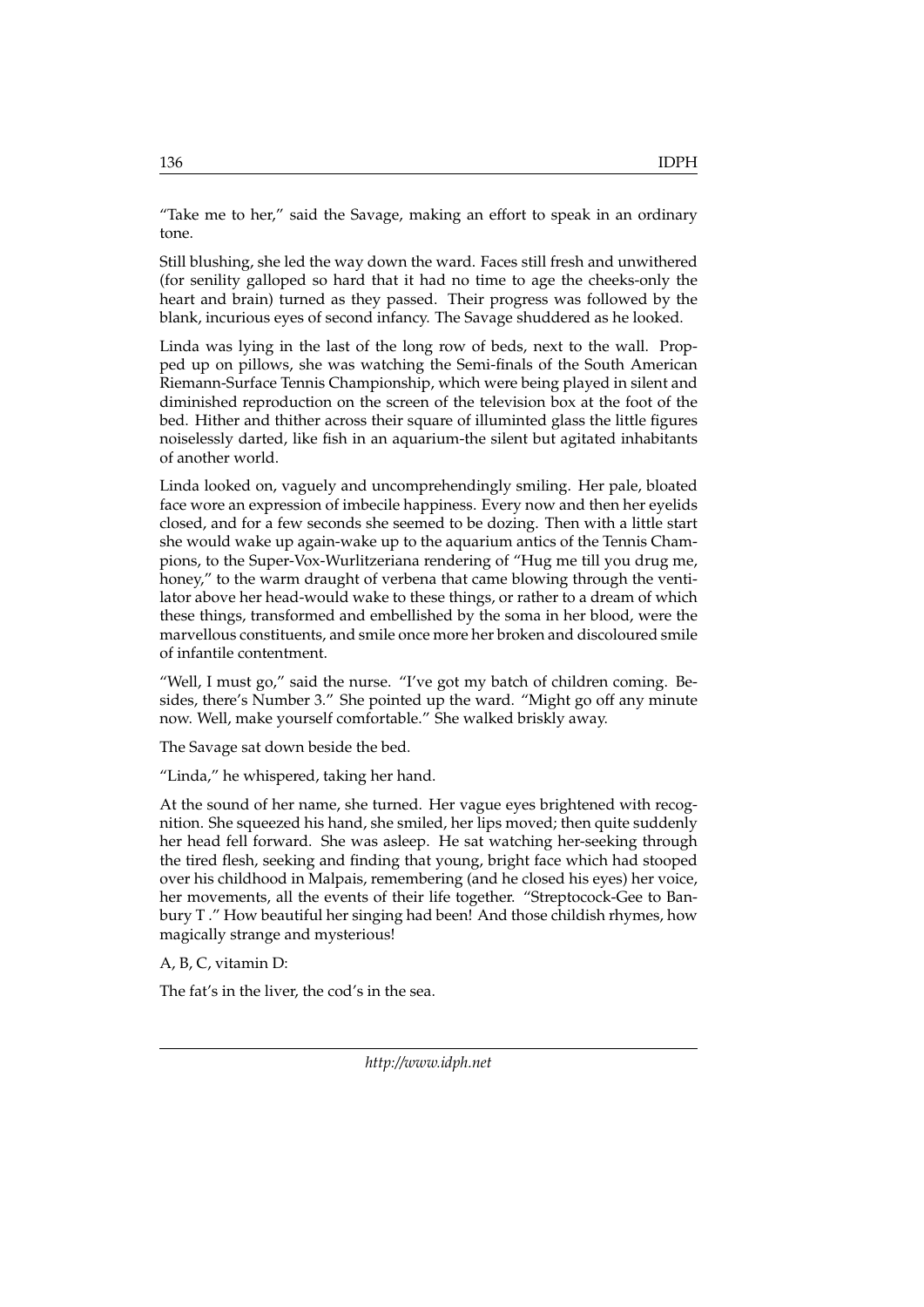"Take me to her," said the Savage, making an effort to speak in an ordinary tone.

Still blushing, she led the way down the ward. Faces still fresh and unwithered (for senility galloped so hard that it had no time to age the cheeks-only the heart and brain) turned as they passed. Their progress was followed by the blank, incurious eyes of second infancy. The Savage shuddered as he looked.

Linda was lying in the last of the long row of beds, next to the wall. Propped up on pillows, she was watching the Semi-finals of the South American Riemann-Surface Tennis Championship, which were being played in silent and diminished reproduction on the screen of the television box at the foot of the bed. Hither and thither across their square of illuminted glass the little figures noiselessly darted, like fish in an aquarium-the silent but agitated inhabitants of another world.

Linda looked on, vaguely and uncomprehendingly smiling. Her pale, bloated face wore an expression of imbecile happiness. Every now and then her eyelids closed, and for a few seconds she seemed to be dozing. Then with a little start she would wake up again-wake up to the aquarium antics of the Tennis Champions, to the Super-Vox-Wurlitzeriana rendering of "Hug me till you drug me, honey," to the warm draught of verbena that came blowing through the ventilator above her head-would wake to these things, or rather to a dream of which these things, transformed and embellished by the soma in her blood, were the marvellous constituents, and smile once more her broken and discoloured smile of infantile contentment.

"Well, I must go," said the nurse. "I've got my batch of children coming. Besides, there's Number 3." She pointed up the ward. "Might go off any minute now. Well, make yourself comfortable." She walked briskly away.

The Savage sat down beside the bed.

"Linda," he whispered, taking her hand.

At the sound of her name, she turned. Her vague eyes brightened with recognition. She squeezed his hand, she smiled, her lips moved; then quite suddenly her head fell forward. She was asleep. He sat watching her-seeking through the tired flesh, seeking and finding that young, bright face which had stooped over his childhood in Malpais, remembering (and he closed his eyes) her voice, her movements, all the events of their life together. "Streptocock-Gee to Banbury T ." How beautiful her singing had been! And those childish rhymes, how magically strange and mysterious!

A, B, C, vitamin D:

The fat's in the liver, the cod's in the sea.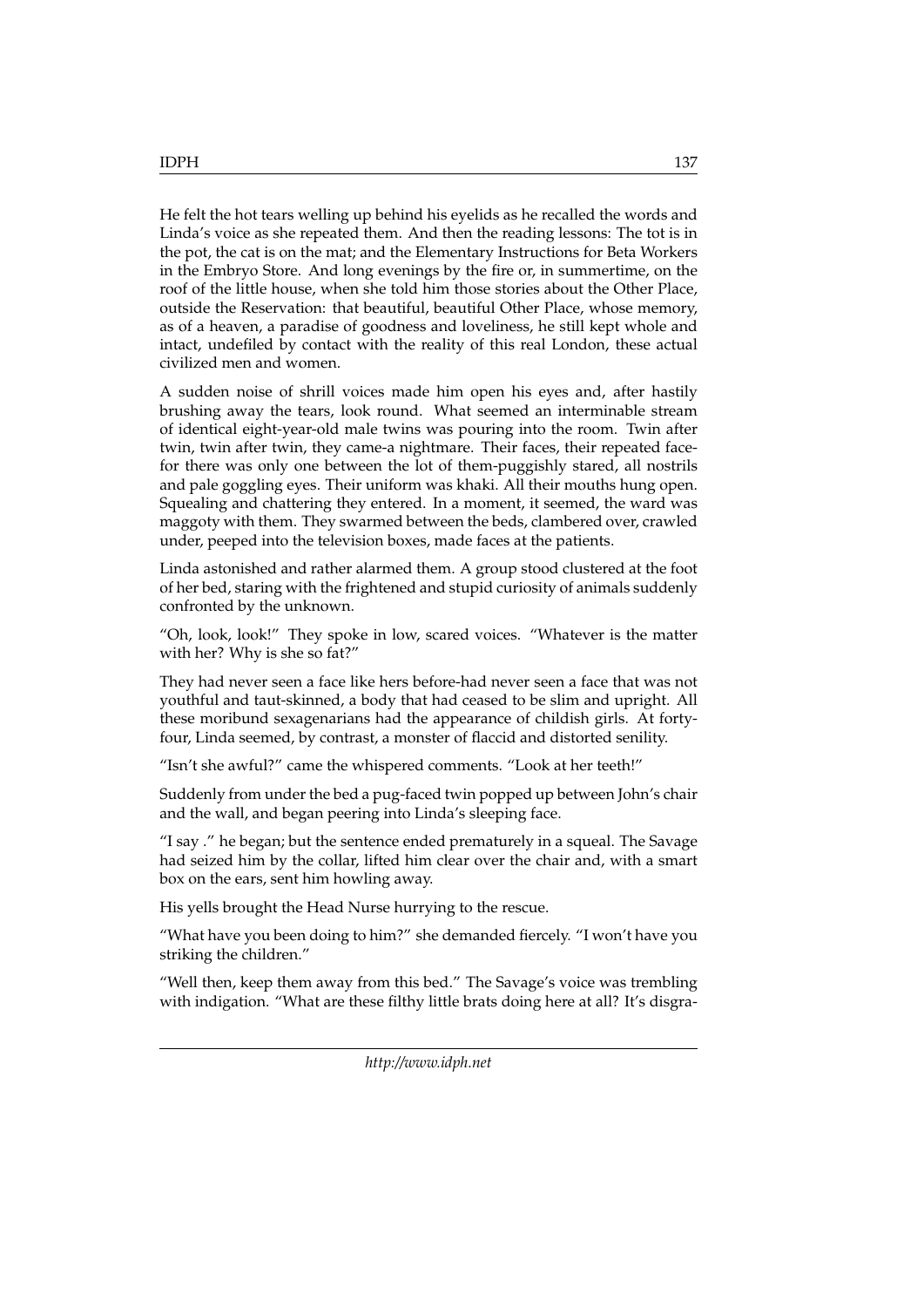He felt the hot tears welling up behind his eyelids as he recalled the words and Linda's voice as she repeated them. And then the reading lessons: The tot is in the pot, the cat is on the mat; and the Elementary Instructions for Beta Workers in the Embryo Store. And long evenings by the fire or, in summertime, on the roof of the little house, when she told him those stories about the Other Place, outside the Reservation: that beautiful, beautiful Other Place, whose memory, as of a heaven, a paradise of goodness and loveliness, he still kept whole and intact, undefiled by contact with the reality of this real London, these actual civilized men and women.

A sudden noise of shrill voices made him open his eyes and, after hastily brushing away the tears, look round. What seemed an interminable stream of identical eight-year-old male twins was pouring into the room. Twin after twin, twin after twin, they came-a nightmare. Their faces, their repeated face-for there was only one between the lot of them-puggishly stared, all nostrils and pale goggling eyes. Their uniform was khaki. All their mouths hung open. Squealing and chattering they entered. In a moment, it seemed, the ward was maggoty with them. They swarmed between the beds, clambered over, crawled under, peeped into the television boxes, made faces at the patients.

Linda astonished and rather alarmed them. A group stood clustered at the foot of her bed, staring with the frightened and stupid curiosity of animals suddenly confronted by the unknown.

"Oh, look, look!" They spoke in low, scared voices. "Whatever is the matter with her? Why is she so fat?"

They had never seen a face like hers before-had never seen a face that was not youthful and taut-skinned, a body that had ceased to be slim and upright. All these moribund sexagenarians had the appearance of childish girls. At forty-four, Linda seemed, by contrast, a monster of flaccid and distorted senility.

"Isn't she awful?" came the whispered comments. "Look at her teeth!"

Suddenly from under the bed a pug-faced twin popped up between John's chair and the wall, and began peering into Linda's sleeping face.

"I say ." he began; but the sentence ended prematurely in a squeal. The Savage had seized him by the collar, lifted him clear over the chair and, with a smart box on the ears, sent him howling away.

His yells brought the Head Nurse hurrying to the rescue.

"What have you been doing to him?" she demanded fiercely. "I won't have you striking the children."

"Well then, keep them away from this bed." The Savage's voice was trembling with indigation. "What are these filthy little brats doing here at all? It's disgra-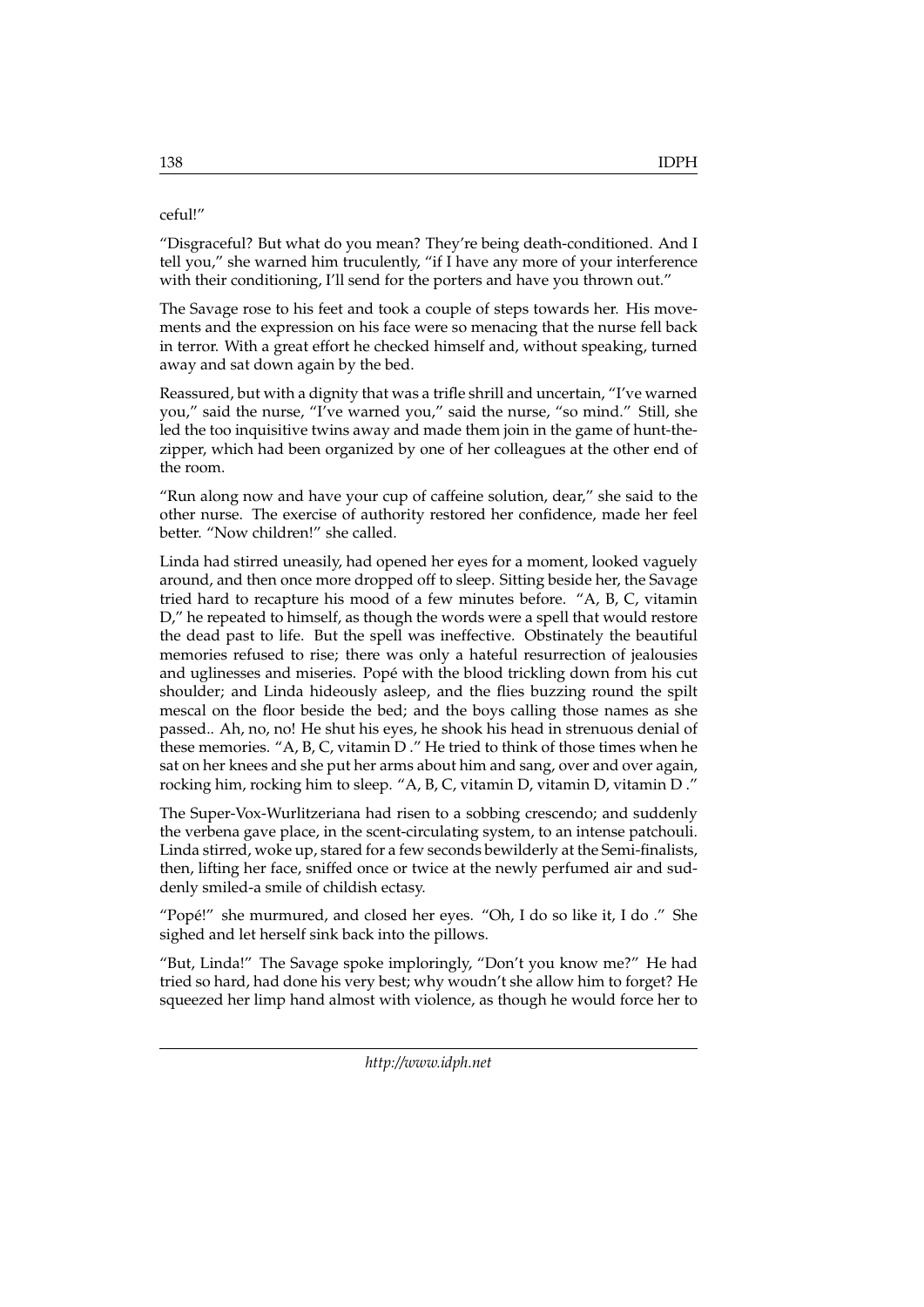ceful!"

"Disgraceful? But what do you mean? They're being death-conditioned. And I tell you," she warned him truculently, "if I have any more of your interference with their conditioning, I'll send for the porters and have you thrown out."

The Savage rose to his feet and took a couple of steps towards her. His movements and the expression on his face were so menacing that the nurse fell back in terror. With a great effort he checked himself and, without speaking, turned away and sat down again by the bed.

Reassured, but with a dignity that was a trifle shrill and uncertain, "I've warned you," said the nurse, "I've warned you," said the nurse, "so mind." Still, she led the too inquisitive twins away and made them join in the game of hunt-the-zipper, which had been organized by one of her colleagues at the other end of the room.

"Run along now and have your cup of caffeine solution, dear," she said to the other nurse. The exercise of authority restored her confidence, made her feel better. "Now children!" she called.

Linda had stirred uneasily, had opened her eyes for a moment, looked vaguely around, and then once more dropped off to sleep. Sitting beside her, the Savage tried hard to recapture his mood of a few minutes before. "A, B, C, vitamin D," he repeated to himself, as though the words were a spell that would restore the dead past to life. But the spell was ineffective. Obstinately the beautiful memories refused to rise; there was only a hateful resurrection of jealousies and uglinesses and miseries. Popé with the blood trickling down from his cut shoulder; and Linda hideously asleep, and the flies buzzing round the spilt mescal on the floor beside the bed; and the boys calling those names as she passed.. Ah, no, no! He shut his eyes, he shook his head in strenuous denial of these memories. "A, B, C, vitamin D ." He tried to think of those times when he sat on her knees and she put her arms about him and sang, over and over again, rocking him, rocking him to sleep. "A, B, C, vitamin D, vitamin D, vitamin D ."

The Super-Vox-Wurlitzeriana had risen to a sobbing crescendo; and suddenly the verbena gave place, in the scent-circulating system, to an intense patchouli. Linda stirred, woke up, stared for a few seconds bewilderly at the Semi-finalists, then, lifting her face, sniffed once or twice at the newly perfumed air and suddenly smiled-a smile of childish ectasy.

"Popé!" she murmured, and closed her eyes. "Oh, I do so like it, I do ." She sighed and let herself sink back into the pillows.

"But, Linda!" The Savage spoke imploringly, "Don't you know me?" He had tried so hard, had done his very best; why woudn't she allow him to forget? He squeezed her limp hand almost with violence, as though he would force her to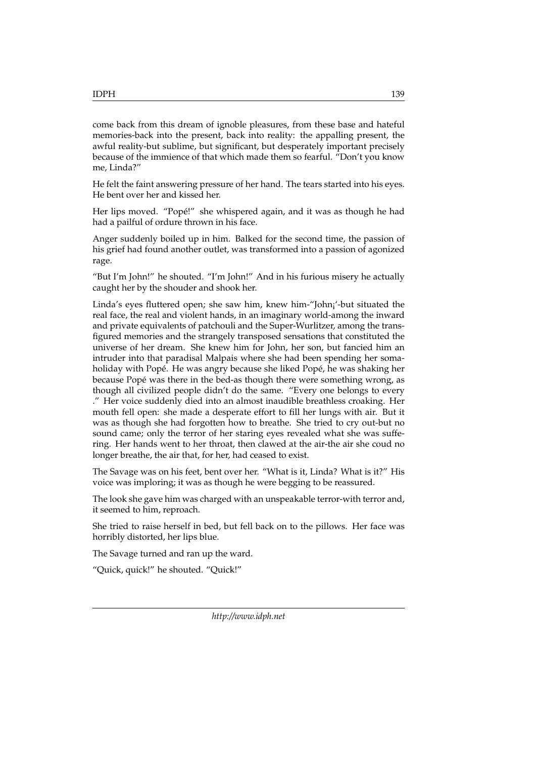come back from this dream of ignoble pleasures, from these base and hateful memories-back into the present, back into reality: the appalling present, the awful reality-but sublime, but significant, but desperately important precisely because of the immience of that which made them so fearful. "Don't you know me, Linda?"

He felt the faint answering pressure of her hand. The tears started into his eyes. He bent over her and kissed her.

Her lips moved. "Popé!" she whispered again, and it was as though he had had a pailful of ordure thrown in his face.

Anger suddenly boiled up in him. Balked for the second time, the passion of his grief had found another outlet, was transformed into a passion of agonized rage.

"But I'm John!" he shouted. "I'm John!" And in his furious misery he actually caught her by the shouder and shook her.

Linda's eyes fluttered open; she saw him, knew him-"John¡'-but situated the real face, the real and violent hands, in an imaginary world-among the inward and private equivalents of patchouli and the Super-Wurlitzer, among the transfigured memories and the strangely transposed sensations that constituted the universe of her dream. She knew him for John, her son, but fancied him an intruder into that paradisal Malpais where she had been spending her soma-holiday with Popé. He was angry because she liked Popé, he was shaking her because Popé was there in the bed-as though there were something wrong, as though all civilized people didn't do the same. "Every one belongs to every ." Her voice suddenly died into an almost inaudible breathless croaking. Her mouth fell open: she made a desperate effort to fill her lungs with air. But it was as though she had forgotten how to breathe. She tried to cry out-but no sound came; only the terror of her staring eyes revealed what she was suffering. Her hands went to her throat, then clawed at the air-the air she coud no longer breathe, the air that, for her, had ceased to exist.

The Savage was on his feet, bent over her. "What is it, Linda? What is it?" His voice was imploring; it was as though he were begging to be reassured.

The look she gave him was charged with an unspeakable terror-with terror and, it seemed to him, reproach.

She tried to raise herself in bed, but fell back on to the pillows. Her face was horribly distorted, her lips blue.

The Savage turned and ran up the ward.

"Quick, quick!" he shouted. "Quick!"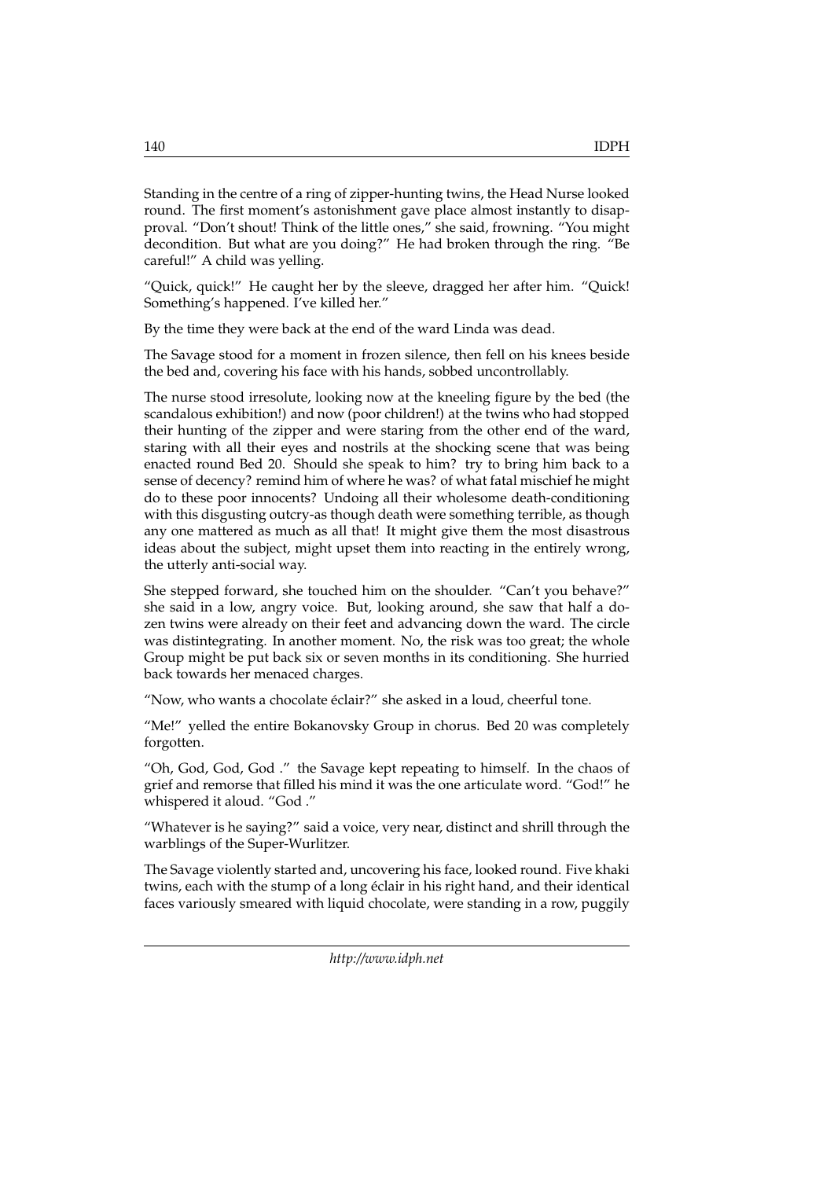Standing in the centre of a ring of zipper-hunting twins, the Head Nurse looked round. The first moment's astonishment gave place almost instantly to disapproval. "Don't shout! Think of the little ones," she said, frowning. "You might decondition. But what are you doing?" He had broken through the ring. "Be careful!" A child was yelling.

"Quick, quick!" He caught her by the sleeve, dragged her after him. "Quick! Something's happened. I've killed her."

By the time they were back at the end of the ward Linda was dead.

The Savage stood for a moment in frozen silence, then fell on his knees beside the bed and, covering his face with his hands, sobbed uncontrollably.

The nurse stood irresolute, looking now at the kneeling figure by the bed (the scandalous exhibition!) and now (poor children!) at the twins who had stopped their hunting of the zipper and were staring from the other end of the ward, staring with all their eyes and nostrils at the shocking scene that was being enacted round Bed 20. Should she speak to him? try to bring him back to a sense of decency? remind him of where he was? of what fatal mischief he might do to these poor innocents? Undoing all their wholesome death-conditioning with this disgusting outcry-as though death were something terrible, as though any one mattered as much as all that! It might give them the most disastrous ideas about the subject, might upset them into reacting in the entirely wrong, the utterly anti-social way.

She stepped forward, she touched him on the shoulder. "Can't you behave?" she said in a low, angry voice. But, looking around, she saw that half a dozen twins were already on their feet and advancing down the ward. The circle was distintegrating. In another moment. No, the risk was too great; the whole Group might be put back six or seven months in its conditioning. She hurried back towards her menaced charges.

"Now, who wants a chocolate éclair?" she asked in a loud, cheerful tone.

"Me!" yelled the entire Bokanovsky Group in chorus. Bed 20 was completely forgotten.

"Oh, God, God, God ." the Savage kept repeating to himself. In the chaos of grief and remorse that filled his mind it was the one articulate word. "God!" he whispered it aloud. "God ."

"Whatever is he saying?" said a voice, very near, distinct and shrill through the warblings of the Super-Wurlitzer.

The Savage violently started and, uncovering his face, looked round. Five khaki twins, each with the stump of a long éclair in his right hand, and their identical faces variously smeared with liquid chocolate, were standing in a row, puggily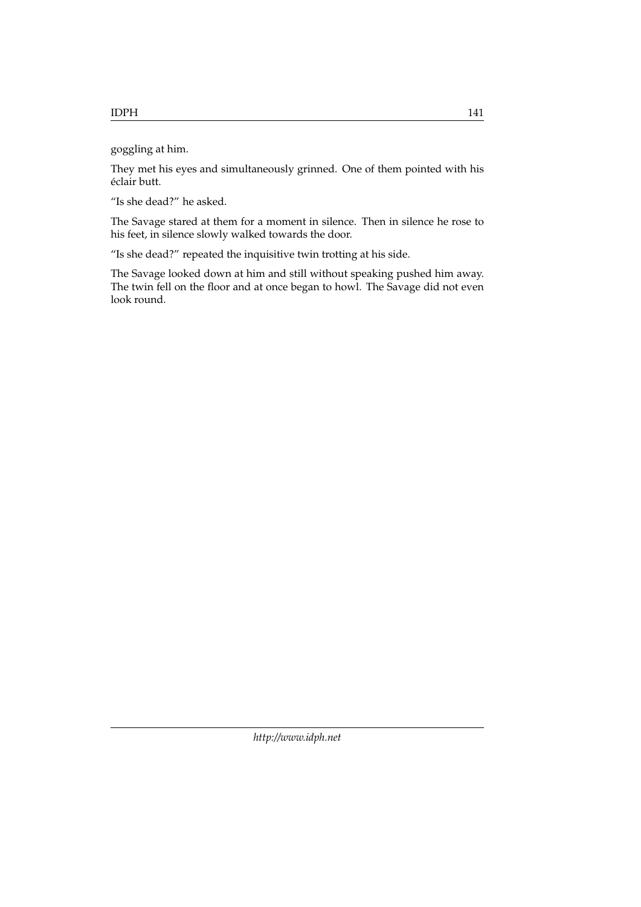goggling at him.

They met his eyes and simultaneously grinned. One of them pointed with his éclair butt.

"Is she dead?" he asked.

The Savage stared at them for a moment in silence. Then in silence he rose to his feet, in silence slowly walked towards the door.

"Is she dead?" repeated the inquisitive twin trotting at his side.

The Savage looked down at him and still without speaking pushed him away. The twin fell on the floor and at once began to howl. The Savage did not even look round.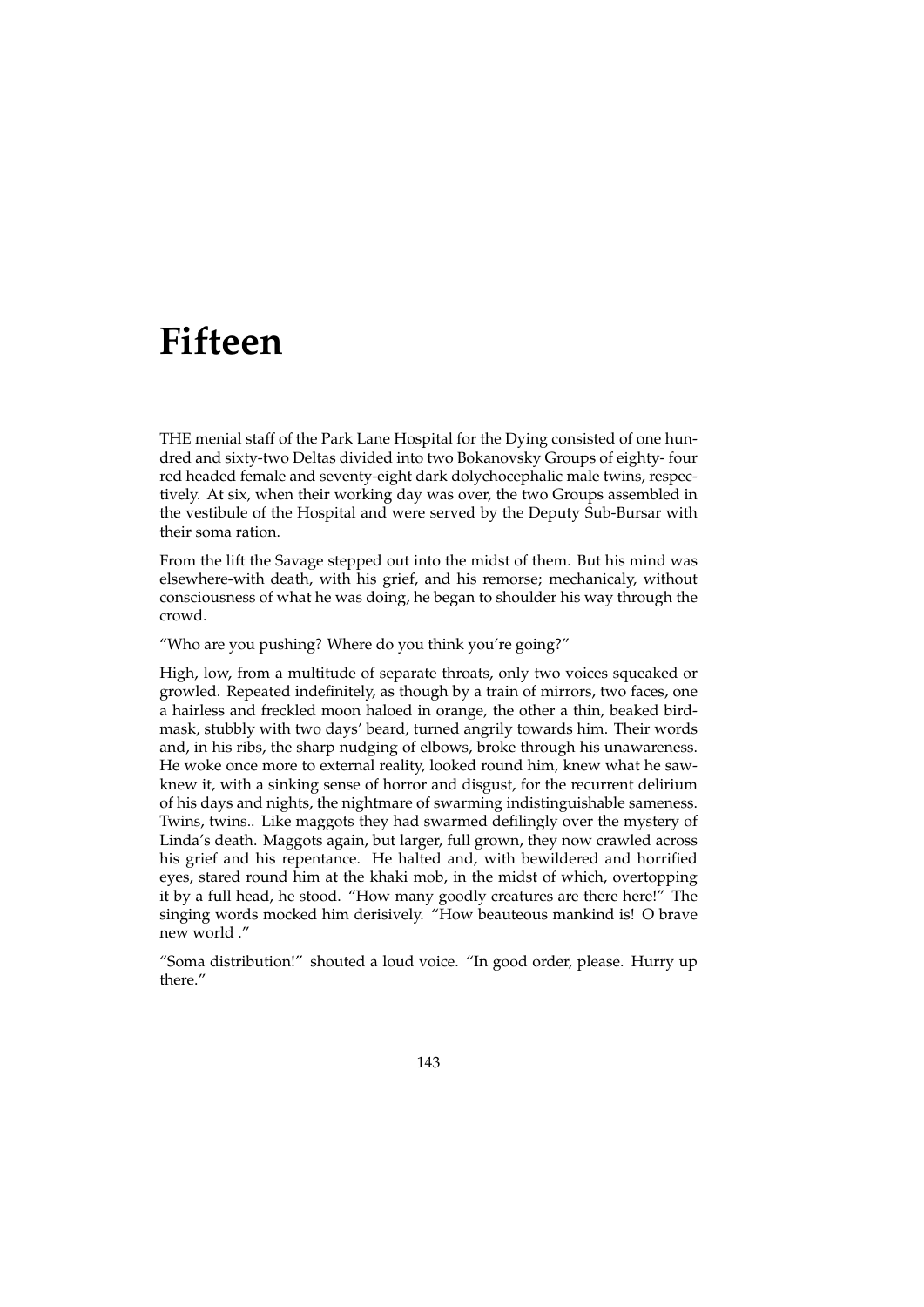# Fifteen

THE menial staff of the Park Lane Hospital for the Dying consisted of one hundred and sixty-two Deltas divided into two Bokanovsky Groups of eighty- four red headed female and seventy-eight dark dolychocephalic male twins, respectively. At six, when their working day was over, the two Groups assembled in the vestibule of the Hospital and were served by the Deputy Sub-Bursar with their soma ration.

From the lift the Savage stepped out into the midst of them. But his mind was elsewhere-with death, with his grief, and his remorse; mechanicaly, without consciousness of what he was doing, he began to shoulder his way through the crowd.

"Who are you pushing? Where do you think you're going?"

High, low, from a multitude of separate throats, only two voices squeaked or growled. Repeated indefinitely, as though by a train of mirrors, two faces, one a hairless and freckled moon haloed in orange, the other a thin, beaked bird-mask, stubbly with two days' beard, turned angrily towards him. Their words and, in his ribs, the sharp nudging of elbows, broke through his unawareness. He woke once more to external reality, looked round him, knew what he saw-knew it, with a sinking sense of horror and disgust, for the recurrent delirium of his days and nights, the nightmare of swarming indistinguishable sameness. Twins, twins.. Like maggots they had swarmed defilingly over the mystery of Linda's death. Maggots again, but larger, full grown, they now crawled across his grief and his repentance. He halted and, with bewildered and horrified eyes, stared round him at the khaki mob, in the midst of which, overtopping it by a full head, he stood. "How many goodly creatures are there here!" The singing words mocked him derisively. "How beauteous mankind is! O brave new world ."

"Soma distribution!" shouted a loud voice. "In good order, please. Hurry up there."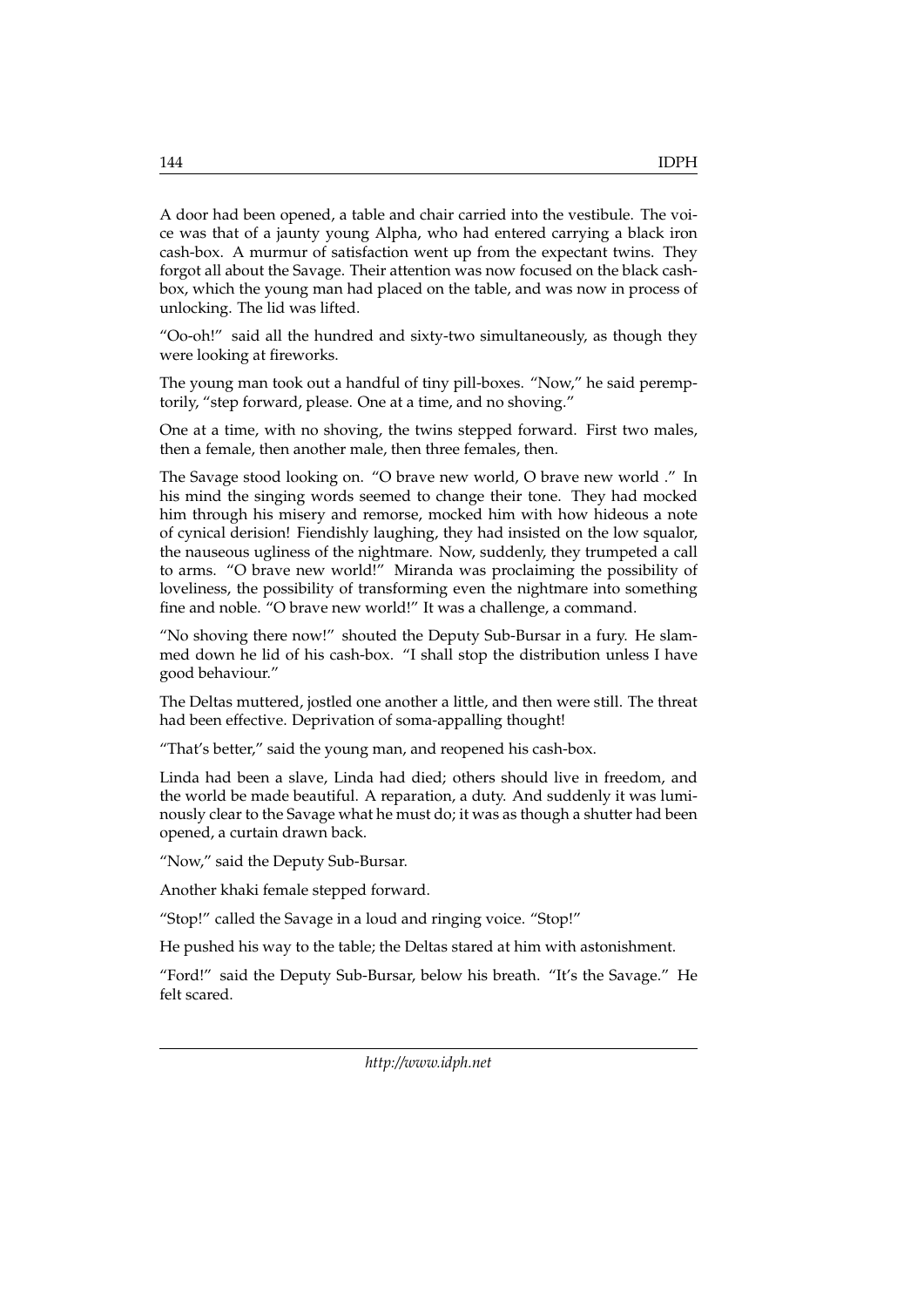A door had been opened, a table and chair carried into the vestibule. The voice was that of a jaunty young Alpha, who had entered carrying a black iron cash-box. A murmur of satisfaction went up from the expectant twins. They forgot all about the Savage. Their attention was now focused on the black cash-box, which the young man had placed on the table, and was now in process of unlocking. The lid was lifted.

"Oo-oh!" said all the hundred and sixty-two simultaneously, as though they were looking at fireworks.

The young man took out a handful of tiny pill-boxes. "Now," he said peremptorily, "step forward, please. One at a time, and no shoving."

One at a time, with no shoving, the twins stepped forward. First two males, then a female, then another male, then three females, then.

The Savage stood looking on. "O brave new world, O brave new world ." In his mind the singing words seemed to change their tone. They had mocked him through his misery and remorse, mocked him with how hideous a note of cynical derision! Fiendishly laughing, they had insisted on the low squalor, the nauseous ugliness of the nightmare. Now, suddenly, they trumpeted a call to arms. "O brave new world!" Miranda was proclaiming the possibility of loveliness, the possibility of transforming even the nightmare into something fine and noble. "O brave new world!" It was a challenge, a command.

"No shoving there now!" shouted the Deputy Sub-Bursar in a fury. He slammed down he lid of his cash-box. "I shall stop the distribution unless I have good behaviour."

The Deltas muttered, jostled one another a little, and then were still. The threat had been effective. Deprivation of soma-appalling thought!

"That's better," said the young man, and reopened his cash-box.

Linda had been a slave, Linda had died; others should live in freedom, and the world be made beautiful. A reparation, a duty. And suddenly it was luminously clear to the Savage what he must do; it was as though a shutter had been opened, a curtain drawn back.

"Now," said the Deputy Sub-Bursar.

Another khaki female stepped forward.

"Stop!" called the Savage in a loud and ringing voice. "Stop!"

He pushed his way to the table; the Deltas stared at him with astonishment.

"Ford!" said the Deputy Sub-Bursar, below his breath. "It's the Savage." He felt scared.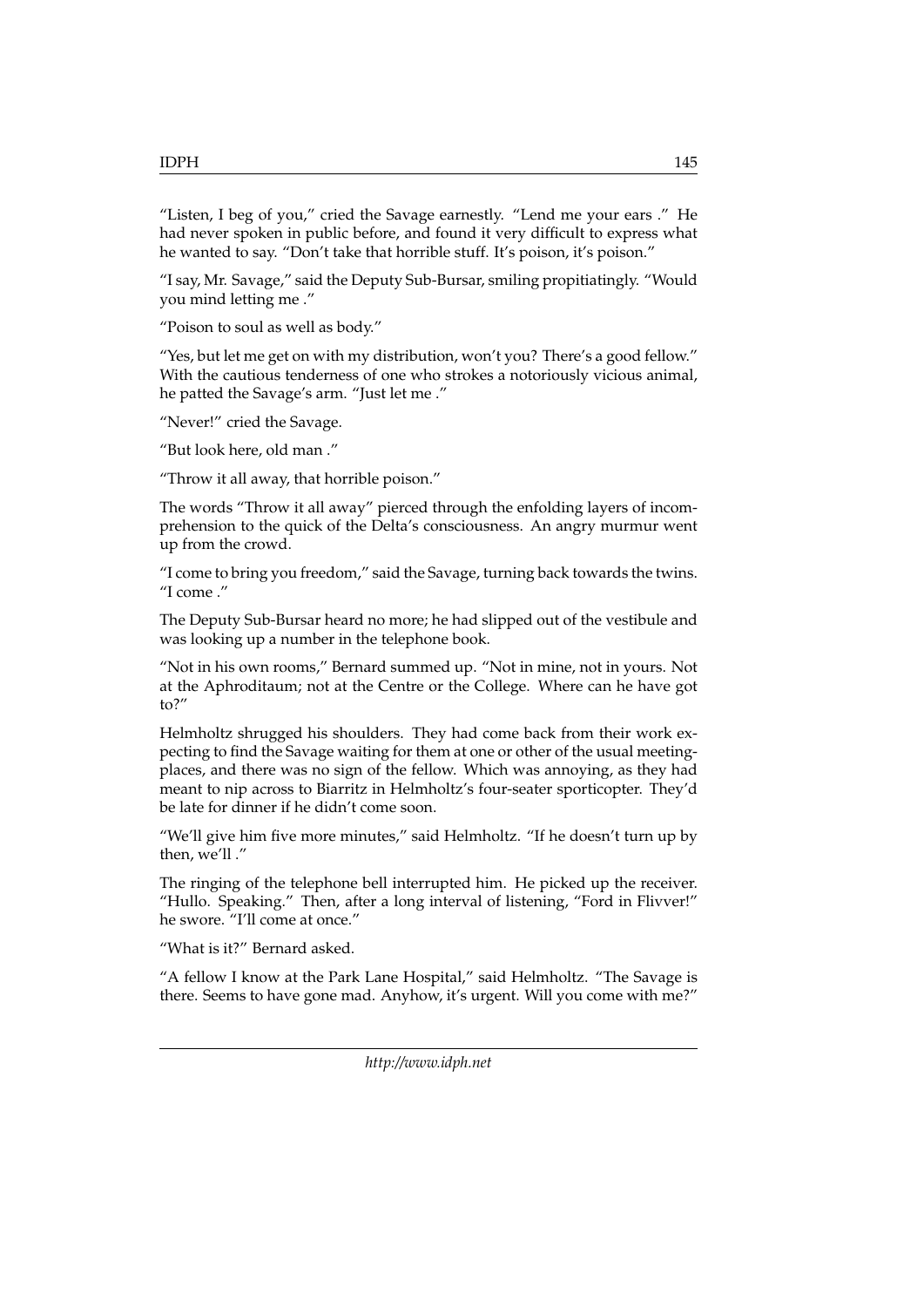"Listen, I beg of you," cried the Savage earnestly. "Lend me your ears ." He had never spoken in public before, and found it very difficult to express what he wanted to say. "Don't take that horrible stuff. It's poison, it's poison."

"I say, Mr. Savage," said the Deputy Sub-Bursar, smiling propitiatingly. "Would you mind letting me ."

"Poison to soul as well as body."

"Yes, but let me get on with my distribution, won't you? There's a good fellow." With the cautious tenderness of one who strokes a notoriously vicious animal, he patted the Savage's arm. "Just let me ."

"Never!" cried the Savage.

"But look here, old man ."

"Throw it all away, that horrible poison."

The words "Throw it all away" pierced through the enfolding layers of incomprehension to the quick of the Delta's consciousness. An angry murmur went up from the crowd.

"I come to bring you freedom," said the Savage, turning back towards the twins. "I come ."

The Deputy Sub-Bursar heard no more; he had slipped out of the vestibule and was looking up a number in the telephone book.

"Not in his own rooms," Bernard summed up. "Not in mine, not in yours. Not at the Aphroditaum; not at the Centre or the College. Where can he have got to?"

Helmholtz shrugged his shoulders. They had come back from their work expecting to find the Savage waiting for them at one or other of the usual meeting-places, and there was no sign of the fellow. Which was annoying, as they had meant to nip across to Biarritz in Helmholtz's four-seater sporticopter. They'd be late for dinner if he didn't come soon.

"We'll give him five more minutes," said Helmholtz. "If he doesn't turn up by then, we'll ."

The ringing of the telephone bell interrupted him. He picked up the receiver. "Hullo. Speaking." Then, after a long interval of listening, "Ford in Flivver!" he swore. "I'll come at once."

"What is it?" Bernard asked.

"A fellow I know at the Park Lane Hospital," said Helmholtz. "The Savage is there. Seems to have gone mad. Anyhow, it's urgent. Will you come with me?"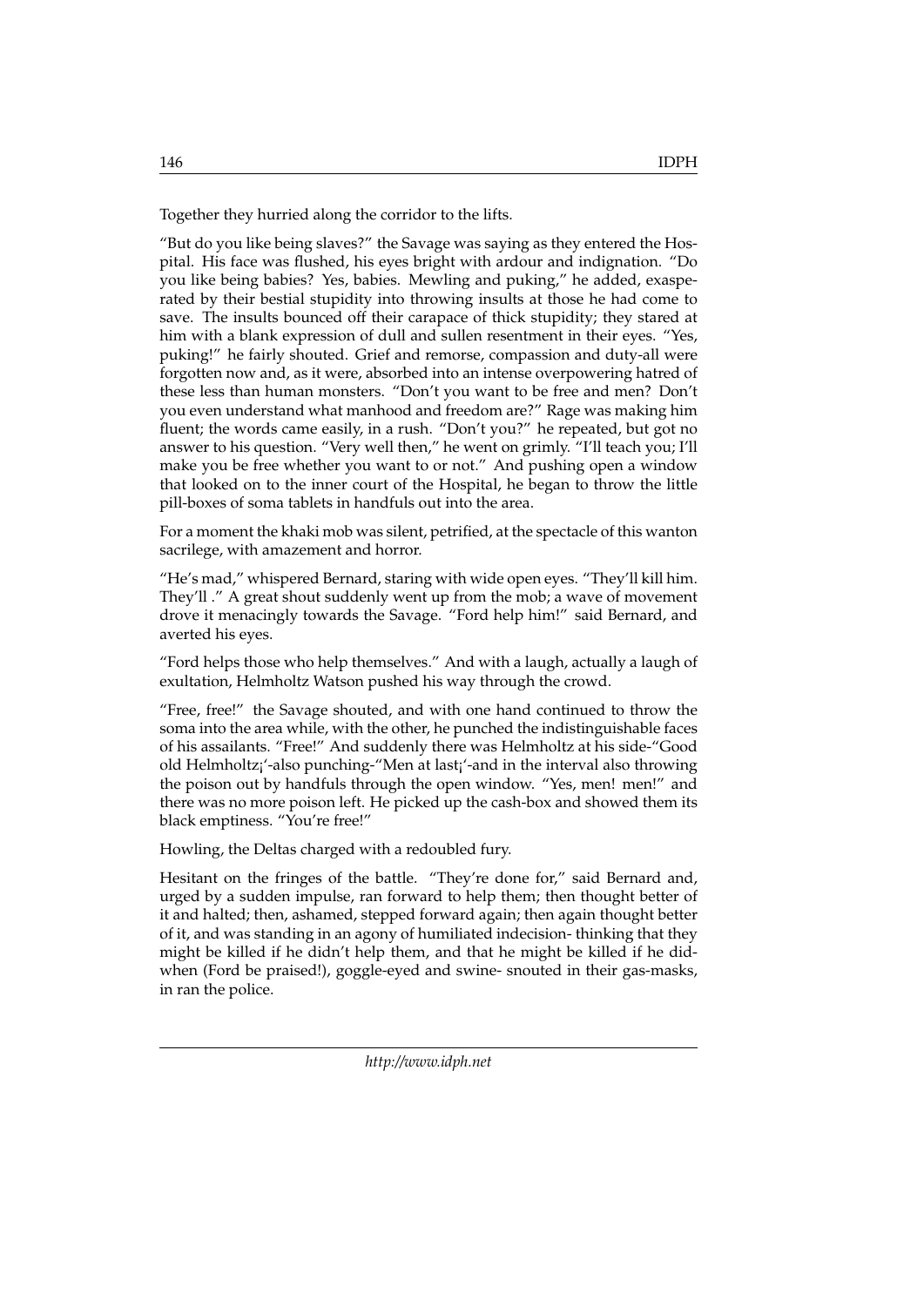Together they hurried along the corridor to the lifts.

"But do you like being slaves?" the Savage was saying as they entered the Hospital. His face was flushed, his eyes bright with ardour and indignation. "Do you like being babies? Yes, babies. Mewling and puking," he added, exasperated by their bestial stupidity into throwing insults at those he had come to save. The insults bounced off their carapace of thick stupidity; they stared at him with a blank expression of dull and sullen resentment in their eyes. "Yes, puking!" he fairly shouted. Grief and remorse, compassion and duty-all were forgotten now and, as it were, absorbed into an intense overpowering hatred of these less than human monsters. "Don't you want to be free and men? Don't you even understand what manhood and freedom are?" Rage was making him fluent; the words came easily, in a rush. "Don't you?" he repeated, but got no answer to his question. "Very well then," he went on grimly. "I'll teach you; I'll make you be free whether you want to or not." And pushing open a window that looked on to the inner court of the Hospital, he began to throw the little pill-boxes of soma tablets in handfuls out into the area.

For a moment the khaki mob was silent, petrified, at the spectacle of this wanton sacrilege, with amazement and horror.

"He's mad," whispered Bernard, staring with wide open eyes. "They'll kill him. They'll ." A great shout suddenly went up from the mob; a wave of movement drove it menacingly towards the Savage. "Ford help him!" said Bernard, and averted his eyes.

"Ford helps those who help themselves." And with a laugh, actually a laugh of exultation, Helmholtz Watson pushed his way through the crowd.

"Free, free!" the Savage shouted, and with one hand continued to throw the soma into the area while, with the other, he punched the indistinguishable faces of his assailants. "Free!" And suddenly there was Helmholtz at his side-"Good old Helmholtz¡'-also punching-"Men at last¡'-and in the interval also throwing the poison out by handfuls through the open window. "Yes, men! men!" and there was no more poison left. He picked up the cash-box and showed them its black emptiness. "You're free!"

Howling, the Deltas charged with a redoubled fury.

Hesitant on the fringes of the battle. "They're done for," said Bernard and, urged by a sudden impulse, ran forward to help them; then thought better of it and halted; then, ashamed, stepped forward again; then again thought better of it, and was standing in an agony of humiliated indecision- thinking that they might be killed if he didn't help them, and that he might be killed if he did- when (Ford be praised!), goggle-eyed and swine- snouted in their gas-masks, in ran the police.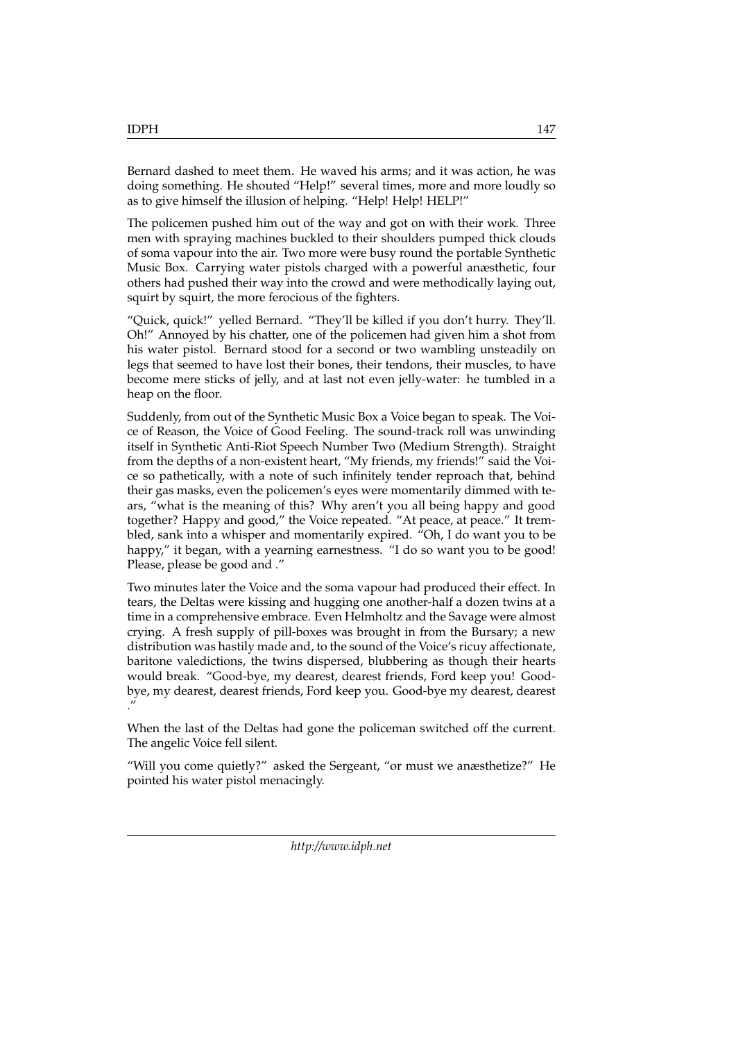Bernard dashed to meet them. He waved his arms; and it was action, he was doing something. He shouted "Help!" several times, more and more loudly so as to give himself the illusion of helping. "Help! Help! HELP!"

The policemen pushed him out of the way and got on with their work. Three men with spraying machines buckled to their shoulders pumped thick clouds of soma vapour into the air. Two more were busy round the portable Synthetic Music Box. Carrying water pistols charged with a powerful anæsthetic, four others had pushed their way into the crowd and were methodically laying out, squirt by squirt, the more ferocious of the fighters.

"Quick, quick!" yelled Bernard. "They'll be killed if you don't hurry. They'll. Oh!" Annoyed by his chatter, one of the policemen had given him a shot from his water pistol. Bernard stood for a second or two wambling unsteadily on legs that seemed to have lost their bones, their tendons, their muscles, to have become mere sticks of jelly, and at last not even jelly-water: he tumbled in a heap on the floor.

Suddenly, from out of the Synthetic Music Box a Voice began to speak. The Voice of Reason, the Voice of Good Feeling. The sound-track roll was unwinding itself in Synthetic Anti-Riot Speech Number Two (Medium Strength). Straight from the depths of a non-existent heart, "My friends, my friends!" said the Voice so pathetically, with a note of such infinitely tender reproach that, behind their gas masks, even the policemen's eyes were momentarily dimmed with tears, "what is the meaning of this? Why aren't you all being happy and good together? Happy and good," the Voice repeated. "At peace, at peace." It trembled, sank into a whisper and momentarily expired. "Oh, I do want you to be happy," it began, with a yearning earnestness. "I do so want you to be good! Please, please be good and ."

Two minutes later the Voice and the soma vapour had produced their effect. In tears, the Deltas were kissing and hugging one another-half a dozen twins at a time in a comprehensive embrace. Even Helmholtz and the Savage were almost crying. A fresh supply of pill-boxes was brought in from the Bursary; a new distribution was hastily made and, to the sound of the Voice's ricuy affectionate, baritone valedictions, the twins dispersed, blubbering as though their hearts would break. "Good-bye, my dearest, dearest friends, Ford keep you! Good-bye, my dearest, dearest friends, Ford keep you. Good-bye my dearest, dearest ."

When the last of the Deltas had gone the policeman switched off the current. The angelic Voice fell silent.

"Will you come quietly?" asked the Sergeant, "or must we anæsthetize?" He pointed his water pistol menacingly.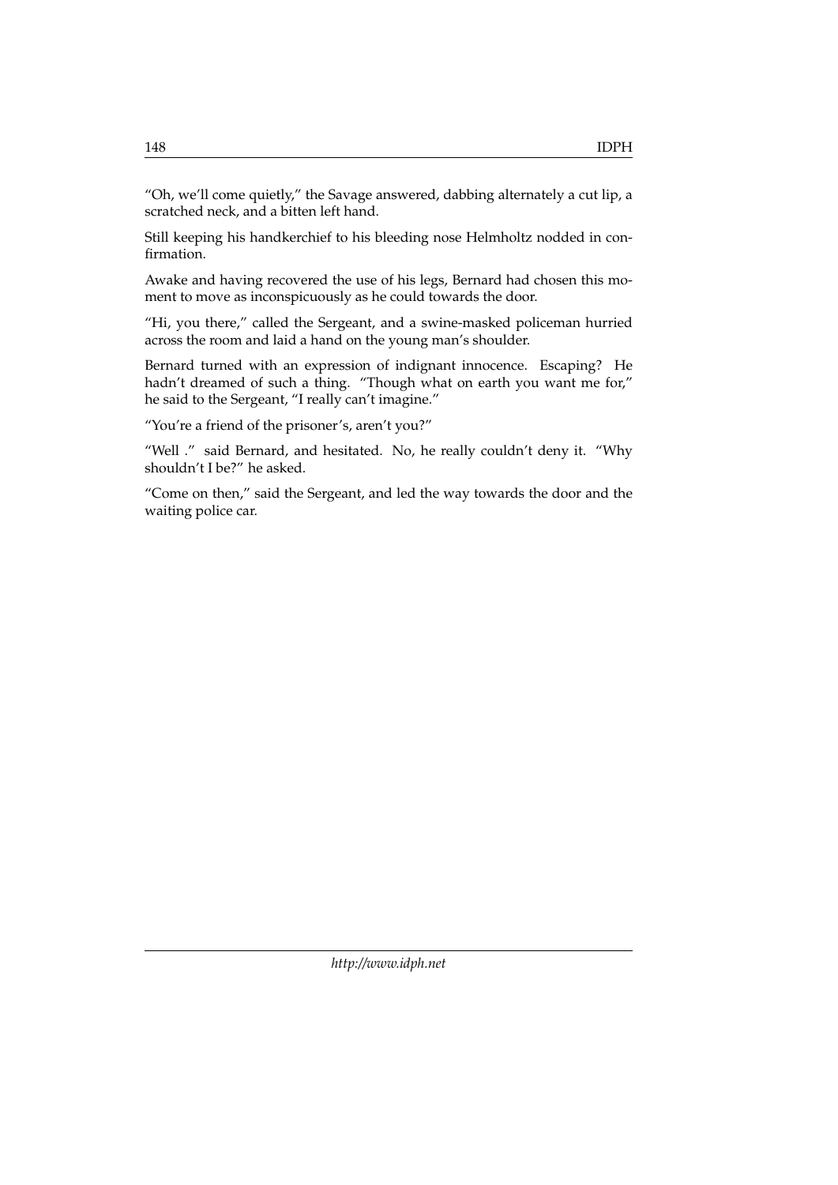"Oh, we'll come quietly," the Savage answered, dabbing alternately a cut lip, a scratched neck, and a bitten left hand.

Still keeping his handkerchief to his bleeding nose Helmholtz nodded in confirmation.

Awake and having recovered the use of his legs, Bernard had chosen this moment to move as inconspicuously as he could towards the door.

"Hi, you there," called the Sergeant, and a swine-masked policeman hurried across the room and laid a hand on the young man's shoulder.

Bernard turned with an expression of indignant innocence. Escaping? He hadn't dreamed of such a thing. "Though what on earth you want me for," he said to the Sergeant, "I really can't imagine."

"You're a friend of the prisoner's, aren't you?"

"Well ." said Bernard, and hesitated. No, he really couldn't deny it. "Why shouldn't I be?" he asked.

"Come on then," said the Sergeant, and led the way towards the door and the waiting police car.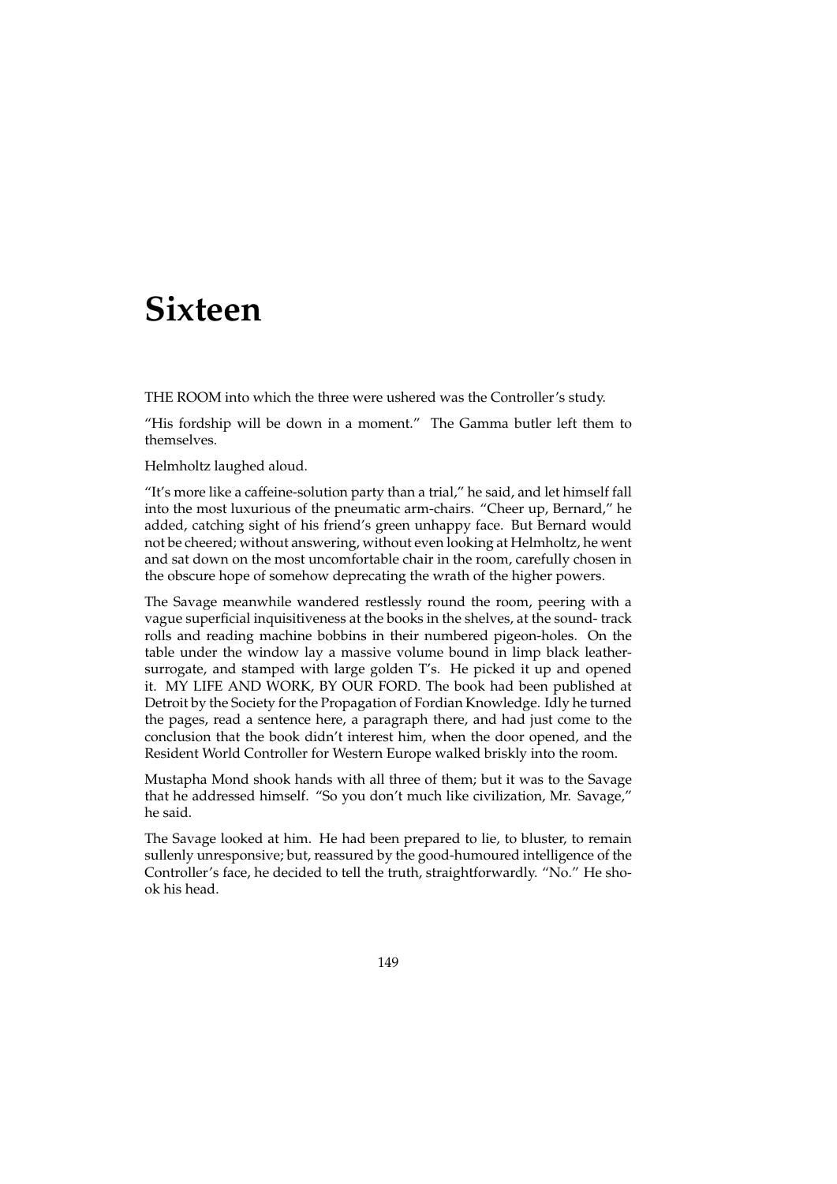# Sixteen

THE ROOM into which the three were ushered was the Controller's study.

"His fordship will be down in a moment." The Gamma butler left them to themselves.

Helmholtz laughed aloud.

"It's more like a caffeine-solution party than a trial," he said, and let himself fall into the most luxurious of the pneumatic arm-chairs. "Cheer up, Bernard," he added, catching sight of his friend's green unhappy face. But Bernard would not be cheered; without answering, without even looking at Helmholtz, he went and sat down on the most uncomfortable chair in the room, carefully chosen in the obscure hope of somehow deprecating the wrath of the higher powers.

The Savage meanwhile wandered restlessly round the room, peering with a vague superficial inquisitiveness at the books in the shelves, at the sound- track rolls and reading machine bobbins in their numbered pigeon-holes. On the table under the window lay a massive volume bound in limp black leather-surrogate, and stamped with large golden T's. He picked it up and opened it. MY LIFE AND WORK, BY OUR FORD. The book had been published at Detroit by the Society for the Propagation of Fordian Knowledge. Idly he turned the pages, read a sentence here, a paragraph there, and had just come to the conclusion that the book didn't interest him, when the door opened, and the Resident World Controller for Western Europe walked briskly into the room.

Mustapha Mond shook hands with all three of them; but it was to the Savage that he addressed himself. "So you don't much like civilization, Mr. Savage," he said.

The Savage looked at him. He had been prepared to lie, to bluster, to remain sullenly unresponsive; but, reassured by the good-humoured intelligence of the Controller's face, he decided to tell the truth, straightforwardly. "No." He shook his head.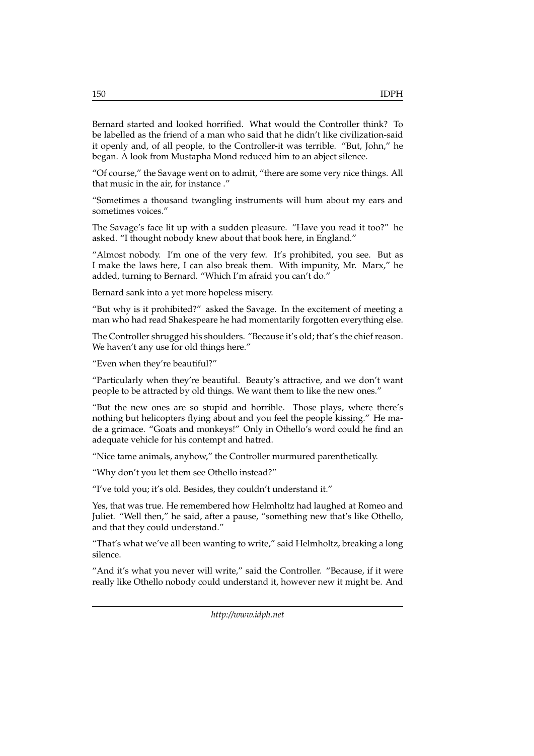Bernard started and looked horrified. What would the Controller think? To be labelled as the friend of a man who said that he didn't like civilization-said it openly and, of all people, to the Controller-it was terrible. "But, John," he began. A look from Mustapha Mond reduced him to an abject silence.

"Of course," the Savage went on to admit, "there are some very nice things. All that music in the air, for instance ."

"Sometimes a thousand twangling instruments will hum about my ears and sometimes voices."

The Savage's face lit up with a sudden pleasure. "Have you read it too?" he asked. "I thought nobody knew about that book here, in England."

"Almost nobody. I'm one of the very few. It's prohibited, you see. But as I make the laws here, I can also break them. With impunity, Mr. Marx," he added, turning to Bernard. "Which I'm afraid you can't do."

Bernard sank into a yet more hopeless misery.

"But why is it prohibited?" asked the Savage. In the excitement of meeting a man who had read Shakespeare he had momentarily forgotten everything else.

The Controller shrugged his shoulders. "Because it's old; that's the chief reason. We haven't any use for old things here."

"Even when they're beautiful?"

"Particularly when they're beautiful. Beauty's attractive, and we don't want people to be attracted by old things. We want them to like the new ones."

"But the new ones are so stupid and horrible. Those plays, where there's nothing but helicopters flying about and you feel the people kissing." He made a grimace. "Goats and monkeys!" Only in Othello's word could he find an adequate vehicle for his contempt and hatred.

"Nice tame animals, anyhow," the Controller murmured parenthetically.

"Why don't you let them see Othello instead?"

"I've told you; it's old. Besides, they couldn't understand it."

Yes, that was true. He remembered how Helmholtz had laughed at Romeo and Juliet. "Well then," he said, after a pause, "something new that's like Othello, and that they could understand."

"That's what we've all been wanting to write," said Helmholtz, breaking a long silence.

"And it's what you never will write," said the Controller. "Because, if it were really like Othello nobody could understand it, however new it might be. And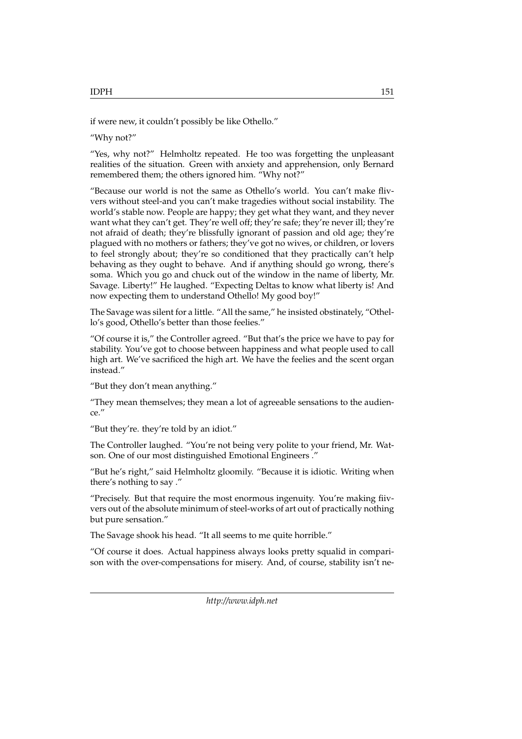if were new, it couldn't possibly be like Othello."

"Why not?"

"Yes, why not?" Helmholtz repeated. He too was forgetting the unpleasant realities of the situation. Green with anxiety and apprehension, only Bernard remembered them; the others ignored him. "Why not?"

"Because our world is not the same as Othello's world. You can't make flivvers without steel-and you can't make tragedies without social instability. The world's stable now. People are happy; they get what they want, and they never want what they can't get. They're well off; they're safe; they're never ill; they're not afraid of death; they're blissfully ignorant of passion and old age; they're plagued with no mothers or fathers; they've got no wives, or children, or lovers to feel strongly about; they're so conditioned that they practically can't help behaving as they ought to behave. And if anything should go wrong, there's soma. Which you go and chuck out of the window in the name of liberty, Mr. Savage. Liberty!" He laughed. "Expecting Deltas to know what liberty is! And now expecting them to understand Othello! My good boy!"

The Savage was silent for a little. "All the same," he insisted obstinately, "Othello's good, Othello's better than those feelies."

"Of course it is," the Controller agreed. "But that's the price we have to pay for stability. You've got to choose between happiness and what people used to call high art. We've sacrificed the high art. We have the feelies and the scent organ instead."

"But they don't mean anything."

"They mean themselves; they mean a lot of agreeable sensations to the audience."

"But they're. they're told by an idiot."

The Controller laughed. "You're not being very polite to your friend, Mr. Watson. One of our most distinguished Emotional Engineers ."

"But he's right," said Helmholtz gloomily. "Because it is idiotic. Writing when there's nothing to say ."

"Precisely. But that require the most enormous ingenuity. You're making fiivvers out of the absolute minimum of steel-works of art out of practically nothing but pure sensation."

The Savage shook his head. "It all seems to me quite horrible."

"Of course it does. Actual happiness always looks pretty squalid in comparison with the over-compensations for misery. And, of course, stability isn't ne-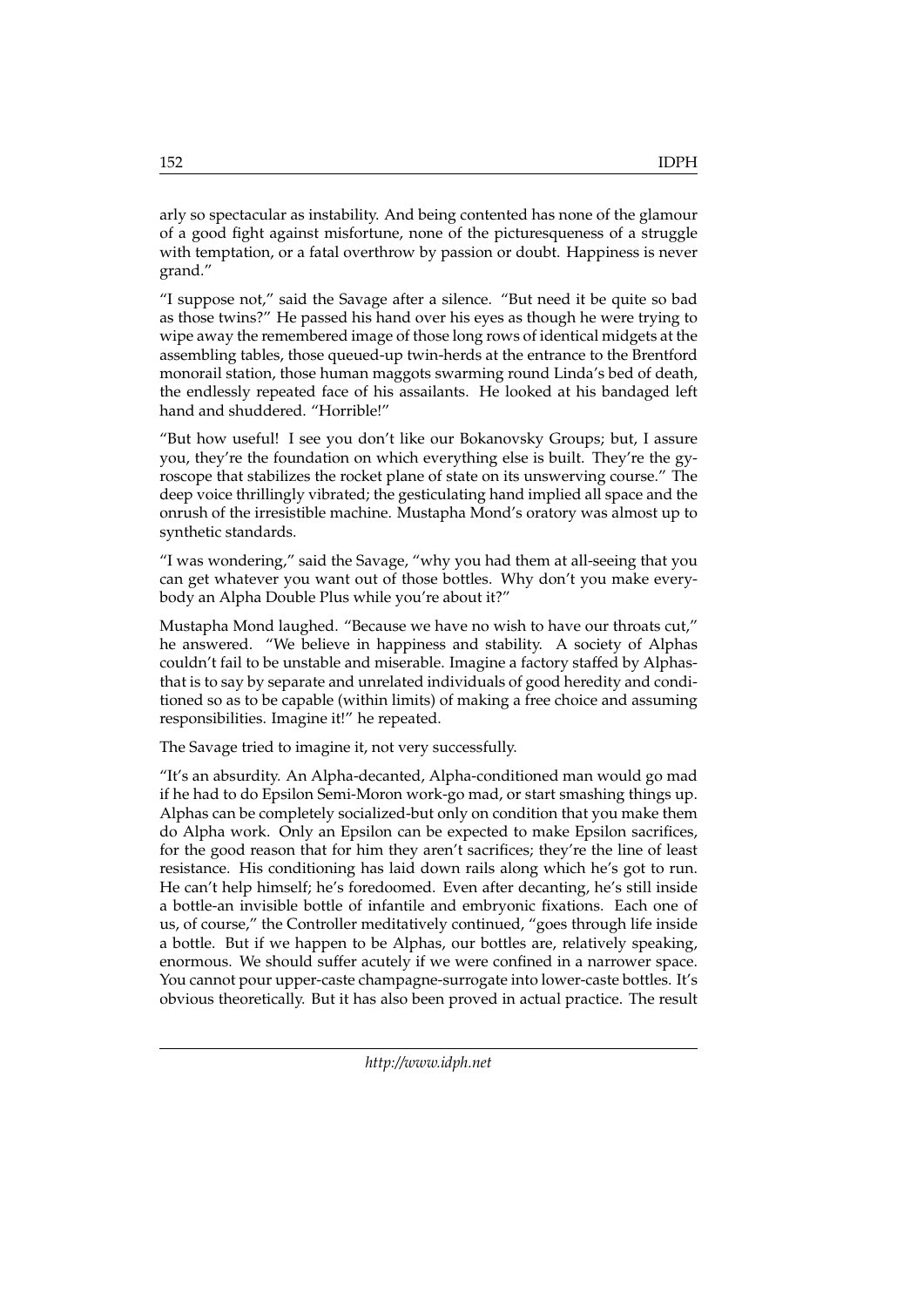arly so spectacular as instability. And being contented has none of the glamour of a good fight against misfortune, none of the picturesqueness of a struggle with temptation, or a fatal overthrow by passion or doubt. Happiness is never grand."

"I suppose not," said the Savage after a silence. "But need it be quite so bad as those twins?" He passed his hand over his eyes as though he were trying to wipe away the remembered image of those long rows of identical midgets at the assembling tables, those queued-up twin-herds at the entrance to the Brentford monorail station, those human maggots swarming round Linda's bed of death, the endlessly repeated face of his assailants. He looked at his bandaged left hand and shuddered. "Horrible!"

"But how useful! I see you don't like our Bokanovsky Groups; but, I assure you, they're the foundation on which everything else is built. They're the gyroscope that stabilizes the rocket plane of state on its unswerving course." The deep voice thrillingly vibrated; the gesticulating hand implied all space and the onrush of the irresistible machine. Mustapha Mond's oratory was almost up to synthetic standards.

"I was wondering," said the Savage, "why you had them at all-seeing that you can get whatever you want out of those bottles. Why don't you make everybody an Alpha Double Plus while you're about it?"

Mustapha Mond laughed. "Because we have no wish to have our throats cut," he answered. "We believe in happiness and stability. A society of Alphas couldn't fail to be unstable and miserable. Imagine a factory staffed by Alphas-that is to say by separate and unrelated individuals of good heredity and conditioned so as to be capable (within limits) of making a free choice and assuming responsibilities. Imagine it!" he repeated.

The Savage tried to imagine it, not very successfully.

"It's an absurdity. An Alpha-decanted, Alpha-conditioned man would go mad if he had to do Epsilon Semi-Moron work-go mad, or start smashing things up. Alphas can be completely socialized-but only on condition that you make them do Alpha work. Only an Epsilon can be expected to make Epsilon sacrifices, for the good reason that for him they aren't sacrifices; they're the line of least resistance. His conditioning has laid down rails along which he's got to run. He can't help himself; he's foredoomed. Even after decanting, he's still inside a bottle-an invisible bottle of infantile and embryonic fixations. Each one of us, of course," the Controller meditatively continued, "goes through life inside a bottle. But if we happen to be Alphas, our bottles are, relatively speaking, enormous. We should suffer acutely if we were confined in a narrower space. You cannot pour upper-caste champagne-surrogate into lower-caste bottles. It's obvious theoretically. But it has also been proved in actual practice. The result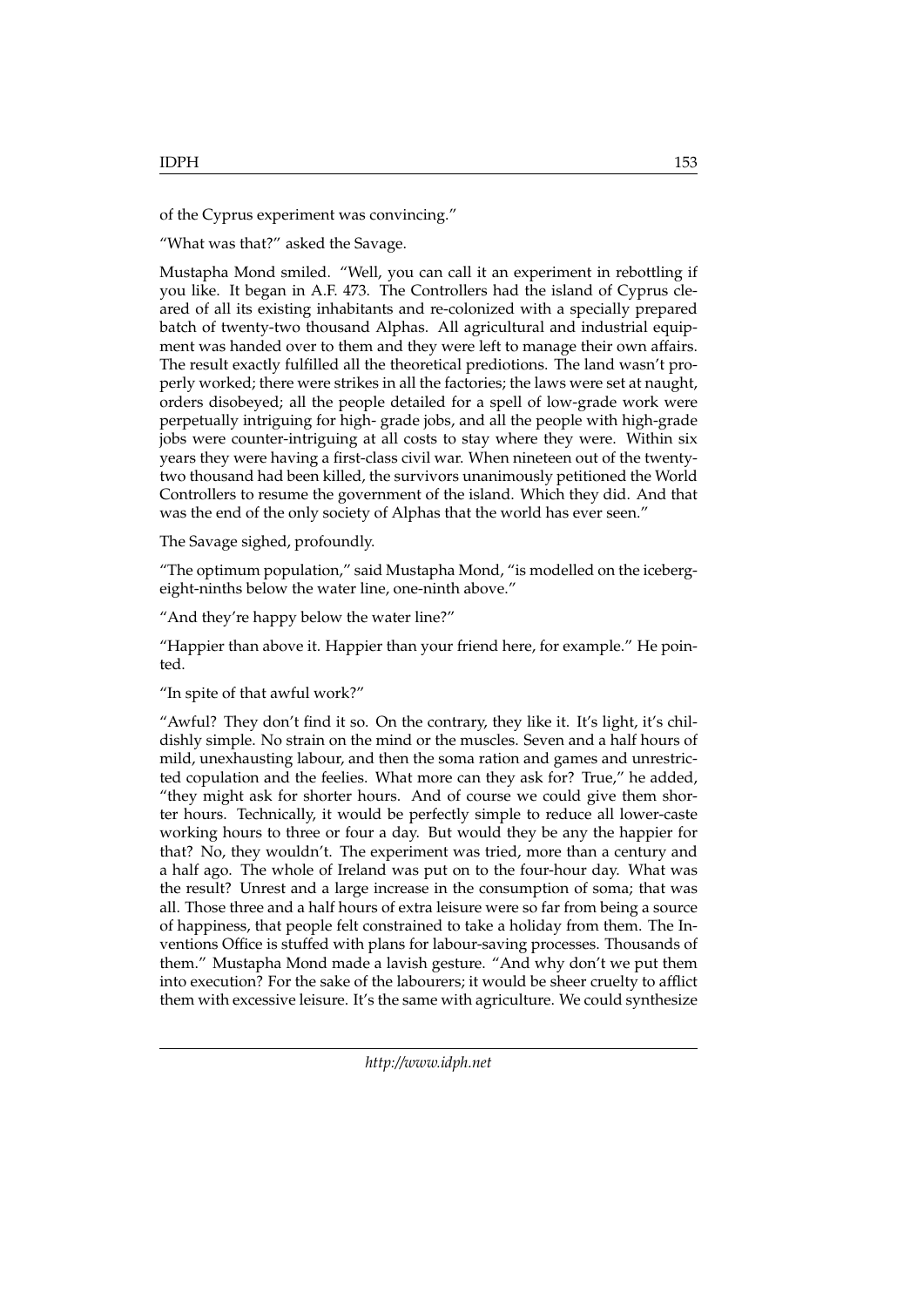of the Cyprus experiment was convincing."

"What was that?" asked the Savage.

Mustapha Mond smiled. "Well, you can call it an experiment in rebottling if you like. It began in A.F. 473. The Controllers had the island of Cyprus cleared of all its existing inhabitants and re-colonized with a specially prepared batch of twenty-two thousand Alphas. All agricultural and industrial equipment was handed over to them and they were left to manage their own affairs. The result exactly fulfilled all the theoretical prediotions. The land wasn't properly worked; there were strikes in all the factories; the laws were set at naught, orders disobeyed; all the people detailed for a spell of low-grade work were perpetually intriguing for high- grade jobs, and all the people with high-grade jobs were counter-intriguing at all costs to stay where they were. Within six years they were having a first-class civil war. When nineteen out of the twenty-two thousand had been killed, the survivors unanimously petitioned the World Controllers to resume the government of the island. Which they did. And that was the end of the only society of Alphas that the world has ever seen."

The Savage sighed, profoundly.

"The optimum population," said Mustapha Mond, "is modelled on the iceberg-eight-ninths below the water line, one-ninth above."

"And they're happy below the water line?"

"Happier than above it. Happier than your friend here, for example." He pointed.

"In spite of that awful work?"

"Awful? They don't find it so. On the contrary, they like it. It's light, it's childishly simple. No strain on the mind or the muscles. Seven and a half hours of mild, unexhausting labour, and then the soma ration and games and unrestricted copulation and the feelies. What more can they ask for? True," he added, "they might ask for shorter hours. And of course we could give them shorter hours. Technically, it would be perfectly simple to reduce all lower-caste working hours to three or four a day. But would they be any the happier for that? No, they wouldn't. The experiment was tried, more than a century and a half ago. The whole of Ireland was put on to the four-hour day. What was the result? Unrest and a large increase in the consumption of soma; that was all. Those three and a half hours of extra leisure were so far from being a source of happiness, that people felt constrained to take a holiday from them. The Inventions Office is stuffed with plans for labour-saving processes. Thousands of them." Mustapha Mond made a lavish gesture. "And why don't we put them into execution? For the sake of the labourers; it would be sheer cruelty to afflict them with excessive leisure. It's the same with agriculture. We could synthesize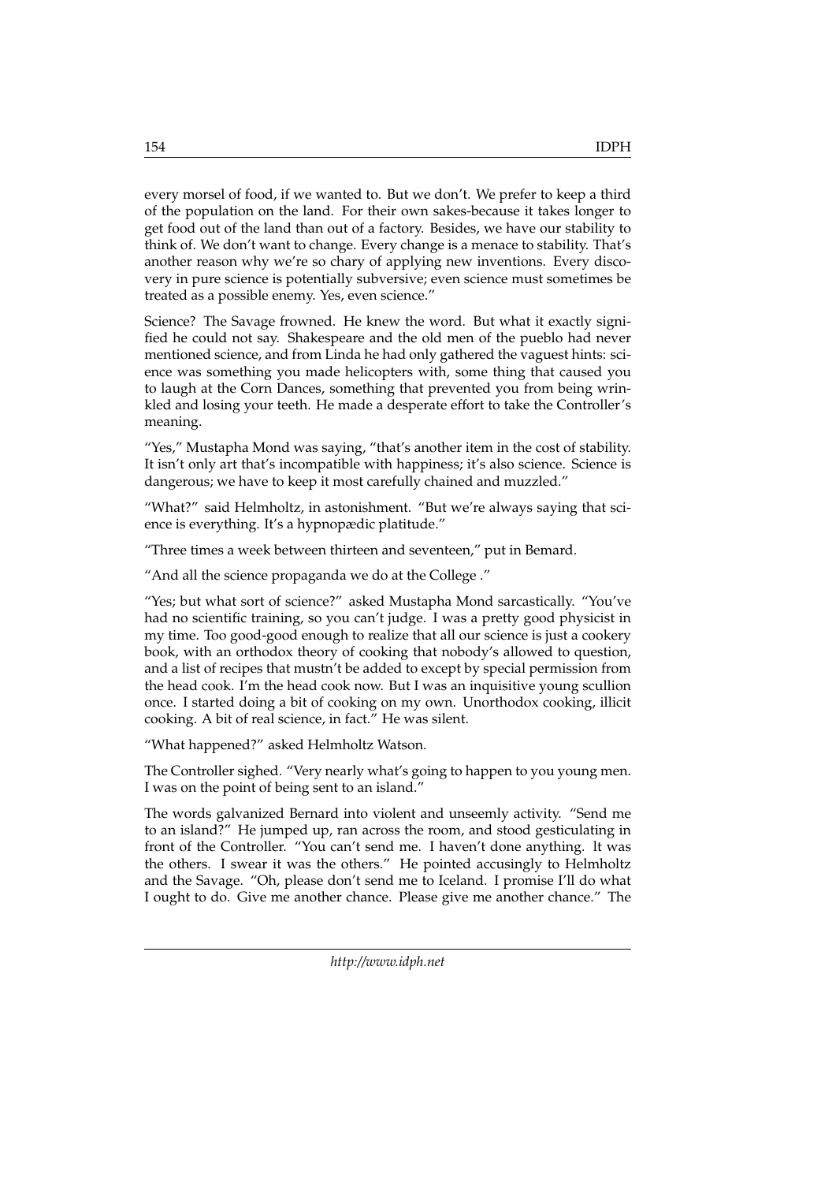every morsel of food, if we wanted to. But we don't. We prefer to keep a third of the population on the land. For their own sakes-because it takes longer to get food out of the land than out of a factory. Besides, we have our stability to think of. We don't want to change. Every change is a menace to stability. That's another reason why we're so chary of applying new inventions. Every discovery in pure science is potentially subversive; even science must sometimes be treated as a possible enemy. Yes, even science."

Science? The Savage frowned. He knew the word. But what it exactly signified he could not say. Shakespeare and the old men of the pueblo had never mentioned science, and from Linda he had only gathered the vaguest hints: science was something you made helicopters with, some thing that caused you to laugh at the Corn Dances, something that prevented you from being wrinkled and losing your teeth. He made a desperate effort to take the Controller's meaning.

"Yes," Mustapha Mond was saying, "that's another item in the cost of stability. It isn't only art that's incompatible with happiness; it's also science. Science is dangerous; we have to keep it most carefully chained and muzzled."

"What?" said Helmholtz, in astonishment. "But we're always saying that science is everything. It's a hypnopædic platitude."

"Three times a week between thirteen and seventeen," put in Bemard.

"And all the science propaganda we do at the College ."

"Yes; but what sort of science?" asked Mustapha Mond sarcastically. "You've had no scientific training, so you can't judge. I was a pretty good physicist in my time. Too good-good enough to realize that all our science is just a cookery book, with an orthodox theory of cooking that nobody's allowed to question, and a list of recipes that mustn't be added to except by special permission from the head cook. I'm the head cook now. But I was an inquisitive young scullion once. I started doing a bit of cooking on my own. Unorthodox cooking, illicit cooking. A bit of real science, in fact." He was silent.

"What happened?" asked Helmholtz Watson.

The Controller sighed. "Very nearly what's going to happen to you young men. I was on the point of being sent to an island."

The words galvanized Bernard into violent and unseemly activity. "Send me to an island?" He jumped up, ran across the room, and stood gesticulating in front of the Controller. "You can't send me. I haven't done anything. lt was the others. I swear it was the others." He pointed accusingly to Helmholtz and the Savage. "Oh, please don't send me to Iceland. I promise I'll do what I ought to do. Give me another chance. Please give me another chance." The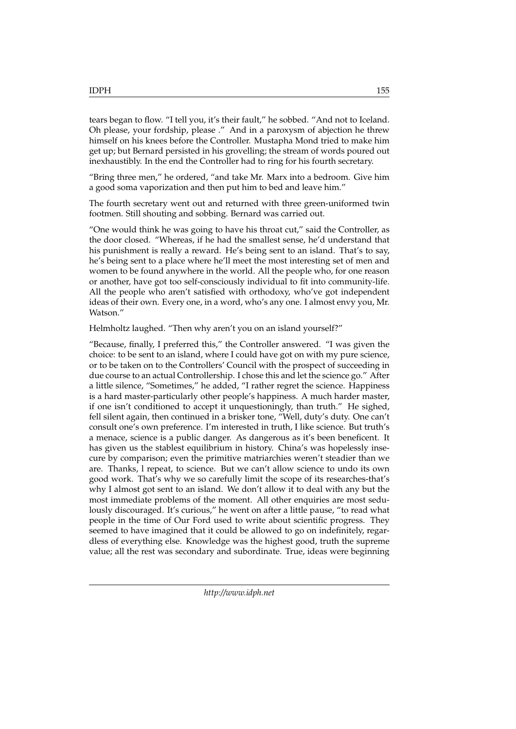tears began to flow. "I tell you, it's their fault," he sobbed. "And not to Iceland. Oh please, your fordship, please ." And in a paroxysm of abjection he threw himself on his knees before the Controller. Mustapha Mond tried to make him get up; but Bernard persisted in his grovelling; the stream of words poured out inexhaustibly. In the end the Controller had to ring for his fourth secretary.

"Bring three men," he ordered, "and take Mr. Marx into a bedroom. Give him a good soma vaporization and then put him to bed and leave him."

The fourth secretary went out and returned with three green-uniformed twin footmen. Still shouting and sobbing. Bernard was carried out.

"One would think he was going to have his throat cut," said the Controller, as the door closed. "Whereas, if he had the smallest sense, he'd understand that his punishment is really a reward. He's being sent to an island. That's to say, he's being sent to a place where he'll meet the most interesting set of men and women to be found anywhere in the world. All the people who, for one reason or another, have got too self-consciously individual to fit into community-life. All the people who aren't satisfied with orthodoxy, who've got independent ideas of their own. Every one, in a word, who's any one. I almost envy you, Mr. Watson."

Helmholtz laughed. "Then why aren't you on an island yourself?"

"Because, finally, I preferred this," the Controller answered. "I was given the choice: to be sent to an island, where I could have got on with my pure science, or to be taken on to the Controllers' Council with the prospect of succeeding in due course to an actual Controllership. I chose this and let the science go." After a little silence, "Sometimes," he added, "I rather regret the science. Happiness is a hard master-particularly other people's happiness. A much harder master, if one isn't conditioned to accept it unquestioningly, than truth." He sighed, fell silent again, then continued in a brisker tone, "Well, duty's duty. One can't consult one's own preference. I'm interested in truth, I like science. But truth's a menace, science is a public danger. As dangerous as it's been beneficent. It has given us the stablest equilibrium in history. China's was hopelessly insecure by comparison; even the primitive matriarchies weren't steadier than we are. Thanks, l repeat, to science. But we can't allow science to undo its own good work. That's why we so carefully limit the scope of its researches-that's why I almost got sent to an island. We don't allow it to deal with any but the most immediate problems of the moment. All other enquiries are most sedulously discouraged. It's curious," he went on after a little pause, "to read what people in the time of Our Ford used to write about scientific progress. They seemed to have imagined that it could be allowed to go on indefinitely, regardless of everything else. Knowledge was the highest good, truth the supreme value; all the rest was secondary and subordinate. True, ideas were beginning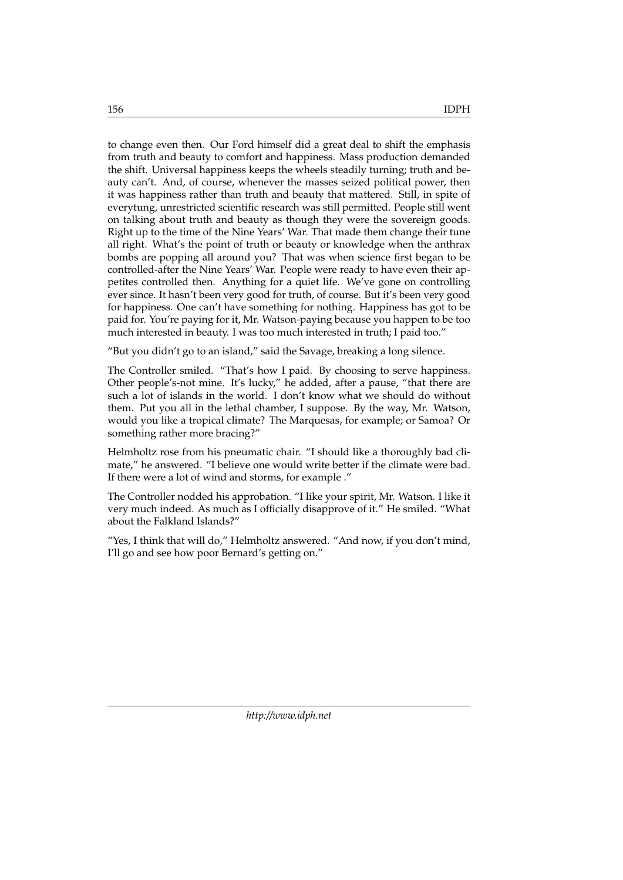to change even then. Our Ford himself did a great deal to shift the emphasis from truth and beauty to comfort and happiness. Mass production demanded the shift. Universal happiness keeps the wheels steadily turning; truth and beauty can't. And, of course, whenever the masses seized political power, then it was happiness rather than truth and beauty that mattered. Still, in spite of everytung, unrestricted scientific research was still permitted. People still went on talking about truth and beauty as though they were the sovereign goods. Right up to the time of the Nine Years' War. That made them change their tune all right. What's the point of truth or beauty or knowledge when the anthrax bombs are popping all around you? That was when science first began to be controlled-after the Nine Years' War. People were ready to have even their appetites controlled then. Anything for a quiet life. We've gone on controlling ever since. It hasn't been very good for truth, of course. But it's been very good for happiness. One can't have something for nothing. Happiness has got to be paid for. You're paying for it, Mr. Watson-paying because you happen to be too much interested in beauty. I was too much interested in truth; I paid too."

"But you didn't go to an island," said the Savage, breaking a long silence.

The Controller smiled. "That's how I paid. By choosing to serve happiness. Other people's-not mine. It's lucky," he added, after a pause, "that there are such a lot of islands in the world. I don't know what we should do without them. Put you all in the lethal chamber, I suppose. By the way, Mr. Watson, would you like a tropical climate? The Marquesas, for example; or Samoa? Or something rather more bracing?"

Helmholtz rose from his pneumatic chair. "I should like a thoroughly bad climate," he answered. "I believe one would write better if the climate were bad. If there were a lot of wind and storms, for example ."

The Controller nodded his approbation. "I like your spirit, Mr. Watson. I like it very much indeed. As much as I officially disapprove of it." He smiled. "What about the Falkland Islands?"

"Yes, I think that will do," Helmholtz answered. "And now, if you don't mind, I'll go and see how poor Bernard's getting on."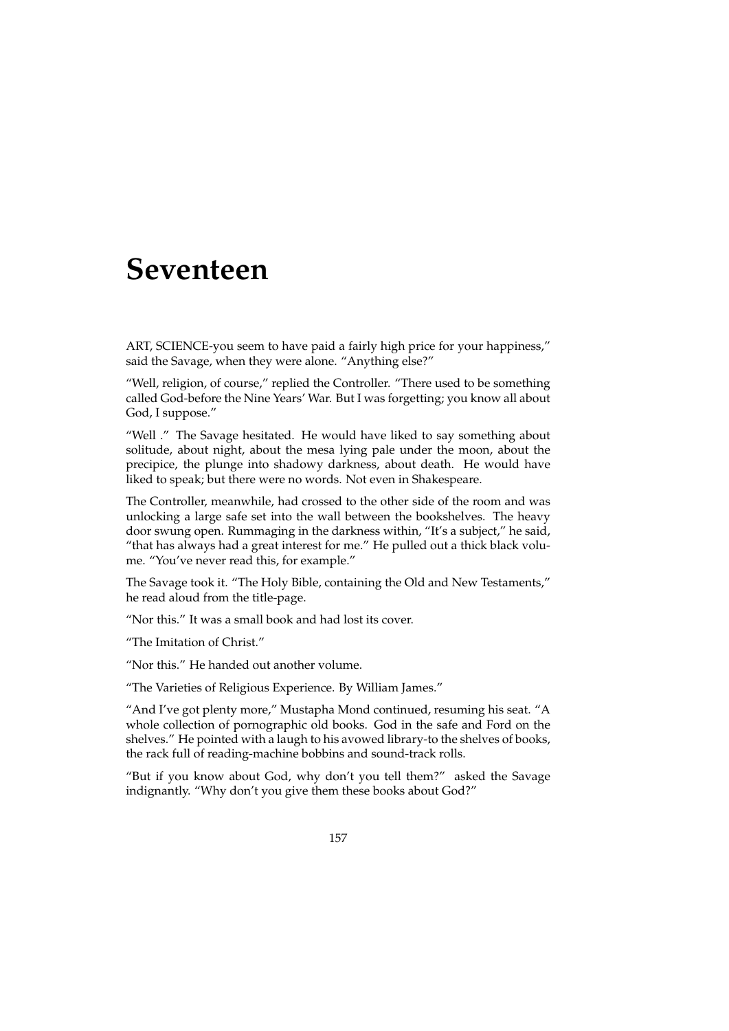# Seventeen

ART, SCIENCE-you seem to have paid a fairly high price for your happiness," said the Savage, when they were alone. "Anything else?"

"Well, religion, of course," replied the Controller. "There used to be something called God-before the Nine Years' War. But I was forgetting; you know all about God, I suppose."

"Well ." The Savage hesitated. He would have liked to say something about solitude, about night, about the mesa lying pale under the moon, about the precipice, the plunge into shadowy darkness, about death. He would have liked to speak; but there were no words. Not even in Shakespeare.

The Controller, meanwhile, had crossed to the other side of the room and was unlocking a large safe set into the wall between the bookshelves. The heavy door swung open. Rummaging in the darkness within, "It's a subject," he said, "that has always had a great interest for me." He pulled out a thick black volume. "You've never read this, for example."

The Savage took it. "The Holy Bible, containing the Old and New Testaments," he read aloud from the title-page.

"Nor this." It was a small book and had lost its cover.

"The Imitation of Christ."

"Nor this." He handed out another volume.

"The Varieties of Religious Experience. By William James."

"And I've got plenty more," Mustapha Mond continued, resuming his seat. "A whole collection of pornographic old books. God in the safe and Ford on the shelves." He pointed with a laugh to his avowed library-to the shelves of books, the rack full of reading-machine bobbins and sound-track rolls.

"But if you know about God, why don't you tell them?" asked the Savage indignantly. "Why don't you give them these books about God?"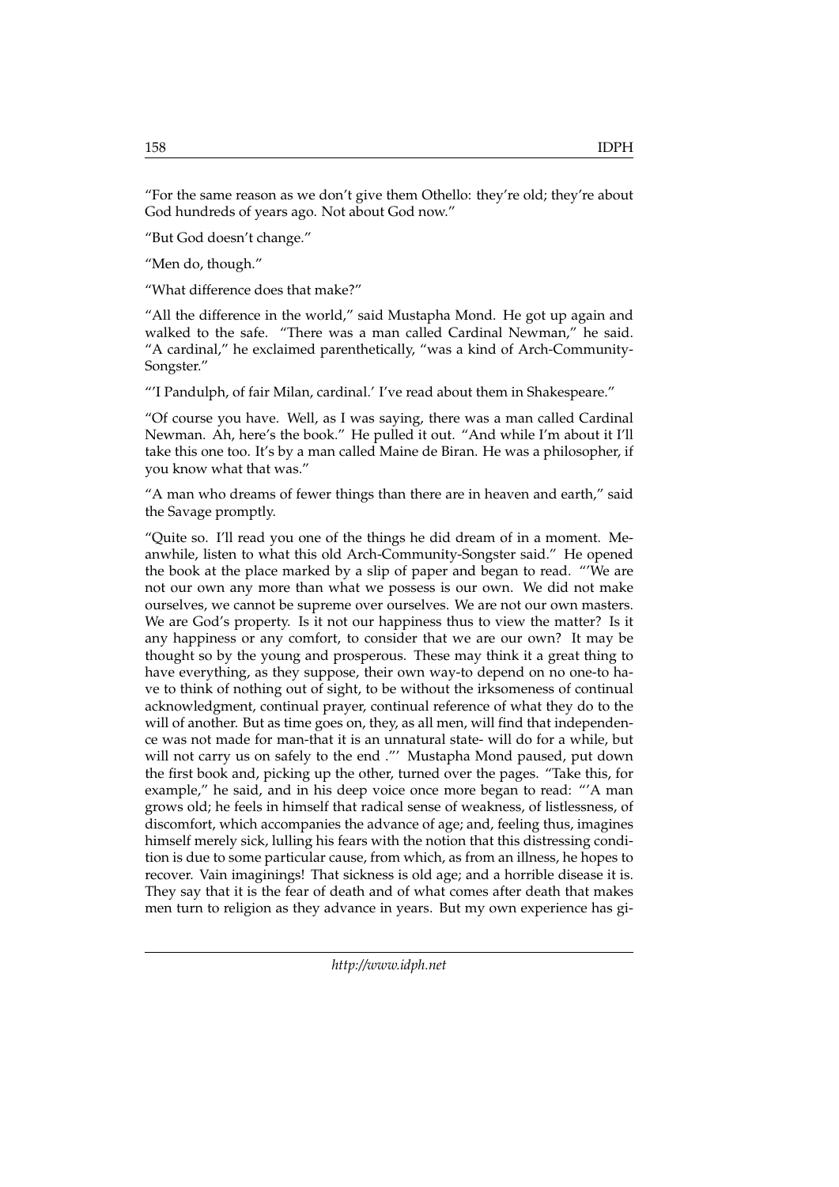"For the same reason as we don't give them Othello: they're old; they're about God hundreds of years ago. Not about God now."

"But God doesn't change."

"Men do, though."

"What difference does that make?"

"All the difference in the world," said Mustapha Mond. He got up again and walked to the safe. "There was a man called Cardinal Newman," he said. "A cardinal," he exclaimed parenthetically, "was a kind of Arch-Community-Songster."

"'I Pandulph, of fair Milan, cardinal.' I've read about them in Shakespeare."

"Of course you have. Well, as I was saying, there was a man called Cardinal Newman. Ah, here's the book." He pulled it out. "And while I'm about it I'll take this one too. It's by a man called Maine de Biran. He was a philosopher, if you know what that was."

"A man who dreams of fewer things than there are in heaven and earth," said the Savage promptly.

"Quite so. I'll read you one of the things he did dream of in a moment. Meanwhile, listen to what this old Arch-Community-Songster said." He opened the book at the place marked by a slip of paper and began to read. "'We are not our own any more than what we possess is our own. We did not make ourselves, we cannot be supreme over ourselves. We are not our own masters. We are God's property. Is it not our happiness thus to view the matter? Is it any happiness or any comfort, to consider that we are our own? It may be thought so by the young and prosperous. These may think it a great thing to have everything, as they suppose, their own way-to depend on no one-to have to think of nothing out of sight, to be without the irksomeness of continual acknowledgment, continual prayer, continual reference of what they do to the will of another. But as time goes on, they, as all men, will find that independence was not made for man-that it is an unnatural state- will do for a while, but will not carry us on safely to the end .'" Mustapha Mond paused, put down the first book and, picking up the other, turned over the pages. "Take this, for example," he said, and in his deep voice once more began to read: "'A man grows old; he feels in himself that radical sense of weakness, of listlessness, of discomfort, which accompanies the advance of age; and, feeling thus, imagines himself merely sick, lulling his fears with the notion that this distressing condition is due to some particular cause, from which, as from an illness, he hopes to recover. Vain imaginings! That sickness is old age; and a horrible disease it is. They say that it is the fear of death and of what comes after death that makes men turn to religion as they advance in years. But my own experience has gi-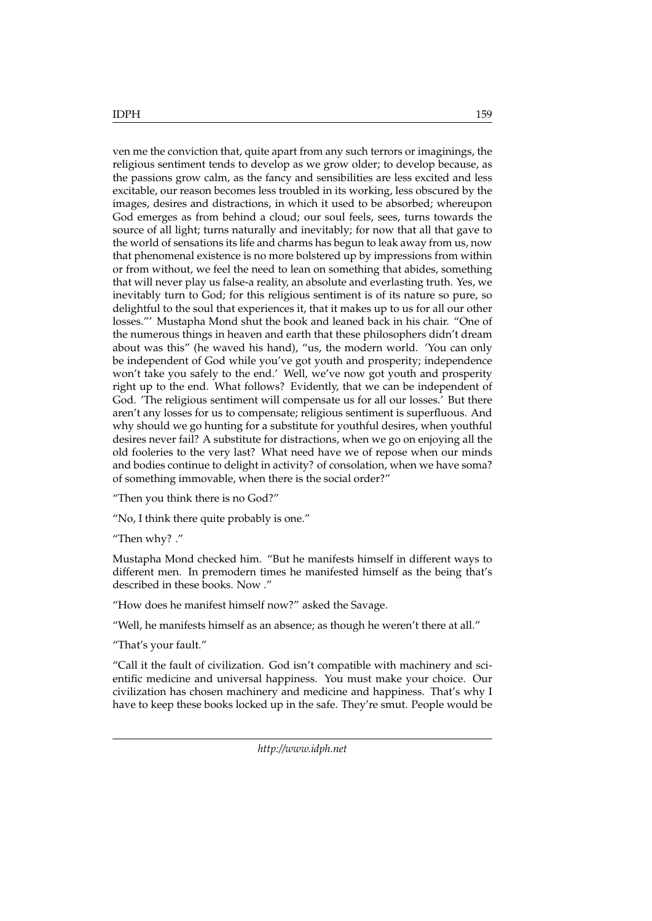ven me the conviction that, quite apart from any such terrors or imaginings, the religious sentiment tends to develop as we grow older; to develop because, as the passions grow calm, as the fancy and sensibilities are less excited and less excitable, our reason becomes less troubled in its working, less obscured by the images, desires and distractions, in which it used to be absorbed; whereupon God emerges as from behind a cloud; our soul feels, sees, turns towards the source of all light; turns naturally and inevitably; for now that all that gave to the world of sensations its life and charms has begun to leak away from us, now that phenomenal existence is no more bolstered up by impressions from within or from without, we feel the need to lean on something that abides, something that will never play us false-a reality, an absolute and everlasting truth. Yes, we inevitably turn to God; for this religious sentiment is of its nature so pure, so delightful to the soul that experiences it, that it makes up to us for all our other losses."' Mustapha Mond shut the book and leaned back in his chair. "One of the numerous things in heaven and earth that these philosophers didn't dream about was this" (he waved his hand), "us, the modern world. 'You can only be independent of God while you've got youth and prosperity; independence won't take you safely to the end.' Well, we've now got youth and prosperity right up to the end. What follows? Evidently, that we can be independent of God. 'The religious sentiment will compensate us for all our losses.' But there aren't any losses for us to compensate; religious sentiment is superfluous. And why should we go hunting for a substitute for youthful desires, when youthful desires never fail? A substitute for distractions, when we go on enjoying all the old fooleries to the very last? What need have we of repose when our minds and bodies continue to delight in activity? of consolation, when we have soma? of something immovable, when there is the social order?"

"Then you think there is no God?"

"No, I think there quite probably is one."

"Then why? ."

Mustapha Mond checked him. "But he manifests himself in different ways to different men. In premodern times he manifested himself as the being that's described in these books. Now ."

"How does he manifest himself now?" asked the Savage.

"Well, he manifests himself as an absence; as though he weren't there at all."

"That's your fault."

"Call it the fault of civilization. God isn't compatible with machinery and scientific medicine and universal happiness. You must make your choice. Our civilization has chosen machinery and medicine and happiness. That's why I have to keep these books locked up in the safe. They're smut. People would be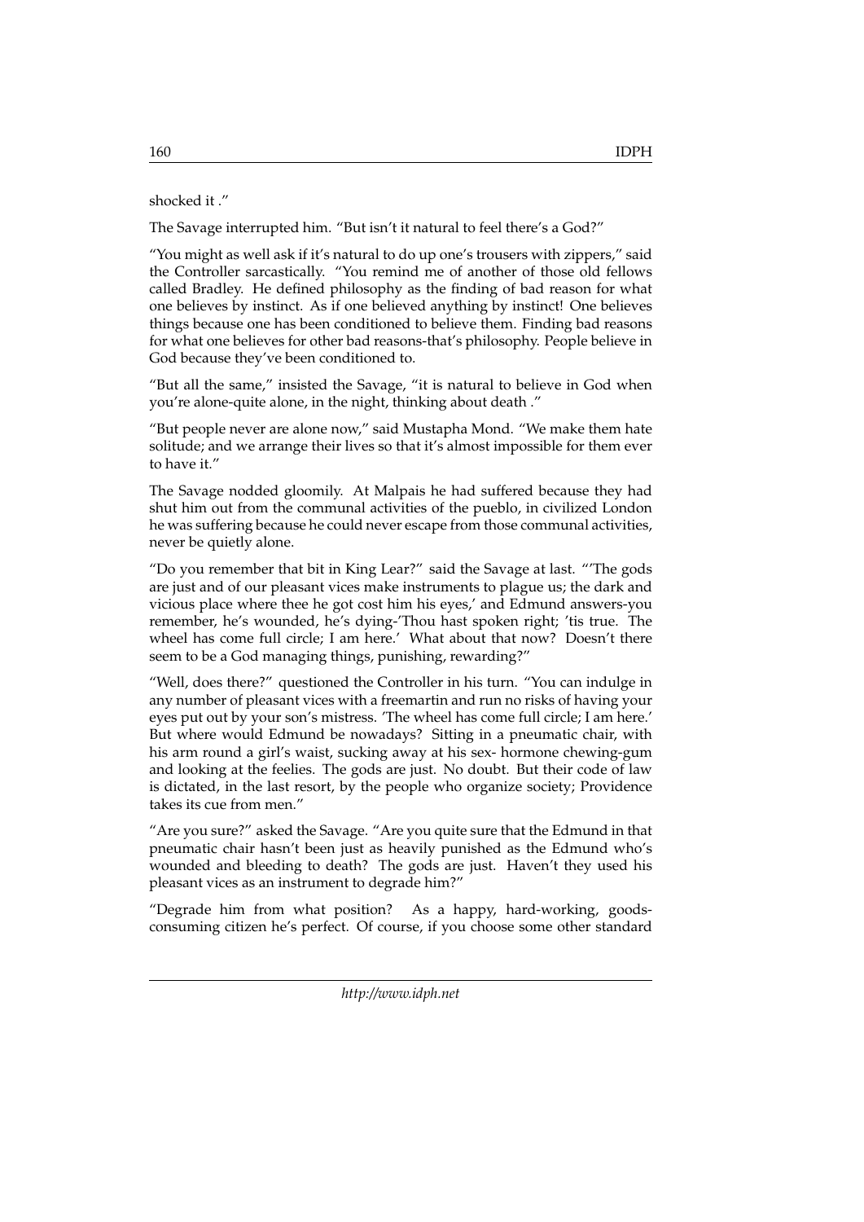shocked it ."

The Savage interrupted him. "But isn't it natural to feel there's a God?"

"You might as well ask if it's natural to do up one's trousers with zippers," said the Controller sarcastically. "You remind me of another of those old fellows called Bradley. He defined philosophy as the finding of bad reason for what one believes by instinct. As if one believed anything by instinct! One believes things because one has been conditioned to believe them. Finding bad reasons for what one believes for other bad reasons-that's philosophy. People believe in God because they've been conditioned to.

"But all the same," insisted the Savage, "it is natural to believe in God when you're alone-quite alone, in the night, thinking about death ."

"But people never are alone now," said Mustapha Mond. "We make them hate solitude; and we arrange their lives so that it's almost impossible for them ever to have it."

The Savage nodded gloomily. At Malpais he had suffered because they had shut him out from the communal activities of the pueblo, in civilized London he was suffering because he could never escape from those communal activities, never be quietly alone.

"Do you remember that bit in King Lear?" said the Savage at last. "'The gods are just and of our pleasant vices make instruments to plague us; the dark and vicious place where thee he got cost him his eyes,' and Edmund answers-you remember, he's wounded, he's dying-'Thou hast spoken right; 'tis true. The wheel has come full circle; I am here.' What about that now? Doesn't there seem to be a God managing things, punishing, rewarding?"

"Well, does there?" questioned the Controller in his turn. "You can indulge in any number of pleasant vices with a freemartin and run no risks of having your eyes put out by your son's mistress. 'The wheel has come full circle; I am here.' But where would Edmund be nowadays? Sitting in a pneumatic chair, with his arm round a girl's waist, sucking away at his sex- hormone chewing-gum and looking at the feelies. The gods are just. No doubt. But their code of law is dictated, in the last resort, by the people who organize society; Providence takes its cue from men."

"Are you sure?" asked the Savage. "Are you quite sure that the Edmund in that pneumatic chair hasn't been just as heavily punished as the Edmund who's wounded and bleeding to death? The gods are just. Haven't they used his pleasant vices as an instrument to degrade him?"

"Degrade him from what position? As a happy, hard-working, goods-consuming citizen he's perfect. Of course, if you choose some other standard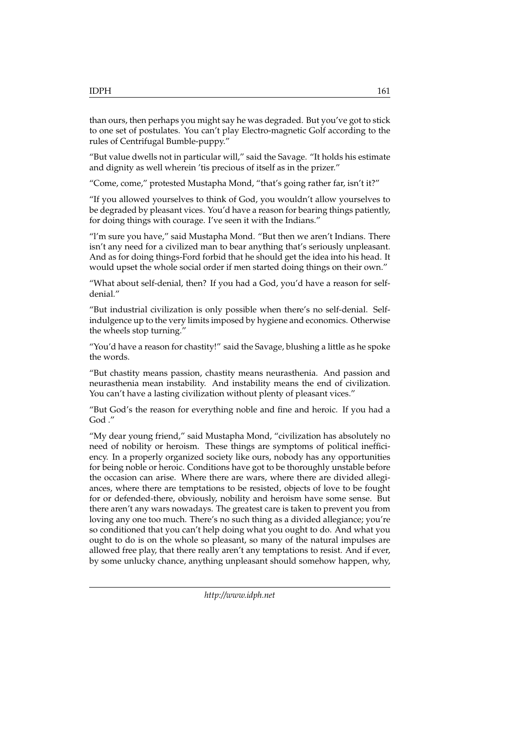than ours, then perhaps you might say he was degraded. But you've got to stick to one set of postulates. You can't play Electro-magnetic Golf according to the rules of Centrifugal Bumble-puppy."

"But value dwells not in particular will," said the Savage. "It holds his estimate and dignity as well wherein 'tis precious of itself as in the prizer."

"Come, come," protested Mustapha Mond, "that's going rather far, isn't it?"

"If you allowed yourselves to think of God, you wouldn't allow yourselves to be degraded by pleasant vices. You'd have a reason for bearing things patiently, for doing things with courage. I've seen it with the Indians."

"I'm sure you have," said Mustapha Mond. "But then we aren't Indians. There isn't any need for a civilized man to bear anything that's seriously unpleasant. And as for doing things-Ford forbid that he should get the idea into his head. It would upset the whole social order if men started doing things on their own."

"What about self-denial, then? If you had a God, you'd have a reason for self-denial."

"But industrial civilization is only possible when there's no self-denial. Self-indulgence up to the very limits imposed by hygiene and economics. Otherwise the wheels stop turning."

"You'd have a reason for chastity!" said the Savage, blushing a little as he spoke the words.

"But chastity means passion, chastity means neurasthenia. And passion and neurasthenia mean instability. And instability means the end of civilization. You can't have a lasting civilization without plenty of pleasant vices."

"But God's the reason for everything noble and fine and heroic. If you had a God ."

"My dear young friend," said Mustapha Mond, "civilization has absolutely no need of nobility or heroism. These things are symptoms of political inefficiency. In a properly organized society like ours, nobody has any opportunities for being noble or heroic. Conditions have got to be thoroughly unstable before the occasion can arise. Where there are wars, where there are divided allegiances, where there are temptations to be resisted, objects of love to be fought for or defended-there, obviously, nobility and heroism have some sense. But there aren't any wars nowadays. The greatest care is taken to prevent you from loving any one too much. There's no such thing as a divided allegiance; you're so conditioned that you can't help doing what you ought to do. And what you ought to do is on the whole so pleasant, so many of the natural impulses are allowed free play, that there really aren't any temptations to resist. And if ever, by some unlucky chance, anything unpleasant should somehow happen, why,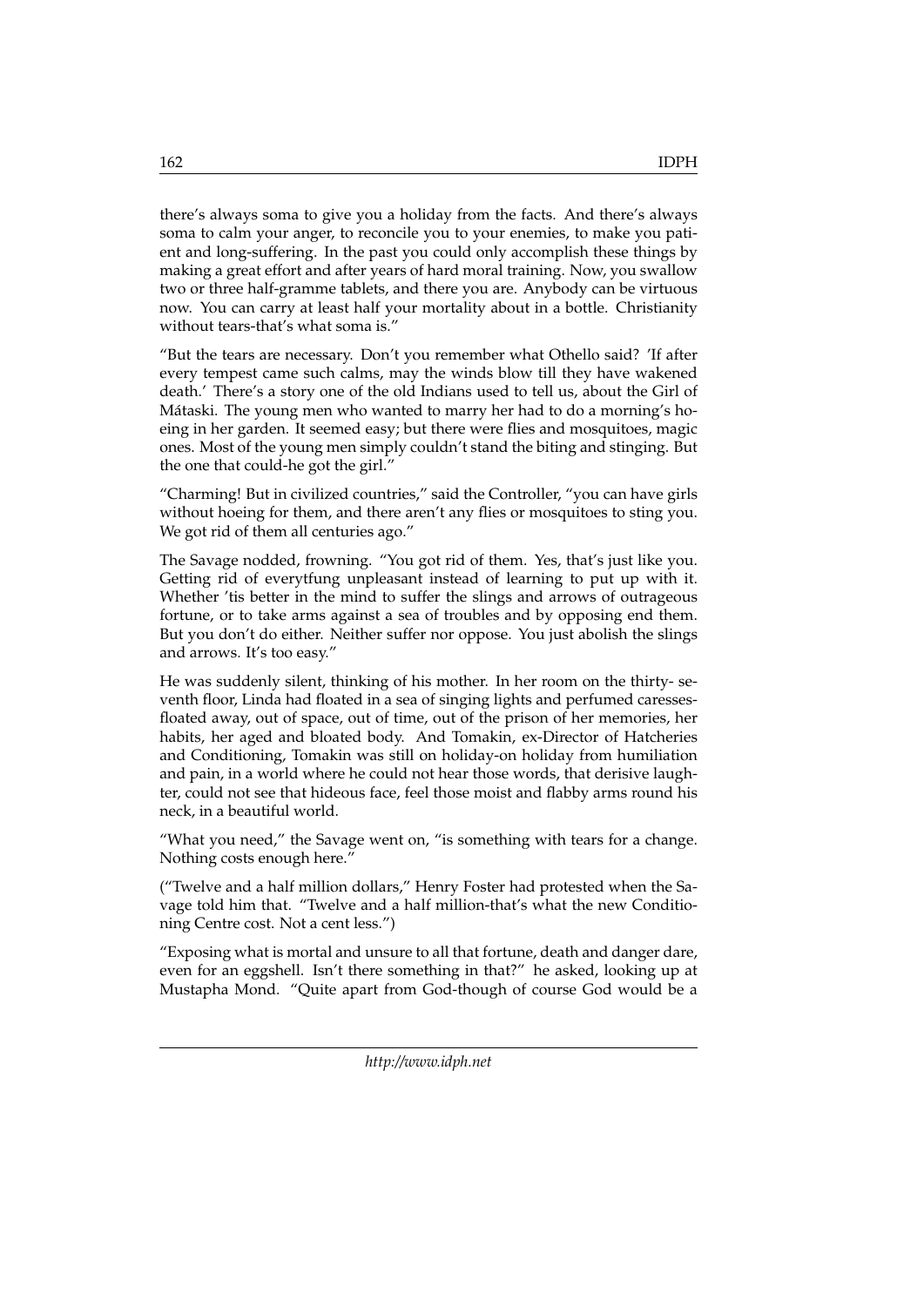there's always soma to give you a holiday from the facts. And there's always soma to calm your anger, to reconcile you to your enemies, to make you patient and long-suffering. In the past you could only accomplish these things by making a great effort and after years of hard moral training. Now, you swallow two or three half-gramme tablets, and there you are. Anybody can be virtuous now. You can carry at least half your mortality about in a bottle. Christianity without tears-that's what soma is."

"But the tears are necessary. Don't you remember what Othello said? 'If after every tempest came such calms, may the winds blow till they have wakened death.' There's a story one of the old Indians used to tell us, about the Girl of Mátaski. The young men who wanted to marry her had to do a morning's hoeing in her garden. It seemed easy; but there were flies and mosquitoes, magic ones. Most of the young men simply couldn't stand the biting and stinging. But the one that could-he got the girl."

"Charming! But in civilized countries," said the Controller, "you can have girls without hoeing for them, and there aren't any flies or mosquitoes to sting you. We got rid of them all centuries ago."

The Savage nodded, frowning. "You got rid of them. Yes, that's just like you. Getting rid of everytfung unpleasant instead of learning to put up with it. Whether 'tis better in the mind to suffer the slings and arrows of outrageous fortune, or to take arms against a sea of troubles and by opposing end them. But you don't do either. Neither suffer nor oppose. You just abolish the slings and arrows. It's too easy."

He was suddenly silent, thinking of his mother. In her room on the thirty- seventh floor, Linda had floated in a sea of singing lights and perfumed caressesfloated away, out of space, out of time, out of the prison of her memories, her habits, her aged and bloated body. And Tomakin, ex-Director of Hatcheries and Conditioning, Tomakin was still on holiday-on holiday from humiliation and pain, in a world where he could not hear those words, that derisive laughter, could not see that hideous face, feel those moist and flabby arms round his neck, in a beautiful world.

"What you need," the Savage went on, "is something with tears for a change. Nothing costs enough here."

("Twelve and a half million dollars," Henry Foster had protested when the Savage told him that. "Twelve and a half million-that's what the new Conditioning Centre cost. Not a cent less.")

"Exposing what is mortal and unsure to all that fortune, death and danger dare, even for an eggshell. Isn't there something in that?" he asked, looking up at Mustapha Mond. "Quite apart from God-though of course God would be a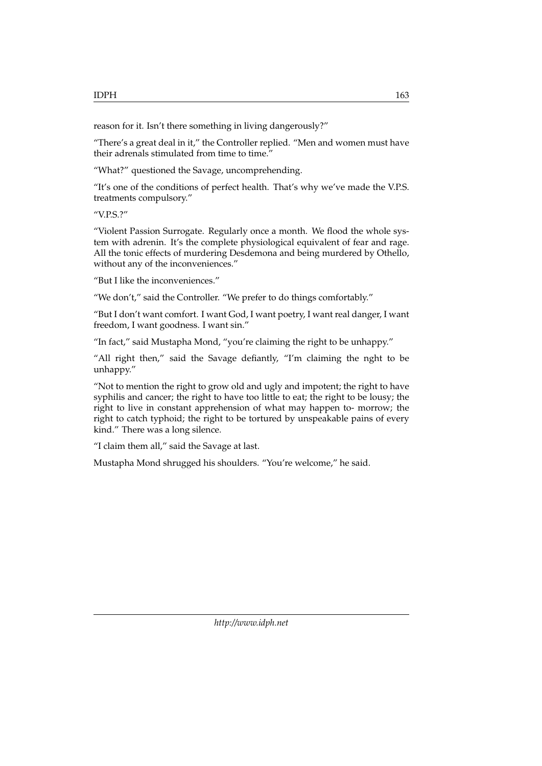reason for it. Isn't there something in living dangerously?"

"There's a great deal in it," the Controller replied. "Men and women must have their adrenals stimulated from time to time."

"What?" questioned the Savage, uncomprehending.

"It's one of the conditions of perfect health. That's why we've made the V.P.S. treatments compulsory."

"V.P.S.?"

"Violent Passion Surrogate. Regularly once a month. We flood the whole system with adrenin. It's the complete physiological equivalent of fear and rage. All the tonic effects of murdering Desdemona and being murdered by Othello, without any of the inconveniences."

"But I like the inconveniences."

"We don't," said the Controller. "We prefer to do things comfortably."

"But I don't want comfort. I want God, I want poetry, I want real danger, I want freedom, I want goodness. I want sin."

"In fact," said Mustapha Mond, "you're claiming the right to be unhappy."

"All right then," said the Savage defiantly, "I'm claiming the nght to be unhappy."

"Not to mention the right to grow old and ugly and impotent; the right to have syphilis and cancer; the right to have too little to eat; the right to be lousy; the right to live in constant apprehension of what may happen to- morrow; the right to catch typhoid; the right to be tortured by unspeakable pains of every kind." There was a long silence.

"I claim them all," said the Savage at last.

Mustapha Mond shrugged his shoulders. "You're welcome," he said.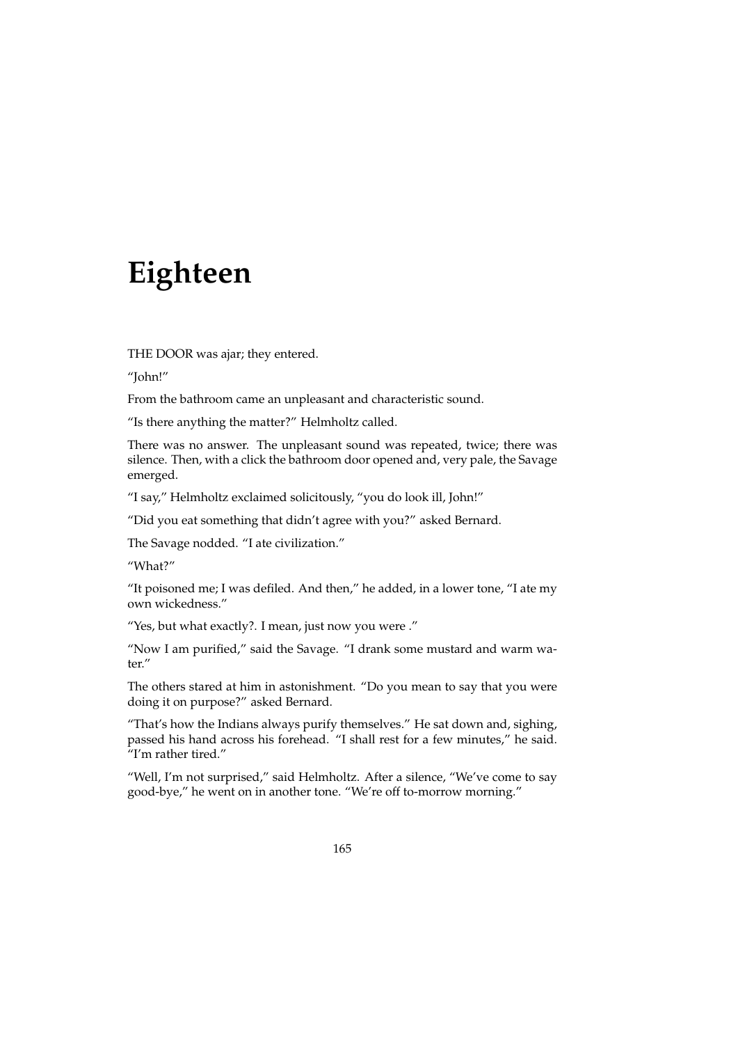# Eighteen

THE DOOR was ajar; they entered.

"John!"

From the bathroom came an unpleasant and characteristic sound.

"Is there anything the matter?" Helmholtz called.

There was no answer. The unpleasant sound was repeated, twice; there was silence. Then, with a click the bathroom door opened and, very pale, the Savage emerged.

"I say," Helmholtz exclaimed solicitously, "you do look ill, John!"

"Did you eat something that didn't agree with you?" asked Bernard.

The Savage nodded. "I ate civilization."

"What?"

"It poisoned me; I was defiled. And then," he added, in a lower tone, "I ate my own wickedness."

"Yes, but what exactly?. I mean, just now you were ."

"Now I am purified," said the Savage. "I drank some mustard and warm water."

The others stared at him in astonishment. "Do you mean to say that you were doing it on purpose?" asked Bernard.

"That's how the Indians always purify themselves." He sat down and, sighing, passed his hand across his forehead. "I shall rest for a few minutes," he said. "I'm rather tired."

"Well, I'm not surprised," said Helmholtz. After a silence, "We've come to say good-bye," he went on in another tone. "We're off to-morrow morning."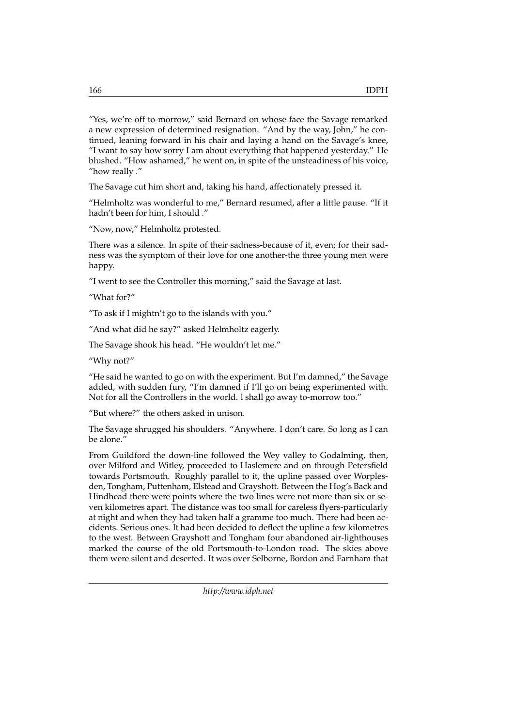"Yes, we're off to-morrow," said Bernard on whose face the Savage remarked a new expression of determined resignation. "And by the way, John," he continued, leaning forward in his chair and laying a hand on the Savage's knee, "I want to say how sorry I am about everything that happened yesterday." He blushed. "How ashamed," he went on, in spite of the unsteadiness of his voice, "how really ."

The Savage cut him short and, taking his hand, affectionately pressed it.

"Helmholtz was wonderful to me," Bernard resumed, after a little pause. "If it hadn't been for him, I should ."

"Now, now," Helmholtz protested.

There was a silence. In spite of their sadness-because of it, even; for their sadness was the symptom of their love for one another-the three young men were happy.

"I went to see the Controller this morning," said the Savage at last.

"What for?"

"To ask if I mightn't go to the islands with you."

"And what did he say?" asked Helmholtz eagerly.

The Savage shook his head. "He wouldn't let me."

"Why not?"

"He said he wanted to go on with the experiment. But I'm damned," the Savage added, with sudden fury, "I'm damned if I'll go on being experimented with. Not for all the Controllers in the world. l shall go away to-morrow too."

"But where?" the others asked in unison.

The Savage shrugged his shoulders. "Anywhere. I don't care. So long as I can be alone."

From Guildford the down-line followed the Wey valley to Godalming, then, over Milford and Witley, proceeded to Haslemere and on through Petersfield towards Portsmouth. Roughly parallel to it, the upline passed over Worplesden, Tongham, Puttenham, Elstead and Grayshott. Between the Hog's Back and Hindhead there were points where the two lines were not more than six or seven kilometres apart. The distance was too small for careless flyers-particularly at night and when they had taken half a gramme too much. There had been accidents. Serious ones. It had been decided to deflect the upline a few kilometres to the west. Between Grayshott and Tongham four abandoned air-lighthouses marked the course of the old Portsmouth-to-London road. The skies above them were silent and deserted. It was over Selborne, Bordon and Farnham that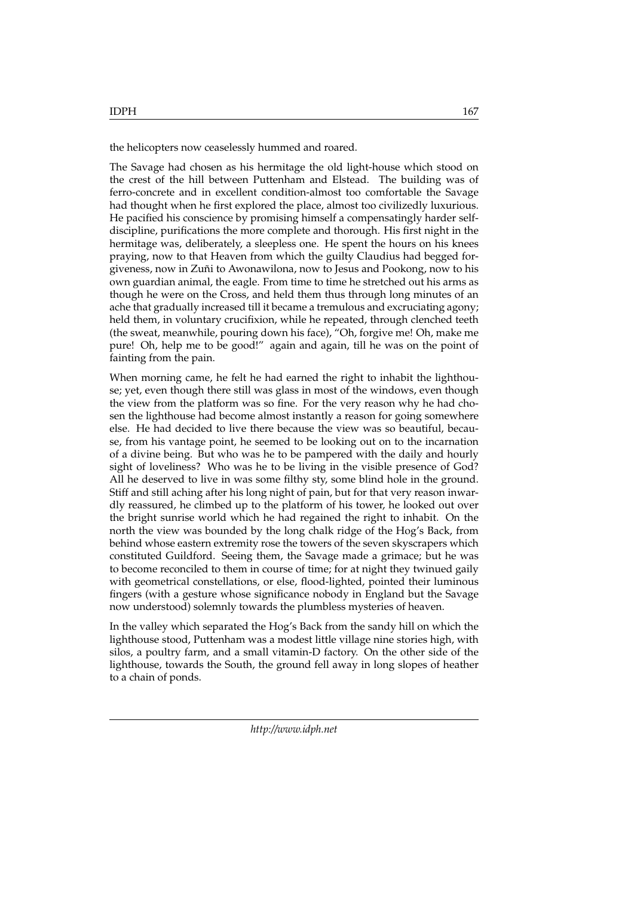the helicopters now ceaselessly hummed and roared.

The Savage had chosen as his hermitage the old light-house which stood on the crest of the hill between Puttenham and Elstead. The building was of ferro-concrete and in excellent condition-almost too comfortable the Savage had thought when he first explored the place, almost too civilizedly luxurious. He pacified his conscience by promising himself a compensatingly harder self-discipline, purifications the more complete and thorough. His first night in the hermitage was, deliberately, a sleepless one. He spent the hours on his knees praying, now to that Heaven from which the guilty Claudius had begged forgiveness, now in Zuñi to Awonawilona, now to Jesus and Pookong, now to his own guardian animal, the eagle. From time to time he stretched out his arms as though he were on the Cross, and held them thus through long minutes of an ache that gradually increased till it became a tremulous and excruciating agony; held them, in voluntary crucifixion, while he repeated, through clenched teeth (the sweat, meanwhile, pouring down his face), "Oh, forgive me! Oh, make me pure! Oh, help me to be good!" again and again, till he was on the point of fainting from the pain.

When morning came, he felt he had earned the right to inhabit the lighthouse; yet, even though there still was glass in most of the windows, even though the view from the platform was so fine. For the very reason why he had chosen the lighthouse had become almost instantly a reason for going somewhere else. He had decided to live there because the view was so beautiful, because, from his vantage point, he seemed to be looking out on to the incarnation of a divine being. But who was he to be pampered with the daily and hourly sight of loveliness? Who was he to be living in the visible presence of God? All he deserved to live in was some filthy sty, some blind hole in the ground. Stiff and still aching after his long night of pain, but for that very reason inwardly reassured, he climbed up to the platform of his tower, he looked out over the bright sunrise world which he had regained the right to inhabit. On the north the view was bounded by the long chalk ridge of the Hog's Back, from behind whose eastern extremity rose the towers of the seven skyscrapers which constituted Guildford. Seeing them, the Savage made a grimace; but he was to become reconciled to them in course of time; for at night they twinued gaily with geometrical constellations, or else, flood-lighted, pointed their luminous fingers (with a gesture whose significance nobody in England but the Savage now understood) solemnly towards the plumbless mysteries of heaven.

In the valley which separated the Hog's Back from the sandy hill on which the lighthouse stood, Puttenham was a modest little village nine stories high, with silos, a poultry farm, and a small vitamin-D factory. On the other side of the lighthouse, towards the South, the ground fell away in long slopes of heather to a chain of ponds.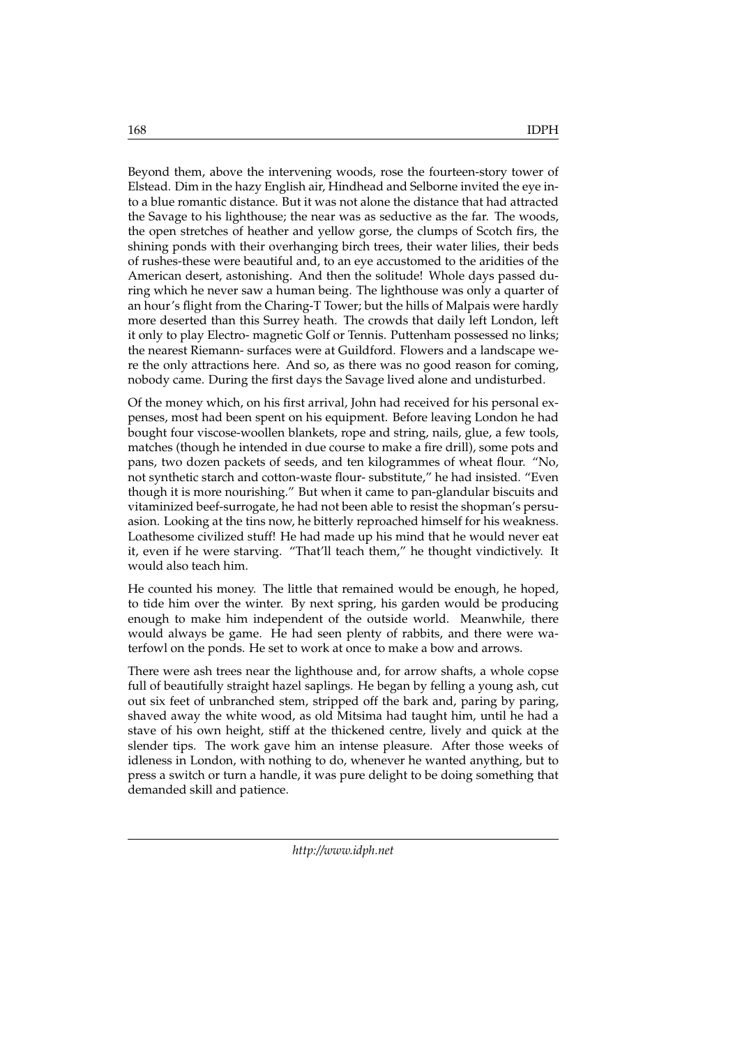Beyond them, above the intervening woods, rose the fourteen-story tower of Elstead. Dim in the hazy English air, Hindhead and Selborne invited the eye into a blue romantic distance. But it was not alone the distance that had attracted the Savage to his lighthouse; the near was as seductive as the far. The woods, the open stretches of heather and yellow gorse, the clumps of Scotch firs, the shining ponds with their overhanging birch trees, their water lilies, their beds of rushes-these were beautiful and, to an eye accustomed to the aridities of the American desert, astonishing. And then the solitude! Whole days passed during which he never saw a human being. The lighthouse was only a quarter of an hour's flight from the Charing-T Tower; but the hills of Malpais were hardly more deserted than this Surrey heath. The crowds that daily left London, left it only to play Electro- magnetic Golf or Tennis. Puttenham possessed no links; the nearest Riemann- surfaces were at Guildford. Flowers and a landscape were the only attractions here. And so, as there was no good reason for coming, nobody came. During the first days the Savage lived alone and undisturbed.

Of the money which, on his first arrival, John had received for his personal expenses, most had been spent on his equipment. Before leaving London he had bought four viscose-woollen blankets, rope and string, nails, glue, a few tools, matches (though he intended in due course to make a fire drill), some pots and pans, two dozen packets of seeds, and ten kilogrammes of wheat flour. "No, not synthetic starch and cotton-waste flour- substitute," he had insisted. "Even though it is more nourishing." But when it came to pan-glandular biscuits and vitaminized beef-surrogate, he had not been able to resist the shopman's persuasion. Looking at the tins now, he bitterly reproached himself for his weakness. Loathesome civilized stuff! He had made up his mind that he would never eat it, even if he were starving. "That'll teach them," he thought vindictively. It would also teach him.

He counted his money. The little that remained would be enough, he hoped, to tide him over the winter. By next spring, his garden would be producing enough to make him independent of the outside world. Meanwhile, there would always be game. He had seen plenty of rabbits, and there were waterfowl on the ponds. He set to work at once to make a bow and arrows.

There were ash trees near the lighthouse and, for arrow shafts, a whole copse full of beautifully straight hazel saplings. He began by felling a young ash, cut out six feet of unbranched stem, stripped off the bark and, paring by paring, shaved away the white wood, as old Mitsima had taught him, until he had a stave of his own height, stiff at the thickened centre, lively and quick at the slender tips. The work gave him an intense pleasure. After those weeks of idleness in London, with nothing to do, whenever he wanted anything, but to press a switch or turn a handle, it was pure delight to be doing something that demanded skill and patience.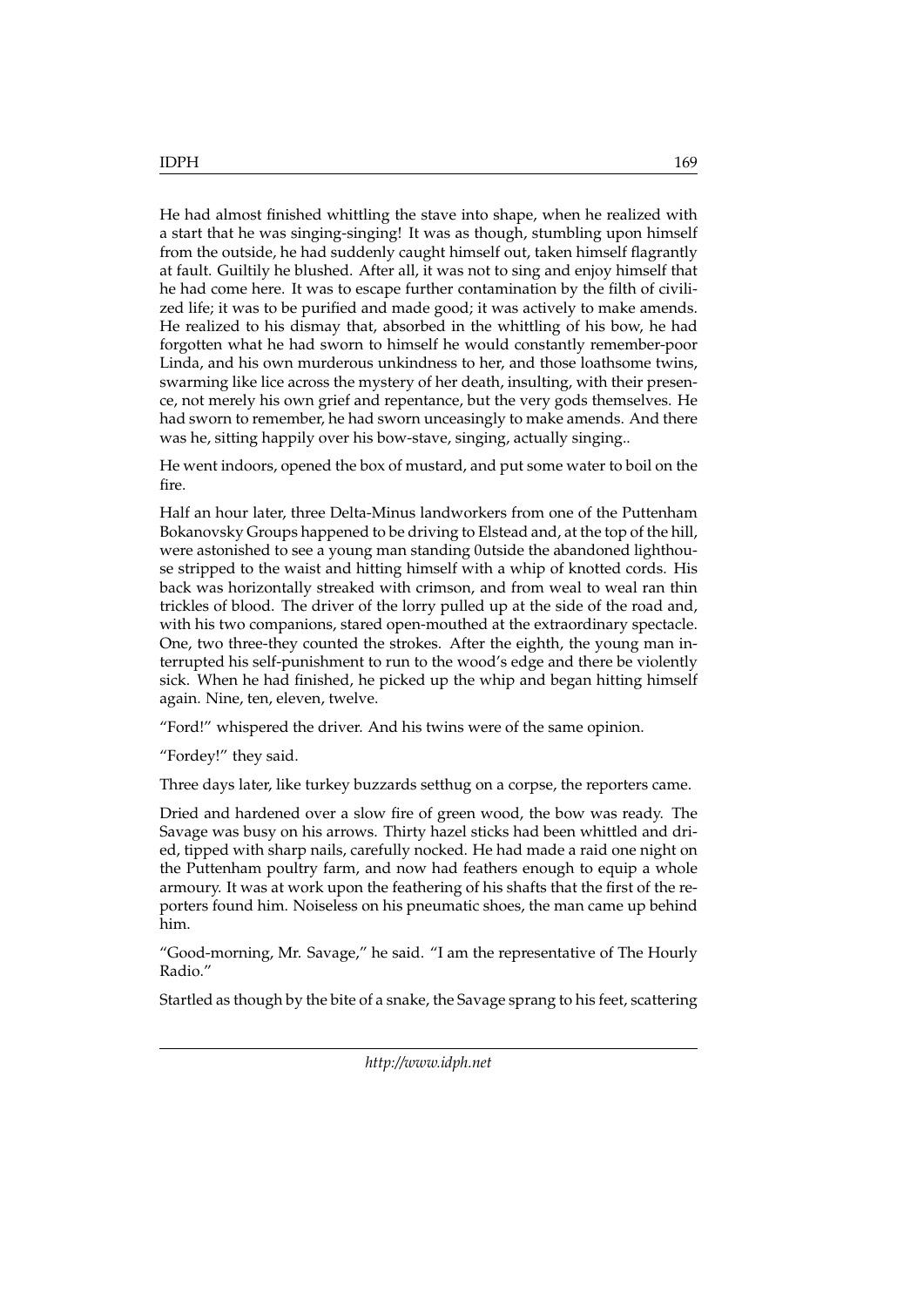He had almost finished whittling the stave into shape, when he realized with a start that he was singing-singing! It was as though, stumbling upon himself from the outside, he had suddenly caught himself out, taken himself flagrantly at fault. Guiltily he blushed. After all, it was not to sing and enjoy himself that he had come here. It was to escape further contamination by the filth of civilized life; it was to be purified and made good; it was actively to make amends. He realized to his dismay that, absorbed in the whittling of his bow, he had forgotten what he had sworn to himself he would constantly remember-poor Linda, and his own murderous unkindness to her, and those loathsome twins, swarming like lice across the mystery of her death, insulting, with their presence, not merely his own grief and repentance, but the very gods themselves. He had sworn to remember, he had sworn unceasingly to make amends. And there was he, sitting happily over his bow-stave, singing, actually singing..

He went indoors, opened the box of mustard, and put some water to boil on the fire.

Half an hour later, three Delta-Minus landworkers from one of the Puttenham Bokanovsky Groups happened to be driving to Elstead and, at the top of the hill, were astonished to see a young man standing 0utside the abandoned lighthouse stripped to the waist and hitting himself with a whip of knotted cords. His back was horizontally streaked with crimson, and from weal to weal ran thin trickles of blood. The driver of the lorry pulled up at the side of the road and, with his two companions, stared open-mouthed at the extraordinary spectacle. One, two three-they counted the strokes. After the eighth, the young man interrupted his self-punishment to run to the wood's edge and there be violently sick. When he had finished, he picked up the whip and began hitting himself again. Nine, ten, eleven, twelve.

"Ford!" whispered the driver. And his twins were of the same opinion.

"Fordey!" they said.

Three days later, like turkey buzzards setthug on a corpse, the reporters came.

Dried and hardened over a slow fire of green wood, the bow was ready. The Savage was busy on his arrows. Thirty hazel sticks had been whittled and dried, tipped with sharp nails, carefully nocked. He had made a raid one night on the Puttenham poultry farm, and now had feathers enough to equip a whole armoury. It was at work upon the feathering of his shafts that the first of the reporters found him. Noiseless on his pneumatic shoes, the man came up behind him.

"Good-morning, Mr. Savage," he said. "I am the representative of The Hourly Radio."

Startled as though by the bite of a snake, the Savage sprang to his feet, scattering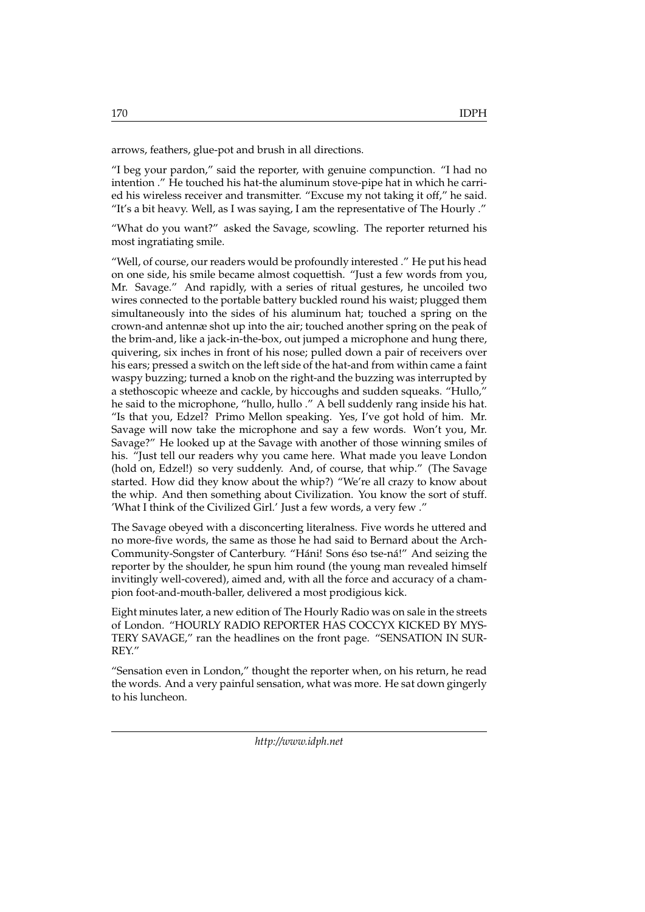arrows, feathers, glue-pot and brush in all directions.

"I beg your pardon," said the reporter, with genuine compunction. "I had no intention ." He touched his hat-the aluminum stove-pipe hat in which he carried his wireless receiver and transmitter. "Excuse my not taking it off," he said. "It's a bit heavy. Well, as I was saying, I am the representative of The Hourly ."

"What do you want?" asked the Savage, scowling. The reporter returned his most ingratiating smile.

"Well, of course, our readers would be profoundly interested ." He put his head on one side, his smile became almost coquettish. "Just a few words from you, Mr. Savage." And rapidly, with a series of ritual gestures, he uncoiled two wires connected to the portable battery buckled round his waist; plugged them simultaneously into the sides of his aluminum hat; touched a spring on the crown-and antennæ shot up into the air; touched another spring on the peak of the brim-and, like a jack-in-the-box, out jumped a microphone and hung there, quivering, six inches in front of his nose; pulled down a pair of receivers over his ears; pressed a switch on the left side of the hat-and from within came a faint waspy buzzing; turned a knob on the right-and the buzzing was interrupted by a stethoscopic wheeze and cackle, by hiccoughs and sudden squeaks. "Hullo," he said to the microphone, "hullo, hullo ." A bell suddenly rang inside his hat. "Is that you, Edzel? Primo Mellon speaking. Yes, I've got hold of him. Mr. Savage will now take the microphone and say a few words. Won't you, Mr. Savage?" He looked up at the Savage with another of those winning smiles of his. "Just tell our readers why you came here. What made you leave London (hold on, Edzel!) so very suddenly. And, of course, that whip." (The Savage started. How did they know about the whip?) "We're all crazy to know about the whip. And then something about Civilization. You know the sort of stuff. 'What I think of the Civilized Girl.' Just a few words, a very few ."

The Savage obeyed with a disconcerting literalness. Five words he uttered and no more-five words, the same as those he had said to Bernard about the Arch-Community-Songster of Canterbury. "Háni! Sons éso tse-ná!" And seizing the reporter by the shoulder, he spun him round (the young man revealed himself invitingly well-covered), aimed and, with all the force and accuracy of a champion foot-and-mouth-baller, delivered a most prodigious kick.

Eight minutes later, a new edition of The Hourly Radio was on sale in the streets of London. "HOURLY RADIO REPORTER HAS COCCYX KICKED BY MYSTERY SAVAGE," ran the headlines on the front page. "SENSATION IN SURREY."

"Sensation even in London," thought the reporter when, on his return, he read the words. And a very painful sensation, what was more. He sat down gingerly to his luncheon.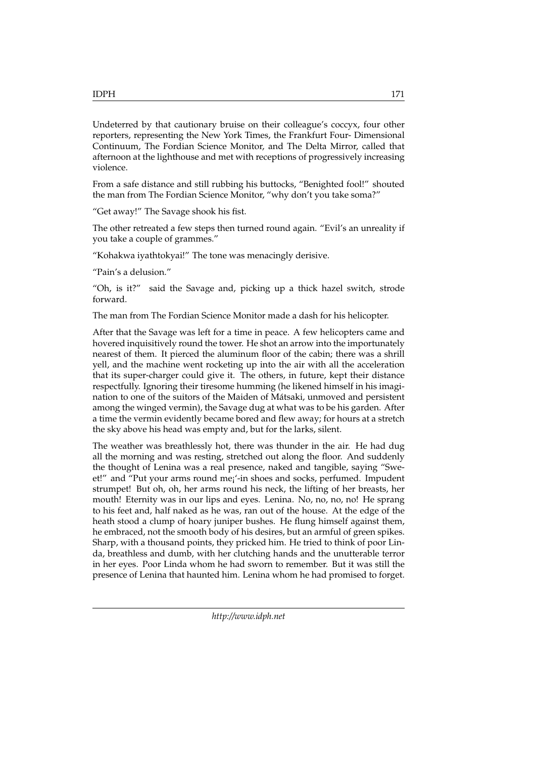Undeterred by that cautionary bruise on their colleague's coccyx, four other reporters, representing the New York Times, the Frankfurt Four- Dimensional Continuum, The Fordian Science Monitor, and The Delta Mirror, called that afternoon at the lighthouse and met with receptions of progressively increasing violence.

From a safe distance and still rubbing his buttocks, "Benighted fool!" shouted the man from The Fordian Science Monitor, "why don't you take soma?"

"Get away!" The Savage shook his fist.

The other retreated a few steps then turned round again. "Evil's an unreality if you take a couple of grammes."

"Kohakwa iyathtokyai!" The tone was menacingly derisive.

"Pain's a delusion."

"Oh, is it?" said the Savage and, picking up a thick hazel switch, strode forward.

The man from The Fordian Science Monitor made a dash for his helicopter.

After that the Savage was left for a time in peace. A few helicopters came and hovered inquisitively round the tower. He shot an arrow into the importunately nearest of them. It pierced the aluminum floor of the cabin; there was a shrill yell, and the machine went rocketing up into the air with all the acceleration that its super-charger could give it. The others, in future, kept their distance respectfully. Ignoring their tiresome humming (he likened himself in his imagination to one of the suitors of the Maiden of Mátsaki, unmoved and persistent among the winged vermin), the Savage dug at what was to be his garden. After a time the vermin evidently became bored and flew away; for hours at a stretch the sky above his head was empty and, but for the larks, silent.

The weather was breathlessly hot, there was thunder in the air. He had dug all the morning and was resting, stretched out along the floor. And suddenly the thought of Lenina was a real presence, naked and tangible, saying "Swe-et!" and "Put your arms round me¡'-in shoes and socks, perfumed. Impudent strumpet! But oh, oh, her arms round his neck, the lifting of her breasts, her mouth! Eternity was in our lips and eyes. Lenina. No, no, no, no! He sprang to his feet and, half naked as he was, ran out of the house. At the edge of the heath stood a clump of hoary juniper bushes. He flung himself against them, he embraced, not the smooth body of his desires, but an armful of green spikes. Sharp, with a thousand points, they pricked him. He tried to think of poor Linda, breathless and dumb, with her clutching hands and the unutterable terror in her eyes. Poor Linda whom he had sworn to remember. But it was still the presence of Lenina that haunted him. Lenina whom he had promised to forget.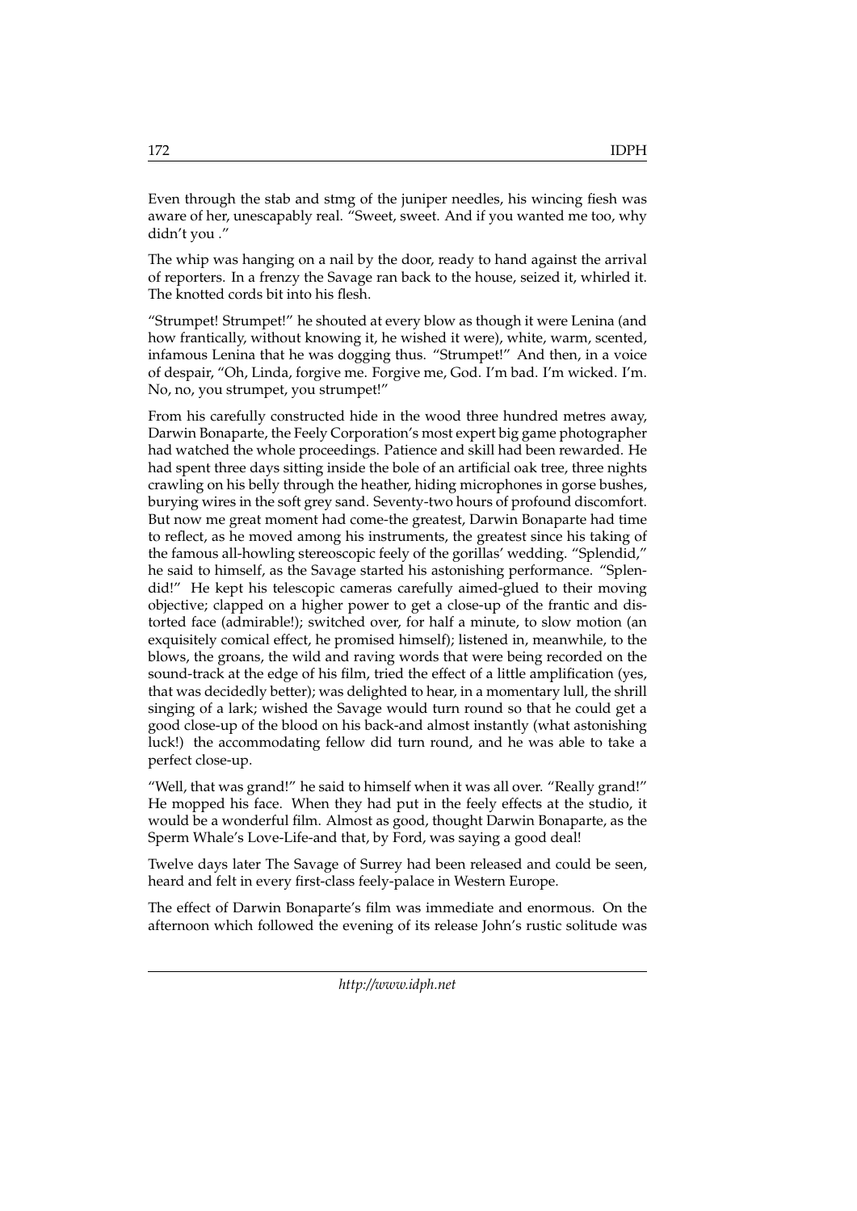Even through the stab and stmg of the juniper needles, his wincing fiesh was aware of her, unescapably real. "Sweet, sweet. And if you wanted me too, why didn't you ."

The whip was hanging on a nail by the door, ready to hand against the arrival of reporters. In a frenzy the Savage ran back to the house, seized it, whirled it. The knotted cords bit into his flesh.

"Strumpet! Strumpet!" he shouted at every blow as though it were Lenina (and how frantically, without knowing it, he wished it were), white, warm, scented, infamous Lenina that he was dogging thus. "Strumpet!" And then, in a voice of despair, "Oh, Linda, forgive me. Forgive me, God. I'm bad. I'm wicked. I'm. No, no, you strumpet, you strumpet!"

From his carefully constructed hide in the wood three hundred metres away, Darwin Bonaparte, the Feely Corporation's most expert big game photographer had watched the whole proceedings. Patience and skill had been rewarded. He had spent three days sitting inside the bole of an artificial oak tree, three nights crawling on his belly through the heather, hiding microphones in gorse bushes, burying wires in the soft grey sand. Seventy-two hours of profound discomfort. But now me great moment had come-the greatest, Darwin Bonaparte had time to reflect, as he moved among his instruments, the greatest since his taking of the famous all-howling stereoscopic feely of the gorillas' wedding. "Splendid," he said to himself, as the Savage started his astonishing performance. "Splendid!" He kept his telescopic cameras carefully aimed-glued to their moving objective; clapped on a higher power to get a close-up of the frantic and distorted face (admirable!); switched over, for half a minute, to slow motion (an exquisitely comical effect, he promised himself); listened in, meanwhile, to the blows, the groans, the wild and raving words that were being recorded on the sound-track at the edge of his film, tried the effect of a little amplification (yes, that was decidedly better); was delighted to hear, in a momentary lull, the shrill singing of a lark; wished the Savage would turn round so that he could get a good close-up of the blood on his back-and almost instantly (what astonishing luck!) the accommodating fellow did turn round, and he was able to take a perfect close-up.

"Well, that was grand!" he said to himself when it was all over. "Really grand!" He mopped his face. When they had put in the feely effects at the studio, it would be a wonderful film. Almost as good, thought Darwin Bonaparte, as the Sperm Whale's Love-Life-and that, by Ford, was saying a good deal!

Twelve days later The Savage of Surrey had been released and could be seen, heard and felt in every first-class feely-palace in Western Europe.

The effect of Darwin Bonaparte's film was immediate and enormous. On the afternoon which followed the evening of its release John's rustic solitude was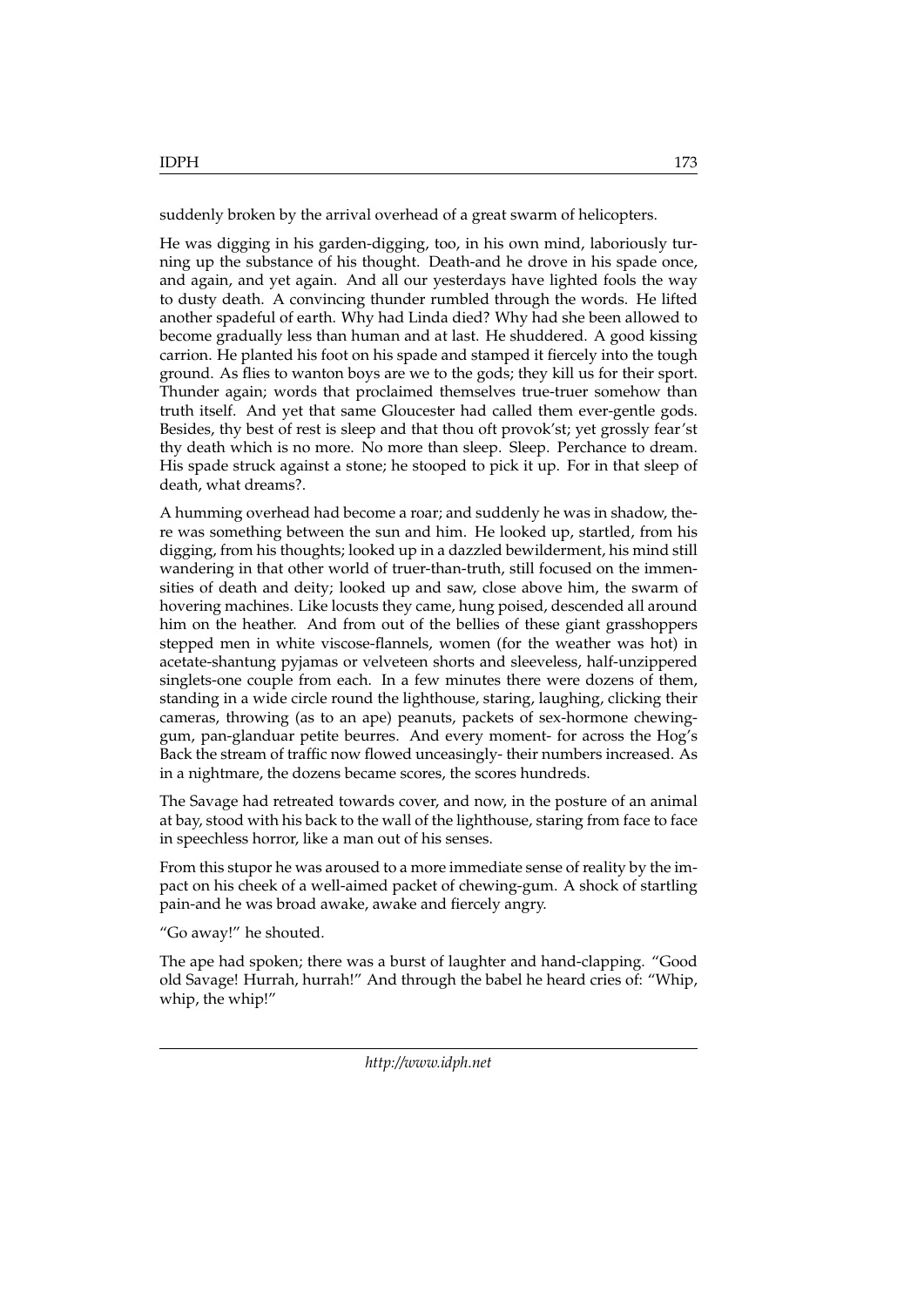suddenly broken by the arrival overhead of a great swarm of helicopters.

He was digging in his garden-digging, too, in his own mind, laboriously turning up the substance of his thought. Death-and he drove in his spade once, and again, and yet again. And all our yesterdays have lighted fools the way to dusty death. A convincing thunder rumbled through the words. He lifted another spadeful of earth. Why had Linda died? Why had she been allowed to become gradually less than human and at last. He shuddered. A good kissing carrion. He planted his foot on his spade and stamped it fiercely into the tough ground. As flies to wanton boys are we to the gods; they kill us for their sport. Thunder again; words that proclaimed themselves true-truer somehow than truth itself. And yet that same Gloucester had called them ever-gentle gods. Besides, thy best of rest is sleep and that thou oft provok'st; yet grossly fear'st thy death which is no more. No more than sleep. Sleep. Perchance to dream. His spade struck against a stone; he stooped to pick it up. For in that sleep of death, what dreams?.

A humming overhead had become a roar; and suddenly he was in shadow, there was something between the sun and him. He looked up, startled, from his digging, from his thoughts; looked up in a dazzled bewilderment, his mind still wandering in that other world of truer-than-truth, still focused on the immensities of death and deity; looked up and saw, close above him, the swarm of hovering machines. Like locusts they came, hung poised, descended all around him on the heather. And from out of the bellies of these giant grasshoppers stepped men in white viscose-flannels, women (for the weather was hot) in acetate-shantung pyjamas or velveteen shorts and sleeveless, half-unzippered singlets-one couple from each. In a few minutes there were dozens of them, standing in a wide circle round the lighthouse, staring, laughing, clicking their cameras, throwing (as to an ape) peanuts, packets of sex-hormone chewing-gum, pan-glanduar petite beurres. And every moment- for across the Hog's Back the stream of traffic now flowed unceasingly- their numbers increased. As in a nightmare, the dozens became scores, the scores hundreds.

The Savage had retreated towards cover, and now, in the posture of an animal at bay, stood with his back to the wall of the lighthouse, staring from face to face in speechless horror, like a man out of his senses.

From this stupor he was aroused to a more immediate sense of reality by the impact on his cheek of a well-aimed packet of chewing-gum. A shock of startling pain-and he was broad awake, awake and fiercely angry.

"Go away!" he shouted.

The ape had spoken; there was a burst of laughter and hand-clapping. "Good old Savage! Hurrah, hurrah!" And through the babel he heard cries of: "Whip, whip, the whip!"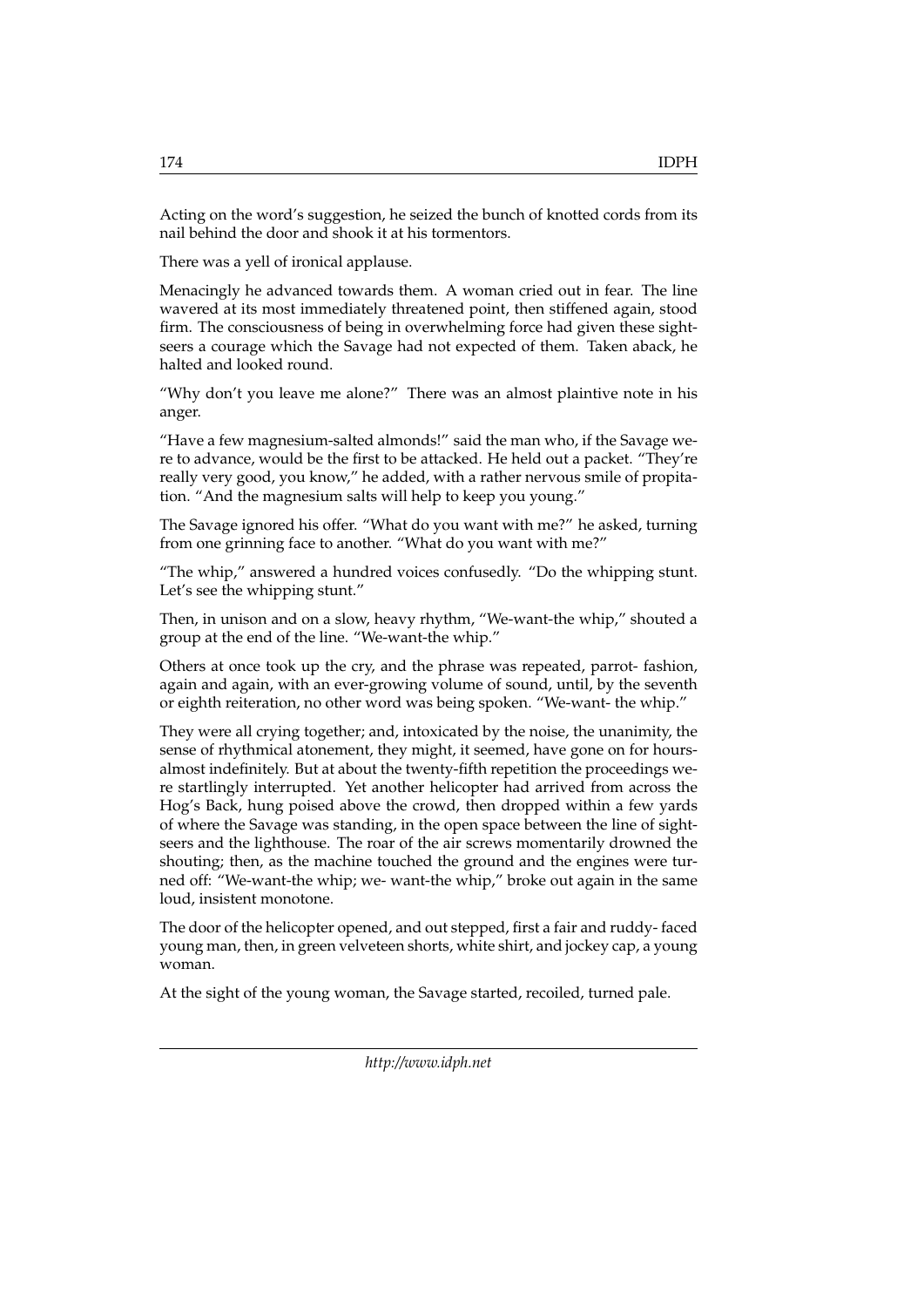Acting on the word's suggestion, he seized the bunch of knotted cords from its nail behind the door and shook it at his tormentors.

There was a yell of ironical applause.

Menacingly he advanced towards them. A woman cried out in fear. The line wavered at its most immediately threatened point, then stiffened again, stood firm. The consciousness of being in overwhelming force had given these sight-seers a courage which the Savage had not expected of them. Taken aback, he halted and looked round.

"Why don't you leave me alone?" There was an almost plaintive note in his anger.

"Have a few magnesium-salted almonds!" said the man who, if the Savage were to advance, would be the first to be attacked. He held out a packet. "They're really very good, you know," he added, with a rather nervous smile of propitation. "And the magnesium salts will help to keep you young."

The Savage ignored his offer. "What do you want with me?" he asked, turning from one grinning face to another. "What do you want with me?"

"The whip," answered a hundred voices confusedly. "Do the whipping stunt. Let's see the whipping stunt."

Then, in unison and on a slow, heavy rhythm, "We-want-the whip," shouted a group at the end of the line. "We-want-the whip."

Others at once took up the cry, and the phrase was repeated, parrot- fashion, again and again, with an ever-growing volume of sound, until, by the seventh or eighth reiteration, no other word was being spoken. "We-want- the whip."

They were all crying together; and, intoxicated by the noise, the unanimity, the sense of rhythmical atonement, they might, it seemed, have gone on for hours-almost indefinitely. But at about the twenty-fifth repetition the proceedings were startlingly interrupted. Yet another helicopter had arrived from across the Hog's Back, hung poised above the crowd, then dropped within a few yards of where the Savage was standing, in the open space between the line of sight-seers and the lighthouse. The roar of the air screws momentarily drowned the shouting; then, as the machine touched the ground and the engines were turned off: "We-want-the whip; we- want-the whip," broke out again in the same loud, insistent monotone.

The door of the helicopter opened, and out stepped, first a fair and ruddy- faced young man, then, in green velveteen shorts, white shirt, and jockey cap, a young woman.

At the sight of the young woman, the Savage started, recoiled, turned pale.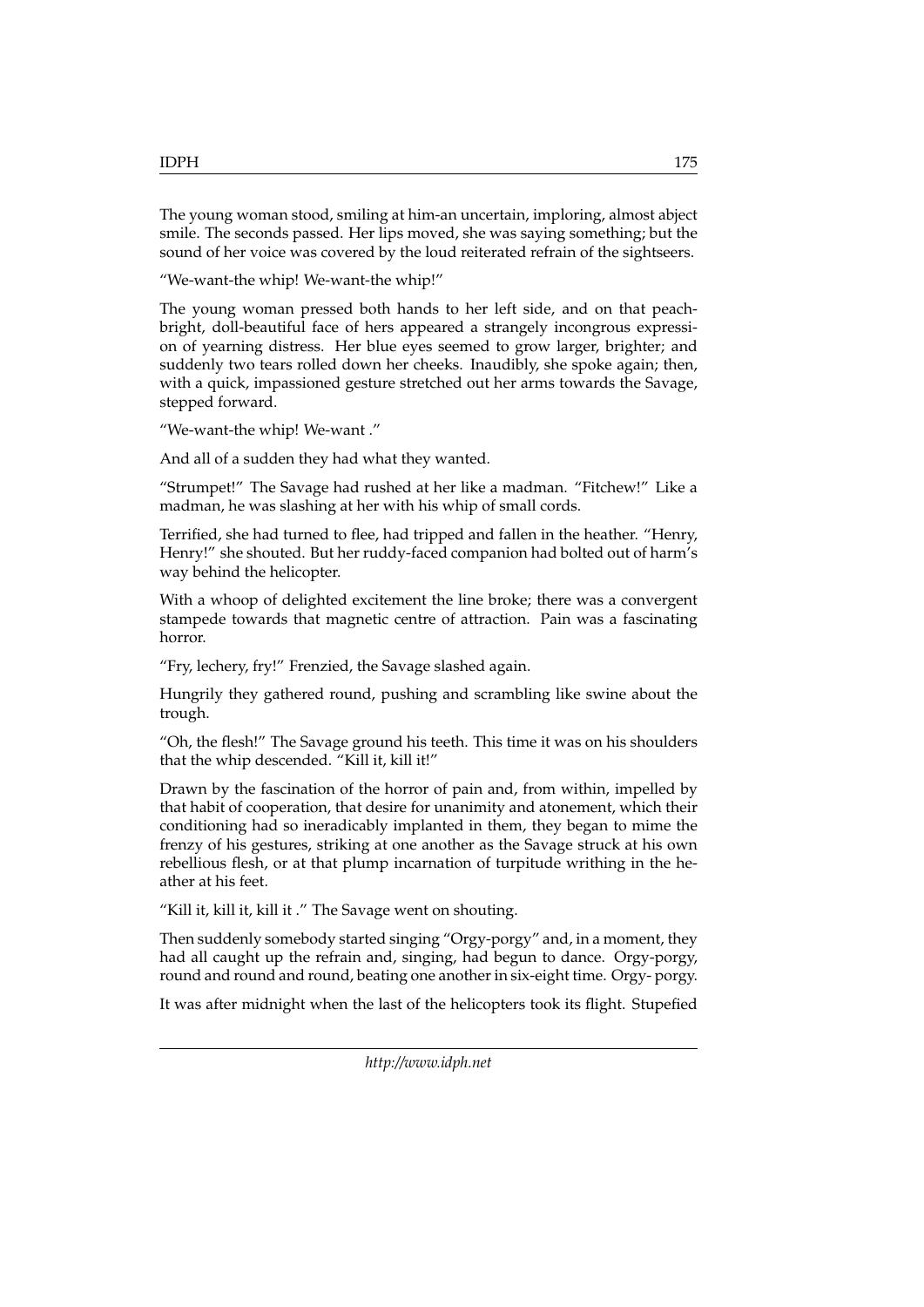The young woman stood, smiling at him-an uncertain, imploring, almost abject smile. The seconds passed. Her lips moved, she was saying something; but the sound of her voice was covered by the loud reiterated refrain of the sightseers.

"We-want-the whip! We-want-the whip!"

The young woman pressed both hands to her left side, and on that peach-bright, doll-beautiful face of hers appeared a strangely incongrous expression of yearning distress. Her blue eyes seemed to grow larger, brighter; and suddenly two tears rolled down her cheeks. Inaudibly, she spoke again; then, with a quick, impassioned gesture stretched out her arms towards the Savage, stepped forward.

"We-want-the whip! We-want ."

And all of a sudden they had what they wanted.

"Strumpet!" The Savage had rushed at her like a madman. "Fitchew!" Like a madman, he was slashing at her with his whip of small cords.

Terrified, she had turned to flee, had tripped and fallen in the heather. "Henry, Henry!" she shouted. But her ruddy-faced companion had bolted out of harm's way behind the helicopter.

With a whoop of delighted excitement the line broke; there was a convergent stampede towards that magnetic centre of attraction. Pain was a fascinating horror.

"Fry, lechery, fry!" Frenzied, the Savage slashed again.

Hungrily they gathered round, pushing and scrambling like swine about the trough.

"Oh, the flesh!" The Savage ground his teeth. This time it was on his shoulders that the whip descended. "Kill it, kill it!"

Drawn by the fascination of the horror of pain and, from within, impelled by that habit of cooperation, that desire for unanimity and atonement, which their conditioning had so ineradicably implanted in them, they began to mime the frenzy of his gestures, striking at one another as the Savage struck at his own rebellious flesh, or at that plump incarnation of turpitude writhing in the heather at his feet.

"Kill it, kill it, kill it ." The Savage went on shouting.

Then suddenly somebody started singing "Orgy-porgy" and, in a moment, they had all caught up the refrain and, singing, had begun to dance. Orgy-porgy, round and round and round, beating one another in six-eight time. Orgy- porgy.

It was after midnight when the last of the helicopters took its flight. Stupefied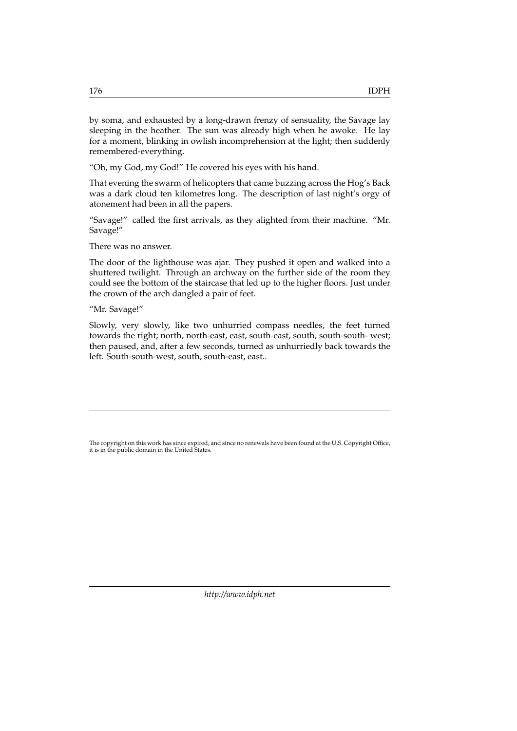by soma, and exhausted by a long-drawn frenzy of sensuality, the Savage lay sleeping in the heather. The sun was already high when he awoke. He lay for a moment, blinking in owlish incomprehension at the light; then suddenly remembered-everything.

"Oh, my God, my God!" He covered his eyes with his hand.

That evening the swarm of helicopters that came buzzing across the Hog's Back was a dark cloud ten kilometres long. The description of last night's orgy of atonement had been in all the papers.

"Savage!" called the first arrivals, as they alighted from their machine. "Mr. Savage!"

There was no answer.

The door of the lighthouse was ajar. They pushed it open and walked into a shuttered twilight. Through an archway on the further side of the room they could see the bottom of the staircase that led up to the higher floors. Just under the crown of the arch dangled a pair of feet.

"Mr. Savage!"

Slowly, very slowly, like two unhurried compass needles, the feet turned towards the right; north, north-east, east, south-east, south, south-south- west; then paused, and, after a few seconds, turned as unhurriedly back towards the left. South-south-west, south, south-east, east..

---

The copyright on this work has since expired, and since no renewals have been found at the U.S. Copyright Office, it is in the public domain in the United States.